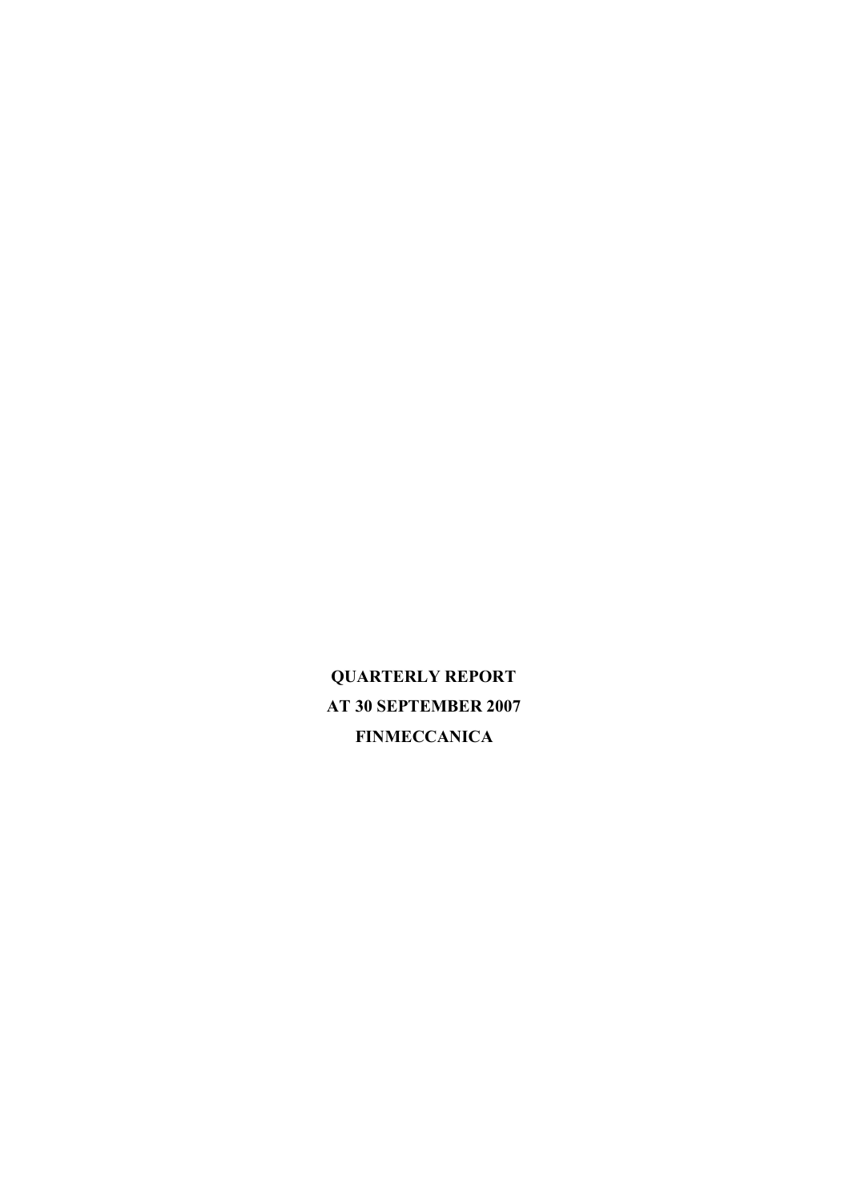# QUARTERLY REPORT
# AT 30 SEPTEMBER 2007
# FINMECCANICA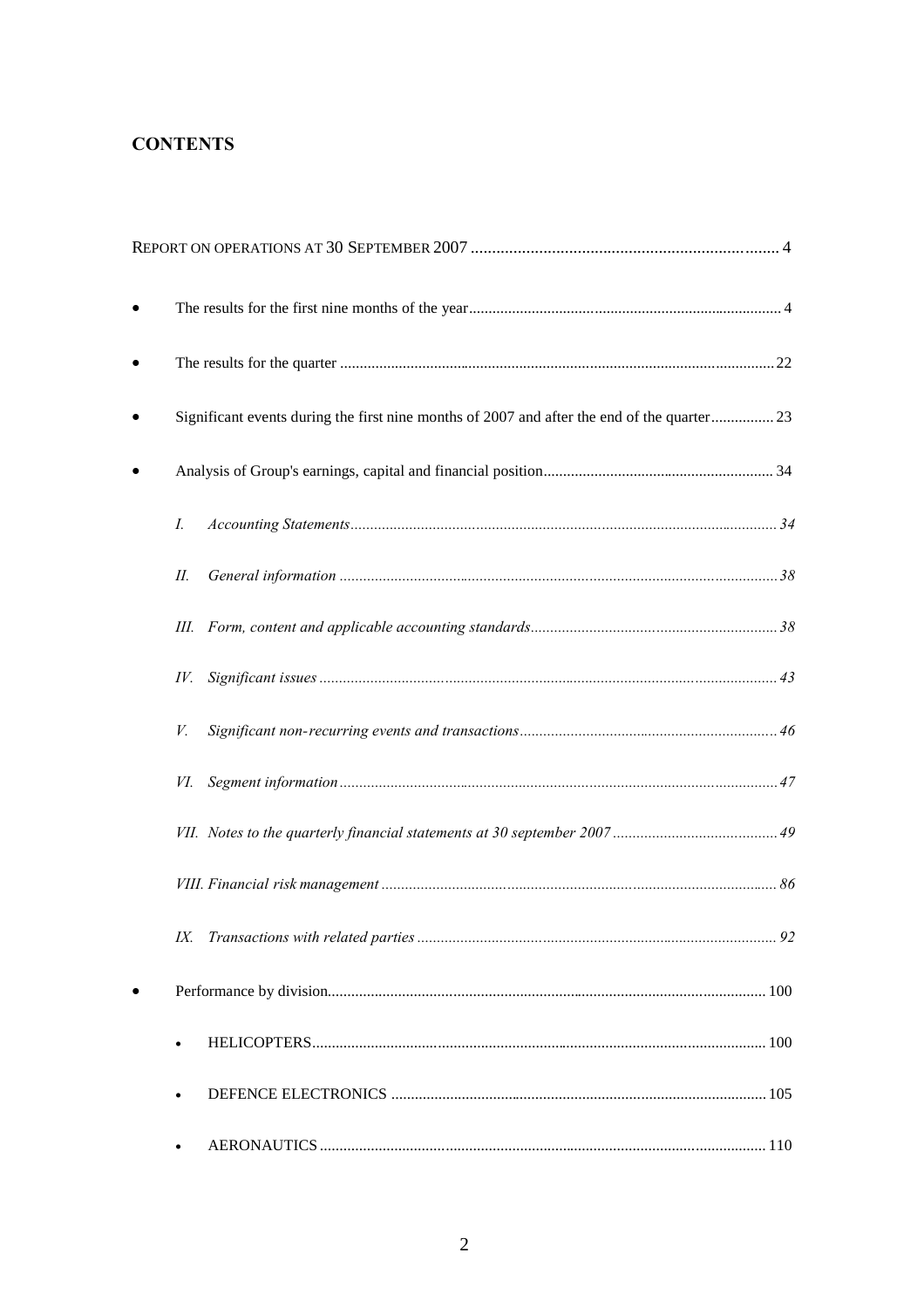## CONTENTS

REPORT ON OPERATIONS AT 30 SEPTEMBER 2007 ........................................................................ 4

- The results for the first nine months of the year................................................................................ 4
- The results for the quarter ............................................................................................................... 22
- Significant events during the first nine months of 2007 and after the end of the quarter................ 23
- Analysis of Group's earnings, capital and financial position........................................................... 34
  - *I. Accounting Statements............................................................................................................ 34*
  - *II. General information ................................................................................................................ 38*
  - *III. Form, content and applicable accounting standards............................................................... 38*
  - *IV. Significant issues .................................................................................................................... 43*
  - *V. Significant non-recurring events and transactions................................................................. 46*
  - *VI. Segment information............................................................................................................... 47*
  - *VII. Notes to the quarterly financial statements at 30 september 2007 .......................................... 49*
  - *VIII. Financial risk management .................................................................................................... 86*
  - *IX. Transactions with related parties ........................................................................................... 92*
- Performance by division................................................................................................................ 100
  - HELICOPTERS.................................................................................................................... 100
  - DEFENCE ELECTRONICS ................................................................................................ 105
  - AERONAUTICS.................................................................................................................. 110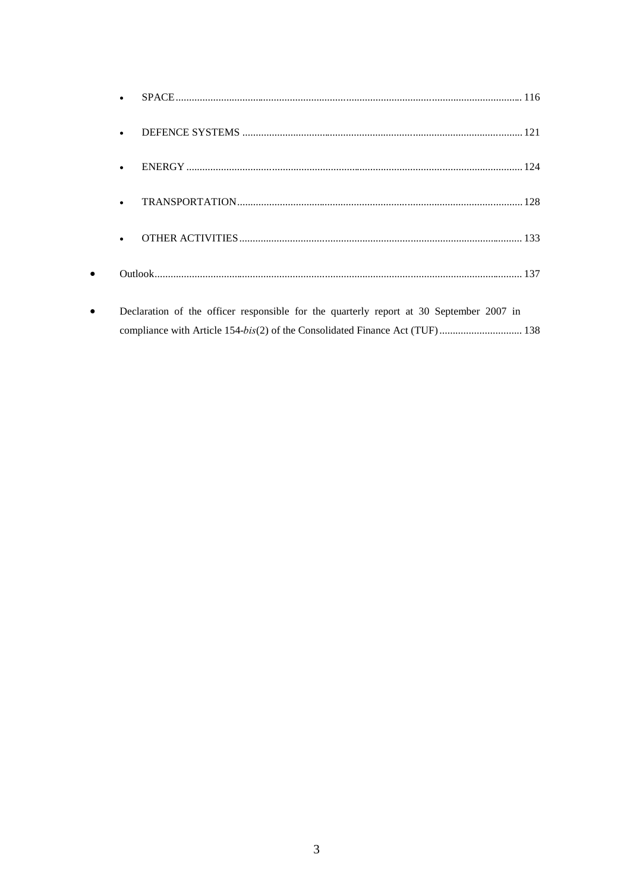- SPACE ... 116
- DEFENCE SYSTEMS ... 121
- ENERGY ... 124
- TRANSPORTATION ... 128
- OTHER ACTIVITIES ... 133

- Outlook ... 137

- Declaration of the officer responsible for the quarterly report at 30 September 2007 in compliance with Article 154-*bis*(2) of the Consolidated Finance Act (TUF) ... 138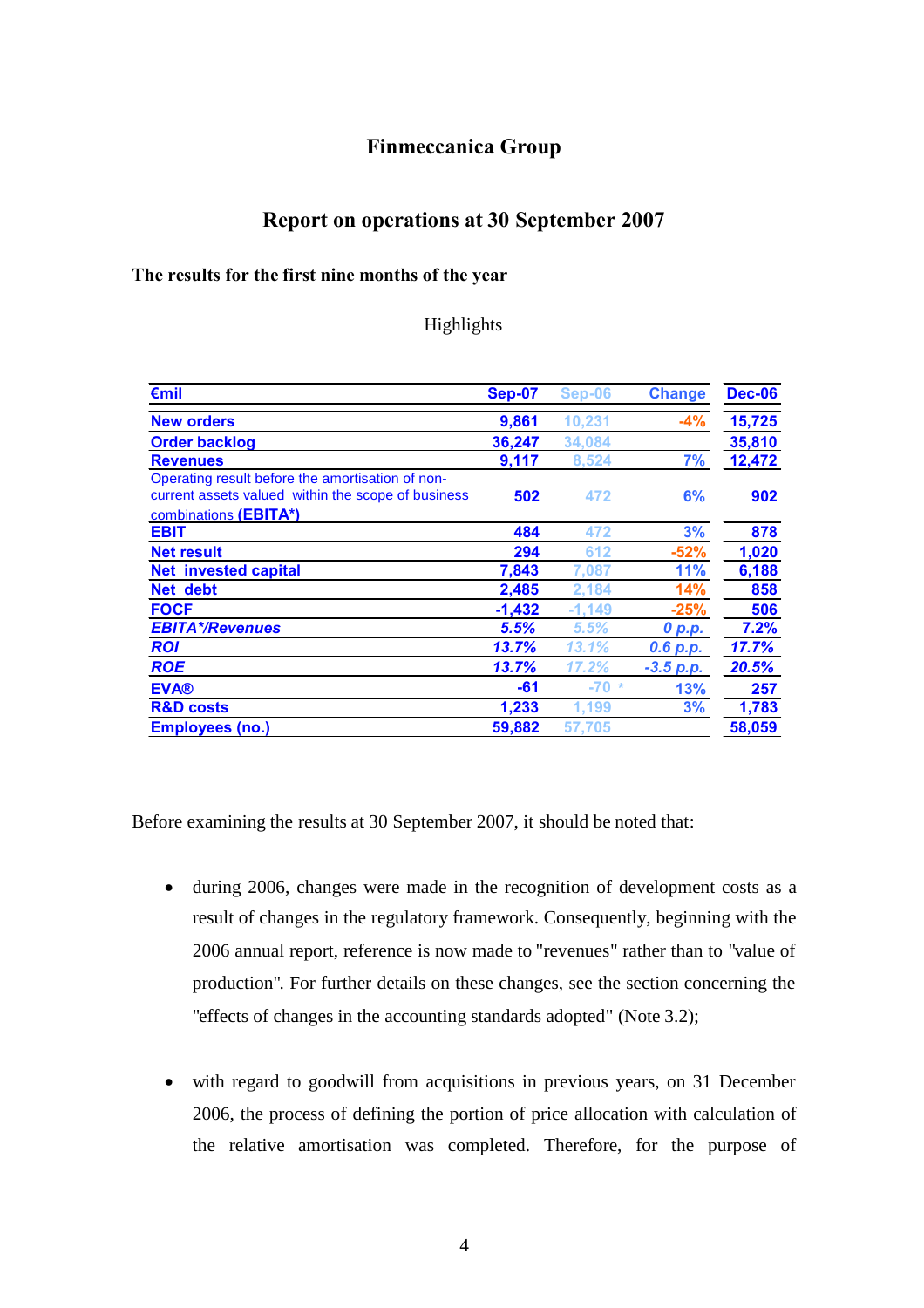# Finmeccanica Group

## Report on operations at 30 September 2007

### The results for the first nine months of the year

Highlights

| €mil | Sep-07 | Sep-06 | Change | Dec-06 |
|---|---|---|---|---|
| **New orders** | 9,861 | 10,231 | -4% | 15,725 |
| **Order backlog** | 36,247 | 34,084 | | 35,810 |
| **Revenues** | 9,117 | 8,524 | 7% | 12,472 |
| Operating result before the amortisation of non-current assets valued within the scope of business combinations **(EBITA\*)** | 502 | 472 | 6% | 902 |
| **EBIT** | 484 | 472 | 3% | 878 |
| **Net result** | 294 | 612 | -52% | 1,020 |
| **Net invested capital** | 7,843 | 7,087 | 11% | 6,188 |
| **Net debt** | 2,485 | 2,184 | 14% | 858 |
| **FOCF** | -1,432 | -1,149 | -25% | 506 |
| ***EBITA\*/Revenues*** | *5.5%* | *5.5%* | *0 p.p.* | *7.2%* |
| ***ROI*** | *13.7%* | *13.1%* | *0.6 p.p.* | *17.7%* |
| ***ROE*** | *13.7%* | *17.2%* | *-3.5 p.p.* | *20.5%* |
| **EVA®** | -61 | -70 * | 13% | 257 |
| **R&D costs** | 1,233 | 1,199 | 3% | 1,783 |
| **Employees (no.)** | 59,882 | 57,705 | | 58,059 |

Before examining the results at 30 September 2007, it should be noted that:

- during 2006, changes were made in the recognition of development costs as a result of changes in the regulatory framework. Consequently, beginning with the 2006 annual report, reference is now made to "revenues" rather than to "value of production". For further details on these changes, see the section concerning the "effects of changes in the accounting standards adopted" (Note 3.2);

- with regard to goodwill from acquisitions in previous years, on 31 December 2006, the process of defining the portion of price allocation with calculation of the relative amortisation was completed. Therefore, for the purpose of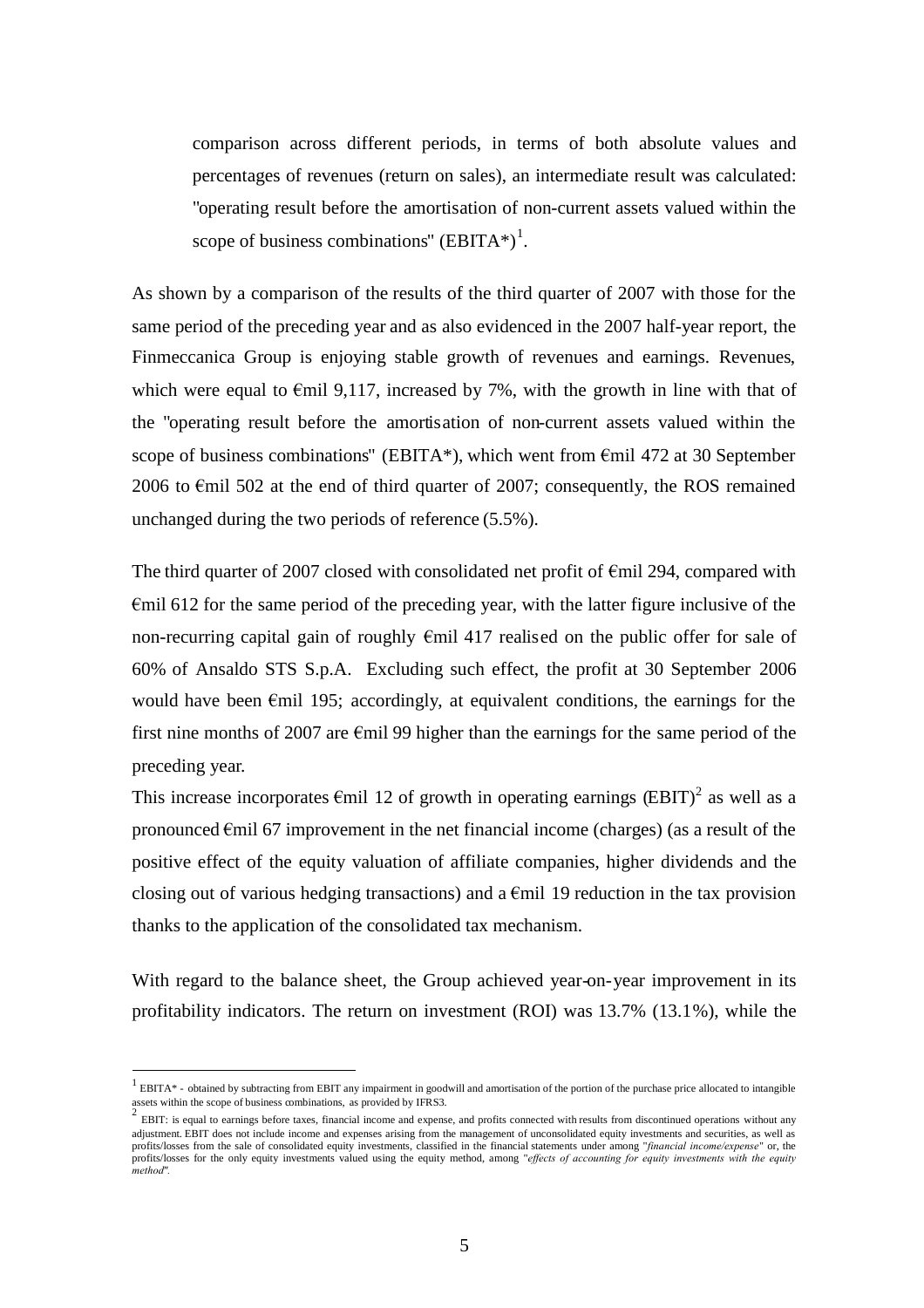comparison across different periods, in terms of both absolute values and percentages of revenues (return on sales), an intermediate result was calculated: "operating result before the amortisation of non-current assets valued within the scope of business combinations" (EBITA*)[1].

As shown by a comparison of the results of the third quarter of 2007 with those for the same period of the preceding year and as also evidenced in the 2007 half-year report, the Finmeccanica Group is enjoying stable growth of revenues and earnings. Revenues, which were equal to €mil 9,117, increased by 7%, with the growth in line with that of the "operating result before the amortisation of non-current assets valued within the scope of business combinations" (EBITA*), which went from €mil 472 at 30 September 2006 to €mil 502 at the end of third quarter of 2007; consequently, the ROS remained unchanged during the two periods of reference (5.5%).

The third quarter of 2007 closed with consolidated net profit of €mil 294, compared with €mil 612 for the same period of the preceding year, with the latter figure inclusive of the non-recurring capital gain of roughly €mil 417 realised on the public offer for sale of 60% of Ansaldo STS S.p.A. Excluding such effect, the profit at 30 September 2006 would have been €mil 195; accordingly, at equivalent conditions, the earnings for the first nine months of 2007 are €mil 99 higher than the earnings for the same period of the preceding year.

This increase incorporates €mil 12 of growth in operating earnings (EBIT)[2] as well as a pronounced €mil 67 improvement in the net financial income (charges) (as a result of the positive effect of the equity valuation of affiliate companies, higher dividends and the closing out of various hedging transactions) and a €mil 19 reduction in the tax provision thanks to the application of the consolidated tax mechanism.

With regard to the balance sheet, the Group achieved year-on-year improvement in its profitability indicators. The return on investment (ROI) was 13.7% (13.1%), while the

---

[1] EBITA* - obtained by subtracting from EBIT any impairment in goodwill and amortisation of the portion of the purchase price allocated to intangible assets within the scope of business combinations, as provided by IFRS3.

[2] EBIT: is equal to earnings before taxes, financial income and expense, and profits connected with results from discontinued operations without any adjustment. EBIT does not include income and expenses arising from the management of unconsolidated equity investments and securities, as well as profits/losses from the sale of consolidated equity investments, classified in the financial statements under among "*financial income/expense*" or, the profits/losses for the only equity investments valued using the equity method, among "*effects of accounting for equity investments with the equity method*".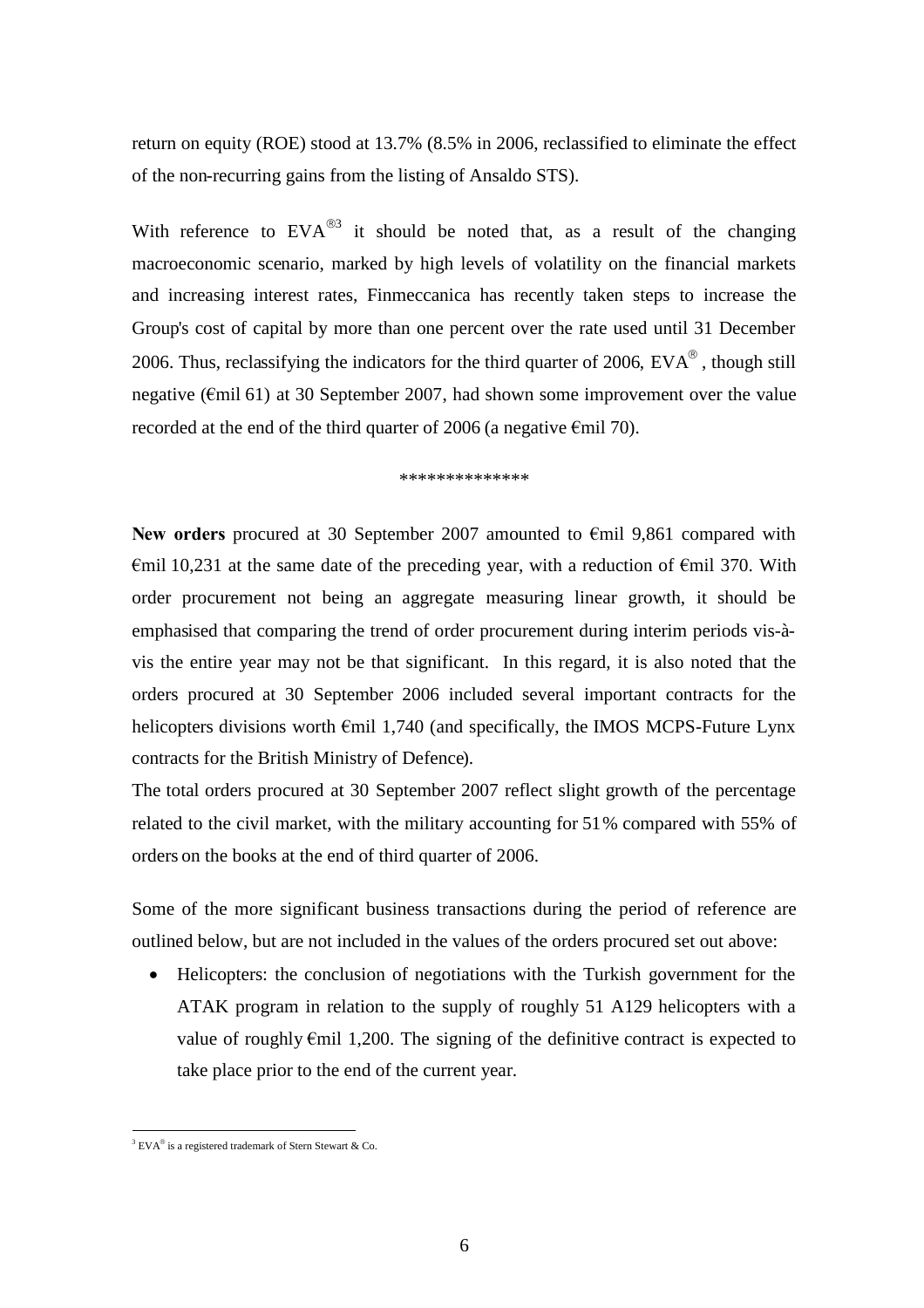return on equity (ROE) stood at 13.7% (8.5% in 2006, reclassified to eliminate the effect of the non-recurring gains from the listing of Ansaldo STS).

With reference to EVA®[3] it should be noted that, as a result of the changing macroeconomic scenario, marked by high levels of volatility on the financial markets and increasing interest rates, Finmeccanica has recently taken steps to increase the Group's cost of capital by more than one percent over the rate used until 31 December 2006. Thus, reclassifying the indicators for the third quarter of 2006, EVA®, though still negative (€mil 61) at 30 September 2007, had shown some improvement over the value recorded at the end of the third quarter of 2006 (a negative €mil 70).

**************

**New orders** procured at 30 September 2007 amounted to €mil 9,861 compared with €mil 10,231 at the same date of the preceding year, with a reduction of €mil 370. With order procurement not being an aggregate measuring linear growth, it should be emphasised that comparing the trend of order procurement during interim periods vis-à-vis the entire year may not be that significant. In this regard, it is also noted that the orders procured at 30 September 2006 included several important contracts for the helicopters divisions worth €mil 1,740 (and specifically, the IMOS MCPS-Future Lynx contracts for the British Ministry of Defence).

The total orders procured at 30 September 2007 reflect slight growth of the percentage related to the civil market, with the military accounting for 51% compared with 55% of orders on the books at the end of third quarter of 2006.

Some of the more significant business transactions during the period of reference are outlined below, but are not included in the values of the orders procured set out above:

- Helicopters: the conclusion of negotiations with the Turkish government for the ATAK program in relation to the supply of roughly 51 A129 helicopters with a value of roughly €mil 1,200. The signing of the definitive contract is expected to take place prior to the end of the current year.

[3] EVA® is a registered trademark of Stern Stewart & Co.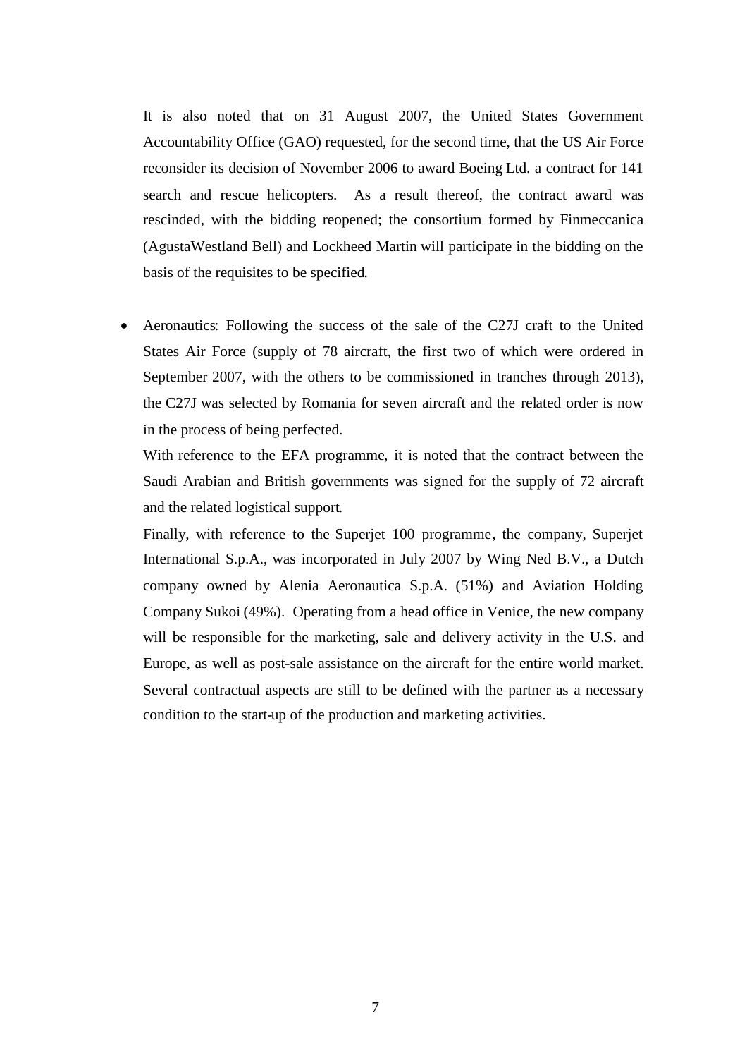It is also noted that on 31 August 2007, the United States Government Accountability Office (GAO) requested, for the second time, that the US Air Force reconsider its decision of November 2006 to award Boeing Ltd. a contract for 141 search and rescue helicopters. As a result thereof, the contract award was rescinded, with the bidding reopened; the consortium formed by Finmeccanica (AgustaWestland Bell) and Lockheed Martin will participate in the bidding on the basis of the requisites to be specified.

- Aeronautics: Following the success of the sale of the C27J craft to the United States Air Force (supply of 78 aircraft, the first two of which were ordered in September 2007, with the others to be commissioned in tranches through 2013), the C27J was selected by Romania for seven aircraft and the related order is now in the process of being perfected.

  With reference to the EFA programme, it is noted that the contract between the Saudi Arabian and British governments was signed for the supply of 72 aircraft and the related logistical support.

  Finally, with reference to the Superjet 100 programme, the company, Superjet International S.p.A., was incorporated in July 2007 by Wing Ned B.V., a Dutch company owned by Alenia Aeronautica S.p.A. (51%) and Aviation Holding Company Sukoi (49%). Operating from a head office in Venice, the new company will be responsible for the marketing, sale and delivery activity in the U.S. and Europe, as well as post-sale assistance on the aircraft for the entire world market. Several contractual aspects are still to be defined with the partner as a necessary condition to the start-up of the production and marketing activities.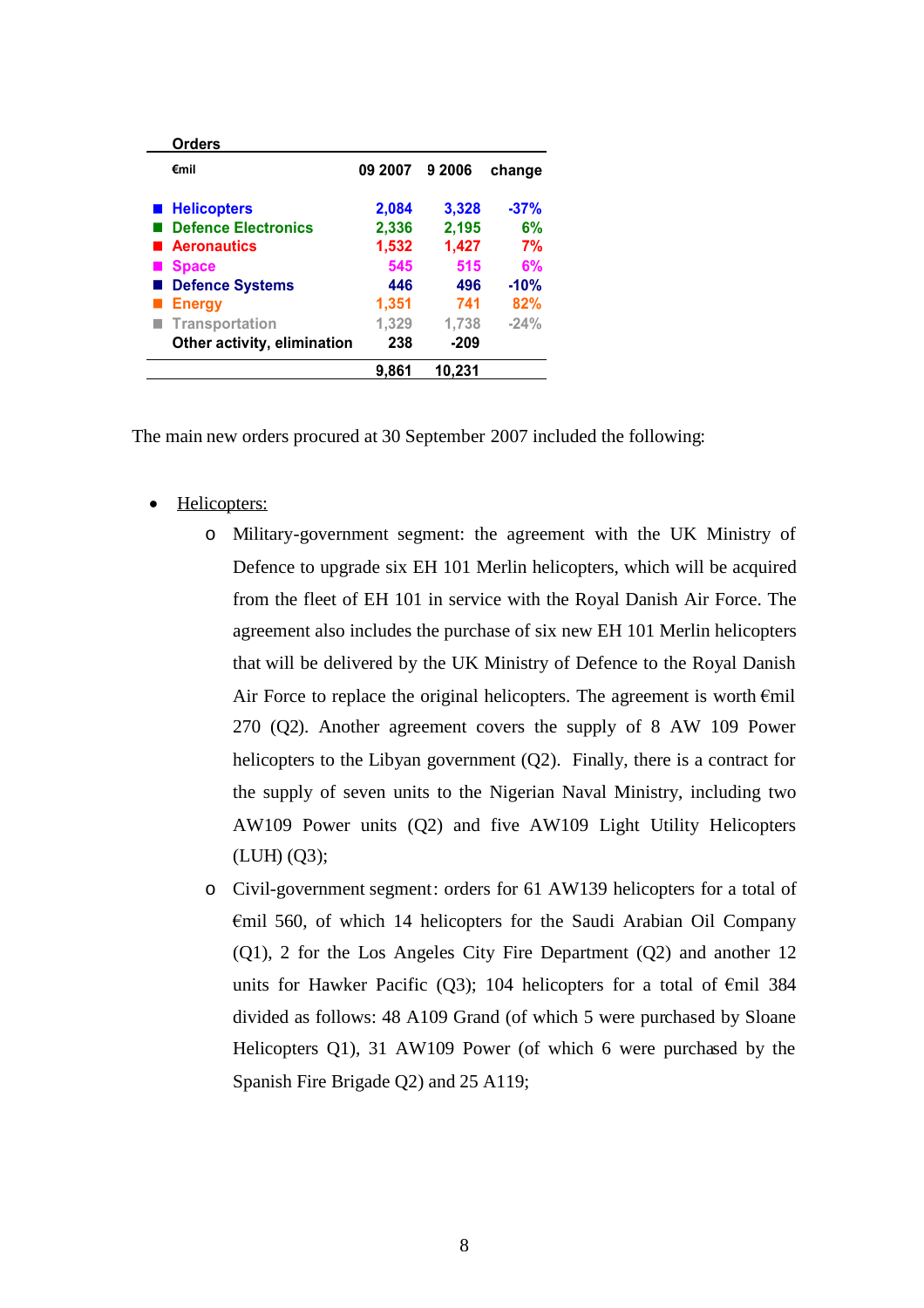**Orders**

| €mil | 09 2007 | 9 2006 | change |
|---|---|---|---|
| Helicopters | 2,084 | 3,328 | -37% |
| Defence Electronics | 2,336 | 2,195 | 6% |
| Aeronautics | 1,532 | 1,427 | 7% |
| Space | 545 | 515 | 6% |
| Defence Systems | 446 | 496 | -10% |
| Energy | 1,351 | 741 | 82% |
| Transportation | 1,329 | 1,738 | -24% |
| Other activity, elimination | 238 | -209 | |
| | 9,861 | 10,231 | |

The main new orders procured at 30 September 2007 included the following:

- Helicopters:
    - Military-government segment: the agreement with the UK Ministry of Defence to upgrade six EH 101 Merlin helicopters, which will be acquired from the fleet of EH 101 in service with the Royal Danish Air Force. The agreement also includes the purchase of six new EH 101 Merlin helicopters that will be delivered by the UK Ministry of Defence to the Royal Danish Air Force to replace the original helicopters. The agreement is worth €mil 270 (Q2). Another agreement covers the supply of 8 AW 109 Power helicopters to the Libyan government (Q2). Finally, there is a contract for the supply of seven units to the Nigerian Naval Ministry, including two AW109 Power units (Q2) and five AW109 Light Utility Helicopters (LUH) (Q3);
    - Civil-government segment: orders for 61 AW139 helicopters for a total of €mil 560, of which 14 helicopters for the Saudi Arabian Oil Company (Q1), 2 for the Los Angeles City Fire Department (Q2) and another 12 units for Hawker Pacific (Q3); 104 helicopters for a total of €mil 384 divided as follows: 48 A109 Grand (of which 5 were purchased by Sloane Helicopters Q1), 31 AW109 Power (of which 6 were purchased by the Spanish Fire Brigade Q2) and 25 A119;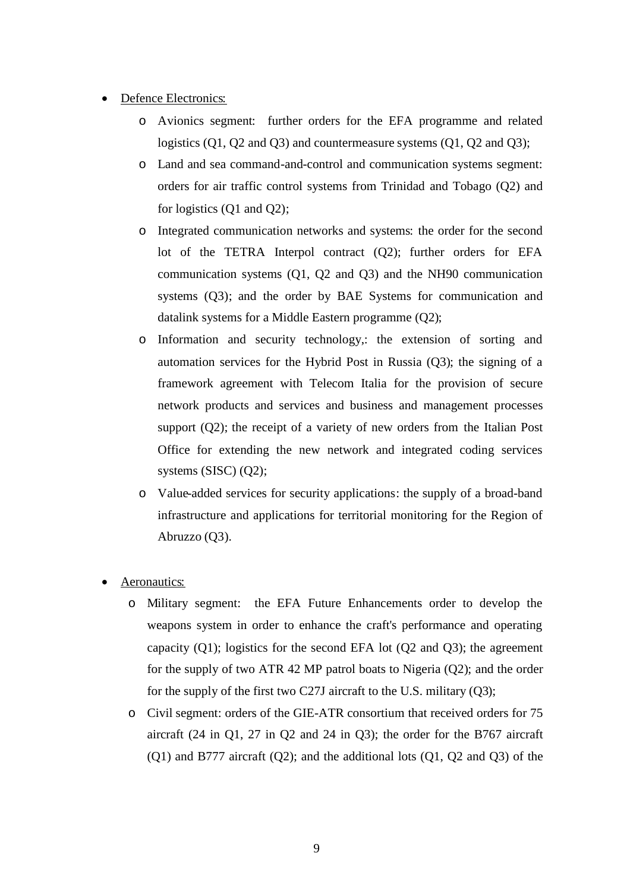- <u>Defence Electronics:</u>
    - Avionics segment: further orders for the EFA programme and related logistics (Q1, Q2 and Q3) and countermeasure systems (Q1, Q2 and Q3);
    - Land and sea command-and-control and communication systems segment: orders for air traffic control systems from Trinidad and Tobago (Q2) and for logistics (Q1 and Q2);
    - Integrated communication networks and systems: the order for the second lot of the TETRA Interpol contract (Q2); further orders for EFA communication systems (Q1, Q2 and Q3) and the NH90 communication systems (Q3); and the order by BAE Systems for communication and datalink systems for a Middle Eastern programme (Q2);
    - Information and security technology,: the extension of sorting and automation services for the Hybrid Post in Russia (Q3); the signing of a framework agreement with Telecom Italia for the provision of secure network products and services and business and management processes support (Q2); the receipt of a variety of new orders from the Italian Post Office for extending the new network and integrated coding services systems (SISC) (Q2);
    - Value-added services for security applications: the supply of a broad-band infrastructure and applications for territorial monitoring for the Region of Abruzzo (Q3).

- <u>Aeronautics:</u>
    - Military segment: the EFA Future Enhancements order to develop the weapons system in order to enhance the craft's performance and operating capacity (Q1); logistics for the second EFA lot (Q2 and Q3); the agreement for the supply of two ATR 42 MP patrol boats to Nigeria (Q2); and the order for the supply of the first two C27J aircraft to the U.S. military (Q3);
    - Civil segment: orders of the GIE-ATR consortium that received orders for 75 aircraft (24 in Q1, 27 in Q2 and 24 in Q3); the order for the B767 aircraft (Q1) and B777 aircraft (Q2); and the additional lots (Q1, Q2 and Q3) of the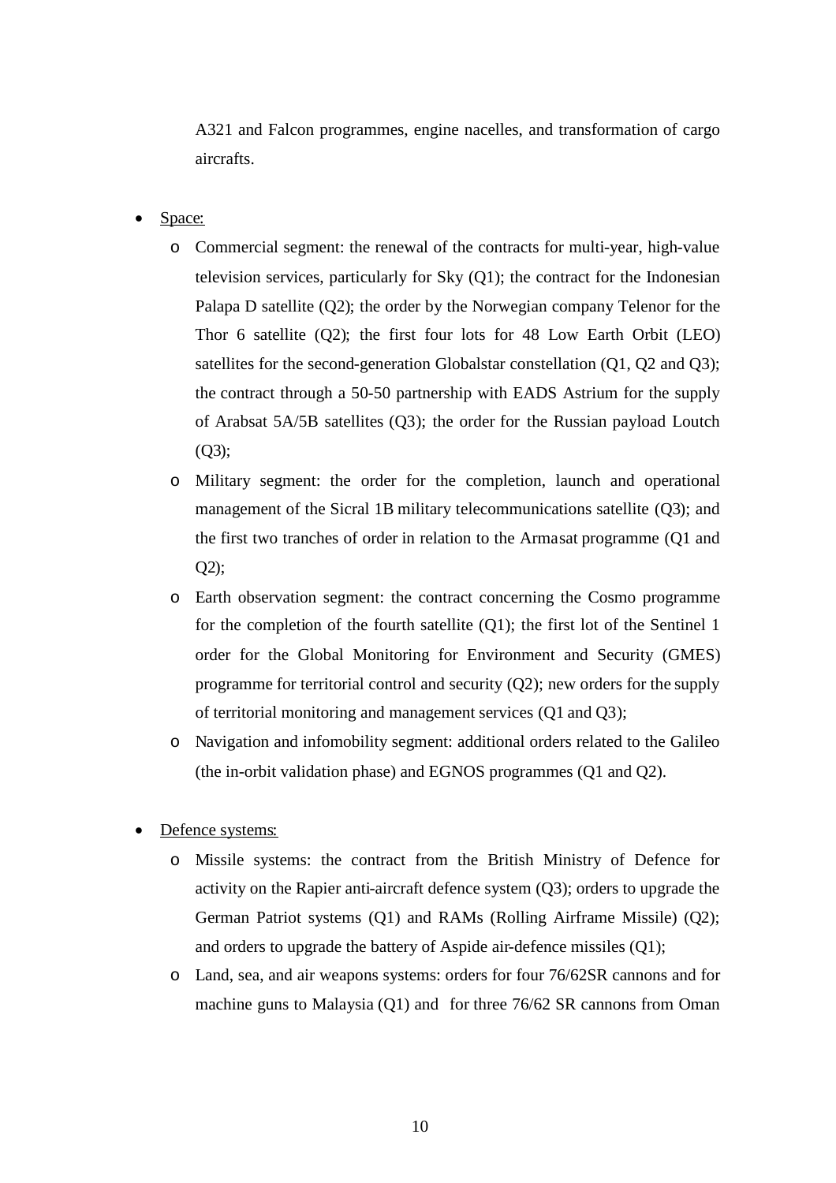A321 and Falcon programmes, engine nacelles, and transformation of cargo aircrafts.

- Space:
  - Commercial segment: the renewal of the contracts for multi-year, high-value television services, particularly for Sky (Q1); the contract for the Indonesian Palapa D satellite (Q2); the order by the Norwegian company Telenor for the Thor 6 satellite (Q2); the first four lots for 48 Low Earth Orbit (LEO) satellites for the second-generation Globalstar constellation (Q1, Q2 and Q3); the contract through a 50-50 partnership with EADS Astrium for the supply of Arabsat 5A/5B satellites (Q3); the order for the Russian payload Loutch (Q3);
  - Military segment: the order for the completion, launch and operational management of the Sicral 1B military telecommunications satellite (Q3); and the first two tranches of order in relation to the Armasat programme (Q1 and Q2);
  - Earth observation segment: the contract concerning the Cosmo programme for the completion of the fourth satellite (Q1); the first lot of the Sentinel 1 order for the Global Monitoring for Environment and Security (GMES) programme for territorial control and security (Q2); new orders for the supply of territorial monitoring and management services (Q1 and Q3);
  - Navigation and infomobility segment: additional orders related to the Galileo (the in-orbit validation phase) and EGNOS programmes (Q1 and Q2).

- Defence systems:
  - Missile systems: the contract from the British Ministry of Defence for activity on the Rapier anti-aircraft defence system (Q3); orders to upgrade the German Patriot systems (Q1) and RAMs (Rolling Airframe Missile) (Q2); and orders to upgrade the battery of Aspide air-defence missiles (Q1);
  - Land, sea, and air weapons systems: orders for four 76/62SR cannons and for machine guns to Malaysia (Q1) and for three 76/62 SR cannons from Oman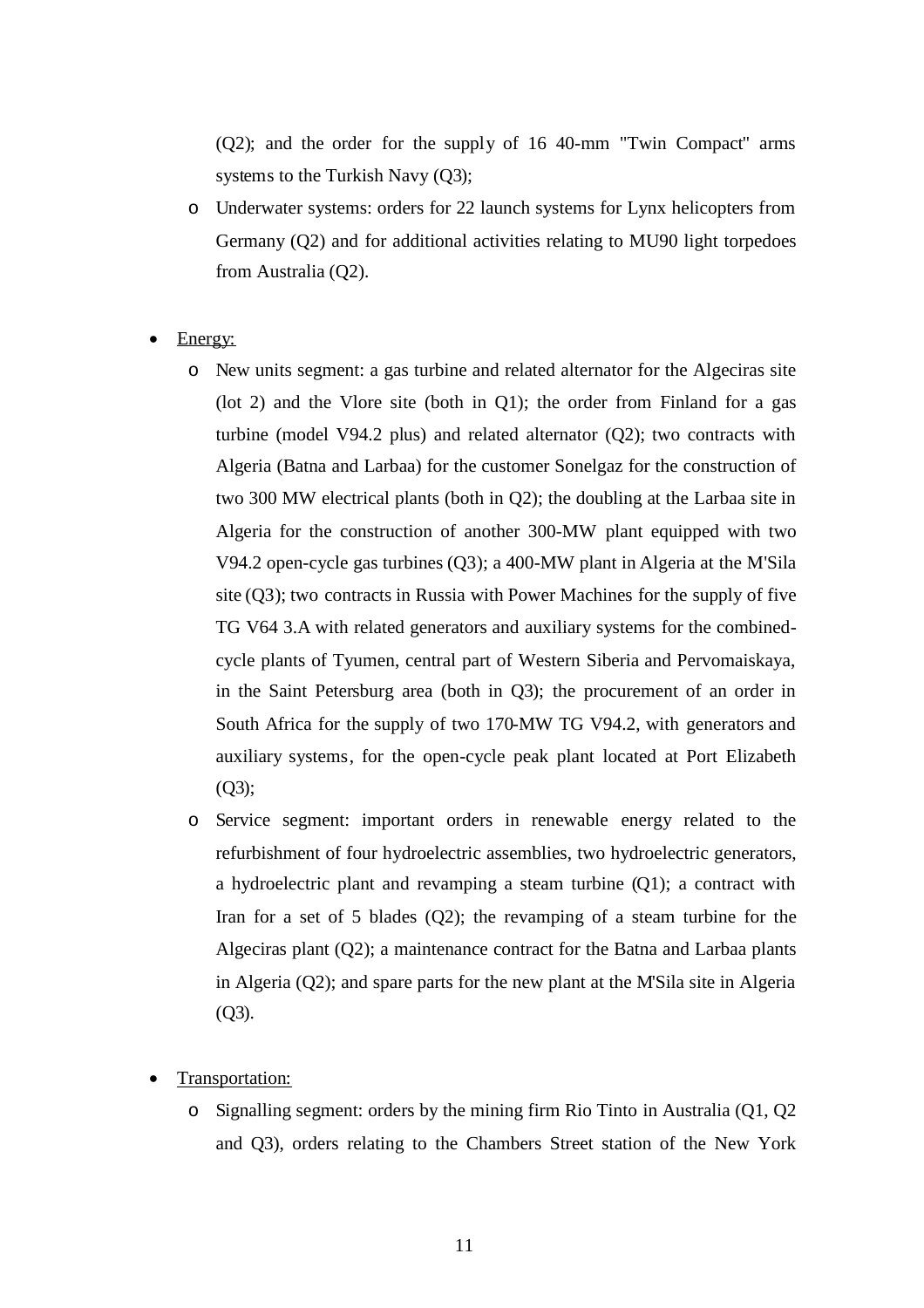(Q2); and the order for the supply of 16 40-mm "Twin Compact" arms systems to the Turkish Navy (Q3);

  - Underwater systems: orders for 22 launch systems for Lynx helicopters from Germany (Q2) and for additional activities relating to MU90 light torpedoes from Australia (Q2).

- Energy:
  - New units segment: a gas turbine and related alternator for the Algeciras site (lot 2) and the Vlore site (both in Q1); the order from Finland for a gas turbine (model V94.2 plus) and related alternator (Q2); two contracts with Algeria (Batna and Larbaa) for the customer Sonelgaz for the construction of two 300 MW electrical plants (both in Q2); the doubling at the Larbaa site in Algeria for the construction of another 300-MW plant equipped with two V94.2 open-cycle gas turbines (Q3); a 400-MW plant in Algeria at the M'Sila site (Q3); two contracts in Russia with Power Machines for the supply of five TG V64 3.A with related generators and auxiliary systems for the combined-cycle plants of Tyumen, central part of Western Siberia and Pervomaiskaya, in the Saint Petersburg area (both in Q3); the procurement of an order in South Africa for the supply of two 170-MW TG V94.2, with generators and auxiliary systems, for the open-cycle peak plant located at Port Elizabeth (Q3);
  - Service segment: important orders in renewable energy related to the refurbishment of four hydroelectric assemblies, two hydroelectric generators, a hydroelectric plant and revamping a steam turbine (Q1); a contract with Iran for a set of 5 blades (Q2); the revamping of a steam turbine for the Algeciras plant (Q2); a maintenance contract for the Batna and Larbaa plants in Algeria (Q2); and spare parts for the new plant at the M'Sila site in Algeria (Q3).

- Transportation:
  - Signalling segment: orders by the mining firm Rio Tinto in Australia (Q1, Q2 and Q3), orders relating to the Chambers Street station of the New York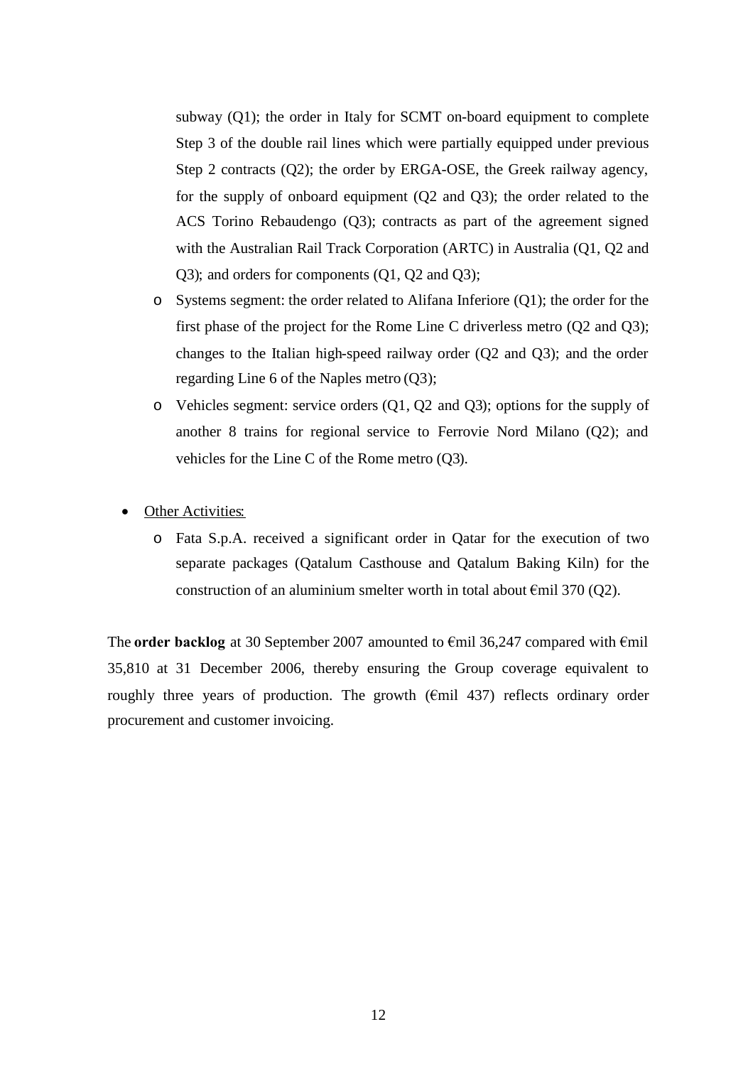subway (Q1); the order in Italy for SCMT on-board equipment to complete Step 3 of the double rail lines which were partially equipped under previous Step 2 contracts (Q2); the order by ERGA-OSE, the Greek railway agency, for the supply of onboard equipment (Q2 and Q3); the order related to the ACS Torino Rebaudengo (Q3); contracts as part of the agreement signed with the Australian Rail Track Corporation (ARTC) in Australia (Q1, Q2 and Q3); and orders for components (Q1, Q2 and Q3);

  - Systems segment: the order related to Alifana Inferiore (Q1); the order for the first phase of the project for the Rome Line C driverless metro (Q2 and Q3); changes to the Italian high-speed railway order (Q2 and Q3); and the order regarding Line 6 of the Naples metro (Q3);
  - Vehicles segment: service orders (Q1, Q2 and Q3); options for the supply of another 8 trains for regional service to Ferrovie Nord Milano (Q2); and vehicles for the Line C of the Rome metro (Q3).

- Other Activities:
  - Fata S.p.A. received a significant order in Qatar for the execution of two separate packages (Qatalum Casthouse and Qatalum Baking Kiln) for the construction of an aluminium smelter worth in total about €mil 370 (Q2).

The **order backlog** at 30 September 2007 amounted to €mil 36,247 compared with €mil 35,810 at 31 December 2006, thereby ensuring the Group coverage equivalent to roughly three years of production. The growth (€mil 437) reflects ordinary order procurement and customer invoicing.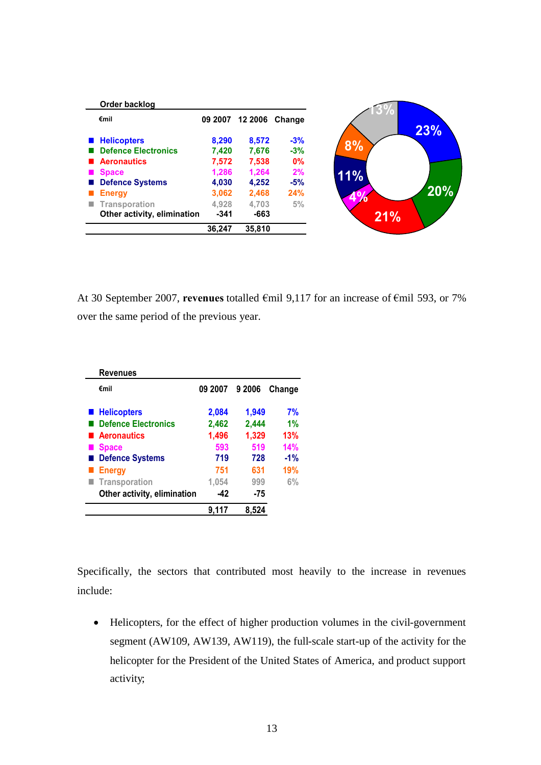**Order backlog**

| €mil | 09 2007 | 12 2006 | Change |
|---|---|---|---|
| Helicopters | 8,290 | 8,572 | -3% |
| Defence Electronics | 7,420 | 7,676 | -3% |
| Aeronautics | 7,572 | 7,538 | 0% |
| Space | 1,286 | 1,264 | 2% |
| Defence Systems | 4,030 | 4,252 | -5% |
| Energy | 3,062 | 2,468 | 24% |
| Transporation | 4,928 | 4,703 | 5% |
| Other activity, elimination | -341 | -663 | |
| | 36,247 | 35,810 | |

23% 20% 21% 4% 11% 8% 13%

At 30 September 2007, **revenues** totalled €mil 9,117 for an increase of €mil 593, or 7% over the same period of the previous year.

**Revenues**

| €mil | 09 2007 | 9 2006 | Change |
|---|---|---|---|
| Helicopters | 2,084 | 1,949 | 7% |
| Defence Electronics | 2,462 | 2,444 | 1% |
| Aeronautics | 1,496 | 1,329 | 13% |
| Space | 593 | 519 | 14% |
| Defence Systems | 719 | 728 | -1% |
| Energy | 751 | 631 | 19% |
| Transporation | 1,054 | 999 | 6% |
| Other activity, elimination | -42 | -75 | |
| | 9,117 | 8,524 | |

Specifically, the sectors that contributed most heavily to the increase in revenues include:

- Helicopters, for the effect of higher production volumes in the civil-government segment (AW109, AW139, AW119), the full-scale start-up of the activity for the helicopter for the President of the United States of America, and product support activity;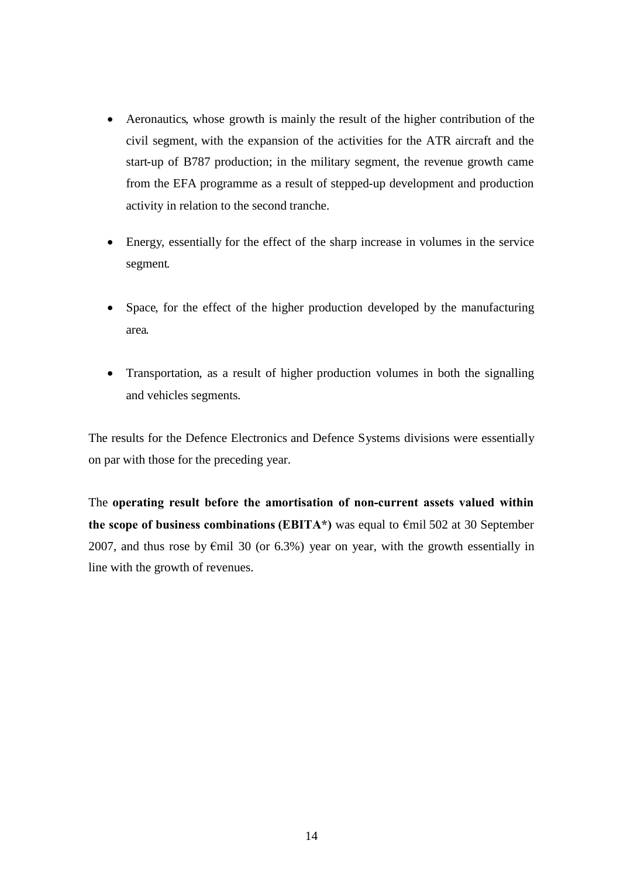- Aeronautics, whose growth is mainly the result of the higher contribution of the civil segment, with the expansion of the activities for the ATR aircraft and the start-up of B787 production; in the military segment, the revenue growth came from the EFA programme as a result of stepped-up development and production activity in relation to the second tranche.

- Energy, essentially for the effect of the sharp increase in volumes in the service segment.

- Space, for the effect of the higher production developed by the manufacturing area.

- Transportation, as a result of higher production volumes in both the signalling and vehicles segments.

The results for the Defence Electronics and Defence Systems divisions were essentially on par with those for the preceding year.

The **operating result before the amortisation of non-current assets valued within the scope of business combinations (EBITA*)** was equal to €mil 502 at 30 September 2007, and thus rose by €mil 30 (or 6.3%) year on year, with the growth essentially in line with the growth of revenues.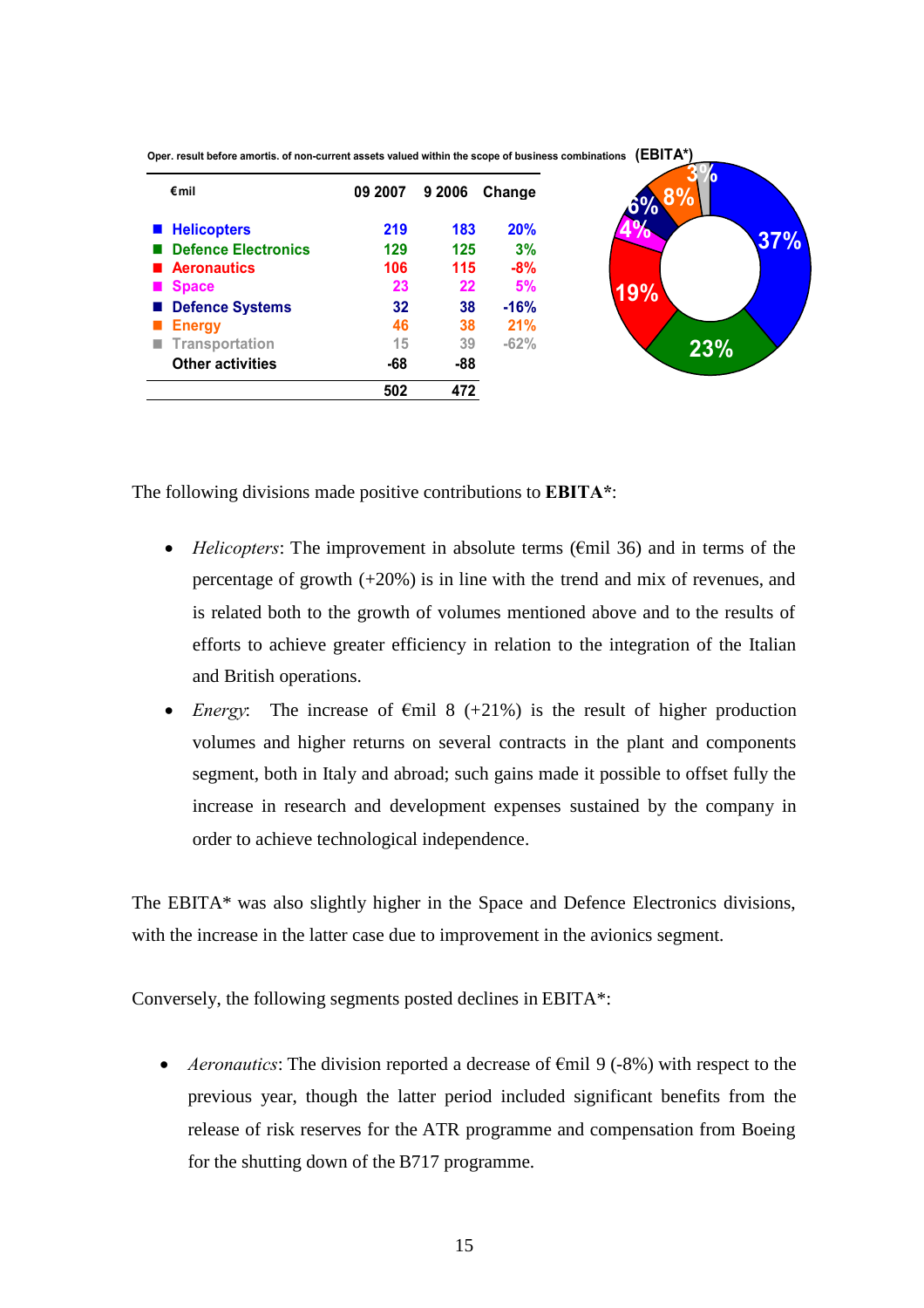Oper. result before amortis. of non-current assets valued within the scope of business combinations **(EBITA*)**

| €mil | 09 2007 | 9 2006 | Change |
|---|---|---|---|
| Helicopters | 219 | 183 | 20% |
| Defence Electronics | 129 | 125 | 3% |
| Aeronautics | 106 | 115 | -8% |
| Space | 23 | 22 | 5% |
| Defence Systems | 32 | 38 | -16% |
| Energy | 46 | 38 | 21% |
| Transportation | 15 | 39 | -62% |
| Other activities | -68 | -88 | |
| | 502 | 472 | |

The following divisions made positive contributions to **EBITA***:

- *Helicopters*: The improvement in absolute terms (€mil 36) and in terms of the percentage of growth (+20%) is in line with the trend and mix of revenues, and is related both to the growth of volumes mentioned above and to the results of efforts to achieve greater efficiency in relation to the integration of the Italian and British operations.
- *Energy*: The increase of €mil 8 (+21%) is the result of higher production volumes and higher returns on several contracts in the plant and components segment, both in Italy and abroad; such gains made it possible to offset fully the increase in research and development expenses sustained by the company in order to achieve technological independence.

The EBITA* was also slightly higher in the Space and Defence Electronics divisions, with the increase in the latter case due to improvement in the avionics segment.

Conversely, the following segments posted declines in EBITA*:

- *Aeronautics*: The division reported a decrease of €mil 9 (-8%) with respect to the previous year, though the latter period included significant benefits from the release of risk reserves for the ATR programme and compensation from Boeing for the shutting down of the B717 programme.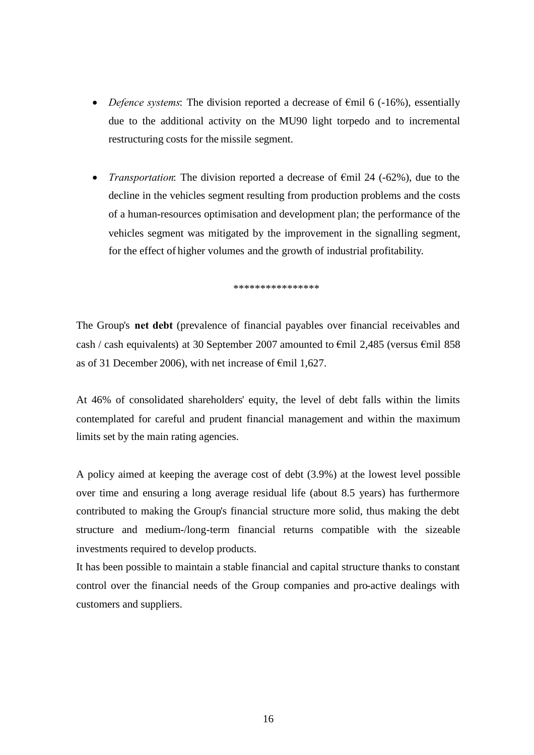- *Defence systems*: The division reported a decrease of €mil 6 (-16%), essentially due to the additional activity on the MU90 light torpedo and to incremental restructuring costs for the missile segment.

- *Transportation*: The division reported a decrease of €mil 24 (-62%), due to the decline in the vehicles segment resulting from production problems and the costs of a human-resources optimisation and development plan; the performance of the vehicles segment was mitigated by the improvement in the signalling segment, for the effect of higher volumes and the growth of industrial profitability.

****************

The Group's **net debt** (prevalence of financial payables over financial receivables and cash / cash equivalents) at 30 September 2007 amounted to €mil 2,485 (versus €mil 858 as of 31 December 2006), with net increase of €mil 1,627.

At 46% of consolidated shareholders' equity, the level of debt falls within the limits contemplated for careful and prudent financial management and within the maximum limits set by the main rating agencies.

A policy aimed at keeping the average cost of debt (3.9%) at the lowest level possible over time and ensuring a long average residual life (about 8.5 years) has furthermore contributed to making the Group's financial structure more solid, thus making the debt structure and medium-/long-term financial returns compatible with the sizeable investments required to develop products.
It has been possible to maintain a stable financial and capital structure thanks to constant control over the financial needs of the Group companies and pro-active dealings with customers and suppliers.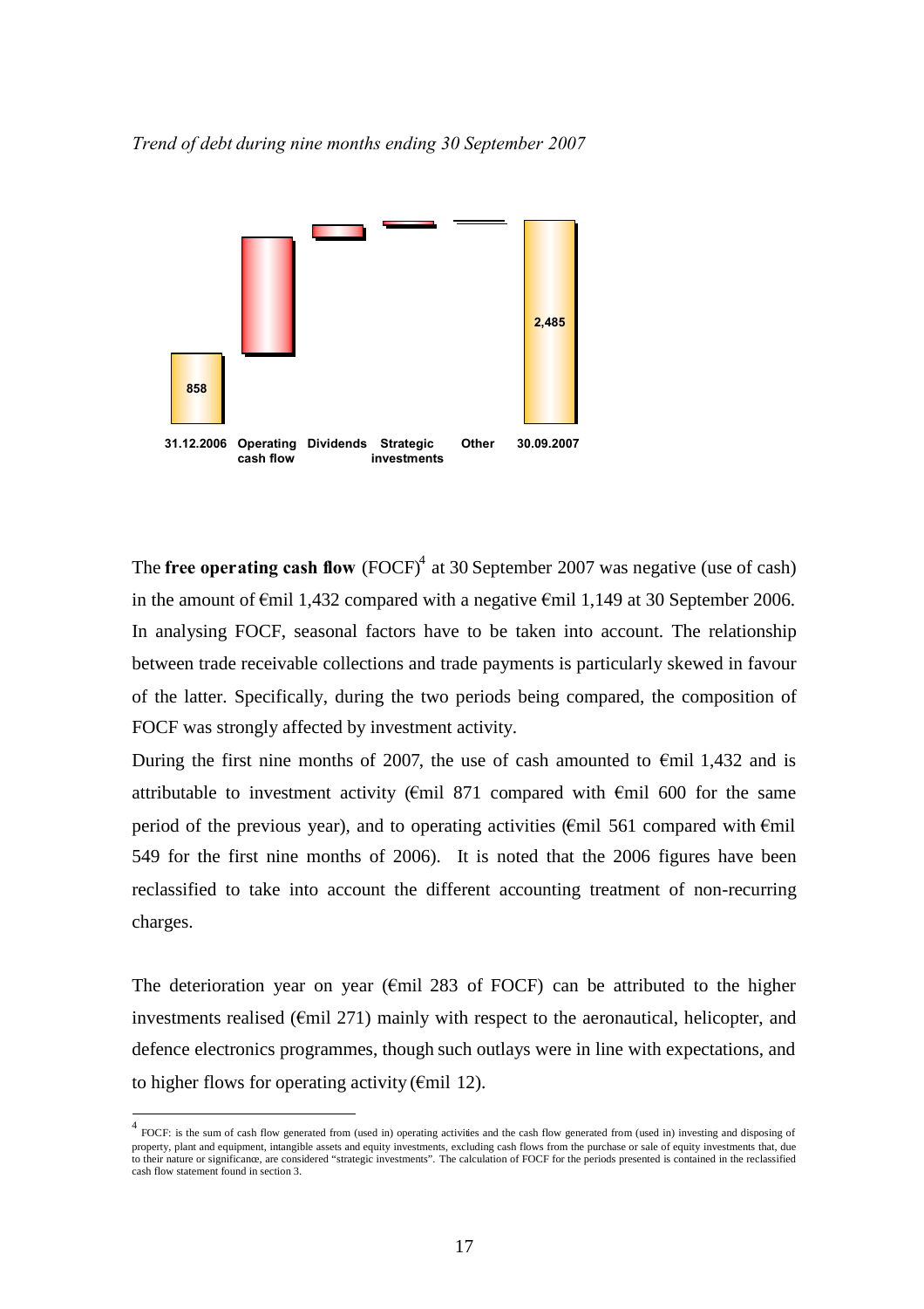*Trend of debt during nine months ending 30 September 2007*

858

2,485

31.12.2006 Operating cash flow Dividends Strategic investments Other 30.09.2007

The **free operating cash flow** (FOCF)[4] at 30 September 2007 was negative (use of cash) in the amount of €mil 1,432 compared with a negative €mil 1,149 at 30 September 2006. In analysing FOCF, seasonal factors have to be taken into account. The relationship between trade receivable collections and trade payments is particularly skewed in favour of the latter. Specifically, during the two periods being compared, the composition of FOCF was strongly affected by investment activity.

During the first nine months of 2007, the use of cash amounted to €mil 1,432 and is attributable to investment activity (€mil 871 compared with €mil 600 for the same period of the previous year), and to operating activities (€mil 561 compared with €mil 549 for the first nine months of 2006). It is noted that the 2006 figures have been reclassified to take into account the different accounting treatment of non-recurring charges.

The deterioration year on year (€mil 283 of FOCF) can be attributed to the higher investments realised (€mil 271) mainly with respect to the aeronautical, helicopter, and defence electronics programmes, though such outlays were in line with expectations, and to higher flows for operating activity (€mil 12).

[4] FOCF: is the sum of cash flow generated from (used in) operating activities and the cash flow generated from (used in) investing and disposing of property, plant and equipment, intangible assets and equity investments, excluding cash flows from the purchase or sale of equity investments that, due to their nature or significance, are considered "strategic investments". The calculation of FOCF for the periods presented is contained in the reclassified cash flow statement found in section 3.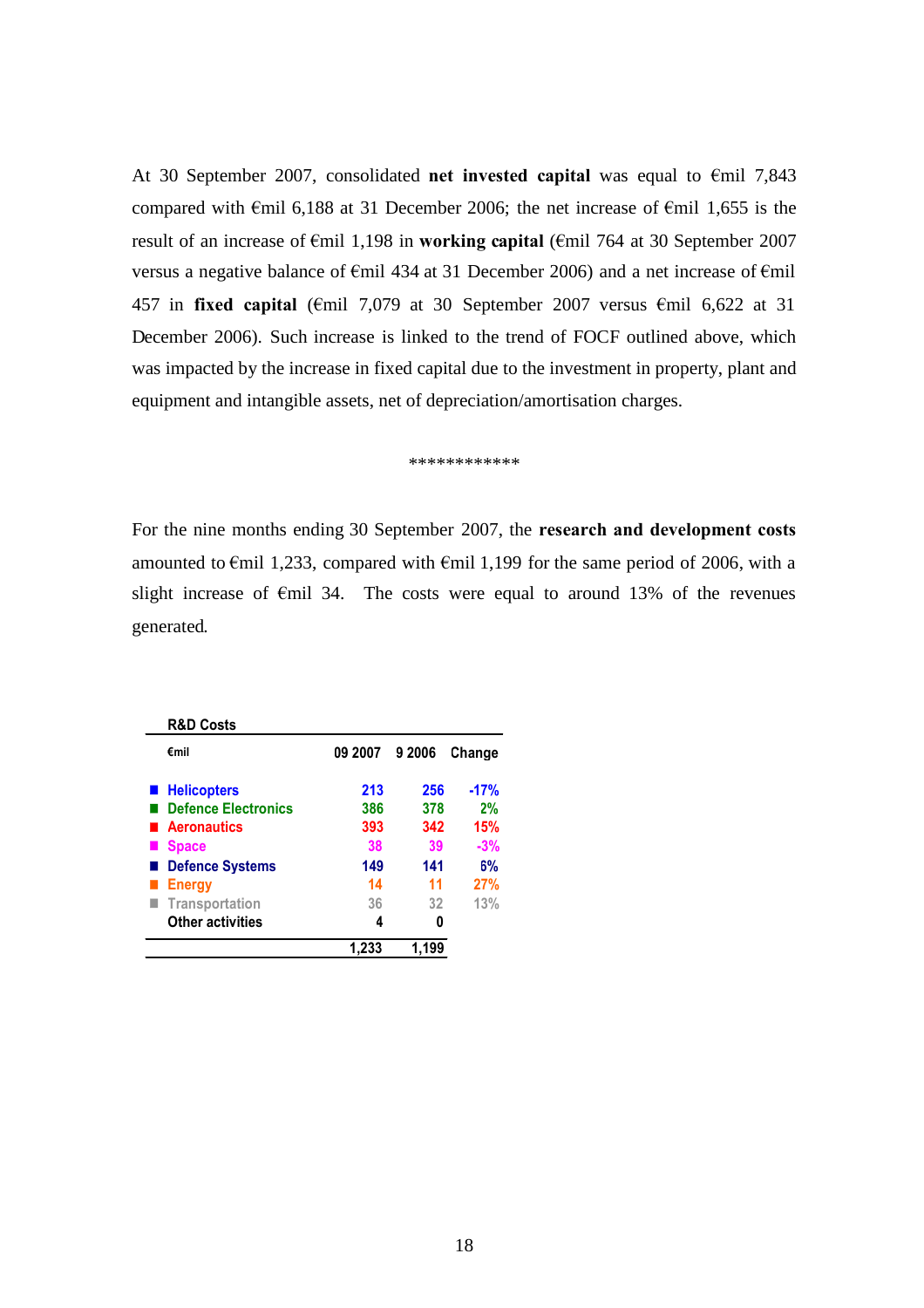At 30 September 2007, consolidated **net invested capital** was equal to €mil 7,843 compared with €mil 6,188 at 31 December 2006; the net increase of €mil 1,655 is the result of an increase of €mil 1,198 in **working capital** (€mil 764 at 30 September 2007 versus a negative balance of €mil 434 at 31 December 2006) and a net increase of €mil 457 in **fixed capital** (€mil 7,079 at 30 September 2007 versus €mil 6,622 at 31 December 2006). Such increase is linked to the trend of FOCF outlined above, which was impacted by the increase in fixed capital due to the investment in property, plant and equipment and intangible assets, net of depreciation/amortisation charges.

************

For the nine months ending 30 September 2007, the **research and development costs** amounted to €mil 1,233, compared with €mil 1,199 for the same period of 2006, with a slight increase of €mil 34. The costs were equal to around 13% of the revenues generated.

**R&D Costs**

| €mil | 09 2007 | 9 2006 | Change |
|---|---|---|---|
| Helicopters | 213 | 256 | -17% |
| Defence Electronics | 386 | 378 | 2% |
| Aeronautics | 393 | 342 | 15% |
| Space | 38 | 39 | -3% |
| Defence Systems | 149 | 141 | 6% |
| Energy | 14 | 11 | 27% |
| Transportation | 36 | 32 | 13% |
| Other activities | 4 | 0 | |
| | 1,233 | 1,199 | |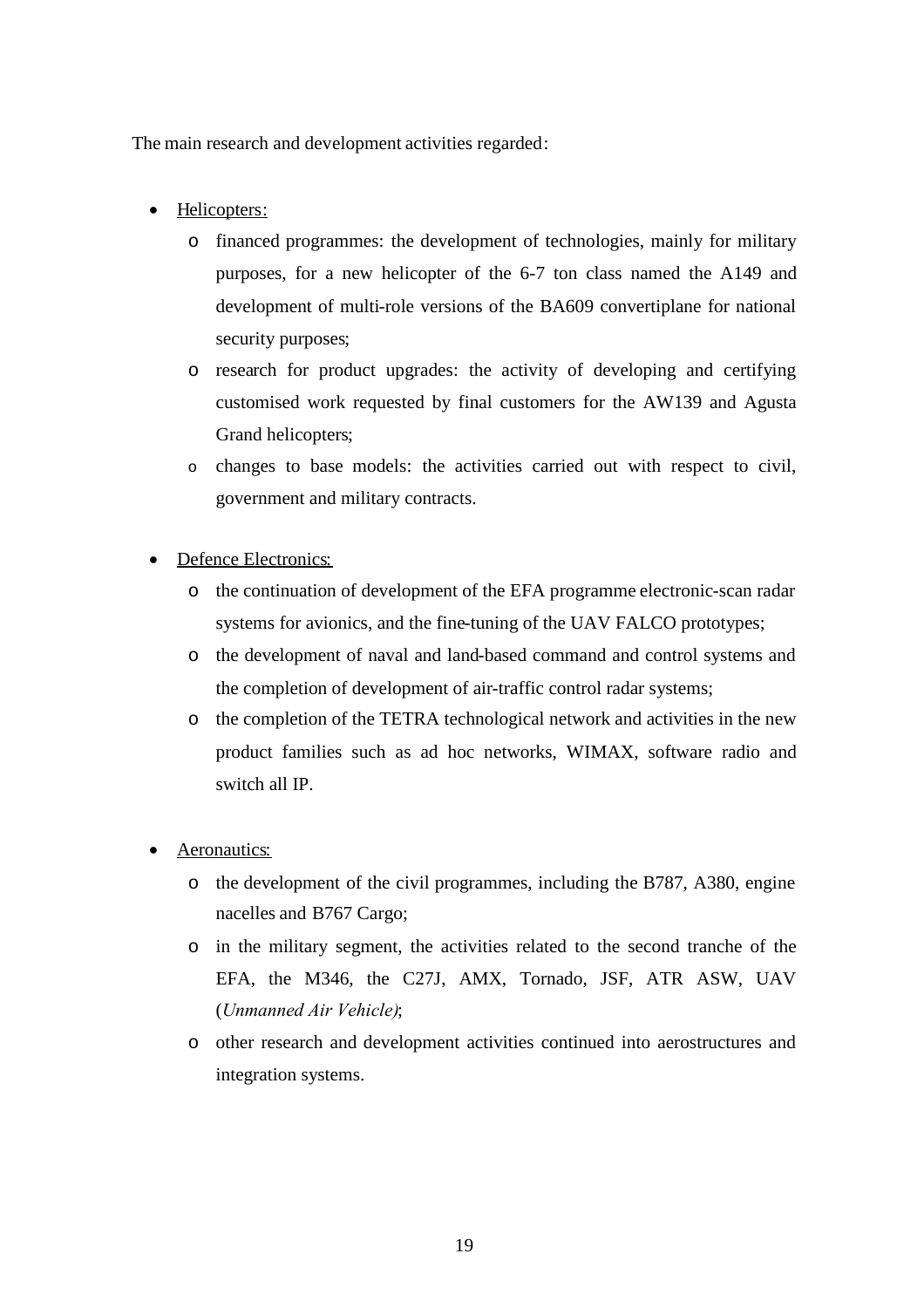The main research and development activities regarded:

- <u>Helicopters</u>:
  - financed programmes: the development of technologies, mainly for military purposes, for a new helicopter of the 6-7 ton class named the A149 and development of multi-role versions of the BA609 convertiplane for national security purposes;
  - research for product upgrades: the activity of developing and certifying customised work requested by final customers for the AW139 and Agusta Grand helicopters;
  - changes to base models: the activities carried out with respect to civil, government and military contracts.

- <u>Defence Electronics</u>:
  - the continuation of development of the EFA programme electronic-scan radar systems for avionics, and the fine-tuning of the UAV FALCO prototypes;
  - the development of naval and land-based command and control systems and the completion of development of air-traffic control radar systems;
  - the completion of the TETRA technological network and activities in the new product families such as ad hoc networks, WIMAX, software radio and switch all IP.

- <u>Aeronautics</u>:
  - the development of the civil programmes, including the B787, A380, engine nacelles and B767 Cargo;
  - in the military segment, the activities related to the second tranche of the EFA, the M346, the C27J, AMX, Tornado, JSF, ATR ASW, UAV (*Unmanned Air Vehicle)*;
  - other research and development activities continued into aerostructures and integration systems.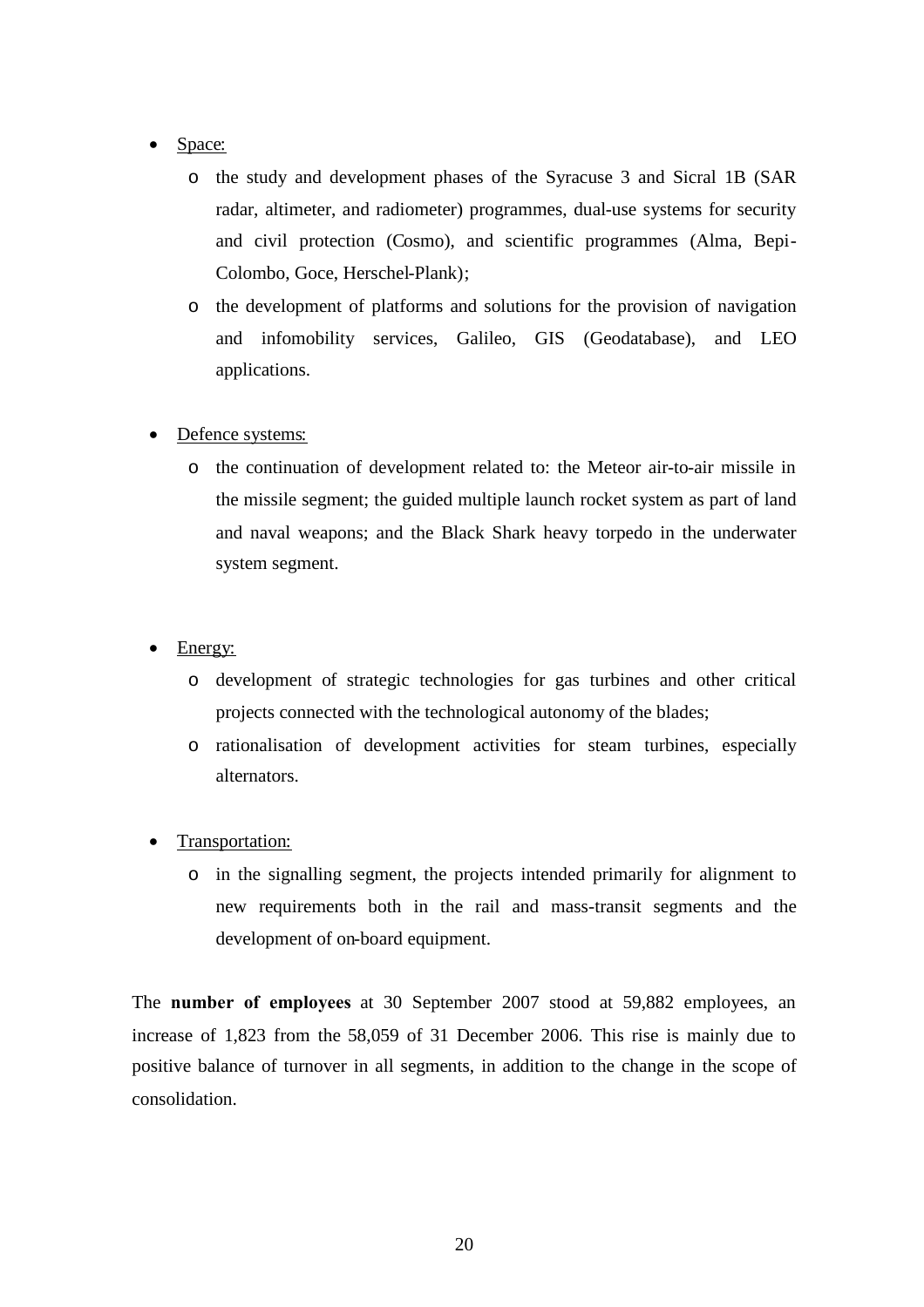- Space:
  - the study and development phases of the Syracuse 3 and Sicral 1B (SAR radar, altimeter, and radiometer) programmes, dual-use systems for security and civil protection (Cosmo), and scientific programmes (Alma, Bepi-Colombo, Goce, Herschel-Plank);
  - the development of platforms and solutions for the provision of navigation and infomobility services, Galileo, GIS (Geodatabase), and LEO applications.

- Defence systems:
  - the continuation of development related to: the Meteor air-to-air missile in the missile segment; the guided multiple launch rocket system as part of land and naval weapons; and the Black Shark heavy torpedo in the underwater system segment.

- Energy:
  - development of strategic technologies for gas turbines and other critical projects connected with the technological autonomy of the blades;
  - rationalisation of development activities for steam turbines, especially alternators.

- Transportation:
  - in the signalling segment, the projects intended primarily for alignment to new requirements both in the rail and mass-transit segments and the development of on-board equipment.

The **number of employees** at 30 September 2007 stood at 59,882 employees, an increase of 1,823 from the 58,059 of 31 December 2006. This rise is mainly due to positive balance of turnover in all segments, in addition to the change in the scope of consolidation.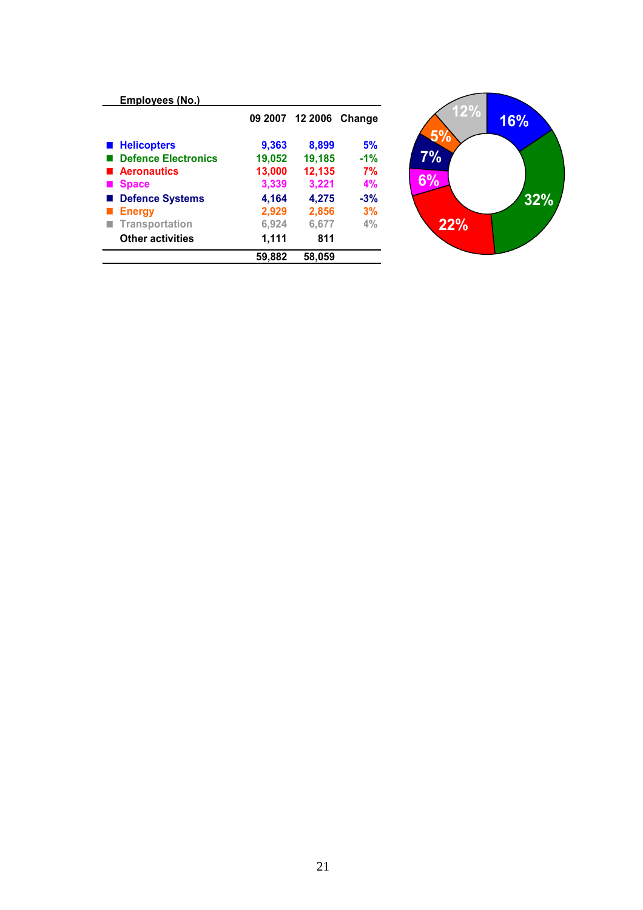**Employees (No.)**

| | 09 2007 | 12 2006 | Change |
|---|---|---|---|
| Helicopters | 9,363 | 8,899 | 5% |
| Defence Electronics | 19,052 | 19,185 | -1% |
| Aeronautics | 13,000 | 12,135 | 7% |
| Space | 3,339 | 3,221 | 4% |
| Defence Systems | 4,164 | 4,275 | -3% |
| Energy | 2,929 | 2,856 | 3% |
| Transportation | 6,924 | 6,677 | 4% |
| Other activities | 1,111 | 811 | |
| | 59,882 | 58,059 | |

16%
32%
22%
6%
7%
5%
12%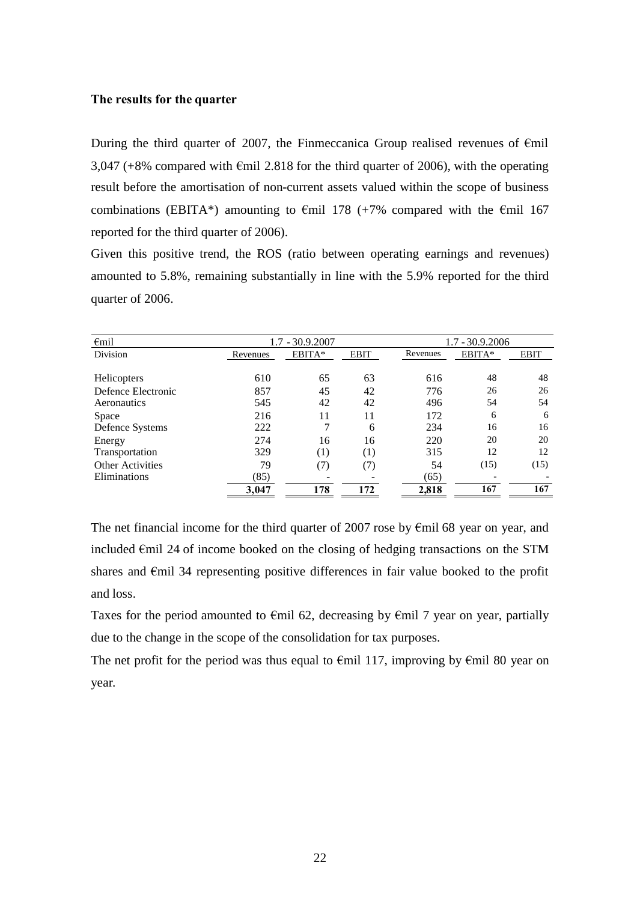**The results for the quarter**

During the third quarter of 2007, the Finmeccanica Group realised revenues of €mil 3,047 (+8% compared with €mil 2.818 for the third quarter of 2006), with the operating result before the amortisation of non-current assets valued within the scope of business combinations (EBITA*) amounting to €mil 178 (+7% compared with the €mil 167 reported for the third quarter of 2006).

Given this positive trend, the ROS (ratio between operating earnings and revenues) amounted to 5.8%, remaining substantially in line with the 5.9% reported for the third quarter of 2006.

| €mil | 1.7 - 30.9.2007 | | | 1.7 - 30.9.2006 | | |
|---|---|---|---|---|---|---|
| Division | Revenues | EBITA* | EBIT | Revenues | EBITA* | EBIT |
| Helicopters | 610 | 65 | 63 | 616 | 48 | 48 |
| Defence Electronic | 857 | 45 | 42 | 776 | 26 | 26 |
| Aeronautics | 545 | 42 | 42 | 496 | 54 | 54 |
| Space | 216 | 11 | 11 | 172 | 6 | 6 |
| Defence Systems | 222 | 7 | 6 | 234 | 16 | 16 |
| Energy | 274 | 16 | 16 | 220 | 20 | 20 |
| Transportation | 329 | (1) | (1) | 315 | 12 | 12 |
| Other Activities | 79 | (7) | (7) | 54 | (15) | (15) |
| Eliminations | (85) | - | - | (65) | - | - |
| | **3,047** | **178** | **172** | **2,818** | **167** | **167** |

The net financial income for the third quarter of 2007 rose by €mil 68 year on year, and included €mil 24 of income booked on the closing of hedging transactions on the STM shares and €mil 34 representing positive differences in fair value booked to the profit and loss.

Taxes for the period amounted to €mil 62, decreasing by €mil 7 year on year, partially due to the change in the scope of the consolidation for tax purposes.

The net profit for the period was thus equal to €mil 117, improving by €mil 80 year on year.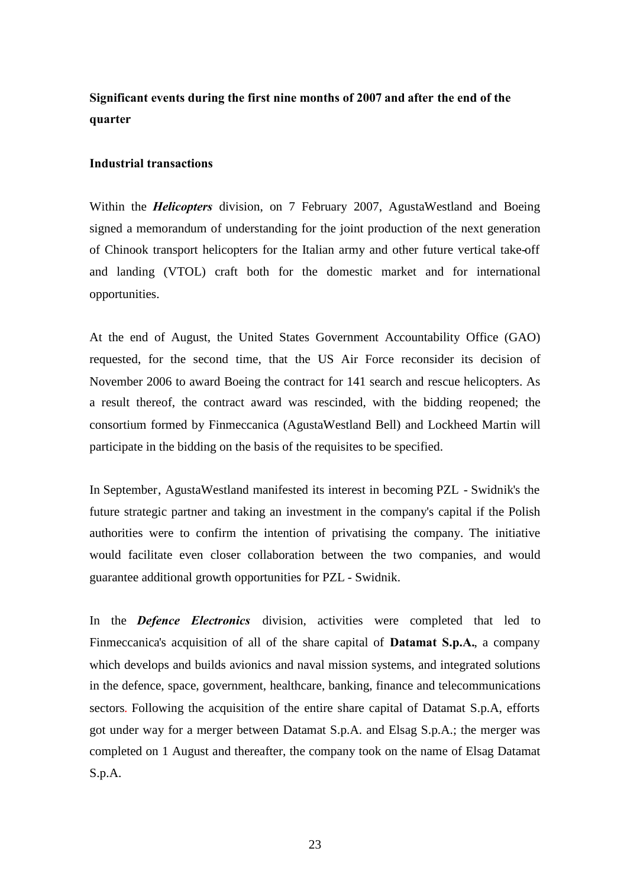## Significant events during the first nine months of 2007 and after the end of the quarter

### Industrial transactions

Within the ***Helicopters*** division, on 7 February 2007, AgustaWestland and Boeing signed a memorandum of understanding for the joint production of the next generation of Chinook transport helicopters for the Italian army and other future vertical take-off and landing (VTOL) craft both for the domestic market and for international opportunities.

At the end of August, the United States Government Accountability Office (GAO) requested, for the second time, that the US Air Force reconsider its decision of November 2006 to award Boeing the contract for 141 search and rescue helicopters. As a result thereof, the contract award was rescinded, with the bidding reopened; the consortium formed by Finmeccanica (AgustaWestland Bell) and Lockheed Martin will participate in the bidding on the basis of the requisites to be specified.

In September, AgustaWestland manifested its interest in becoming PZL - Swidnik's the future strategic partner and taking an investment in the company's capital if the Polish authorities were to confirm the intention of privatising the company. The initiative would facilitate even closer collaboration between the two companies, and would guarantee additional growth opportunities for PZL - Swidnik.

In the ***Defence Electronics*** division, activities were completed that led to Finmeccanica's acquisition of all of the share capital of **Datamat S.p.A.**, a company which develops and builds avionics and naval mission systems, and integrated solutions in the defence, space, government, healthcare, banking, finance and telecommunications sectors. Following the acquisition of the entire share capital of Datamat S.p.A, efforts got under way for a merger between Datamat S.p.A. and Elsag S.p.A.; the merger was completed on 1 August and thereafter, the company took on the name of Elsag Datamat S.p.A.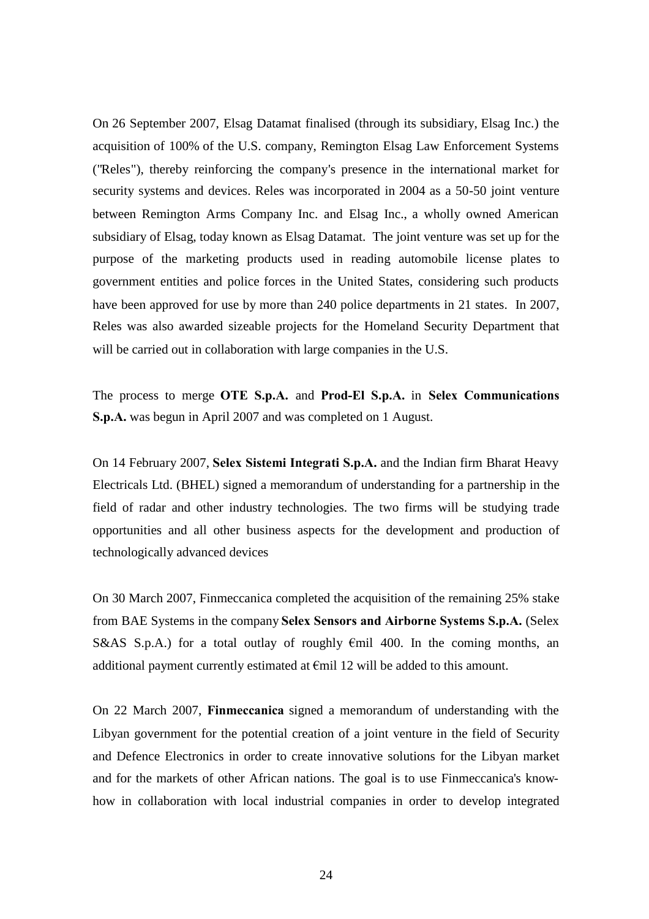On 26 September 2007, Elsag Datamat finalised (through its subsidiary, Elsag Inc.) the acquisition of 100% of the U.S. company, Remington Elsag Law Enforcement Systems ("Reles"), thereby reinforcing the company's presence in the international market for security systems and devices. Reles was incorporated in 2004 as a 50-50 joint venture between Remington Arms Company Inc. and Elsag Inc., a wholly owned American subsidiary of Elsag, today known as Elsag Datamat. The joint venture was set up for the purpose of the marketing products used in reading automobile license plates to government entities and police forces in the United States, considering such products have been approved for use by more than 240 police departments in 21 states. In 2007, Reles was also awarded sizeable projects for the Homeland Security Department that will be carried out in collaboration with large companies in the U.S.

The process to merge **OTE S.p.A.** and **Prod-El S.p.A.** in **Selex Communications S.p.A.** was begun in April 2007 and was completed on 1 August.

On 14 February 2007, **Selex Sistemi Integrati S.p.A.** and the Indian firm Bharat Heavy Electricals Ltd. (BHEL) signed a memorandum of understanding for a partnership in the field of radar and other industry technologies. The two firms will be studying trade opportunities and all other business aspects for the development and production of technologically advanced devices

On 30 March 2007, Finmeccanica completed the acquisition of the remaining 25% stake from BAE Systems in the company **Selex Sensors and Airborne Systems S.p.A.** (Selex S&AS S.p.A.) for a total outlay of roughly €mil 400. In the coming months, an additional payment currently estimated at €mil 12 will be added to this amount.

On 22 March 2007, **Finmeccanica** signed a memorandum of understanding with the Libyan government for the potential creation of a joint venture in the field of Security and Defence Electronics in order to create innovative solutions for the Libyan market and for the markets of other African nations. The goal is to use Finmeccanica's know-how in collaboration with local industrial companies in order to develop integrated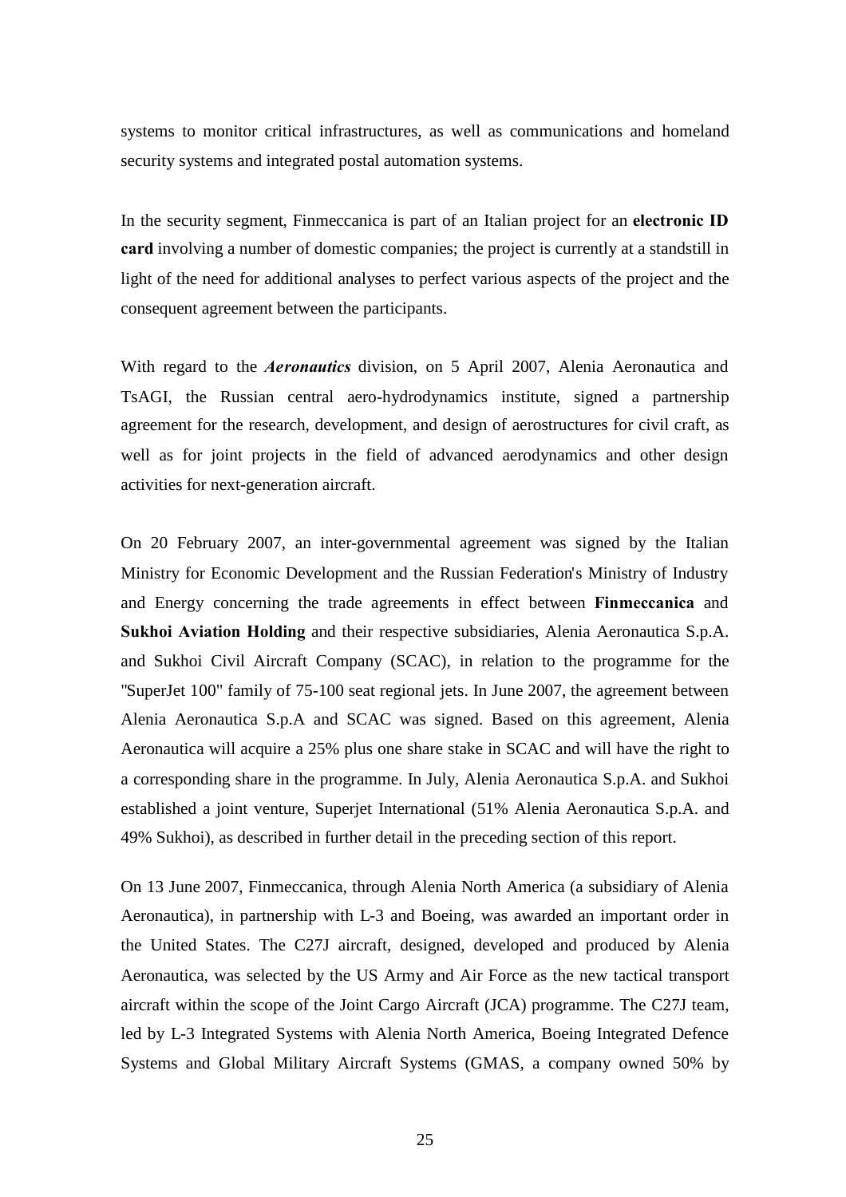systems to monitor critical infrastructures, as well as communications and homeland security systems and integrated postal automation systems.

In the security segment, Finmeccanica is part of an Italian project for an **electronic ID card** involving a number of domestic companies; the project is currently at a standstill in light of the need for additional analyses to perfect various aspects of the project and the consequent agreement between the participants.

With regard to the ***Aeronautics*** division, on 5 April 2007, Alenia Aeronautica and TsAGI, the Russian central aero-hydrodynamics institute, signed a partnership agreement for the research, development, and design of aerostructures for civil craft, as well as for joint projects in the field of advanced aerodynamics and other design activities for next-generation aircraft.

On 20 February 2007, an inter-governmental agreement was signed by the Italian Ministry for Economic Development and the Russian Federation's Ministry of Industry and Energy concerning the trade agreements in effect between **Finmeccanica** and **Sukhoi Aviation Holding** and their respective subsidiaries, Alenia Aeronautica S.p.A. and Sukhoi Civil Aircraft Company (SCAC), in relation to the programme for the "SuperJet 100" family of 75-100 seat regional jets. In June 2007, the agreement between Alenia Aeronautica S.p.A and SCAC was signed. Based on this agreement, Alenia Aeronautica will acquire a 25% plus one share stake in SCAC and will have the right to a corresponding share in the programme. In July, Alenia Aeronautica S.p.A. and Sukhoi established a joint venture, Superjet International (51% Alenia Aeronautica S.p.A. and 49% Sukhoi), as described in further detail in the preceding section of this report.

On 13 June 2007, Finmeccanica, through Alenia North America (a subsidiary of Alenia Aeronautica), in partnership with L-3 and Boeing, was awarded an important order in the United States. The C27J aircraft, designed, developed and produced by Alenia Aeronautica, was selected by the US Army and Air Force as the new tactical transport aircraft within the scope of the Joint Cargo Aircraft (JCA) programme. The C27J team, led by L-3 Integrated Systems with Alenia North America, Boeing Integrated Defence Systems and Global Military Aircraft Systems (GMAS, a company owned 50% by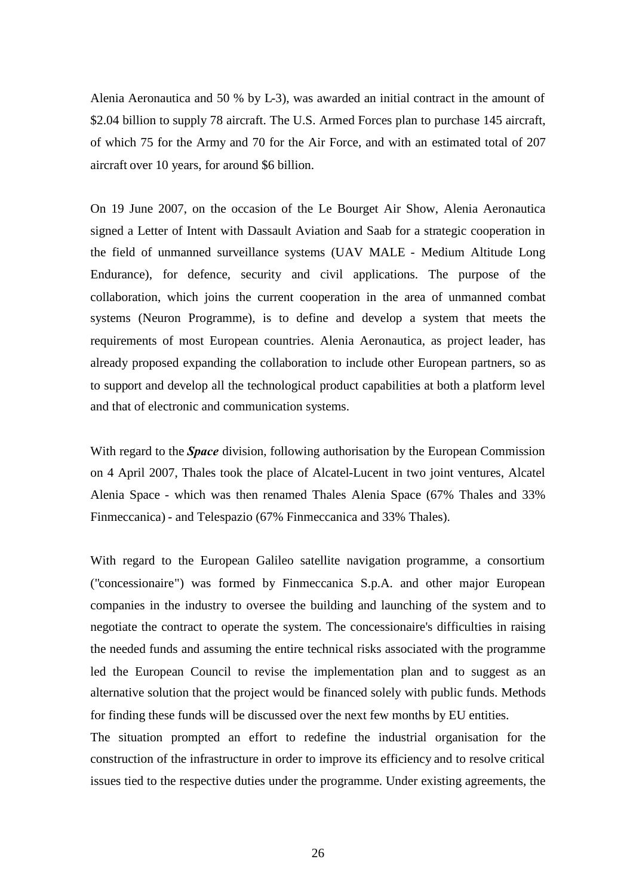Alenia Aeronautica and 50 % by L-3), was awarded an initial contract in the amount of $2.04 billion to supply 78 aircraft. The U.S. Armed Forces plan to purchase 145 aircraft, of which 75 for the Army and 70 for the Air Force, and with an estimated total of 207 aircraft over 10 years, for around $6 billion.

On 19 June 2007, on the occasion of the Le Bourget Air Show, Alenia Aeronautica signed a Letter of Intent with Dassault Aviation and Saab for a strategic cooperation in the field of unmanned surveillance systems (UAV MALE - Medium Altitude Long Endurance), for defence, security and civil applications. The purpose of the collaboration, which joins the current cooperation in the area of unmanned combat systems (Neuron Programme), is to define and develop a system that meets the requirements of most European countries. Alenia Aeronautica, as project leader, has already proposed expanding the collaboration to include other European partners, so as to support and develop all the technological product capabilities at both a platform level and that of electronic and communication systems.

With regard to the ***Space*** division, following authorisation by the European Commission on 4 April 2007, Thales took the place of Alcatel-Lucent in two joint ventures, Alcatel Alenia Space - which was then renamed Thales Alenia Space (67% Thales and 33% Finmeccanica) - and Telespazio (67% Finmeccanica and 33% Thales).

With regard to the European Galileo satellite navigation programme, a consortium ("concessionaire") was formed by Finmeccanica S.p.A. and other major European companies in the industry to oversee the building and launching of the system and to negotiate the contract to operate the system. The concessionaire's difficulties in raising the needed funds and assuming the entire technical risks associated with the programme led the European Council to revise the implementation plan and to suggest as an alternative solution that the project would be financed solely with public funds. Methods for finding these funds will be discussed over the next few months by EU entities.
The situation prompted an effort to redefine the industrial organisation for the construction of the infrastructure in order to improve its efficiency and to resolve critical issues tied to the respective duties under the programme. Under existing agreements, the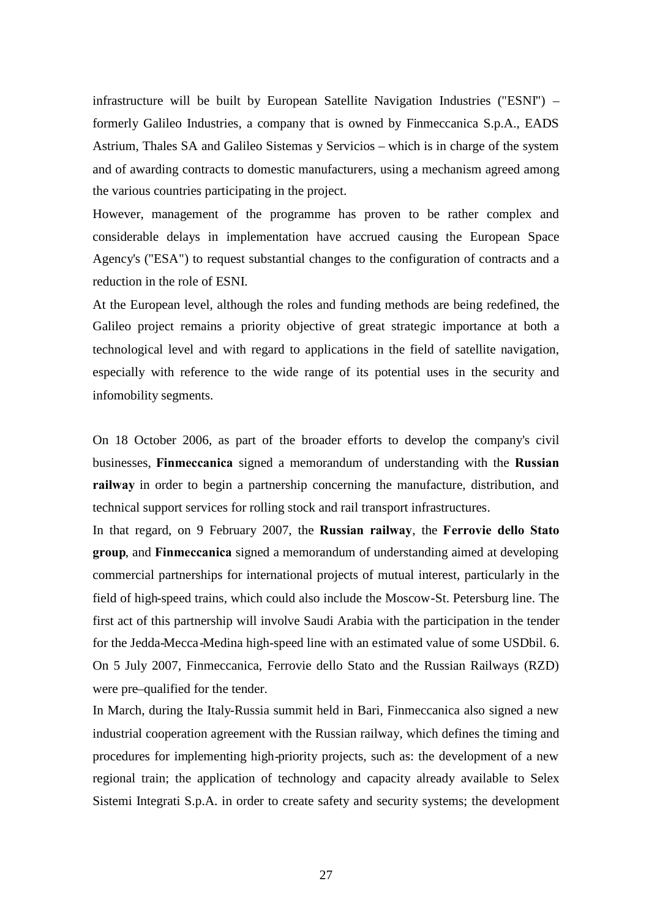infrastructure will be built by European Satellite Navigation Industries ("ESNI") – formerly Galileo Industries, a company that is owned by Finmeccanica S.p.A., EADS Astrium, Thales SA and Galileo Sistemas y Servicios – which is in charge of the system and of awarding contracts to domestic manufacturers, using a mechanism agreed among the various countries participating in the project.

However, management of the programme has proven to be rather complex and considerable delays in implementation have accrued causing the European Space Agency's ("ESA") to request substantial changes to the configuration of contracts and a reduction in the role of ESNI.

At the European level, although the roles and funding methods are being redefined, the Galileo project remains a priority objective of great strategic importance at both a technological level and with regard to applications in the field of satellite navigation, especially with reference to the wide range of its potential uses in the security and infomobility segments.

On 18 October 2006, as part of the broader efforts to develop the company's civil businesses, **Finmeccanica** signed a memorandum of understanding with the **Russian railway** in order to begin a partnership concerning the manufacture, distribution, and technical support services for rolling stock and rail transport infrastructures.

In that regard, on 9 February 2007, the **Russian railway**, the **Ferrovie dello Stato group**, and **Finmeccanica** signed a memorandum of understanding aimed at developing commercial partnerships for international projects of mutual interest, particularly in the field of high-speed trains, which could also include the Moscow-St. Petersburg line. The first act of this partnership will involve Saudi Arabia with the participation in the tender for the Jedda-Mecca-Medina high-speed line with an estimated value of some USDbil. 6. On 5 July 2007, Finmeccanica, Ferrovie dello Stato and the Russian Railways (RZD) were pre–qualified for the tender.

In March, during the Italy-Russia summit held in Bari, Finmeccanica also signed a new industrial cooperation agreement with the Russian railway, which defines the timing and procedures for implementing high-priority projects, such as: the development of a new regional train; the application of technology and capacity already available to Selex Sistemi Integrati S.p.A. in order to create safety and security systems; the development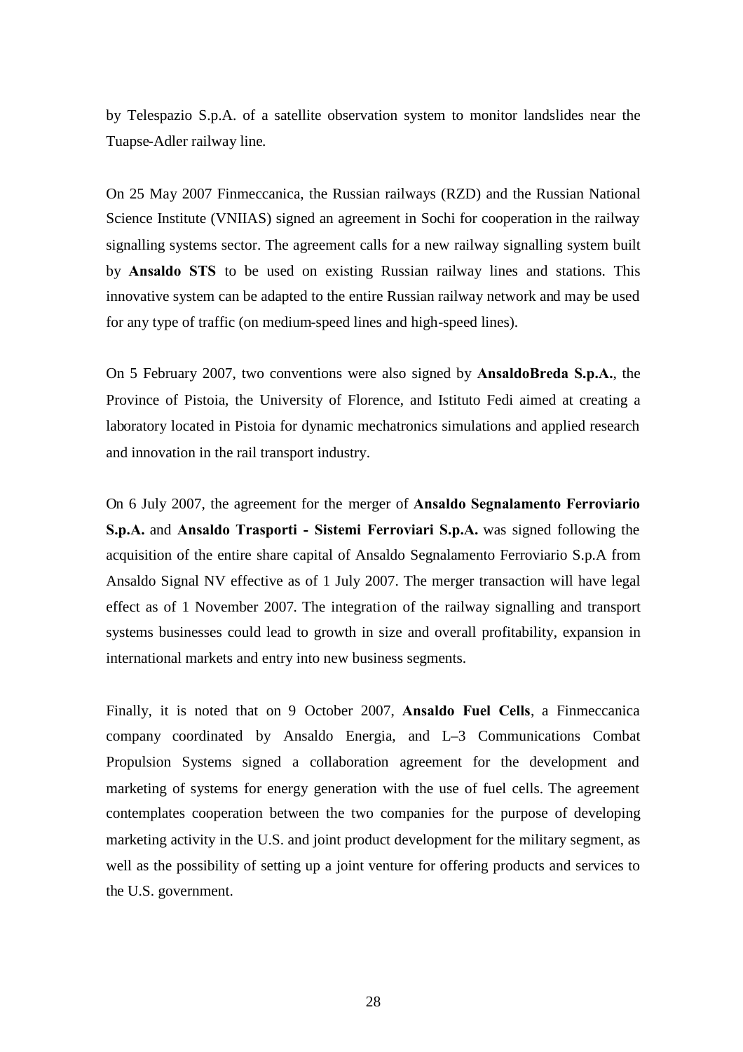by Telespazio S.p.A. of a satellite observation system to monitor landslides near the Tuapse-Adler railway line.

On 25 May 2007 Finmeccanica, the Russian railways (RZD) and the Russian National Science Institute (VNIIAS) signed an agreement in Sochi for cooperation in the railway signalling systems sector. The agreement calls for a new railway signalling system built by **Ansaldo STS** to be used on existing Russian railway lines and stations. This innovative system can be adapted to the entire Russian railway network and may be used for any type of traffic (on medium-speed lines and high-speed lines).

On 5 February 2007, two conventions were also signed by **AnsaldoBreda S.p.A.**, the Province of Pistoia, the University of Florence, and Istituto Fedi aimed at creating a laboratory located in Pistoia for dynamic mechatronics simulations and applied research and innovation in the rail transport industry.

On 6 July 2007, the agreement for the merger of **Ansaldo Segnalamento Ferroviario S.p.A.** and **Ansaldo Trasporti - Sistemi Ferroviari S.p.A.** was signed following the acquisition of the entire share capital of Ansaldo Segnalamento Ferroviario S.p.A from Ansaldo Signal NV effective as of 1 July 2007. The merger transaction will have legal effect as of 1 November 2007. The integration of the railway signalling and transport systems businesses could lead to growth in size and overall profitability, expansion in international markets and entry into new business segments.

Finally, it is noted that on 9 October 2007, **Ansaldo Fuel Cells**, a Finmeccanica company coordinated by Ansaldo Energia, and L–3 Communications Combat Propulsion Systems signed a collaboration agreement for the development and marketing of systems for energy generation with the use of fuel cells. The agreement contemplates cooperation between the two companies for the purpose of developing marketing activity in the U.S. and joint product development for the military segment, as well as the possibility of setting up a joint venture for offering products and services to the U.S. government.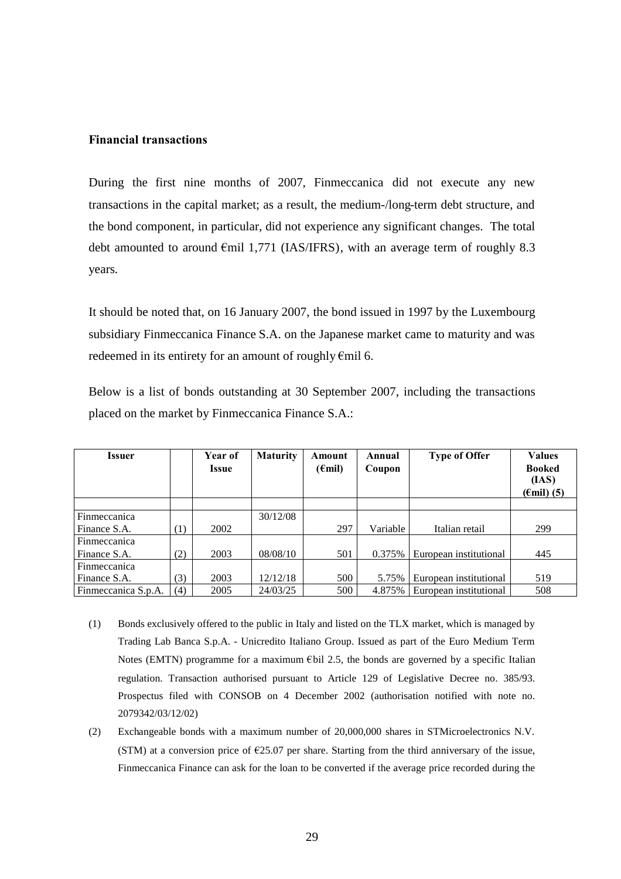**Financial transactions**

During the first nine months of 2007, Finmeccanica did not execute any new transactions in the capital market; as a result, the medium-/long-term debt structure, and the bond component, in particular, did not experience any significant changes. The total debt amounted to around €mil 1,771 (IAS/IFRS), with an average term of roughly 8.3 years.

It should be noted that, on 16 January 2007, the bond issued in 1997 by the Luxembourg subsidiary Finmeccanica Finance S.A. on the Japanese market came to maturity and was redeemed in its entirety for an amount of roughly €mil 6.

Below is a list of bonds outstanding at 30 September 2007, including the transactions placed on the market by Finmeccanica Finance S.A.:

| Issuer | | Year of Issue | Maturity | Amount (€mil) | Annual Coupon | Type of Offer | Values Booked (IAS) (€mil) (5) |
|---|---|---|---|---|---|---|---|
| | | | | | | | |
| Finmeccanica Finance S.A. | (1) | 2002 | 30/12/08 | 297 | Variable | Italian retail | 299 |
| Finmeccanica Finance S.A. | (2) | 2003 | 08/08/10 | 501 | 0.375% | European institutional | 445 |
| Finmeccanica Finance S.A. | (3) | 2003 | 12/12/18 | 500 | 5.75% | European institutional | 519 |
| Finmeccanica S.p.A. | (4) | 2005 | 24/03/25 | 500 | 4.875% | European institutional | 508 |

(1) Bonds exclusively offered to the public in Italy and listed on the TLX market, which is managed by Trading Lab Banca S.p.A. - Unicredito Italiano Group. Issued as part of the Euro Medium Term Notes (EMTN) programme for a maximum €bil 2.5, the bonds are governed by a specific Italian regulation. Transaction authorised pursuant to Article 129 of Legislative Decree no. 385/93. Prospectus filed with CONSOB on 4 December 2002 (authorisation notified with note no. 2079342/03/12/02)

(2) Exchangeable bonds with a maximum number of 20,000,000 shares in STMicroelectronics N.V. (STM) at a conversion price of €25.07 per share. Starting from the third anniversary of the issue, Finmeccanica Finance can ask for the loan to be converted if the average price recorded during the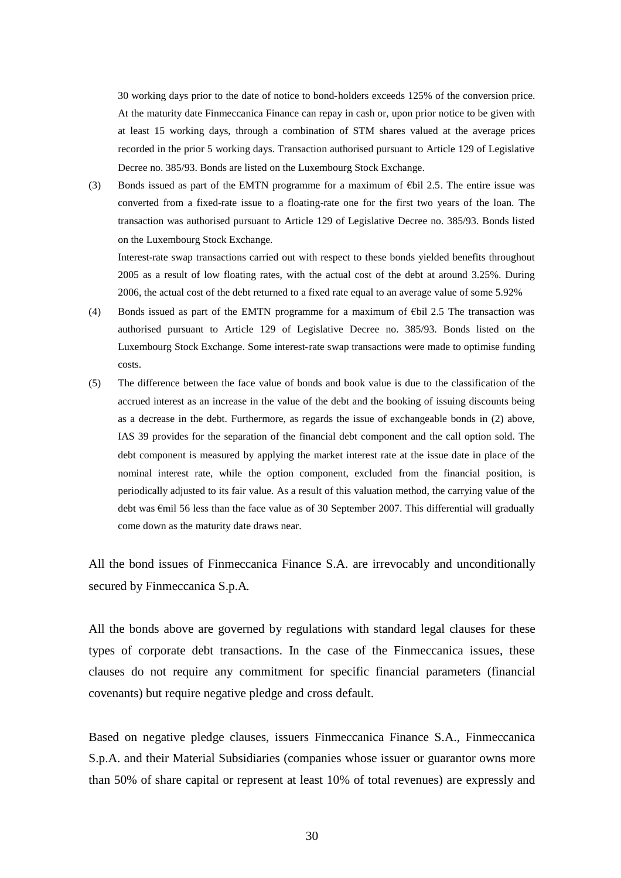30 working days prior to the date of notice to bond-holders exceeds 125% of the conversion price. At the maturity date Finmeccanica Finance can repay in cash or, upon prior notice to be given with at least 15 working days, through a combination of STM shares valued at the average prices recorded in the prior 5 working days. Transaction authorised pursuant to Article 129 of Legislative Decree no. 385/93. Bonds are listed on the Luxembourg Stock Exchange.

(3) Bonds issued as part of the EMTN programme for a maximum of €bil 2.5. The entire issue was converted from a fixed-rate issue to a floating-rate one for the first two years of the loan. The transaction was authorised pursuant to Article 129 of Legislative Decree no. 385/93. Bonds listed on the Luxembourg Stock Exchange.

    Interest-rate swap transactions carried out with respect to these bonds yielded benefits throughout 2005 as a result of low floating rates, with the actual cost of the debt at around 3.25%. During 2006, the actual cost of the debt returned to a fixed rate equal to an average value of some 5.92%

(4) Bonds issued as part of the EMTN programme for a maximum of €bil 2.5 The transaction was authorised pursuant to Article 129 of Legislative Decree no. 385/93. Bonds listed on the Luxembourg Stock Exchange. Some interest-rate swap transactions were made to optimise funding costs.

(5) The difference between the face value of bonds and book value is due to the classification of the accrued interest as an increase in the value of the debt and the booking of issuing discounts being as a decrease in the debt. Furthermore, as regards the issue of exchangeable bonds in (2) above, IAS 39 provides for the separation of the financial debt component and the call option sold. The debt component is measured by applying the market interest rate at the issue date in place of the nominal interest rate, while the option component, excluded from the financial position, is periodically adjusted to its fair value. As a result of this valuation method, the carrying value of the debt was €mil 56 less than the face value as of 30 September 2007. This differential will gradually come down as the maturity date draws near.

All the bond issues of Finmeccanica Finance S.A. are irrevocably and unconditionally secured by Finmeccanica S.p.A.

All the bonds above are governed by regulations with standard legal clauses for these types of corporate debt transactions. In the case of the Finmeccanica issues, these clauses do not require any commitment for specific financial parameters (financial covenants) but require negative pledge and cross default.

Based on negative pledge clauses, issuers Finmeccanica Finance S.A., Finmeccanica S.p.A. and their Material Subsidiaries (companies whose issuer or guarantor owns more than 50% of share capital or represent at least 10% of total revenues) are expressly and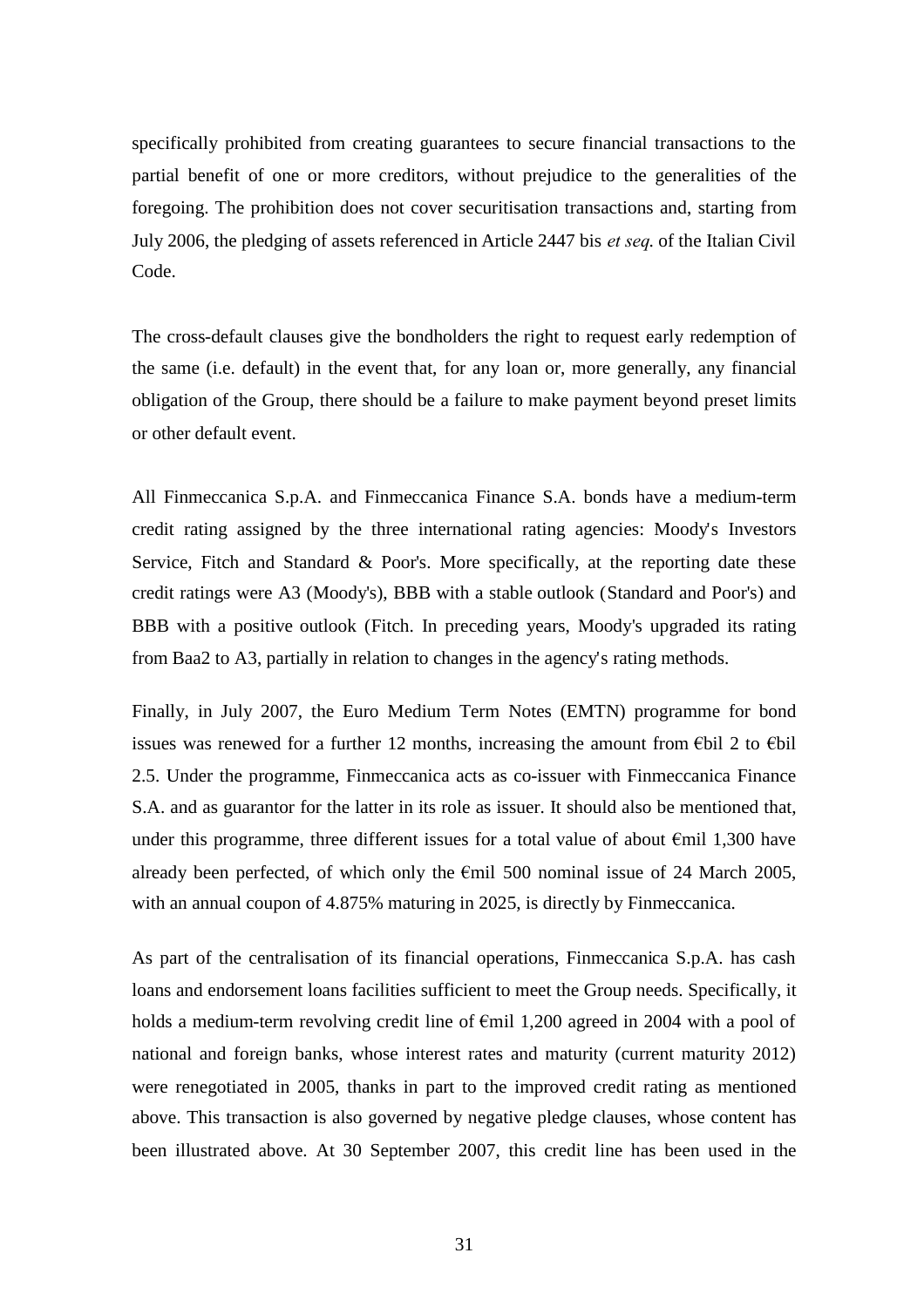specifically prohibited from creating guarantees to secure financial transactions to the partial benefit of one or more creditors, without prejudice to the generalities of the foregoing. The prohibition does not cover securitisation transactions and, starting from July 2006, the pledging of assets referenced in Article 2447 bis *et seq.* of the Italian Civil Code.

The cross-default clauses give the bondholders the right to request early redemption of the same (i.e. default) in the event that, for any loan or, more generally, any financial obligation of the Group, there should be a failure to make payment beyond preset limits or other default event.

All Finmeccanica S.p.A. and Finmeccanica Finance S.A. bonds have a medium-term credit rating assigned by the three international rating agencies: Moody's Investors Service, Fitch and Standard & Poor's. More specifically, at the reporting date these credit ratings were A3 (Moody's), BBB with a stable outlook (Standard and Poor's) and BBB with a positive outlook (Fitch. In preceding years, Moody's upgraded its rating from Baa2 to A3, partially in relation to changes in the agency's rating methods.

Finally, in July 2007, the Euro Medium Term Notes (EMTN) programme for bond issues was renewed for a further 12 months, increasing the amount from €bil 2 to €bil 2.5. Under the programme, Finmeccanica acts as co-issuer with Finmeccanica Finance S.A. and as guarantor for the latter in its role as issuer. It should also be mentioned that, under this programme, three different issues for a total value of about €mil 1,300 have already been perfected, of which only the €mil 500 nominal issue of 24 March 2005, with an annual coupon of 4.875% maturing in 2025, is directly by Finmeccanica.

As part of the centralisation of its financial operations, Finmeccanica S.p.A. has cash loans and endorsement loans facilities sufficient to meet the Group needs. Specifically, it holds a medium-term revolving credit line of €mil 1,200 agreed in 2004 with a pool of national and foreign banks, whose interest rates and maturity (current maturity 2012) were renegotiated in 2005, thanks in part to the improved credit rating as mentioned above. This transaction is also governed by negative pledge clauses, whose content has been illustrated above. At 30 September 2007, this credit line has been used in the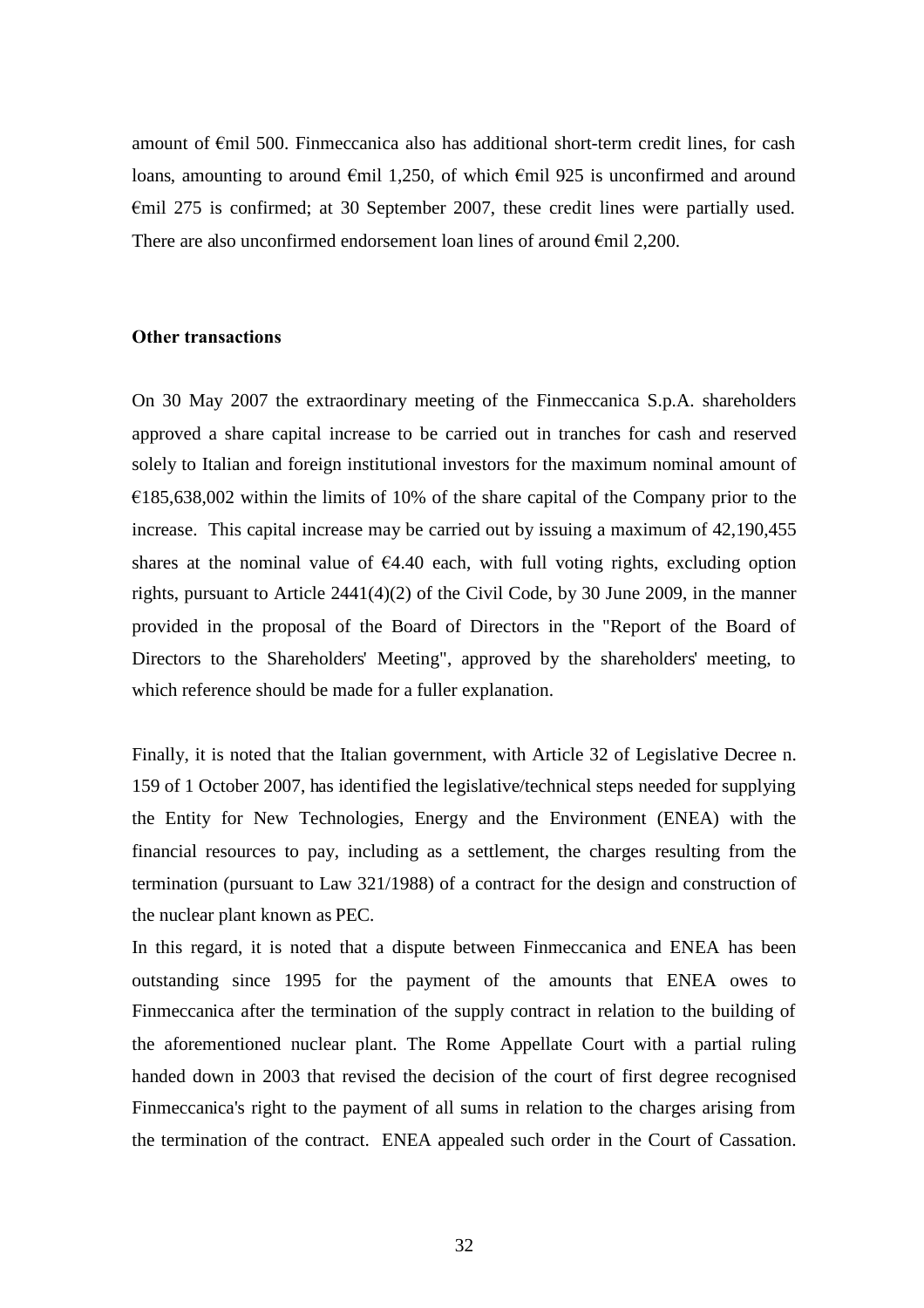amount of €mil 500. Finmeccanica also has additional short-term credit lines, for cash loans, amounting to around €mil 1,250, of which €mil 925 is unconfirmed and around €mil 275 is confirmed; at 30 September 2007, these credit lines were partially used. There are also unconfirmed endorsement loan lines of around €mil 2,200.

**Other transactions**

On 30 May 2007 the extraordinary meeting of the Finmeccanica S.p.A. shareholders approved a share capital increase to be carried out in tranches for cash and reserved solely to Italian and foreign institutional investors for the maximum nominal amount of €185,638,002 within the limits of 10% of the share capital of the Company prior to the increase. This capital increase may be carried out by issuing a maximum of 42,190,455 shares at the nominal value of €4.40 each, with full voting rights, excluding option rights, pursuant to Article 2441(4)(2) of the Civil Code, by 30 June 2009, in the manner provided in the proposal of the Board of Directors in the "Report of the Board of Directors to the Shareholders' Meeting", approved by the shareholders' meeting, to which reference should be made for a fuller explanation.

Finally, it is noted that the Italian government, with Article 32 of Legislative Decree n. 159 of 1 October 2007, has identified the legislative/technical steps needed for supplying the Entity for New Technologies, Energy and the Environment (ENEA) with the financial resources to pay, including as a settlement, the charges resulting from the termination (pursuant to Law 321/1988) of a contract for the design and construction of the nuclear plant known as PEC.

In this regard, it is noted that a dispute between Finmeccanica and ENEA has been outstanding since 1995 for the payment of the amounts that ENEA owes to Finmeccanica after the termination of the supply contract in relation to the building of the aforementioned nuclear plant. The Rome Appellate Court with a partial ruling handed down in 2003 that revised the decision of the court of first degree recognised Finmeccanica's right to the payment of all sums in relation to the charges arising from the termination of the contract. ENEA appealed such order in the Court of Cassation.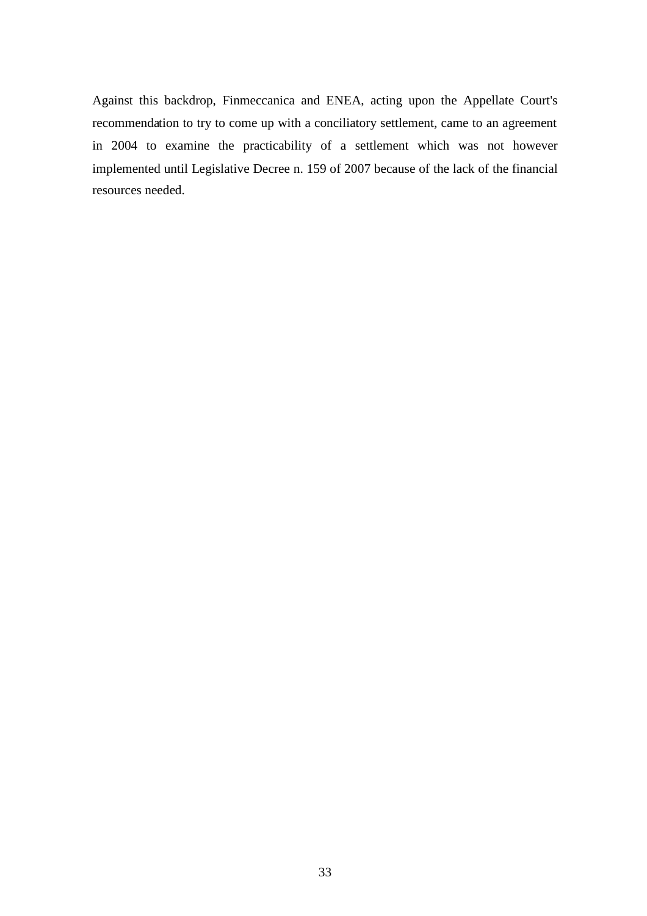Against this backdrop, Finmeccanica and ENEA, acting upon the Appellate Court's recommendation to try to come up with a conciliatory settlement, came to an agreement in 2004 to examine the practicability of a settlement which was not however implemented until Legislative Decree n. 159 of 2007 because of the lack of the financial resources needed.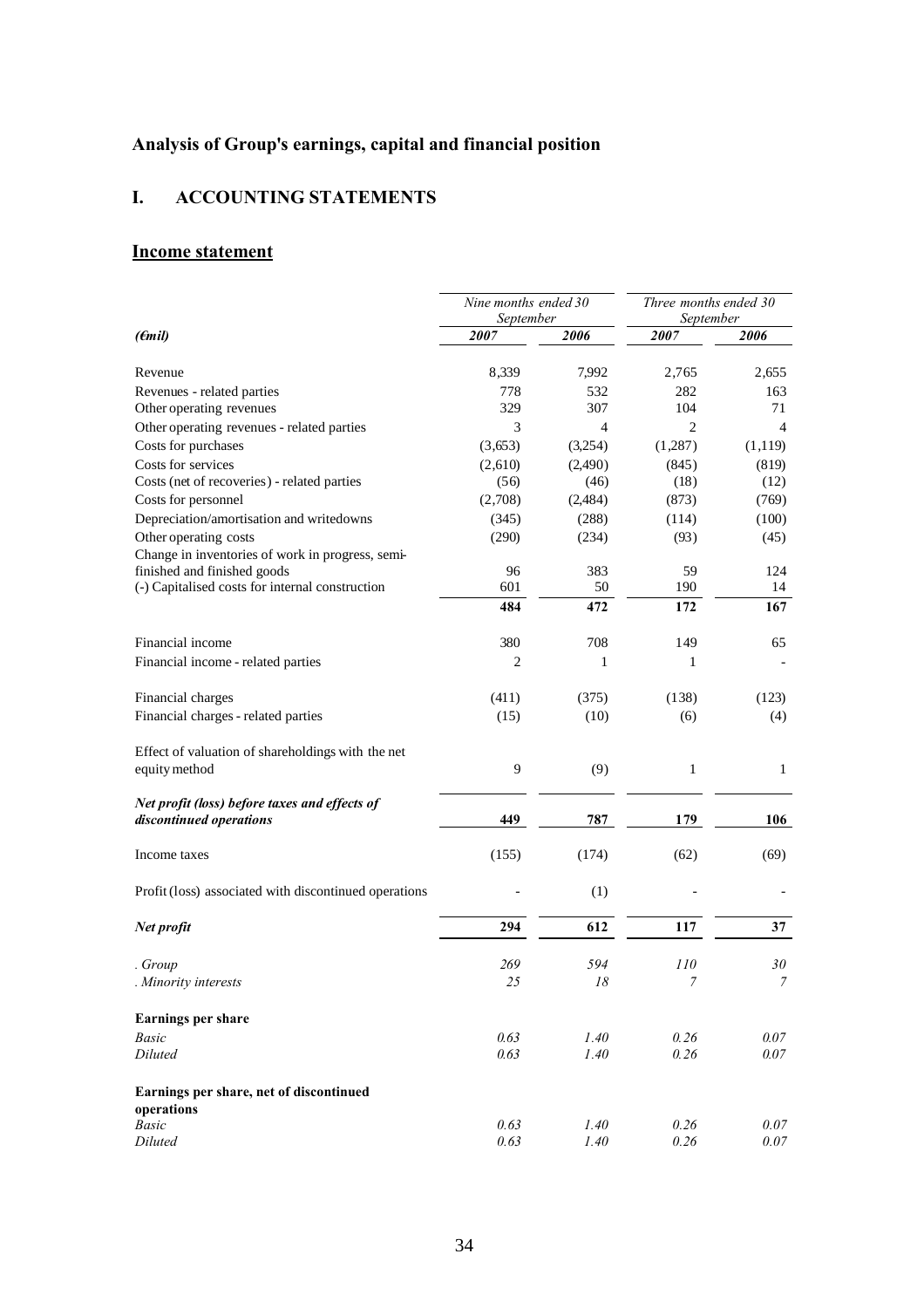# Analysis of Group's earnings, capital and financial position

## I. ACCOUNTING STATEMENTS

### Income statement

| | *Nine months ended 30 September* | | *Three months ended 30 September* | |
|---|---|---|---|---|
| ***(€mil)*** | ***2007*** | ***2006*** | ***2007*** | ***2006*** |
| Revenue | 8,339 | 7,992 | 2,765 | 2,655 |
| Revenues - related parties | 778 | 532 | 282 | 163 |
| Other operating revenues | 329 | 307 | 104 | 71 |
| Other operating revenues - related parties | 3 | 4 | 2 | 4 |
| Costs for purchases | (3,653) | (3,254) | (1,287) | (1,119) |
| Costs for services | (2,610) | (2,490) | (845) | (819) |
| Costs (net of recoveries) - related parties | (56) | (46) | (18) | (12) |
| Costs for personnel | (2,708) | (2,484) | (873) | (769) |
| Depreciation/amortisation and writedowns | (345) | (288) | (114) | (100) |
| Other operating costs | (290) | (234) | (93) | (45) |
| Change in inventories of work in progress, semi-finished and finished goods | 96 | 383 | 59 | 124 |
| (-) Capitalised costs for internal construction | 601 | 50 | 190 | 14 |
| | **484** | **472** | **172** | **167** |
| Financial income | 380 | 708 | 149 | 65 |
| Financial income - related parties | 2 | 1 | 1 | - |
| Financial charges | (411) | (375) | (138) | (123) |
| Financial charges - related parties | (15) | (10) | (6) | (4) |
| Effect of valuation of shareholdings with the net equity method | 9 | (9) | 1 | 1 |
| ***Net profit (loss) before taxes and effects of discontinued operations*** | **449** | **787** | **179** | **106** |
| Income taxes | (155) | (174) | (62) | (69) |
| Profit (loss) associated with discontinued operations | - | (1) | - | - |
| ***Net profit*** | **294** | **612** | **117** | **37** |
| *. Group* | *269* | *594* | *110* | *30* |
| *. Minority interests* | *25* | *18* | *7* | *7* |
| **Earnings per share** | | | | |
| *Basic* | *0.63* | *1.40* | *0.26* | *0.07* |
| *Diluted* | *0.63* | *1.40* | *0.26* | *0.07* |
| **Earnings per share, net of discontinued operations** | | | | |
| *Basic* | *0.63* | *1.40* | *0.26* | *0.07* |
| *Diluted* | *0.63* | *1.40* | *0.26* | *0.07* |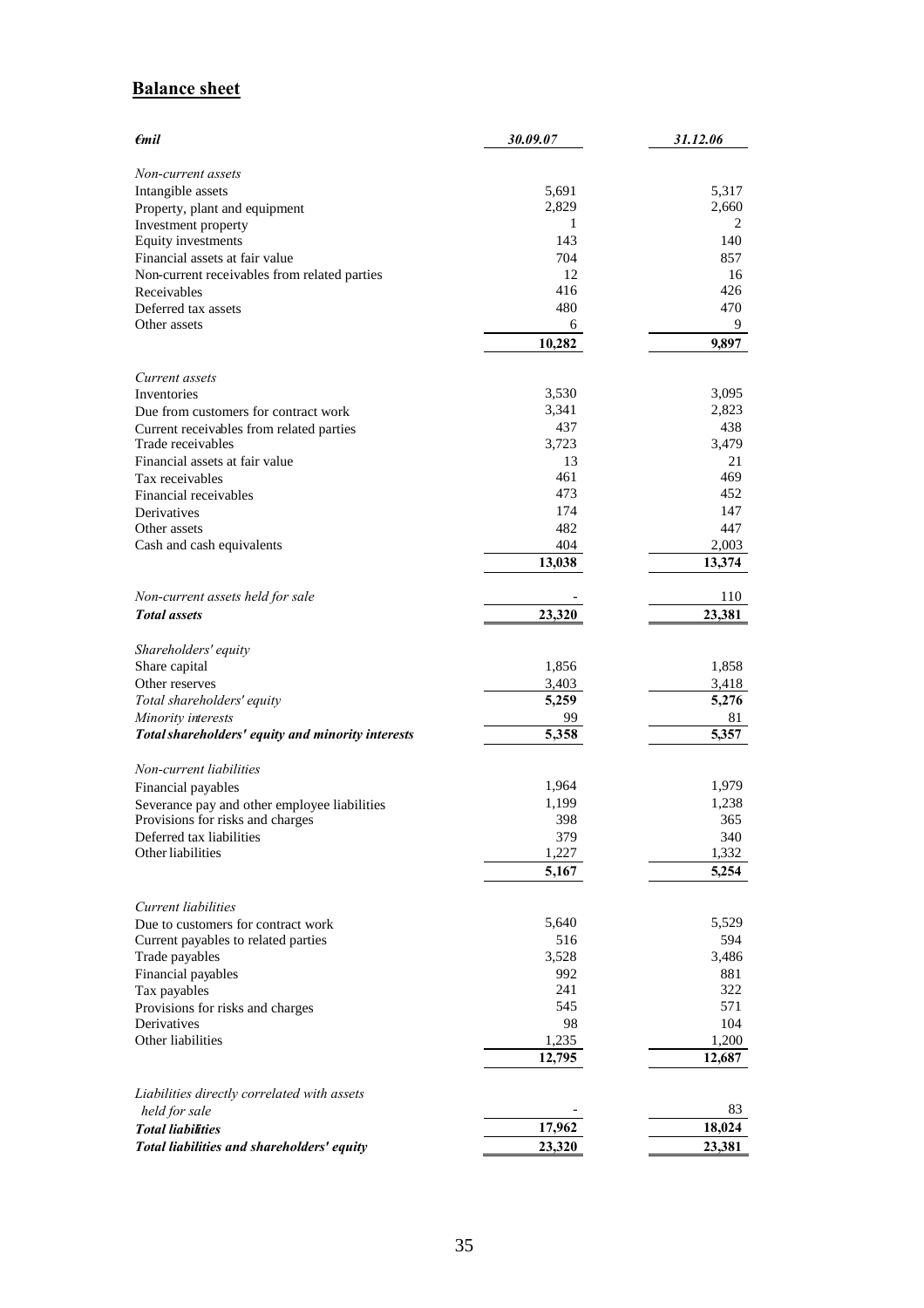## Balance sheet

| *€mil* | *30.09.07* | *31.12.06* |
|---|---|---|
| *Non-current assets* | | |
| Intangible assets | 5,691 | 5,317 |
| Property, plant and equipment | 2,829 | 2,660 |
| Investment property | 1 | 2 |
| Equity investments | 143 | 140 |
| Financial assets at fair value | 704 | 857 |
| Non-current receivables from related parties | 12 | 16 |
| Receivables | 416 | 426 |
| Deferred tax assets | 480 | 470 |
| Other assets | 6 | 9 |
| | **10,282** | **9,897** |
| *Current assets* | | |
| Inventories | 3,530 | 3,095 |
| Due from customers for contract work | 3,341 | 2,823 |
| Current receivables from related parties | 437 | 438 |
| Trade receivables | 3,723 | 3,479 |
| Financial assets at fair value | 13 | 21 |
| Tax receivables | 461 | 469 |
| Financial receivables | 473 | 452 |
| Derivatives | 174 | 147 |
| Other assets | 482 | 447 |
| Cash and cash equivalents | 404 | 2,003 |
| | **13,038** | **13,374** |
| *Non-current assets held for sale* | - | 110 |
| ***Total assets*** | **23,320** | **23,381** |
| *Shareholders' equity* | | |
| Share capital | 1,856 | 1,858 |
| Other reserves | 3,403 | 3,418 |
| *Total shareholders' equity* | **5,259** | **5,276** |
| *Minority interests* | 99 | 81 |
| ***Total shareholders' equity and minority interests*** | **5,358** | **5,357** |
| *Non-current liabilities* | | |
| Financial payables | 1,964 | 1,979 |
| Severance pay and other employee liabilities | 1,199 | 1,238 |
| Provisions for risks and charges | 398 | 365 |
| Deferred tax liabilities | 379 | 340 |
| Other liabilities | 1,227 | 1,332 |
| | **5,167** | **5,254** |
| *Current liabilities* | | |
| Due to customers for contract work | 5,640 | 5,529 |
| Current payables to related parties | 516 | 594 |
| Trade payables | 3,528 | 3,486 |
| Financial payables | 992 | 881 |
| Tax payables | 241 | 322 |
| Provisions for risks and charges | 545 | 571 |
| Derivatives | 98 | 104 |
| Other liabilities | 1,235 | 1,200 |
| | **12,795** | **12,687** |
| *Liabilities directly correlated with assets held for sale* | - | 83 |
| ***Total liabilities*** | **17,962** | **18,024** |
| ***Total liabilities and shareholders' equity*** | **23,320** | **23,381** |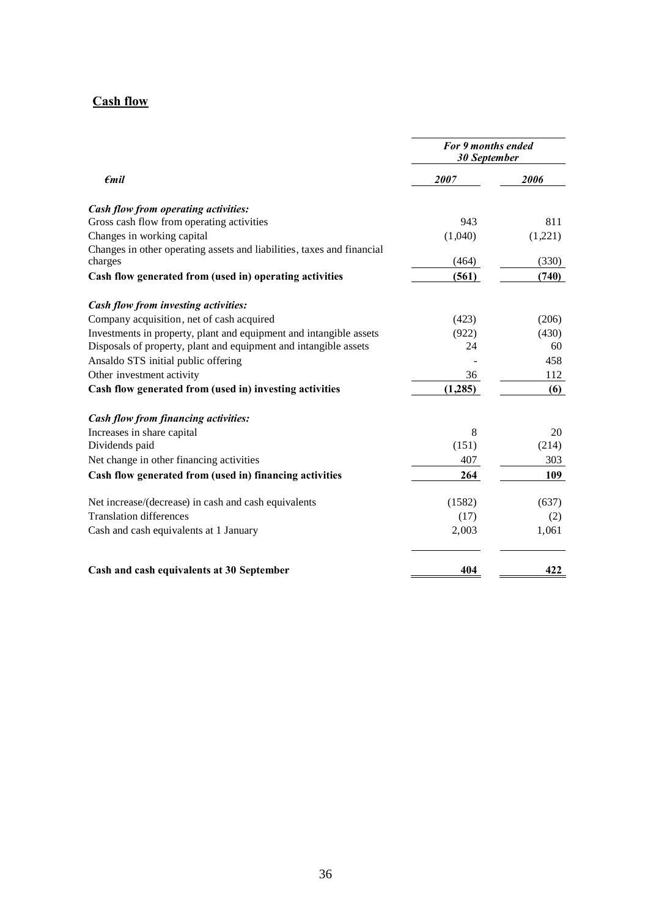## Cash flow

| *€mil* | *For 9 months ended 30 September* | |
|---|---|---|
| | *2007* | *2006* |
| ***Cash flow from operating activities:*** | | |
| Gross cash flow from operating activities | 943 | 811 |
| Changes in working capital | (1,040) | (1,221) |
| Changes in other operating assets and liabilities, taxes and financial charges | (464) | (330) |
| **Cash flow generated from (used in) operating activities** | **(561)** | **(740)** |
| ***Cash flow from investing activities:*** | | |
| Company acquisition, net of cash acquired | (423) | (206) |
| Investments in property, plant and equipment and intangible assets | (922) | (430) |
| Disposals of property, plant and equipment and intangible assets | 24 | 60 |
| Ansaldo STS initial public offering | - | 458 |
| Other investment activity | 36 | 112 |
| **Cash flow generated from (used in) investing activities** | **(1,285)** | **(6)** |
| ***Cash flow from financing activities:*** | | |
| Increases in share capital | 8 | 20 |
| Dividends paid | (151) | (214) |
| Net change in other financing activities | 407 | 303 |
| **Cash flow generated from (used in) financing activities** | **264** | **109** |
| Net increase/(decrease) in cash and cash equivalents | (1582) | (637) |
| Translation differences | (17) | (2) |
| Cash and cash equivalents at 1 January | 2,003 | 1,061 |
| **Cash and cash equivalents at 30 September** | **404** | **422** |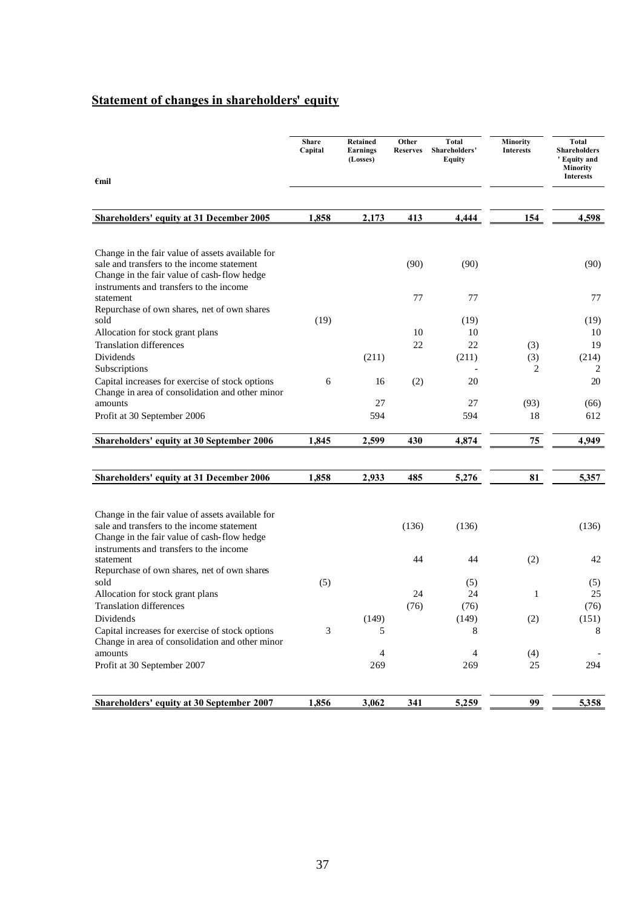## Statement of changes in shareholders' equity

| €mil | Share Capital | Retained Earnings (Losses) | Other Reserves | Total Shareholders' Equity | Minority Interests | Total Shareholders' Equity and Minority Interests |
|---|---|---|---|---|---|---|
| **Shareholders' equity at 31 December 2005** | **1,858** | **2,173** | **413** | **4,444** | **154** | **4,598** |
| Change in the fair value of assets available for sale and transfers to the income statement | | | (90) | (90) | | (90) |
| Change in the fair value of cash-flow hedge instruments and transfers to the income statement | | | 77 | 77 | | 77 |
| Repurchase of own shares, net of own shares sold | (19) | | | (19) | | (19) |
| Allocation for stock grant plans | | | 10 | 10 | | 10 |
| Translation differences | | | 22 | 22 | (3) | 19 |
| Dividends | | (211) | | (211) | (3) | (214) |
| Subscriptions | | | | - | 2 | 2 |
| Capital increases for exercise of stock options | 6 | 16 | (2) | 20 | | 20 |
| Change in area of consolidation and other minor amounts | | 27 | | 27 | (93) | (66) |
| Profit at 30 September 2006 | | 594 | | 594 | 18 | 612 |
| **Shareholders' equity at 30 September 2006** | **1,845** | **2,599** | **430** | **4,874** | **75** | **4,949** |
| **Shareholders' equity at 31 December 2006** | **1,858** | **2,933** | **485** | **5,276** | **81** | **5,357** |
| Change in the fair value of assets available for sale and transfers to the income statement | | | (136) | (136) | | (136) |
| Change in the fair value of cash-flow hedge instruments and transfers to the income statement | | | 44 | 44 | (2) | 42 |
| Repurchase of own shares, net of own shares sold | (5) | | | (5) | | (5) |
| Allocation for stock grant plans | | | 24 | 24 | 1 | 25 |
| Translation differences | | | (76) | (76) | | (76) |
| Dividends | | (149) | | (149) | (2) | (151) |
| Capital increases for exercise of stock options | 3 | 5 | | 8 | | 8 |
| Change in area of consolidation and other minor amounts | | 4 | | 4 | (4) | - |
| Profit at 30 September 2007 | | 269 | | 269 | 25 | 294 |
| **Shareholders' equity at 30 September 2007** | **1,856** | **3,062** | **341** | **5,259** | **99** | **5,358** |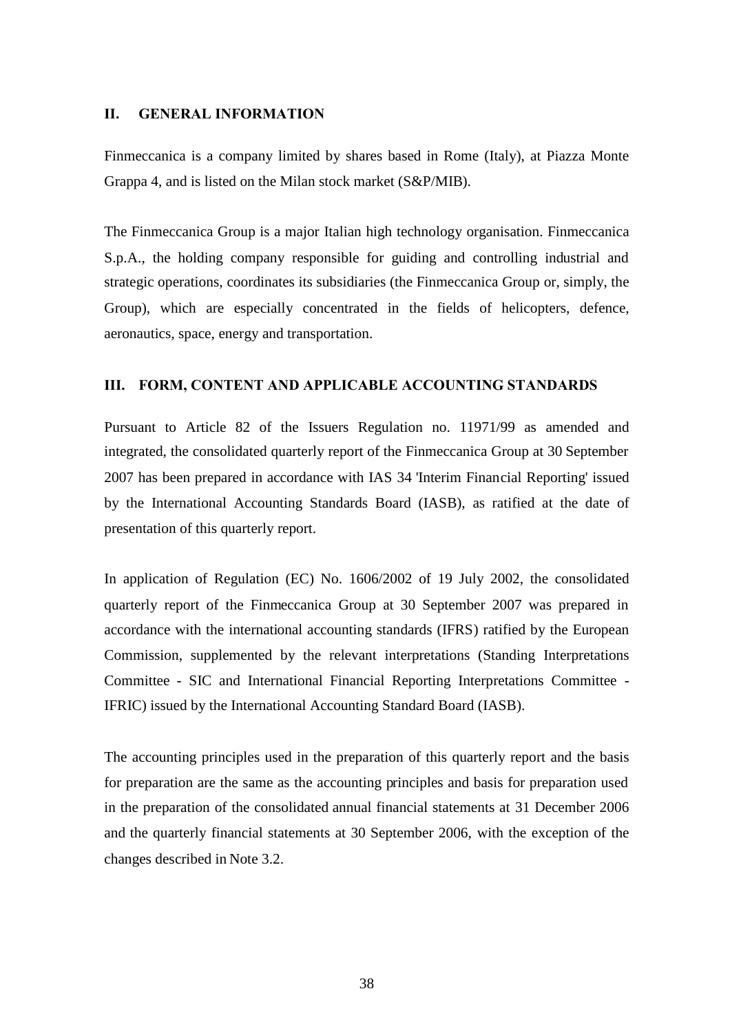## II. GENERAL INFORMATION

Finmeccanica is a company limited by shares based in Rome (Italy), at Piazza Monte Grappa 4, and is listed on the Milan stock market (S&P/MIB).

The Finmeccanica Group is a major Italian high technology organisation. Finmeccanica S.p.A., the holding company responsible for guiding and controlling industrial and strategic operations, coordinates its subsidiaries (the Finmeccanica Group or, simply, the Group), which are especially concentrated in the fields of helicopters, defence, aeronautics, space, energy and transportation.

## III. FORM, CONTENT AND APPLICABLE ACCOUNTING STANDARDS

Pursuant to Article 82 of the Issuers Regulation no. 11971/99 as amended and integrated, the consolidated quarterly report of the Finmeccanica Group at 30 September 2007 has been prepared in accordance with IAS 34 'Interim Financial Reporting' issued by the International Accounting Standards Board (IASB), as ratified at the date of presentation of this quarterly report.

In application of Regulation (EC) No. 1606/2002 of 19 July 2002, the consolidated quarterly report of the Finmeccanica Group at 30 September 2007 was prepared in accordance with the international accounting standards (IFRS) ratified by the European Commission, supplemented by the relevant interpretations (Standing Interpretations Committee - SIC and International Financial Reporting Interpretations Committee - IFRIC) issued by the International Accounting Standard Board (IASB).

The accounting principles used in the preparation of this quarterly report and the basis for preparation are the same as the accounting principles and basis for preparation used in the preparation of the consolidated annual financial statements at 31 December 2006 and the quarterly financial statements at 30 September 2006, with the exception of the changes described in Note 3.2.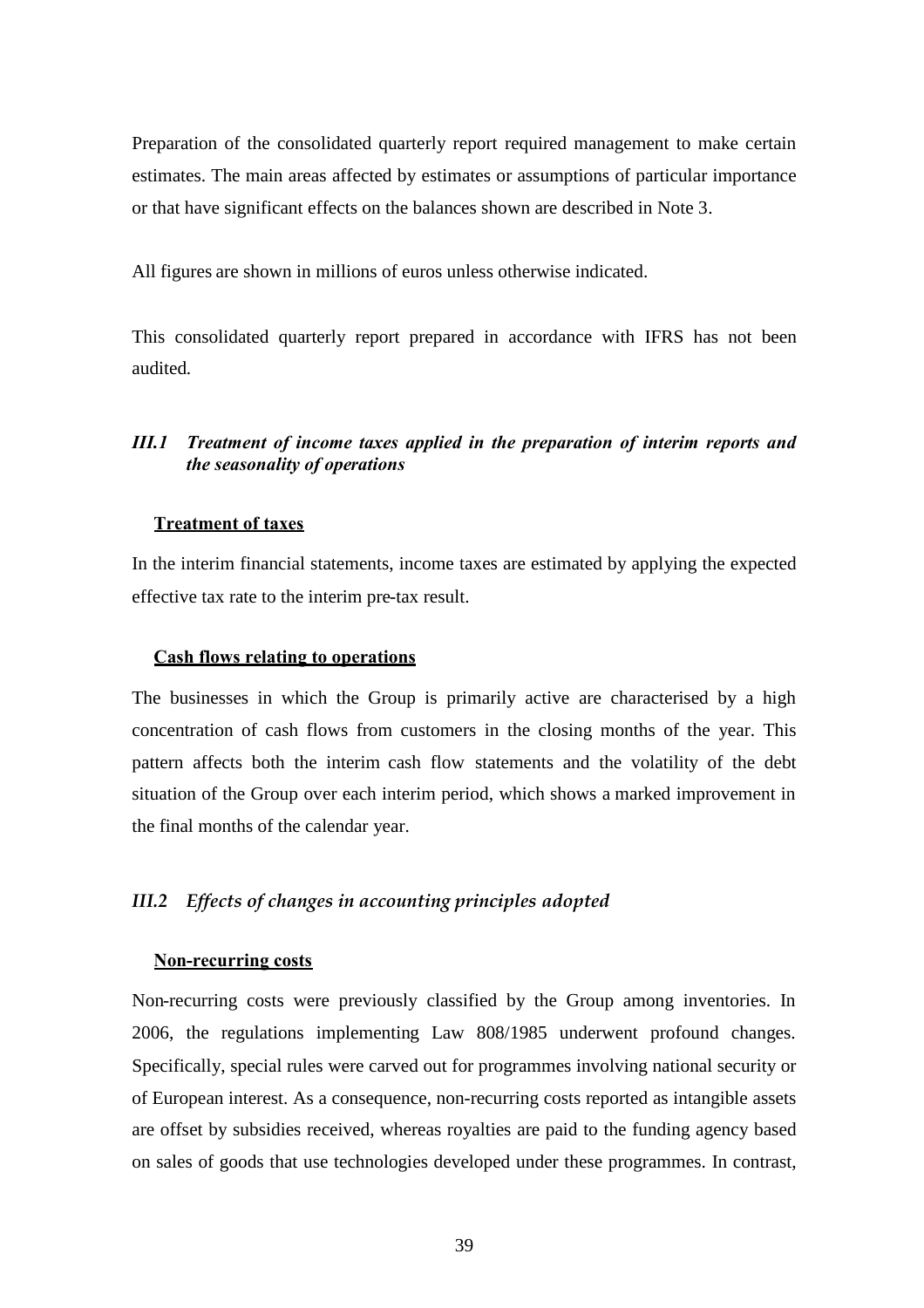Preparation of the consolidated quarterly report required management to make certain estimates. The main areas affected by estimates or assumptions of particular importance or that have significant effects on the balances shown are described in Note 3.

All figures are shown in millions of euros unless otherwise indicated.

This consolidated quarterly report prepared in accordance with IFRS has not been audited.

### *III.1 Treatment of income taxes applied in the preparation of interim reports and the seasonality of operations*

**Treatment of taxes**

In the interim financial statements, income taxes are estimated by applying the expected effective tax rate to the interim pre-tax result.

**Cash flows relating to operations**

The businesses in which the Group is primarily active are characterised by a high concentration of cash flows from customers in the closing months of the year. This pattern affects both the interim cash flow statements and the volatility of the debt situation of the Group over each interim period, which shows a marked improvement in the final months of the calendar year.

### *III.2 Effects of changes in accounting principles adopted*

**Non-recurring costs**

Non-recurring costs were previously classified by the Group among inventories. In 2006, the regulations implementing Law 808/1985 underwent profound changes. Specifically, special rules were carved out for programmes involving national security or of European interest. As a consequence, non-recurring costs reported as intangible assets are offset by subsidies received, whereas royalties are paid to the funding agency based on sales of goods that use technologies developed under these programmes. In contrast,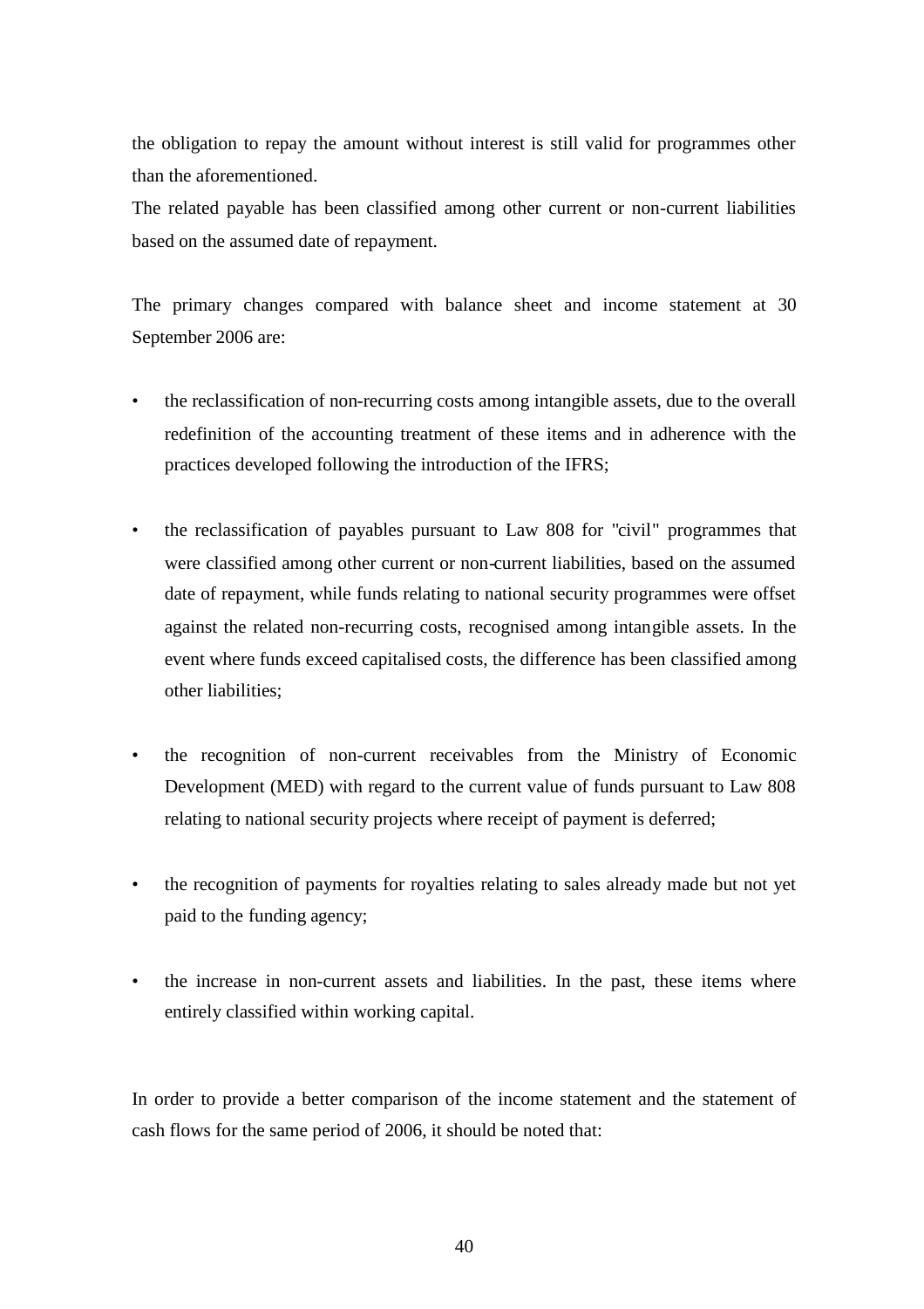the obligation to repay the amount without interest is still valid for programmes other than the aforementioned.

The related payable has been classified among other current or non-current liabilities based on the assumed date of repayment.

The primary changes compared with balance sheet and income statement at 30 September 2006 are:

- the reclassification of non-recurring costs among intangible assets, due to the overall redefinition of the accounting treatment of these items and in adherence with the practices developed following the introduction of the IFRS;

- the reclassification of payables pursuant to Law 808 for "civil" programmes that were classified among other current or non-current liabilities, based on the assumed date of repayment, while funds relating to national security programmes were offset against the related non-recurring costs, recognised among intangible assets. In the event where funds exceed capitalised costs, the difference has been classified among other liabilities;

- the recognition of non-current receivables from the Ministry of Economic Development (MED) with regard to the current value of funds pursuant to Law 808 relating to national security projects where receipt of payment is deferred;

- the recognition of payments for royalties relating to sales already made but not yet paid to the funding agency;

- the increase in non-current assets and liabilities. In the past, these items where entirely classified within working capital.

In order to provide a better comparison of the income statement and the statement of cash flows for the same period of 2006, it should be noted that: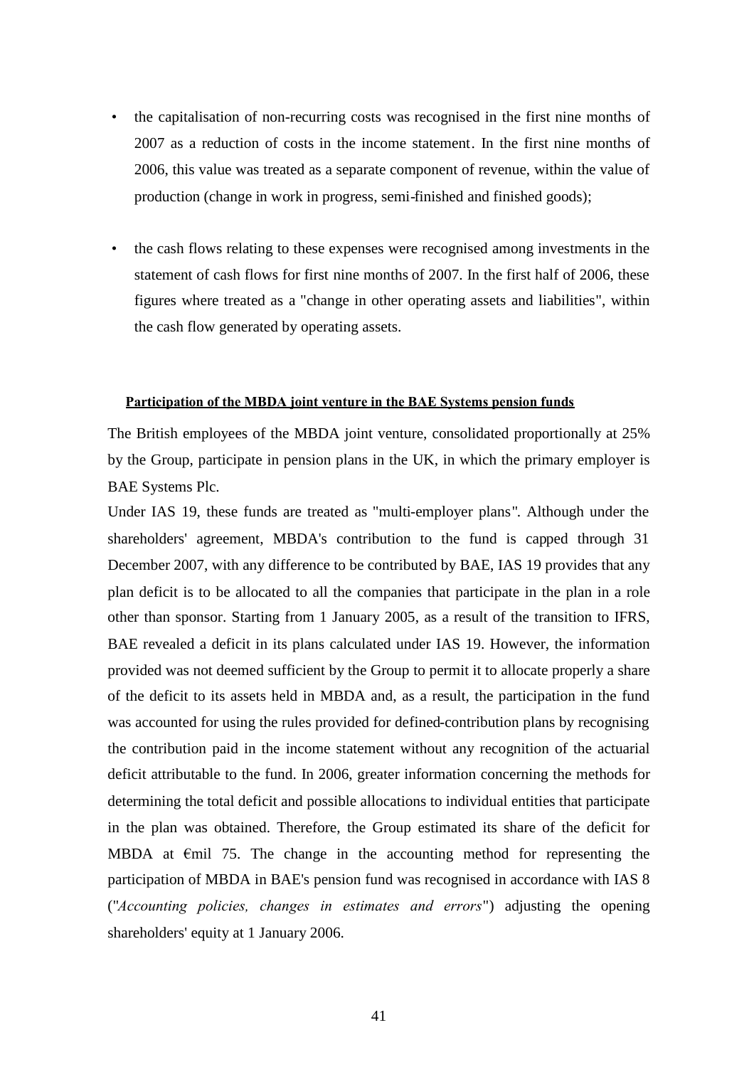- the capitalisation of non-recurring costs was recognised in the first nine months of 2007 as a reduction of costs in the income statement. In the first nine months of 2006, this value was treated as a separate component of revenue, within the value of production (change in work in progress, semi-finished and finished goods);

- the cash flows relating to these expenses were recognised among investments in the statement of cash flows for first nine months of 2007. In the first half of 2006, these figures where treated as a "change in other operating assets and liabilities", within the cash flow generated by operating assets.

**Participation of the MBDA joint venture in the BAE Systems pension funds**

The British employees of the MBDA joint venture, consolidated proportionally at 25% by the Group, participate in pension plans in the UK, in which the primary employer is BAE Systems Plc.

Under IAS 19, these funds are treated as "multi-employer plans". Although under the shareholders' agreement, MBDA's contribution to the fund is capped through 31 December 2007, with any difference to be contributed by BAE, IAS 19 provides that any plan deficit is to be allocated to all the companies that participate in the plan in a role other than sponsor. Starting from 1 January 2005, as a result of the transition to IFRS, BAE revealed a deficit in its plans calculated under IAS 19. However, the information provided was not deemed sufficient by the Group to permit it to allocate properly a share of the deficit to its assets held in MBDA and, as a result, the participation in the fund was accounted for using the rules provided for defined-contribution plans by recognising the contribution paid in the income statement without any recognition of the actuarial deficit attributable to the fund. In 2006, greater information concerning the methods for determining the total deficit and possible allocations to individual entities that participate in the plan was obtained. Therefore, the Group estimated its share of the deficit for MBDA at €mil 75. The change in the accounting method for representing the participation of MBDA in BAE's pension fund was recognised in accordance with IAS 8 ("*Accounting policies, changes in estimates and errors*") adjusting the opening shareholders' equity at 1 January 2006.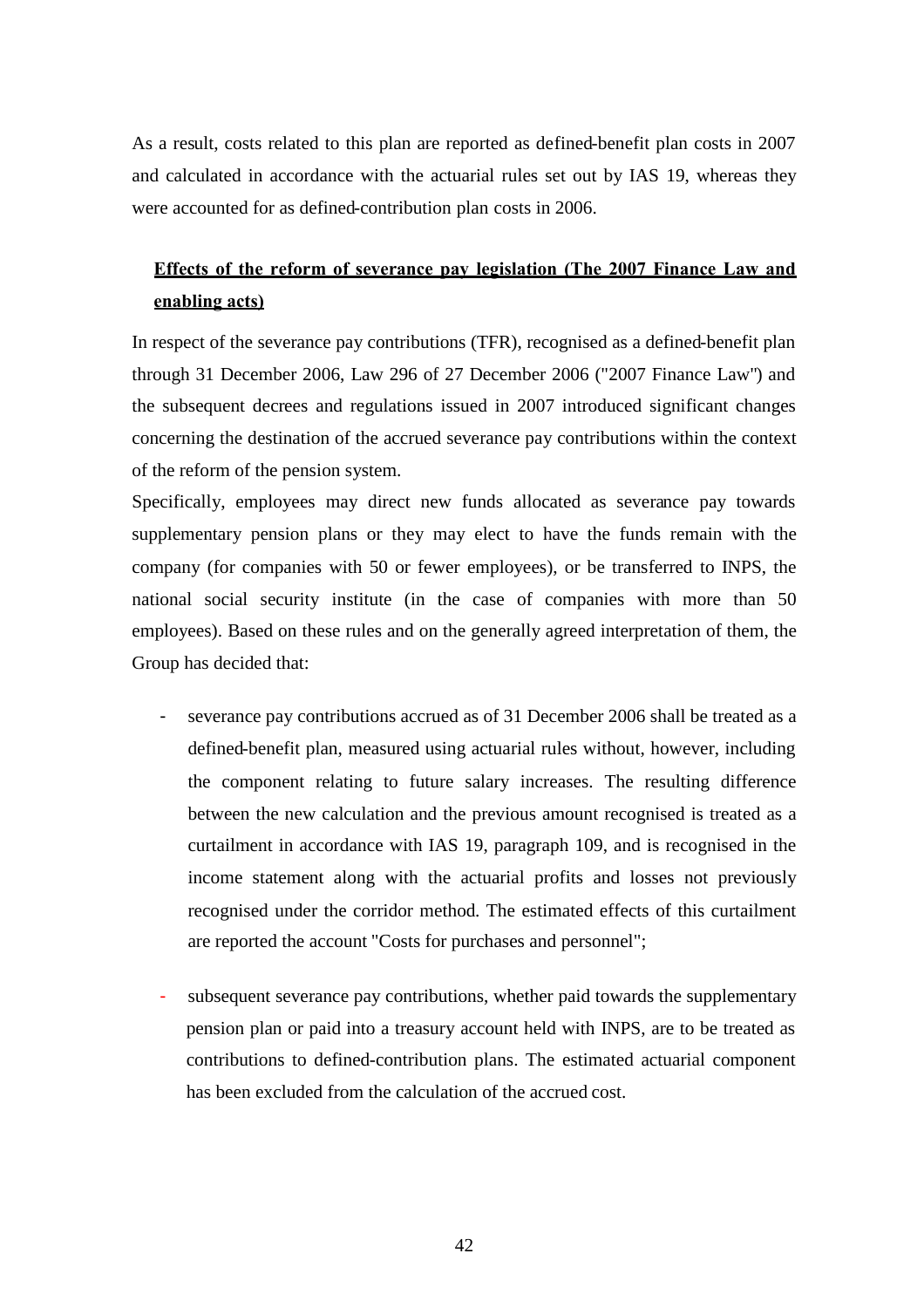As a result, costs related to this plan are reported as defined-benefit plan costs in 2007 and calculated in accordance with the actuarial rules set out by IAS 19, whereas they were accounted for as defined-contribution plan costs in 2006.

**Effects of the reform of severance pay legislation (The 2007 Finance Law and enabling acts)**

In respect of the severance pay contributions (TFR), recognised as a defined-benefit plan through 31 December 2006, Law 296 of 27 December 2006 ("2007 Finance Law") and the subsequent decrees and regulations issued in 2007 introduced significant changes concerning the destination of the accrued severance pay contributions within the context of the reform of the pension system.

Specifically, employees may direct new funds allocated as severance pay towards supplementary pension plans or they may elect to have the funds remain with the company (for companies with 50 or fewer employees), or be transferred to INPS, the national social security institute (in the case of companies with more than 50 employees). Based on these rules and on the generally agreed interpretation of them, the Group has decided that:

- severance pay contributions accrued as of 31 December 2006 shall be treated as a defined-benefit plan, measured using actuarial rules without, however, including the component relating to future salary increases. The resulting difference between the new calculation and the previous amount recognised is treated as a curtailment in accordance with IAS 19, paragraph 109, and is recognised in the income statement along with the actuarial profits and losses not previously recognised under the corridor method. The estimated effects of this curtailment are reported the account "Costs for purchases and personnel";

- subsequent severance pay contributions, whether paid towards the supplementary pension plan or paid into a treasury account held with INPS, are to be treated as contributions to defined-contribution plans. The estimated actuarial component has been excluded from the calculation of the accrued cost.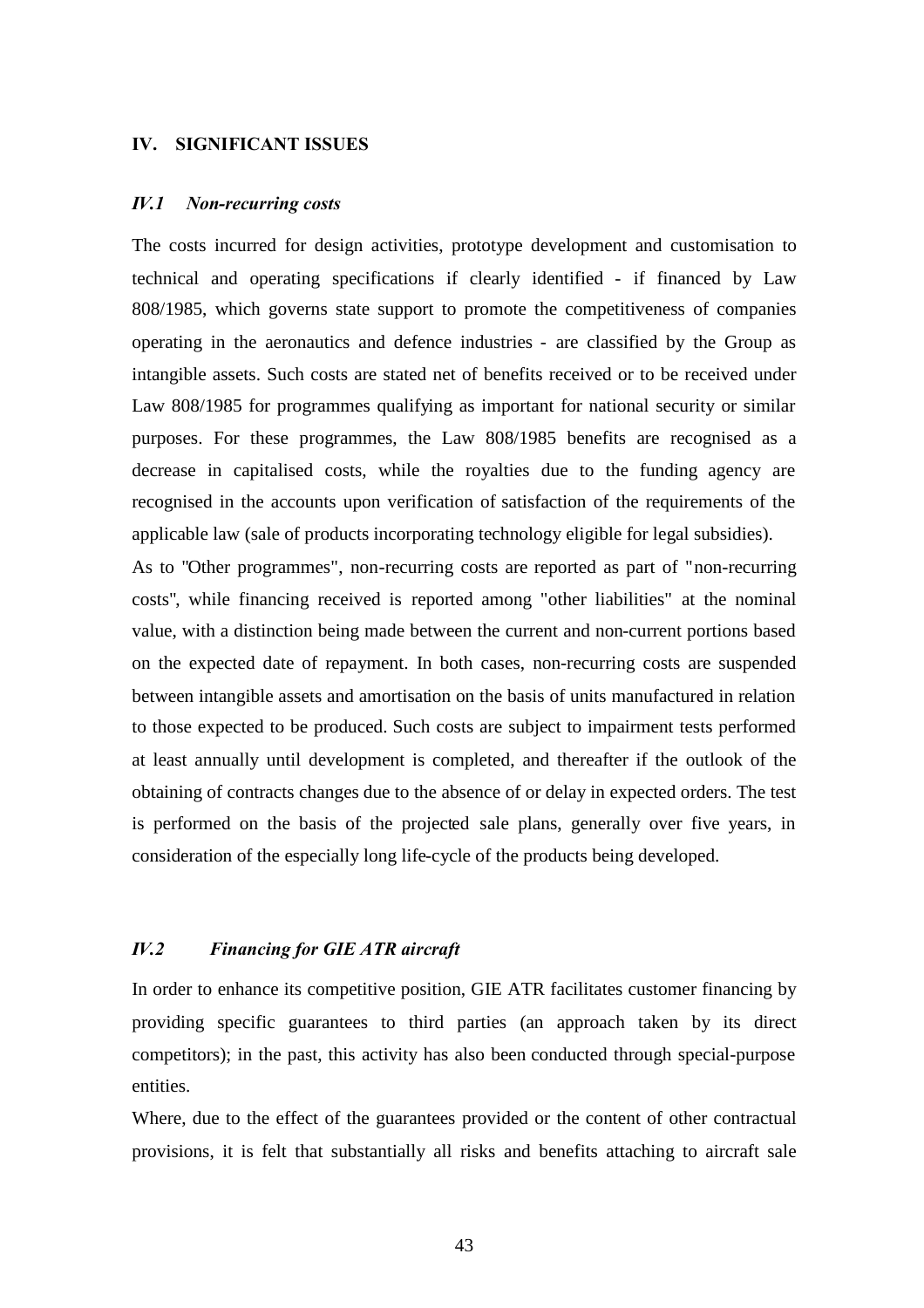## IV. SIGNIFICANT ISSUES

### *IV.1 Non-recurring costs*

The costs incurred for design activities, prototype development and customisation to technical and operating specifications if clearly identified - if financed by Law 808/1985, which governs state support to promote the competitiveness of companies operating in the aeronautics and defence industries - are classified by the Group as intangible assets. Such costs are stated net of benefits received or to be received under Law 808/1985 for programmes qualifying as important for national security or similar purposes. For these programmes, the Law 808/1985 benefits are recognised as a decrease in capitalised costs, while the royalties due to the funding agency are recognised in the accounts upon verification of satisfaction of the requirements of the applicable law (sale of products incorporating technology eligible for legal subsidies).

As to "Other programmes", non-recurring costs are reported as part of "non-recurring costs", while financing received is reported among "other liabilities" at the nominal value, with a distinction being made between the current and non-current portions based on the expected date of repayment. In both cases, non-recurring costs are suspended between intangible assets and amortisation on the basis of units manufactured in relation to those expected to be produced. Such costs are subject to impairment tests performed at least annually until development is completed, and thereafter if the outlook of the obtaining of contracts changes due to the absence of or delay in expected orders. The test is performed on the basis of the projected sale plans, generally over five years, in consideration of the especially long life-cycle of the products being developed.

### *IV.2 Financing for GIE ATR aircraft*

In order to enhance its competitive position, GIE ATR facilitates customer financing by providing specific guarantees to third parties (an approach taken by its direct competitors); in the past, this activity has also been conducted through special-purpose entities.

Where, due to the effect of the guarantees provided or the content of other contractual provisions, it is felt that substantially all risks and benefits attaching to aircraft sale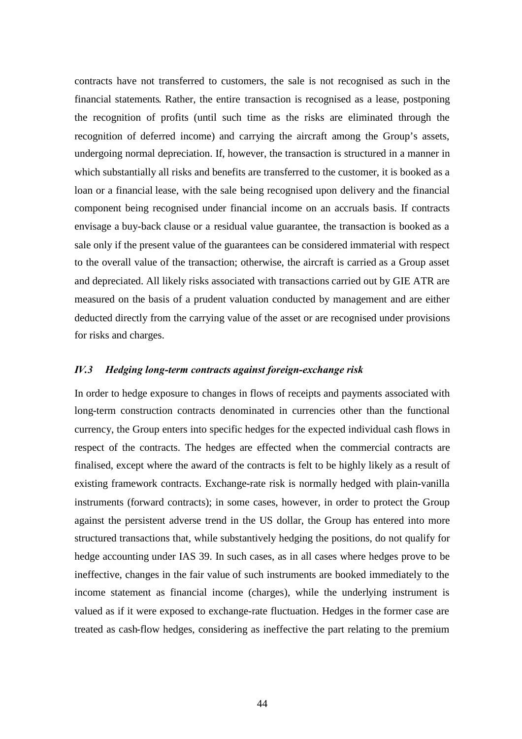contracts have not transferred to customers, the sale is not recognised as such in the financial statements. Rather, the entire transaction is recognised as a lease, postponing the recognition of profits (until such time as the risks are eliminated through the recognition of deferred income) and carrying the aircraft among the Group's assets, undergoing normal depreciation. If, however, the transaction is structured in a manner in which substantially all risks and benefits are transferred to the customer, it is booked as a loan or a financial lease, with the sale being recognised upon delivery and the financial component being recognised under financial income on an accruals basis. If contracts envisage a buy-back clause or a residual value guarantee, the transaction is booked as a sale only if the present value of the guarantees can be considered immaterial with respect to the overall value of the transaction; otherwise, the aircraft is carried as a Group asset and depreciated. All likely risks associated with transactions carried out by GIE ATR are measured on the basis of a prudent valuation conducted by management and are either deducted directly from the carrying value of the asset or are recognised under provisions for risks and charges.

### *IV.3 Hedging long-term contracts against foreign-exchange risk*

In order to hedge exposure to changes in flows of receipts and payments associated with long-term construction contracts denominated in currencies other than the functional currency, the Group enters into specific hedges for the expected individual cash flows in respect of the contracts. The hedges are effected when the commercial contracts are finalised, except where the award of the contracts is felt to be highly likely as a result of existing framework contracts. Exchange-rate risk is normally hedged with plain-vanilla instruments (forward contracts); in some cases, however, in order to protect the Group against the persistent adverse trend in the US dollar, the Group has entered into more structured transactions that, while substantively hedging the positions, do not qualify for hedge accounting under IAS 39. In such cases, as in all cases where hedges prove to be ineffective, changes in the fair value of such instruments are booked immediately to the income statement as financial income (charges), while the underlying instrument is valued as if it were exposed to exchange-rate fluctuation. Hedges in the former case are treated as cash-flow hedges, considering as ineffective the part relating to the premium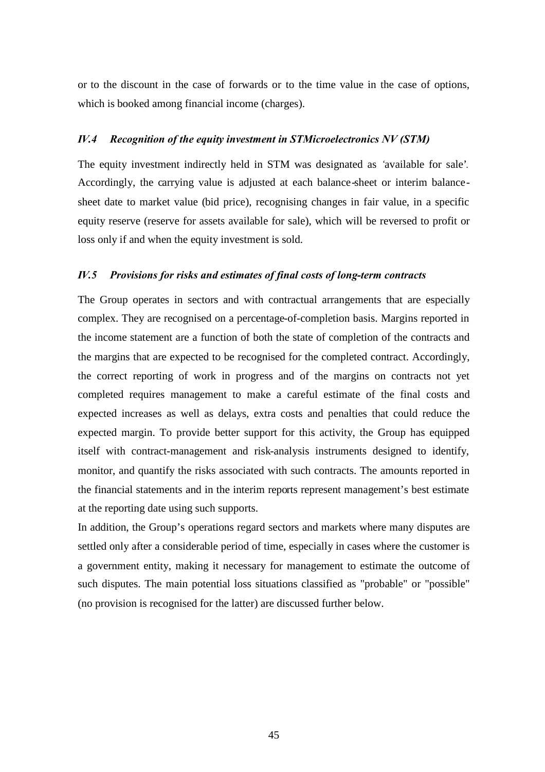or to the discount in the case of forwards or to the time value in the case of options, which is booked among financial income (charges).

### *IV.4 Recognition of the equity investment in STMicroelectronics NV (STM)*

The equity investment indirectly held in STM was designated as 'available for sale'. Accordingly, the carrying value is adjusted at each balance-sheet or interim balance-sheet date to market value (bid price), recognising changes in fair value, in a specific equity reserve (reserve for assets available for sale), which will be reversed to profit or loss only if and when the equity investment is sold.

### *IV.5 Provisions for risks and estimates of final costs of long-term contracts*

The Group operates in sectors and with contractual arrangements that are especially complex. They are recognised on a percentage-of-completion basis. Margins reported in the income statement are a function of both the state of completion of the contracts and the margins that are expected to be recognised for the completed contract. Accordingly, the correct reporting of work in progress and of the margins on contracts not yet completed requires management to make a careful estimate of the final costs and expected increases as well as delays, extra costs and penalties that could reduce the expected margin. To provide better support for this activity, the Group has equipped itself with contract-management and risk-analysis instruments designed to identify, monitor, and quantify the risks associated with such contracts. The amounts reported in the financial statements and in the interim reports represent management's best estimate at the reporting date using such supports.

In addition, the Group's operations regard sectors and markets where many disputes are settled only after a considerable period of time, especially in cases where the customer is a government entity, making it necessary for management to estimate the outcome of such disputes. The main potential loss situations classified as "probable" or "possible" (no provision is recognised for the latter) are discussed further below.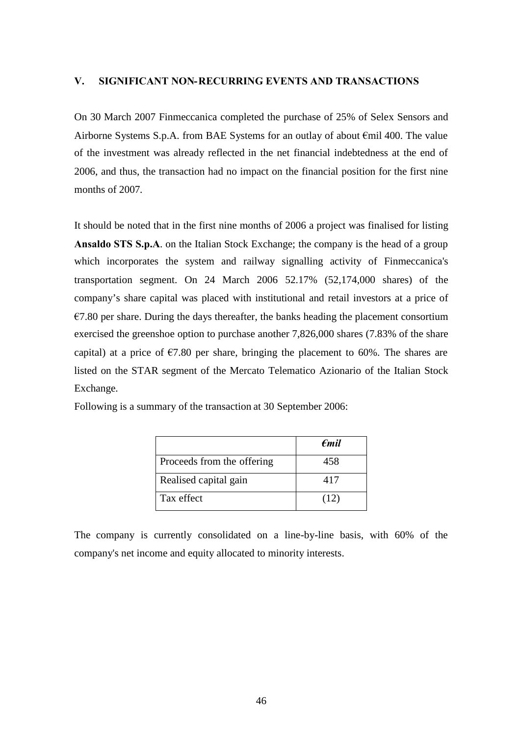## V. SIGNIFICANT NON-RECURRING EVENTS AND TRANSACTIONS

On 30 March 2007 Finmeccanica completed the purchase of 25% of Selex Sensors and Airborne Systems S.p.A. from BAE Systems for an outlay of about €mil 400. The value of the investment was already reflected in the net financial indebtedness at the end of 2006, and thus, the transaction had no impact on the financial position for the first nine months of 2007.

It should be noted that in the first nine months of 2006 a project was finalised for listing **Ansaldo STS S.p.A**. on the Italian Stock Exchange; the company is the head of a group which incorporates the system and railway signalling activity of Finmeccanica's transportation segment. On 24 March 2006 52.17% (52,174,000 shares) of the company's share capital was placed with institutional and retail investors at a price of €7.80 per share. During the days thereafter, the banks heading the placement consortium exercised the greenshoe option to purchase another 7,826,000 shares (7.83% of the share capital) at a price of €7.80 per share, bringing the placement to 60%. The shares are listed on the STAR segment of the Mercato Telematico Azionario of the Italian Stock Exchange.

Following is a summary of the transaction at 30 September 2006:

| | ***€mil*** |
|---|---|
| Proceeds from the offering | 458 |
| Realised capital gain | 417 |
| Tax effect | (12) |

The company is currently consolidated on a line-by-line basis, with 60% of the company's net income and equity allocated to minority interests.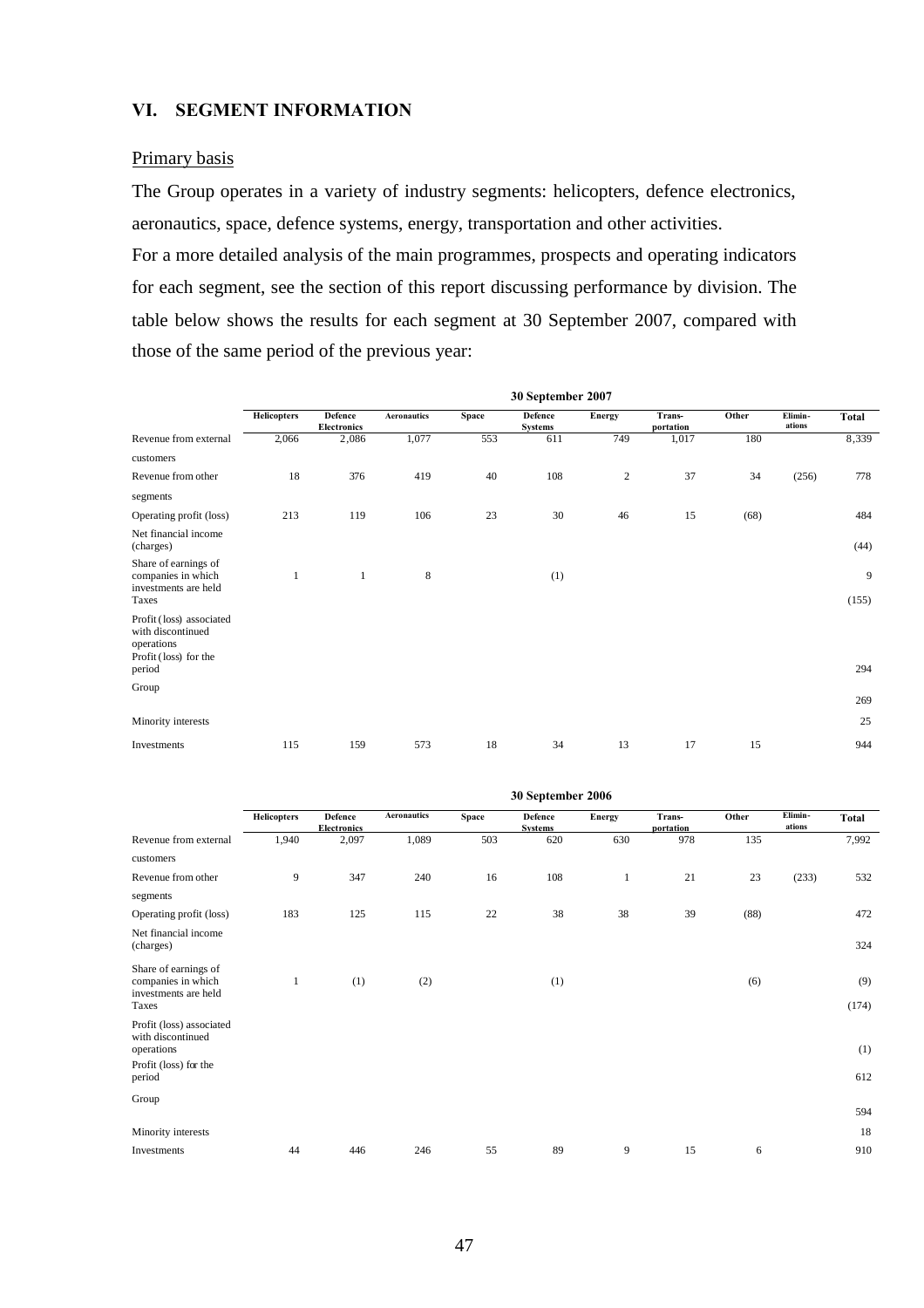## VI. SEGMENT INFORMATION

Primary basis

The Group operates in a variety of industry segments: helicopters, defence electronics, aeronautics, space, defence systems, energy, transportation and other activities.

For a more detailed analysis of the main programmes, prospects and operating indicators for each segment, see the section of this report discussing performance by division. The table below shows the results for each segment at 30 September 2007, compared with those of the same period of the previous year:

| 30 September 2007 | Helicopters | Defence Electronics | Aeronautics | Space | Defence Systems | Energy | Trans-portation | Other | Elimin-ations | Total |
|---|---|---|---|---|---|---|---|---|---|---|
| Revenue from external customers | 2,066 | 2,086 | 1,077 | 553 | 611 | 749 | 1,017 | 180 | | 8,339 |
| Revenue from other segments | 18 | 376 | 419 | 40 | 108 | 2 | 37 | 34 | (256) | 778 |
| Operating profit (loss) | 213 | 119 | 106 | 23 | 30 | 46 | 15 | (68) | | 484 |
| Net financial income (charges) | | | | | | | | | | (44) |
| Share of earnings of companies in which investments are held | 1 | 1 | 8 | | (1) | | | | | 9 |
| Taxes | | | | | | | | | | (155) |
| Profit (loss) associated with discontinued operations | | | | | | | | | | |
| Profit (loss) for the period | | | | | | | | | | 294 |
| Group | | | | | | | | | | 269 |
| Minority interests | | | | | | | | | | 25 |
| Investments | 115 | 159 | 573 | 18 | 34 | 13 | 17 | 15 | | 944 |

| 30 September 2006 | Helicopters | Defence Electronics | Aeronautics | Space | Defence Systems | Energy | Trans-portation | Other | Elimin-ations | Total |
|---|---|---|---|---|---|---|---|---|---|---|
| Revenue from external customers | 1,940 | 2,097 | 1,089 | 503 | 620 | 630 | 978 | 135 | | 7,992 |
| Revenue from other segments | 9 | 347 | 240 | 16 | 108 | 1 | 21 | 23 | (233) | 532 |
| Operating profit (loss) | 183 | 125 | 115 | 22 | 38 | 38 | 39 | (88) | | 472 |
| Net financial income (charges) | | | | | | | | | | 324 |
| Share of earnings of companies in which investments are held | 1 | (1) | (2) | | (1) | | | (6) | | (9) |
| Taxes | | | | | | | | | | (174) |
| Profit (loss) associated with discontinued operations | | | | | | | | | | (1) |
| Profit (loss) for the period | | | | | | | | | | 612 |
| Group | | | | | | | | | | 594 |
| Minority interests | | | | | | | | | | 18 |
| Investments | 44 | 446 | 246 | 55 | 89 | 9 | 15 | 6 | | 910 |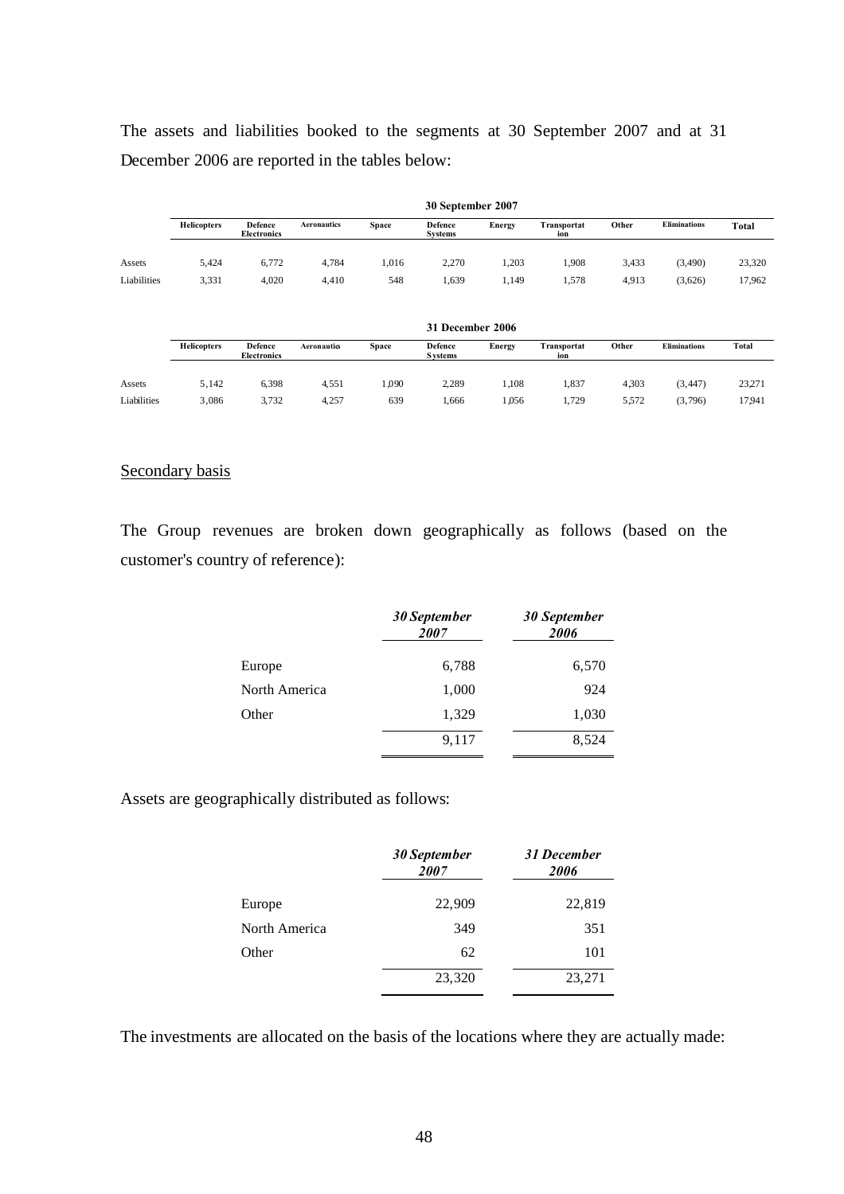The assets and liabilities booked to the segments at 30 September 2007 and at 31 December 2006 are reported in the tables below:

| | 30 September 2007 | | | | | | | | | |
|---|---|---|---|---|---|---|---|---|---|---|
| | Helicopters | Defence Electronics | Aeronautics | Space | Defence Systems | Energy | Transportation | Other | Eliminations | Total |
| Assets | 5,424 | 6,772 | 4,784 | 1,016 | 2,270 | 1,203 | 1,908 | 3,433 | (3,490) | 23,320 |
| Liabilities | 3,331 | 4,020 | 4,410 | 548 | 1,639 | 1,149 | 1,578 | 4,913 | (3,626) | 17,962 |

| | 31 December 2006 | | | | | | | | | |
|---|---|---|---|---|---|---|---|---|---|---|
| | Helicopters | Defence Electronics | Aeronautics | Space | Defence Systems | Energy | Transportation | Other | Eliminations | Total |
| Assets | 5,142 | 6,398 | 4,551 | 1,090 | 2,289 | 1,108 | 1,837 | 4,303 | (3,447) | 23,271 |
| Liabilities | 3,086 | 3,732 | 4,257 | 639 | 1,666 | 1,056 | 1,729 | 5,572 | (3,796) | 17,941 |

Secondary basis

The Group revenues are broken down geographically as follows (based on the customer's country of reference):

| | *30 September 2007* | *30 September 2006* |
|---|---|---|
| Europe | 6,788 | 6,570 |
| North America | 1,000 | 924 |
| Other | 1,329 | 1,030 |
| | 9,117 | 8,524 |

Assets are geographically distributed as follows:

| | *30 September 2007* | *31 December 2006* |
|---|---|---|
| Europe | 22,909 | 22,819 |
| North America | 349 | 351 |
| Other | 62 | 101 |
| | 23,320 | 23,271 |

The investments are allocated on the basis of the locations where they are actually made: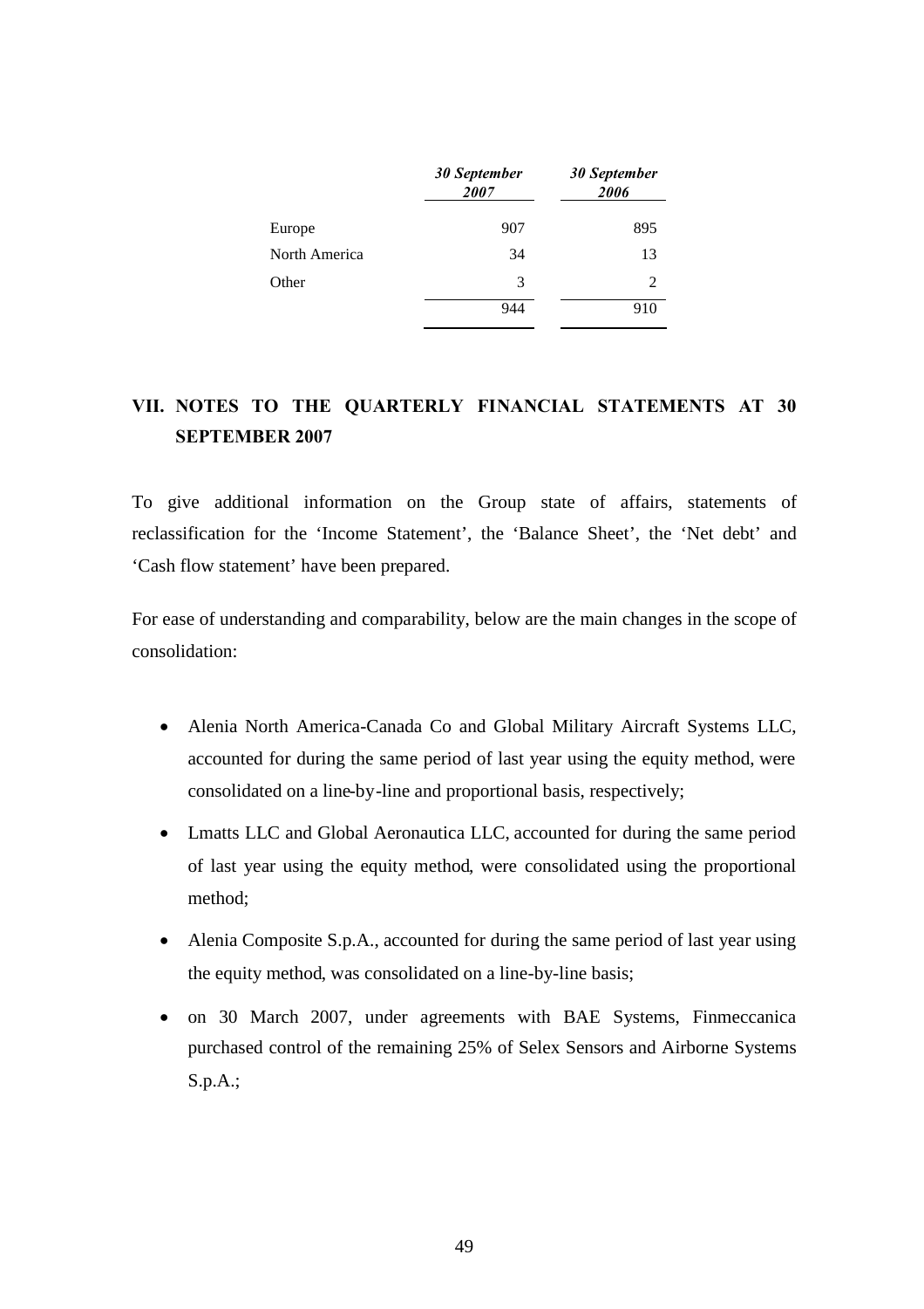| | *30 September 2007* | *30 September 2006* |
|---|---|---|
| Europe | 907 | 895 |
| North America | 34 | 13 |
| Other | 3 | 2 |
| | 944 | 910 |

## VII. NOTES TO THE QUARTERLY FINANCIAL STATEMENTS AT 30 SEPTEMBER 2007

To give additional information on the Group state of affairs, statements of reclassification for the 'Income Statement', the 'Balance Sheet', the 'Net debt' and 'Cash flow statement' have been prepared.

For ease of understanding and comparability, below are the main changes in the scope of consolidation:

- Alenia North America-Canada Co and Global Military Aircraft Systems LLC, accounted for during the same period of last year using the equity method, were consolidated on a line-by-line and proportional basis, respectively;
- Lmatts LLC and Global Aeronautica LLC, accounted for during the same period of last year using the equity method, were consolidated using the proportional method;
- Alenia Composite S.p.A., accounted for during the same period of last year using the equity method, was consolidated on a line-by-line basis;
- on 30 March 2007, under agreements with BAE Systems, Finmeccanica purchased control of the remaining 25% of Selex Sensors and Airborne Systems S.p.A.;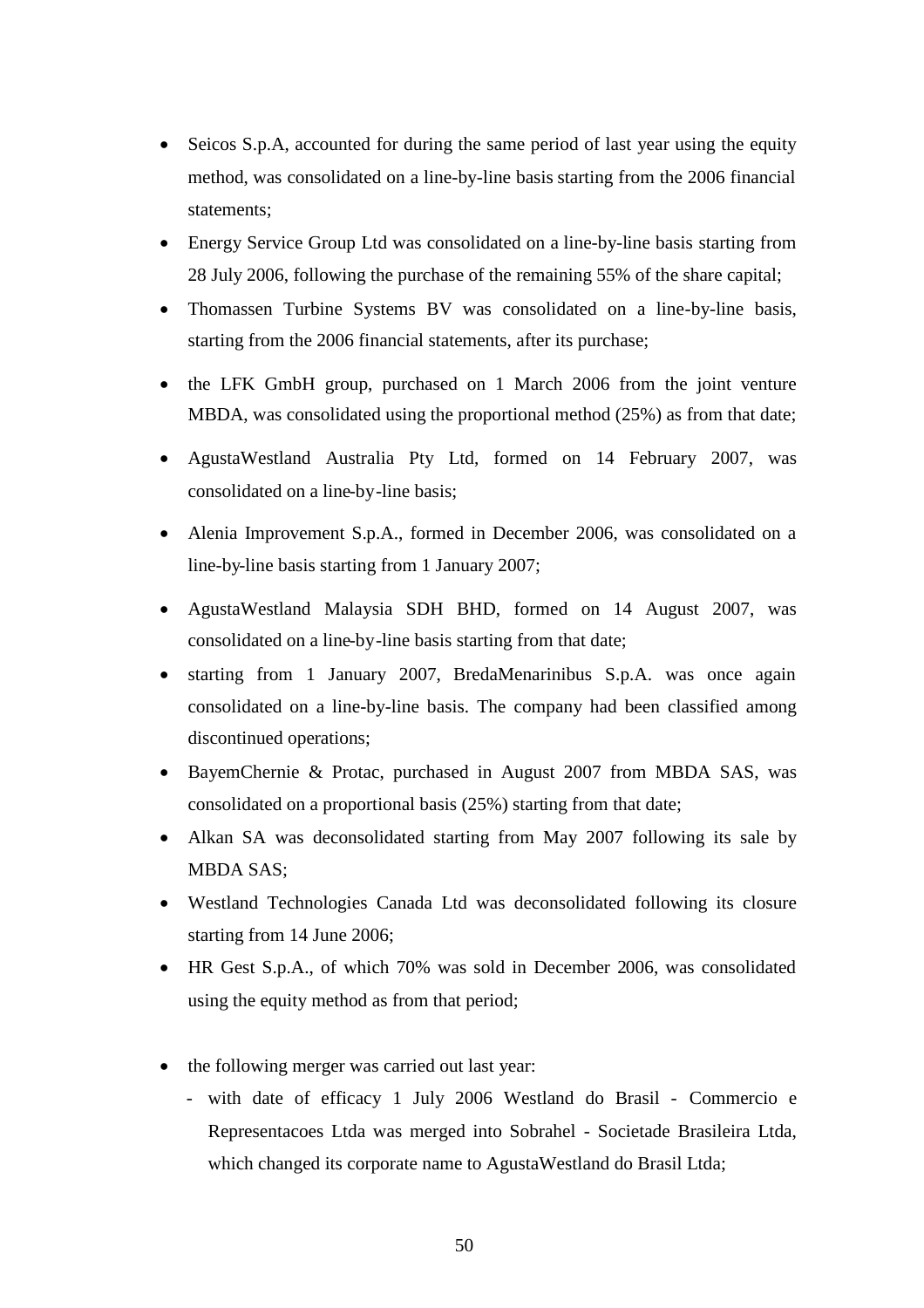- Seicos S.p.A, accounted for during the same period of last year using the equity method, was consolidated on a line-by-line basis starting from the 2006 financial statements;
- Energy Service Group Ltd was consolidated on a line-by-line basis starting from 28 July 2006, following the purchase of the remaining 55% of the share capital;
- Thomassen Turbine Systems BV was consolidated on a line-by-line basis, starting from the 2006 financial statements, after its purchase;
- the LFK GmbH group, purchased on 1 March 2006 from the joint venture MBDA, was consolidated using the proportional method (25%) as from that date;
- AgustaWestland Australia Pty Ltd, formed on 14 February 2007, was consolidated on a line-by-line basis;
- Alenia Improvement S.p.A., formed in December 2006, was consolidated on a line-by-line basis starting from 1 January 2007;
- AgustaWestland Malaysia SDH BHD, formed on 14 August 2007, was consolidated on a line-by-line basis starting from that date;
- starting from 1 January 2007, BredaMenarinibus S.p.A. was once again consolidated on a line-by-line basis. The company had been classified among discontinued operations;
- BayemChernie & Protac, purchased in August 2007 from MBDA SAS, was consolidated on a proportional basis (25%) starting from that date;
- Alkan SA was deconsolidated starting from May 2007 following its sale by MBDA SAS;
- Westland Technologies Canada Ltd was deconsolidated following its closure starting from 14 June 2006;
- HR Gest S.p.A., of which 70% was sold in December 2006, was consolidated using the equity method as from that period;
- the following merger was carried out last year:
  - with date of efficacy 1 July 2006 Westland do Brasil - Commercio e Representacoes Ltda was merged into Sobrahel - Societade Brasileira Ltda, which changed its corporate name to AgustaWestland do Brasil Ltda;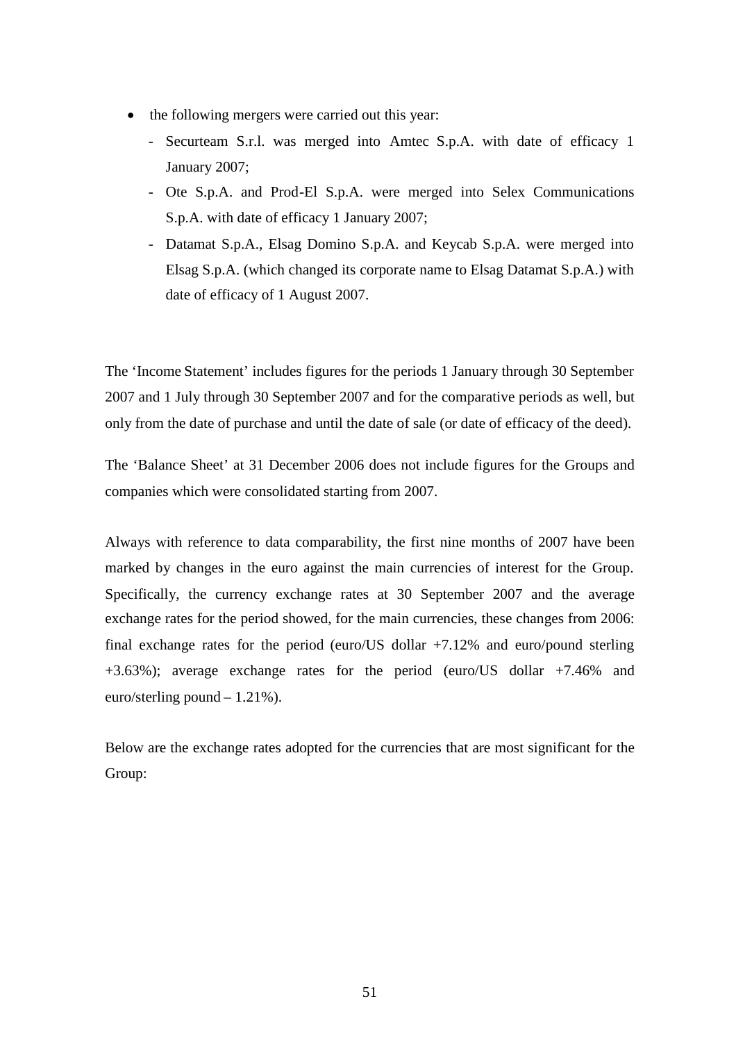- the following mergers were carried out this year:
  - Securteam S.r.l. was merged into Amtec S.p.A. with date of efficacy 1 January 2007;
  - Ote S.p.A. and Prod-El S.p.A. were merged into Selex Communications S.p.A. with date of efficacy 1 January 2007;
  - Datamat S.p.A., Elsag Domino S.p.A. and Keycab S.p.A. were merged into Elsag S.p.A. (which changed its corporate name to Elsag Datamat S.p.A.) with date of efficacy of 1 August 2007.

The 'Income Statement' includes figures for the periods 1 January through 30 September 2007 and 1 July through 30 September 2007 and for the comparative periods as well, but only from the date of purchase and until the date of sale (or date of efficacy of the deed).

The 'Balance Sheet' at 31 December 2006 does not include figures for the Groups and companies which were consolidated starting from 2007.

Always with reference to data comparability, the first nine months of 2007 have been marked by changes in the euro against the main currencies of interest for the Group. Specifically, the currency exchange rates at 30 September 2007 and the average exchange rates for the period showed, for the main currencies, these changes from 2006: final exchange rates for the period (euro/US dollar +7.12% and euro/pound sterling +3.63%); average exchange rates for the period (euro/US dollar +7.46% and euro/sterling pound – 1.21%).

Below are the exchange rates adopted for the currencies that are most significant for the Group: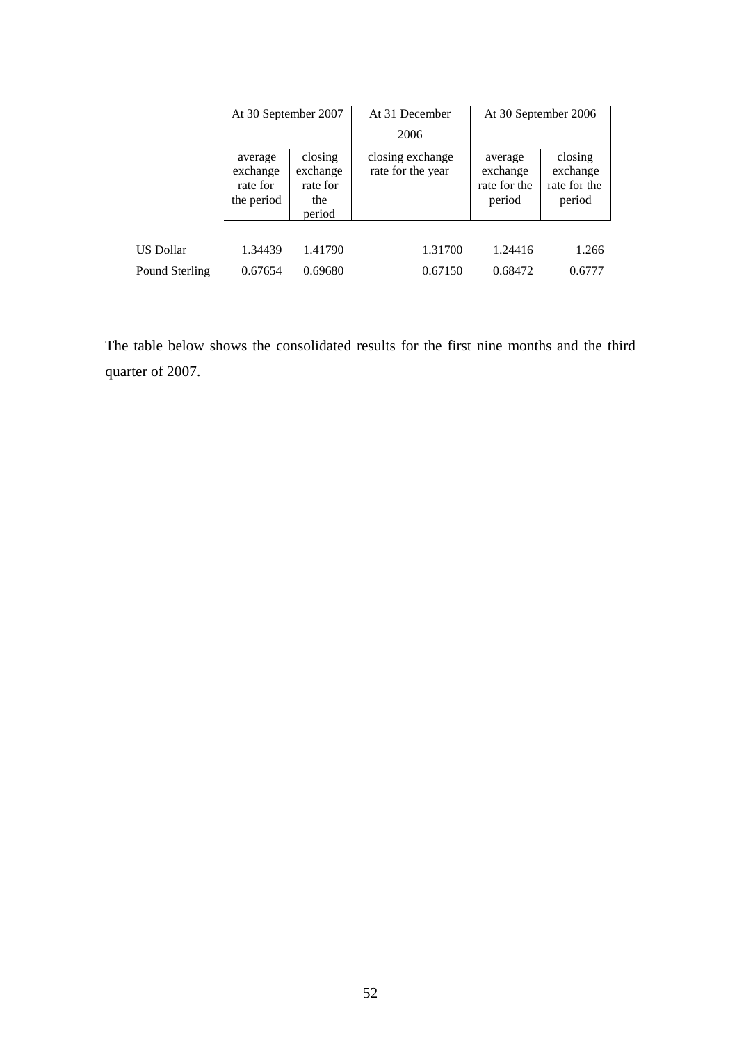| | At 30 September 2007 | | At 31 December 2006 | At 30 September 2006 | |
|---|---|---|---|---|---|
| | average exchange rate for the period | closing exchange rate for the period | closing exchange rate for the year | average exchange rate for the period | closing exchange rate for the period |
| US Dollar | 1.34439 | 1.41790 | 1.31700 | 1.24416 | 1.266 |
| Pound Sterling | 0.67654 | 0.69680 | 0.67150 | 0.68472 | 0.6777 |

The table below shows the consolidated results for the first nine months and the third quarter of 2007.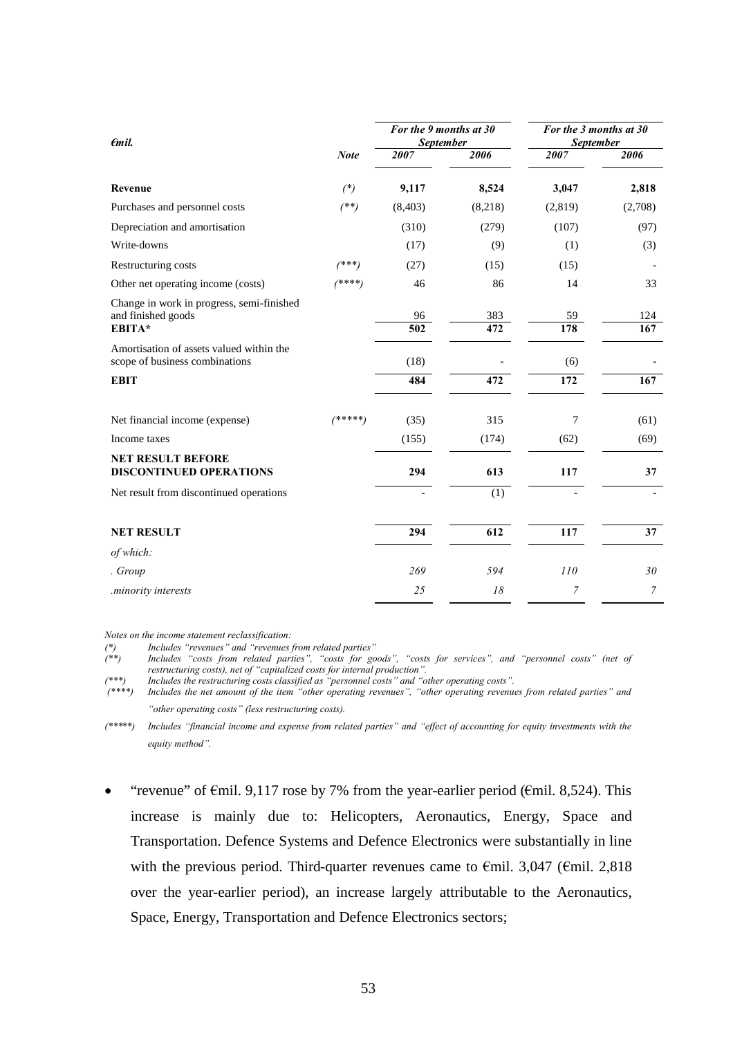| *€mil.* | *Note* | *For the 9 months at 30 September* | | *For the 3 months at 30 September* | |
|---|---|---|---|---|---|
| | | *2007* | *2006* | *2007* | *2006* |
| **Revenue** | *(\*)* | **9,117** | **8,524** | **3,047** | **2,818** |
| Purchases and personnel costs | *(\*\*)* | (8,403) | (8,218) | (2,819) | (2,708) |
| Depreciation and amortisation | | (310) | (279) | (107) | (97) |
| Write-downs | | (17) | (9) | (1) | (3) |
| Restructuring costs | *(\*\*\*)* | (27) | (15) | (15) | - |
| Other net operating income (costs) | *(\*\*\*\*)* | 46 | 86 | 14 | 33 |
| Change in work in progress, semi-finished and finished goods | | 96 | 383 | 59 | 124 |
| **EBITA\*** | | **502** | **472** | **178** | **167** |
| Amortisation of assets valued within the scope of business combinations | | (18) | - | (6) | - |
| **EBIT** | | **484** | **472** | **172** | **167** |
| Net financial income (expense) | *(\*\*\*\*\*)* | (35) | 315 | 7 | (61) |
| Income taxes | | (155) | (174) | (62) | (69) |
| **NET RESULT BEFORE DISCONTINUED OPERATIONS** | | **294** | **613** | **117** | **37** |
| Net result from discontinued operations | | - | (1) | - | - |
| **NET RESULT** | | **294** | **612** | **117** | **37** |
| *of which:* | | | | | |
| *. Group* | | *269* | *594* | *110* | *30* |
| *.minority interests* | | *25* | *18* | *7* | *7* |

*Notes on the income statement reclassification:*

*(\*) Includes "revenues" and "revenues from related parties"*

*(\*\*) Includes "costs from related parties", "costs for goods", "costs for services", and "personnel costs" (net of restructuring costs), net of "capitalized costs for internal production".*

*(\*\*\*) Includes the restructuring costs classified as "personnel costs" and "other operating costs".*

*(\*\*\*\*) Includes the net amount of the item "other operating revenues", "other operating revenues from related parties" and "other operating costs" (less restructuring costs).*

*(\*\*\*\*\*) Includes "financial income and expense from related parties" and "effect of accounting for equity investments with the equity method".*

- "revenue" of €mil. 9,117 rose by 7% from the year-earlier period (€mil. 8,524). This increase is mainly due to: Helicopters, Aeronautics, Energy, Space and Transportation. Defence Systems and Defence Electronics were substantially in line with the previous period. Third-quarter revenues came to €mil. 3,047 (€mil. 2,818 over the year-earlier period), an increase largely attributable to the Aeronautics, Space, Energy, Transportation and Defence Electronics sectors;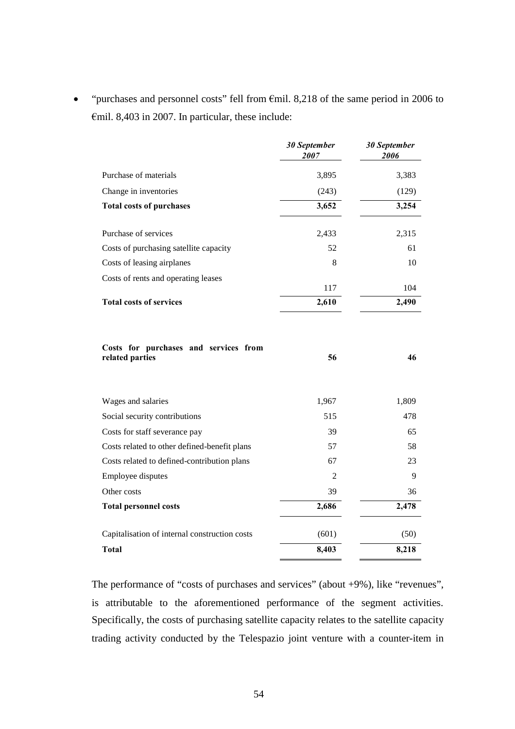- "purchases and personnel costs" fell from €mil. 8,218 of the same period in 2006 to €mil. 8,403 in 2007. In particular, these include:

| | *30 September 2007* | *30 September 2006* |
|---|---|---|
| Purchase of materials | 3,895 | 3,383 |
| Change in inventories | (243) | (129) |
| **Total costs of purchases** | **3,652** | **3,254** |
| | | |
| Purchase of services | 2,433 | 2,315 |
| Costs of purchasing satellite capacity | 52 | 61 |
| Costs of leasing airplanes | 8 | 10 |
| Costs of rents and operating leases | 117 | 104 |
| **Total costs of services** | **2,610** | **2,490** |
| | | |
| **Costs for purchases and services from related parties** | **56** | **46** |
| | | |
| Wages and salaries | 1,967 | 1,809 |
| Social security contributions | 515 | 478 |
| Costs for staff severance pay | 39 | 65 |
| Costs related to other defined-benefit plans | 57 | 58 |
| Costs related to defined-contribution plans | 67 | 23 |
| Employee disputes | 2 | 9 |
| Other costs | 39 | 36 |
| **Total personnel costs** | **2,686** | **2,478** |
| | | |
| Capitalisation of internal construction costs | (601) | (50) |
| **Total** | **8,403** | **8,218** |

The performance of "costs of purchases and services" (about +9%), like "revenues", is attributable to the aforementioned performance of the segment activities. Specifically, the costs of purchasing satellite capacity relates to the satellite capacity trading activity conducted by the Telespazio joint venture with a counter-item in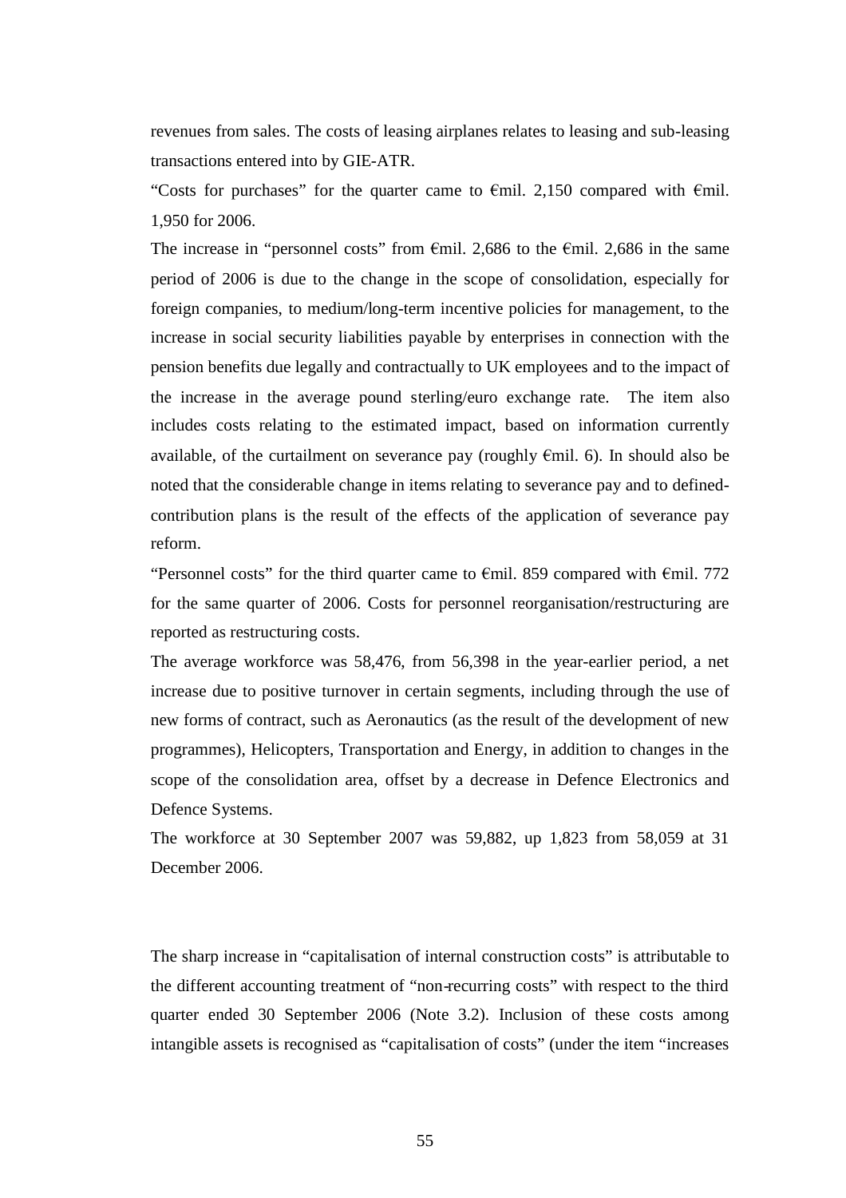revenues from sales. The costs of leasing airplanes relates to leasing and sub-leasing transactions entered into by GIE-ATR.

"Costs for purchases" for the quarter came to €mil. 2,150 compared with €mil. 1,950 for 2006.

The increase in "personnel costs" from €mil. 2,686 to the €mil. 2,686 in the same period of 2006 is due to the change in the scope of consolidation, especially for foreign companies, to medium/long-term incentive policies for management, to the increase in social security liabilities payable by enterprises in connection with the pension benefits due legally and contractually to UK employees and to the impact of the increase in the average pound sterling/euro exchange rate. The item also includes costs relating to the estimated impact, based on information currently available, of the curtailment on severance pay (roughly €mil. 6). In should also be noted that the considerable change in items relating to severance pay and to defined-contribution plans is the result of the effects of the application of severance pay reform.

"Personnel costs" for the third quarter came to €mil. 859 compared with €mil. 772 for the same quarter of 2006. Costs for personnel reorganisation/restructuring are reported as restructuring costs.

The average workforce was 58,476, from 56,398 in the year-earlier period, a net increase due to positive turnover in certain segments, including through the use of new forms of contract, such as Aeronautics (as the result of the development of new programmes), Helicopters, Transportation and Energy, in addition to changes in the scope of the consolidation area, offset by a decrease in Defence Electronics and Defence Systems.

The workforce at 30 September 2007 was 59,882, up 1,823 from 58,059 at 31 December 2006.

The sharp increase in "capitalisation of internal construction costs" is attributable to the different accounting treatment of "non-recurring costs" with respect to the third quarter ended 30 September 2006 (Note 3.2). Inclusion of these costs among intangible assets is recognised as "capitalisation of costs" (under the item "increases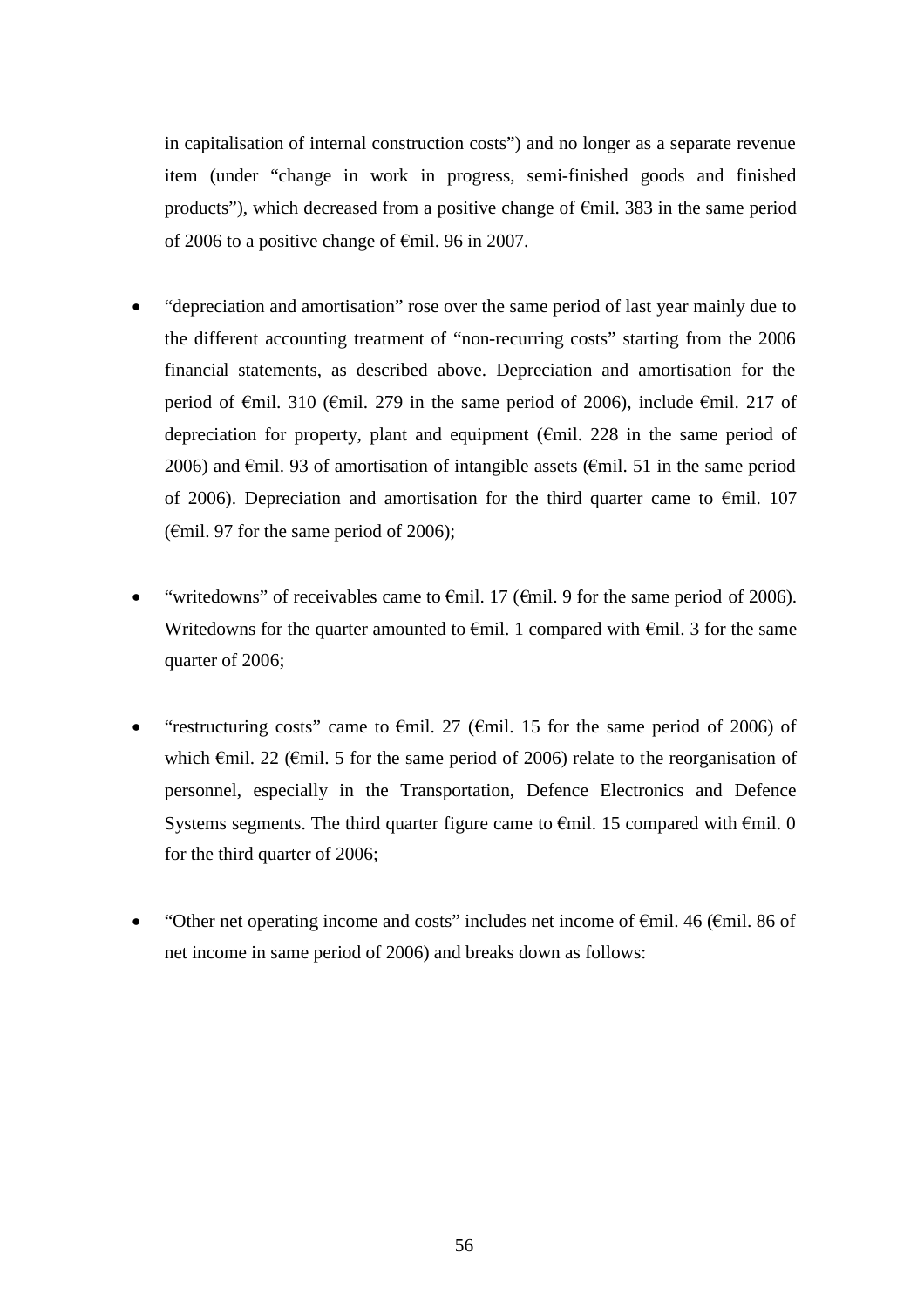in capitalisation of internal construction costs") and no longer as a separate revenue item (under "change in work in progress, semi-finished goods and finished products"), which decreased from a positive change of €mil. 383 in the same period of 2006 to a positive change of €mil. 96 in 2007.

- "depreciation and amortisation" rose over the same period of last year mainly due to the different accounting treatment of "non-recurring costs" starting from the 2006 financial statements, as described above. Depreciation and amortisation for the period of €mil. 310 (€mil. 279 in the same period of 2006), include €mil. 217 of depreciation for property, plant and equipment (€mil. 228 in the same period of 2006) and €mil. 93 of amortisation of intangible assets (€mil. 51 in the same period of 2006). Depreciation and amortisation for the third quarter came to €mil. 107 (€mil. 97 for the same period of 2006);

- "writedowns" of receivables came to €mil. 17 (€mil. 9 for the same period of 2006). Writedowns for the quarter amounted to €mil. 1 compared with €mil. 3 for the same quarter of 2006;

- "restructuring costs" came to €mil. 27 (€mil. 15 for the same period of 2006) of which €mil. 22 (€mil. 5 for the same period of 2006) relate to the reorganisation of personnel, especially in the Transportation, Defence Electronics and Defence Systems segments. The third quarter figure came to €mil. 15 compared with €mil. 0 for the third quarter of 2006;

- "Other net operating income and costs" includes net income of €mil. 46 (€mil. 86 of net income in same period of 2006) and breaks down as follows: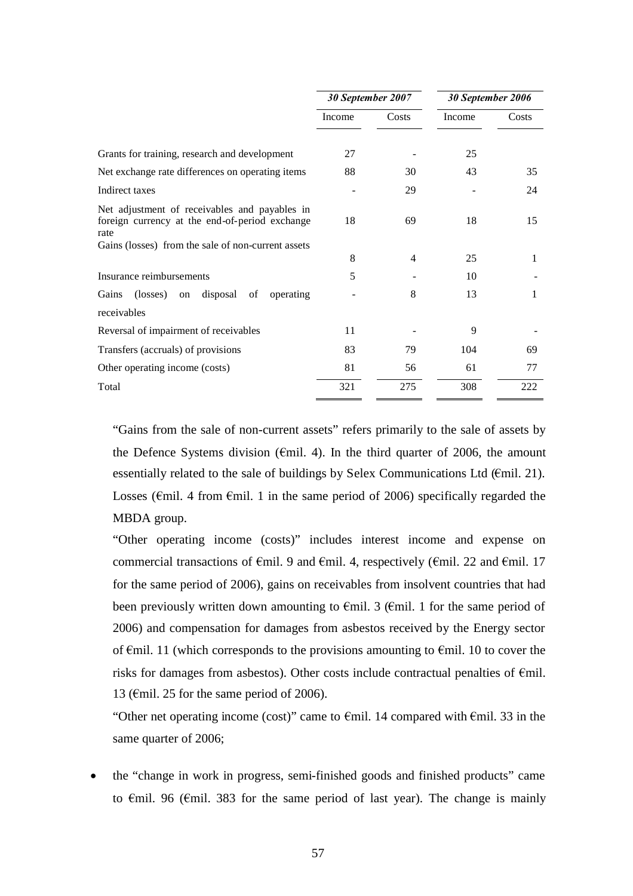| | *30 September 2007* | | *30 September 2006* | |
|---|---|---|---|---|
| | Income | Costs | Income | Costs |
| Grants for training, research and development | 27 | - | 25 | |
| Net exchange rate differences on operating items | 88 | 30 | 43 | 35 |
| Indirect taxes | - | 29 | - | 24 |
| Net adjustment of receivables and payables in foreign currency at the end-of-period exchange rate | 18 | 69 | 18 | 15 |
| Gains (losses) from the sale of non-current assets | 8 | 4 | 25 | 1 |
| Insurance reimbursements | 5 | - | 10 | - |
| Gains (losses) on disposal of operating receivables | - | 8 | 13 | 1 |
| Reversal of impairment of receivables | 11 | - | 9 | - |
| Transfers (accruals) of provisions | 83 | 79 | 104 | 69 |
| Other operating income (costs) | 81 | 56 | 61 | 77 |
| Total | 321 | 275 | 308 | 222 |

"Gains from the sale of non-current assets" refers primarily to the sale of assets by the Defence Systems division (€mil. 4). In the third quarter of 2006, the amount essentially related to the sale of buildings by Selex Communications Ltd (€mil. 21). Losses (€mil. 4 from €mil. 1 in the same period of 2006) specifically regarded the MBDA group.

"Other operating income (costs)" includes interest income and expense on commercial transactions of €mil. 9 and €mil. 4, respectively (€mil. 22 and €mil. 17 for the same period of 2006), gains on receivables from insolvent countries that had been previously written down amounting to €mil. 3 (€mil. 1 for the same period of 2006) and compensation for damages from asbestos received by the Energy sector of €mil. 11 (which corresponds to the provisions amounting to €mil. 10 to cover the risks for damages from asbestos). Other costs include contractual penalties of €mil. 13 (€mil. 25 for the same period of 2006).

"Other net operating income (cost)" came to €mil. 14 compared with €mil. 33 in the same quarter of 2006;

- the "change in work in progress, semi-finished goods and finished products" came to €mil. 96 (€mil. 383 for the same period of last year). The change is mainly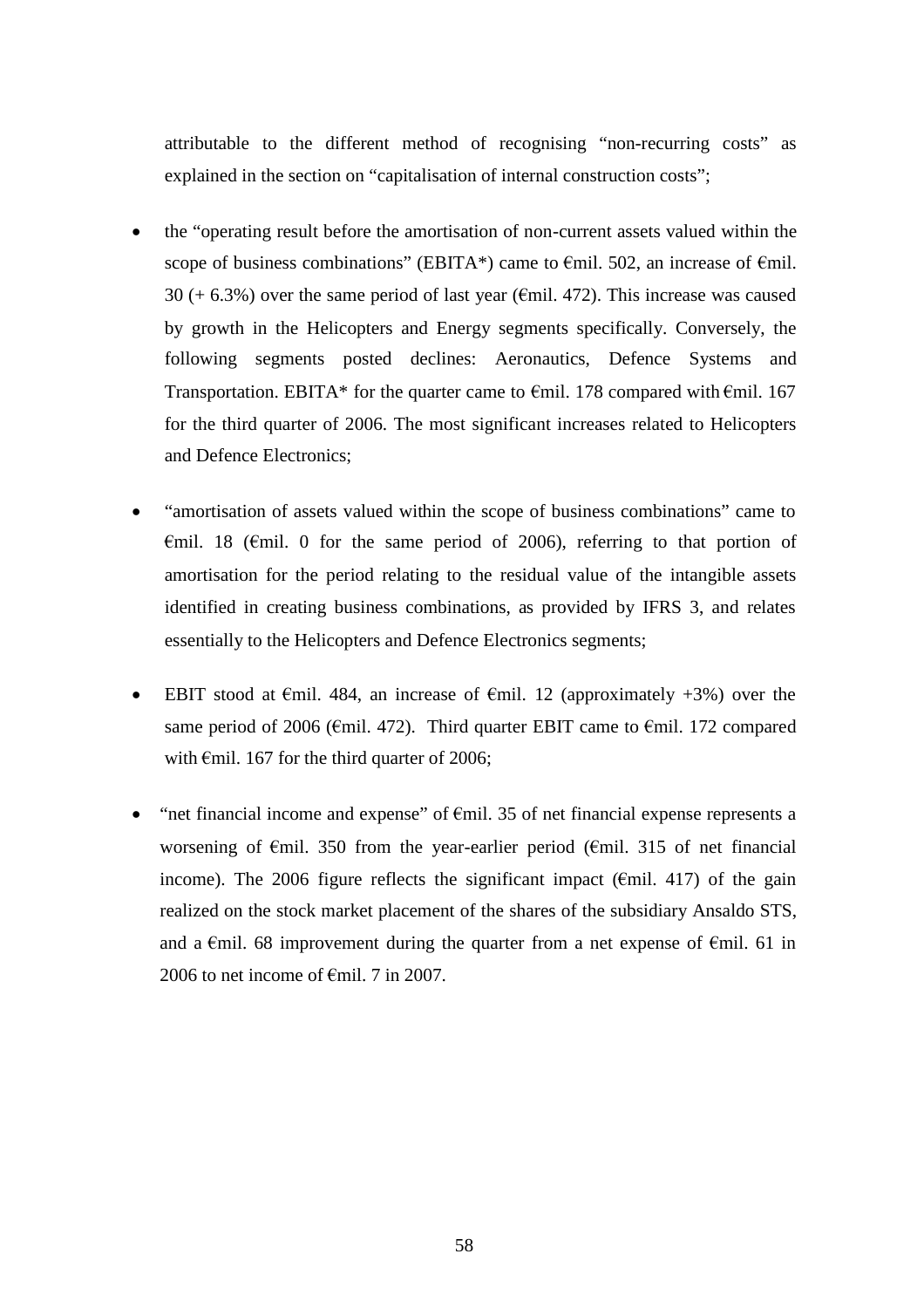attributable to the different method of recognising "non-recurring costs" as explained in the section on "capitalisation of internal construction costs";

- the "operating result before the amortisation of non-current assets valued within the scope of business combinations" (EBITA*) came to €mil. 502, an increase of €mil. 30 (+ 6.3%) over the same period of last year (€mil. 472). This increase was caused by growth in the Helicopters and Energy segments specifically. Conversely, the following segments posted declines: Aeronautics, Defence Systems and Transportation. EBITA* for the quarter came to €mil. 178 compared with €mil. 167 for the third quarter of 2006. The most significant increases related to Helicopters and Defence Electronics;

- "amortisation of assets valued within the scope of business combinations" came to €mil. 18 (€mil. 0 for the same period of 2006), referring to that portion of amortisation for the period relating to the residual value of the intangible assets identified in creating business combinations, as provided by IFRS 3, and relates essentially to the Helicopters and Defence Electronics segments;

- EBIT stood at €mil. 484, an increase of €mil. 12 (approximately +3%) over the same period of 2006 (€mil. 472). Third quarter EBIT came to €mil. 172 compared with €mil. 167 for the third quarter of 2006;

- "net financial income and expense" of €mil. 35 of net financial expense represents a worsening of €mil. 350 from the year-earlier period (€mil. 315 of net financial income). The 2006 figure reflects the significant impact (€mil. 417) of the gain realized on the stock market placement of the shares of the subsidiary Ansaldo STS, and a €mil. 68 improvement during the quarter from a net expense of €mil. 61 in 2006 to net income of €mil. 7 in 2007.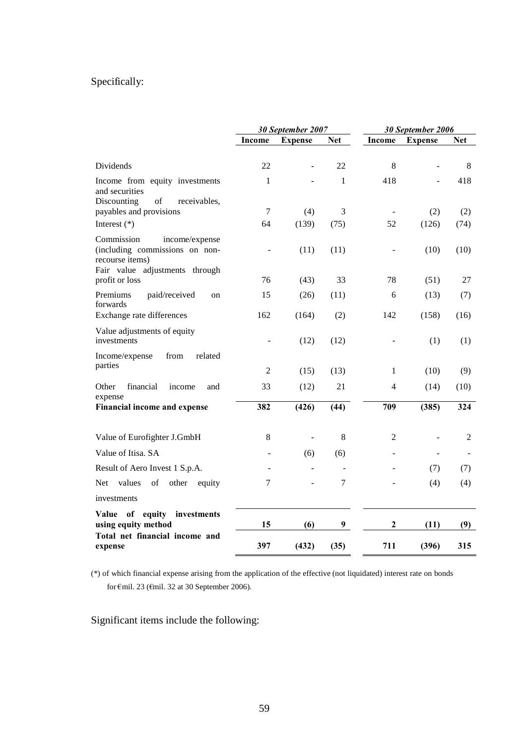Specifically:

| | *30 September 2007* | | | *30 September 2006* | | |
|---|---|---|---|---|---|---|
| | **Income** | **Expense** | **Net** | **Income** | **Expense** | **Net** |
| Dividends | 22 | - | 22 | 8 | - | 8 |
| Income from equity investments and securities | 1 | - | 1 | 418 | - | 418 |
| Discounting of receivables, payables and provisions | 7 | (4) | 3 | - | (2) | (2) |
| Interest (*) | 64 | (139) | (75) | 52 | (126) | (74) |
| Commission income/expense (including commissions on non-recourse items) | - | (11) | (11) | - | (10) | (10) |
| Fair value adjustments through profit or loss | 76 | (43) | 33 | 78 | (51) | 27 |
| Premiums paid/received on forwards | 15 | (26) | (11) | 6 | (13) | (7) |
| Exchange rate differences | 162 | (164) | (2) | 142 | (158) | (16) |
| Value adjustments of equity investments | - | (12) | (12) | - | (1) | (1) |
| Income/expense from related parties | 2 | (15) | (13) | 1 | (10) | (9) |
| Other financial income and expense | 33 | (12) | 21 | 4 | (14) | (10) |
| **Financial income and expense** | **382** | **(426)** | **(44)** | **709** | **(385)** | **324** |
| Value of Eurofighter J.GmbH | 8 | - | 8 | 2 | - | 2 |
| Value of Itisa. SA | - | (6) | (6) | - | - | - |
| Result of Aero Invest 1 S.p.A. | - | - | - | - | (7) | (7) |
| Net values of other equity investments | 7 | - | 7 | - | (4) | (4) |
| **Value of equity investments using equity method** | **15** | **(6)** | **9** | **2** | **(11)** | **(9)** |
| **Total net financial income and expense** | **397** | **(432)** | **(35)** | **711** | **(396)** | **315** |

(*) of which financial expense arising from the application of the effective (not liquidated) interest rate on bonds for €mil. 23 (€mil. 32 at 30 September 2006).

Significant items include the following: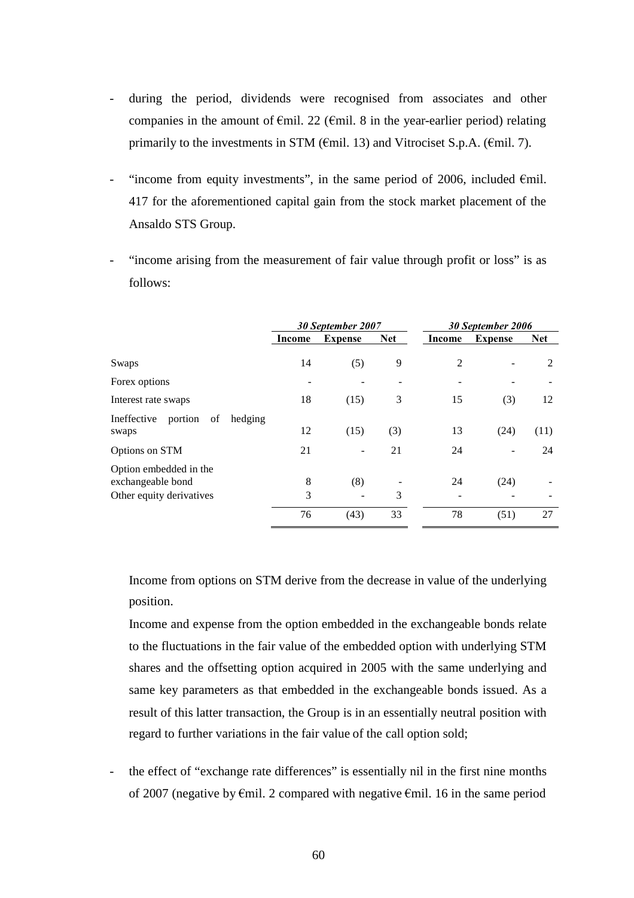- during the period, dividends were recognised from associates and other companies in the amount of €mil. 22 (€mil. 8 in the year-earlier period) relating primarily to the investments in STM (€mil. 13) and Vitrociset S.p.A. (€mil. 7).

- "income from equity investments", in the same period of 2006, included €mil. 417 for the aforementioned capital gain from the stock market placement of the Ansaldo STS Group.

- "income arising from the measurement of fair value through profit or loss" is as follows:

| | ***30 September 2007*** | | | ***30 September 2006*** | | |
|---|---|---|---|---|---|---|
| | **Income** | **Expense** | **Net** | **Income** | **Expense** | **Net** |
| Swaps | 14 | (5) | 9 | 2 | - | 2 |
| Forex options | - | - | - | - | - | - |
| Interest rate swaps | 18 | (15) | 3 | 15 | (3) | 12 |
| Ineffective portion of hedging swaps | 12 | (15) | (3) | 13 | (24) | (11) |
| Options on STM | 21 | - | 21 | 24 | - | 24 |
| Option embedded in the exchangeable bond | 8 | (8) | - | 24 | (24) | - |
| Other equity derivatives | 3 | - | 3 | - | - | - |
| | 76 | (43) | 33 | 78 | (51) | 27 |

Income from options on STM derive from the decrease in value of the underlying position.

Income and expense from the option embedded in the exchangeable bonds relate to the fluctuations in the fair value of the embedded option with underlying STM shares and the offsetting option acquired in 2005 with the same underlying and same key parameters as that embedded in the exchangeable bonds issued. As a result of this latter transaction, the Group is in an essentially neutral position with regard to further variations in the fair value of the call option sold;

- the effect of "exchange rate differences" is essentially nil in the first nine months of 2007 (negative by €mil. 2 compared with negative €mil. 16 in the same period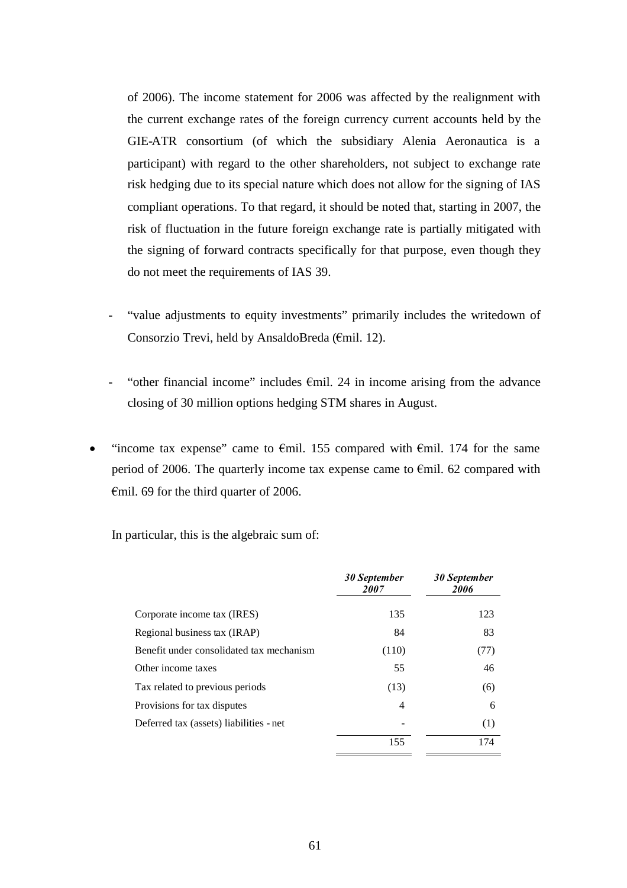of 2006). The income statement for 2006 was affected by the realignment with the current exchange rates of the foreign currency current accounts held by the GIE-ATR consortium (of which the subsidiary Alenia Aeronautica is a participant) with regard to the other shareholders, not subject to exchange rate risk hedging due to its special nature which does not allow for the signing of IAS compliant operations. To that regard, it should be noted that, starting in 2007, the risk of fluctuation in the future foreign exchange rate is partially mitigated with the signing of forward contracts specifically for that purpose, even though they do not meet the requirements of IAS 39.

- "value adjustments to equity investments" primarily includes the writedown of Consorzio Trevi, held by AnsaldoBreda (€mil. 12).

- "other financial income" includes €mil. 24 in income arising from the advance closing of 30 million options hedging STM shares in August.

- "income tax expense" came to €mil. 155 compared with €mil. 174 for the same period of 2006. The quarterly income tax expense came to €mil. 62 compared with €mil. 69 for the third quarter of 2006.

In particular, this is the algebraic sum of:

| | *30 September 2007* | *30 September 2006* |
|---|---|---|
| Corporate income tax (IRES) | 135 | 123 |
| Regional business tax (IRAP) | 84 | 83 |
| Benefit under consolidated tax mechanism | (110) | (77) |
| Other income taxes | 55 | 46 |
| Tax related to previous periods | (13) | (6) |
| Provisions for tax disputes | 4 | 6 |
| Deferred tax (assets) liabilities - net | - | (1) |
| | 155 | 174 |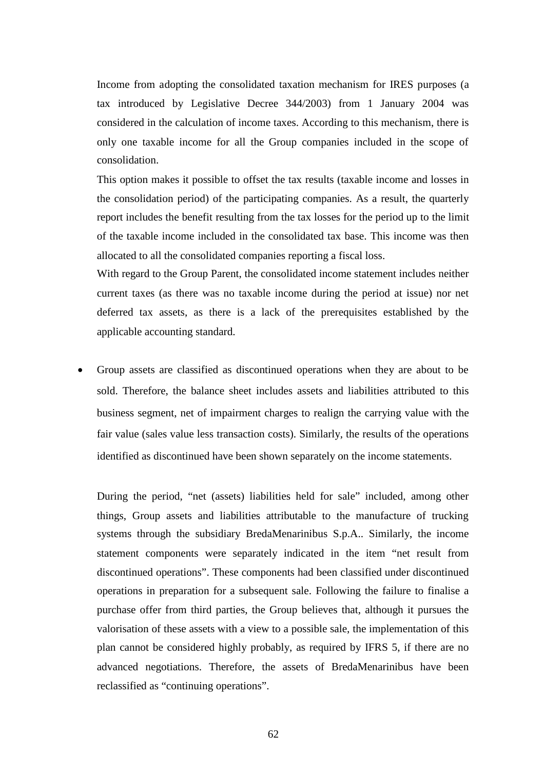Income from adopting the consolidated taxation mechanism for IRES purposes (a tax introduced by Legislative Decree 344/2003) from 1 January 2004 was considered in the calculation of income taxes. According to this mechanism, there is only one taxable income for all the Group companies included in the scope of consolidation.

This option makes it possible to offset the tax results (taxable income and losses in the consolidation period) of the participating companies. As a result, the quarterly report includes the benefit resulting from the tax losses for the period up to the limit of the taxable income included in the consolidated tax base. This income was then allocated to all the consolidated companies reporting a fiscal loss.

With regard to the Group Parent, the consolidated income statement includes neither current taxes (as there was no taxable income during the period at issue) nor net deferred tax assets, as there is a lack of the prerequisites established by the applicable accounting standard.

- Group assets are classified as discontinued operations when they are about to be sold. Therefore, the balance sheet includes assets and liabilities attributed to this business segment, net of impairment charges to realign the carrying value with the fair value (sales value less transaction costs). Similarly, the results of the operations identified as discontinued have been shown separately on the income statements.

  During the period, "net (assets) liabilities held for sale" included, among other things, Group assets and liabilities attributable to the manufacture of trucking systems through the subsidiary BredaMenarinibus S.p.A.. Similarly, the income statement components were separately indicated in the item "net result from discontinued operations". These components had been classified under discontinued operations in preparation for a subsequent sale. Following the failure to finalise a purchase offer from third parties, the Group believes that, although it pursues the valorisation of these assets with a view to a possible sale, the implementation of this plan cannot be considered highly probably, as required by IFRS 5, if there are no advanced negotiations. Therefore, the assets of BredaMenarinibus have been reclassified as "continuing operations".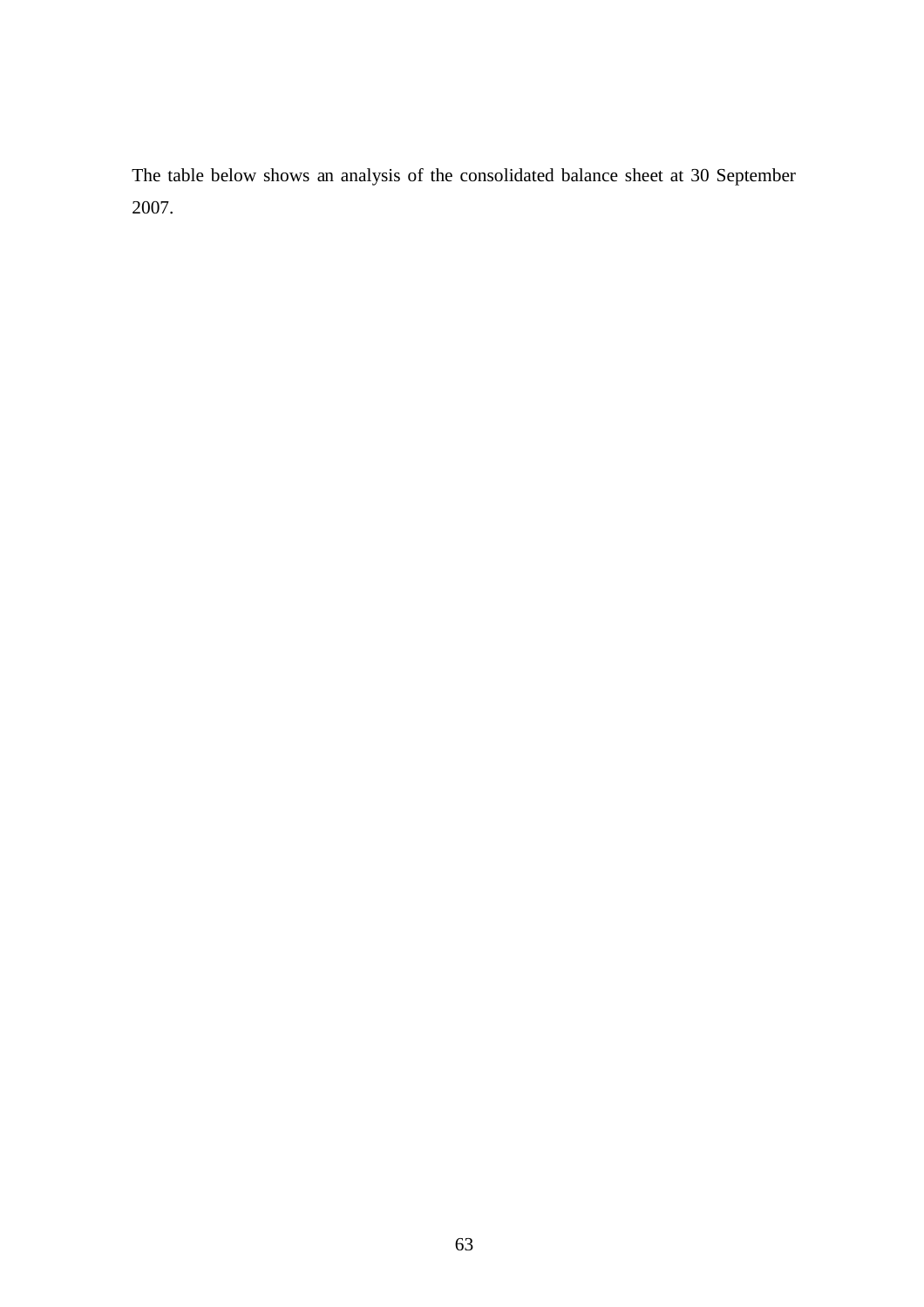The table below shows an analysis of the consolidated balance sheet at 30 September 2007.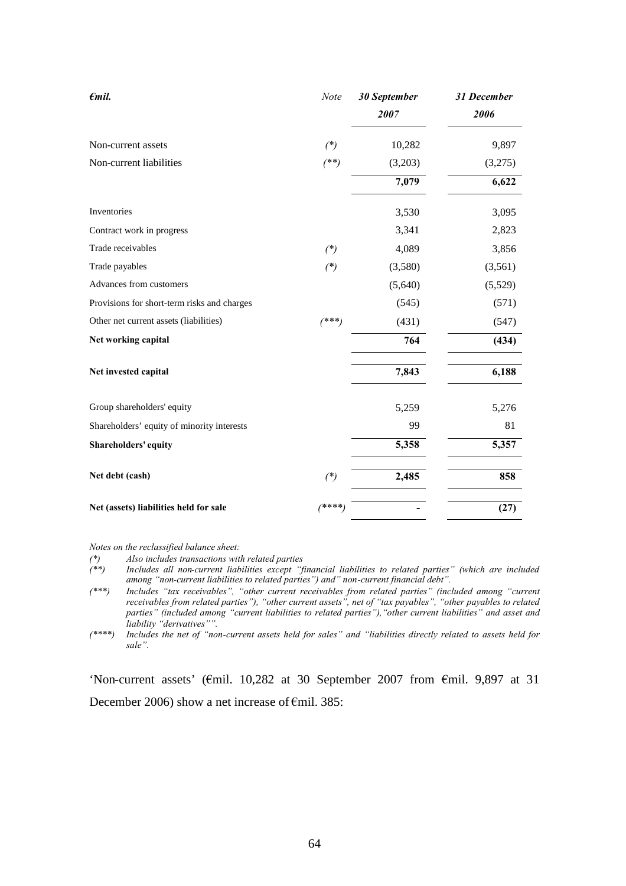| *€mil.* | *Note* | ***30 September 2007*** | ***31 December 2006*** |
|---|---|---|---|
| Non-current assets | *(\*)* | 10,282 | 9,897 |
| Non-current liabilities | *(\*\*)* | (3,203) | (3,275) |
| | | **7,079** | **6,622** |
| Inventories | | 3,530 | 3,095 |
| Contract work in progress | | 3,341 | 2,823 |
| Trade receivables | *(\*)* | 4,089 | 3,856 |
| Trade payables | *(\*)* | (3,580) | (3,561) |
| Advances from customers | | (5,640) | (5,529) |
| Provisions for short-term risks and charges | | (545) | (571) |
| Other net current assets (liabilities) | *(\*\*\*)* | (431) | (547) |
| **Net working capital** | | **764** | **(434)** |
| **Net invested capital** | | **7,843** | **6,188** |
| Group shareholders' equity | | 5,259 | 5,276 |
| Shareholders' equity of minority interests | | 99 | 81 |
| **Shareholders' equity** | | **5,358** | **5,357** |
| **Net debt (cash)** | *(\*)* | **2,485** | **858** |
| **Net (assets) liabilities held for sale** | *(\*\*\*\*)* | **-** | **(27)** |

*Notes on the reclassified balance sheet:*

*(\*) Also includes transactions with related parties*

*(\*\*) Includes all non-current liabilities except "financial liabilities to related parties" (which are included among "non-current liabilities to related parties") and" non-current financial debt".*

*(\*\*\*) Includes "tax receivables", "other current receivables from related parties" (included among "current receivables from related parties"), "other current assets", net of "tax payables", "other payables to related parties" (included among "current liabilities to related parties"),"other current liabilities" and asset and liability "derivatives"".*

*(\*\*\*\*) Includes the net of "non-current assets held for sales" and "liabilities directly related to assets held for sale".*

'Non-current assets' (€mil. 10,282 at 30 September 2007 from €mil. 9,897 at 31 December 2006) show a net increase of €mil. 385: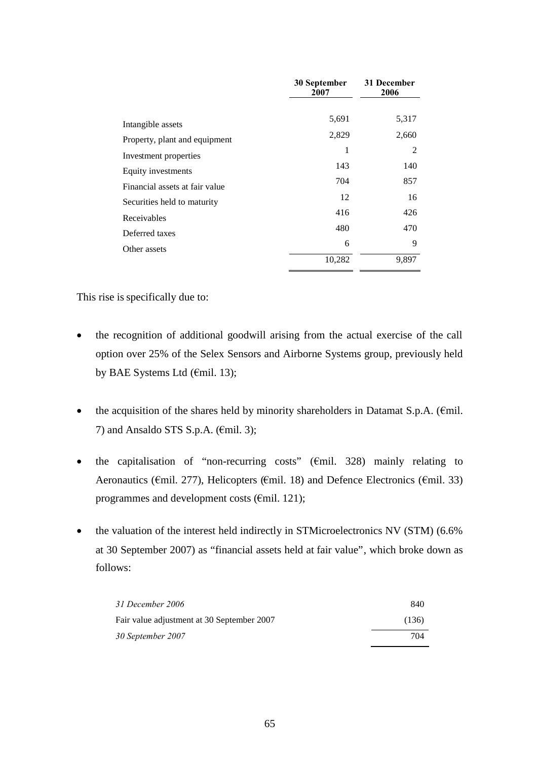| | 30 September 2007 | 31 December 2006 |
|---|---|---|
| Intangible assets | 5,691 | 5,317 |
| Property, plant and equipment | 2,829 | 2,660 |
| Investment properties | 1 | 2 |
| Equity investments | 143 | 140 |
| Financial assets at fair value | 704 | 857 |
| Securities held to maturity | 12 | 16 |
| Receivables | 416 | 426 |
| Deferred taxes | 480 | 470 |
| Other assets | 6 | 9 |
| | 10,282 | 9,897 |

This rise is specifically due to:

- the recognition of additional goodwill arising from the actual exercise of the call option over 25% of the Selex Sensors and Airborne Systems group, previously held by BAE Systems Ltd (€mil. 13);
- the acquisition of the shares held by minority shareholders in Datamat S.p.A. (€mil. 7) and Ansaldo STS S.p.A. (€mil. 3);
- the capitalisation of "non-recurring costs" (€mil. 328) mainly relating to Aeronautics (€mil. 277), Helicopters (€mil. 18) and Defence Electronics (€mil. 33) programmes and development costs (€mil. 121);
- the valuation of the interest held indirectly in STMicroelectronics NV (STM) (6.6% at 30 September 2007) as "financial assets held at fair value", which broke down as follows:

| | |
|---|---|
| *31 December 2006* | 840 |
| Fair value adjustment at 30 September 2007 | (136) |
| *30 September 2007* | 704 |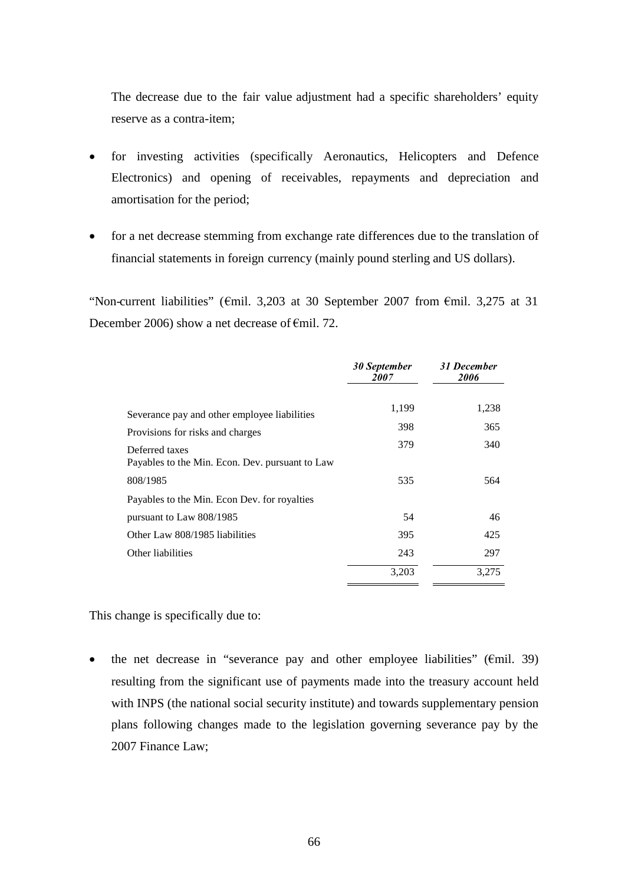The decrease due to the fair value adjustment had a specific shareholders' equity reserve as a contra-item;

- for investing activities (specifically Aeronautics, Helicopters and Defence Electronics) and opening of receivables, repayments and depreciation and amortisation for the period;
- for a net decrease stemming from exchange rate differences due to the translation of financial statements in foreign currency (mainly pound sterling and US dollars).

"Non-current liabilities" (€mil. 3,203 at 30 September 2007 from €mil. 3,275 at 31 December 2006) show a net decrease of €mil. 72.

| | *30 September 2007* | *31 December 2006* |
|---|---|---|
| Severance pay and other employee liabilities | 1,199 | 1,238 |
| Provisions for risks and charges | 398 | 365 |
| Deferred taxes | 379 | 340 |
| Payables to the Min. Econ. Dev. pursuant to Law 808/1985 | 535 | 564 |
| Payables to the Min. Econ Dev. for royalties pursuant to Law 808/1985 | 54 | 46 |
| Other Law 808/1985 liabilities | 395 | 425 |
| Other liabilities | 243 | 297 |
| | 3,203 | 3,275 |

This change is specifically due to:

- the net decrease in "severance pay and other employee liabilities" (€mil. 39) resulting from the significant use of payments made into the treasury account held with INPS (the national social security institute) and towards supplementary pension plans following changes made to the legislation governing severance pay by the 2007 Finance Law;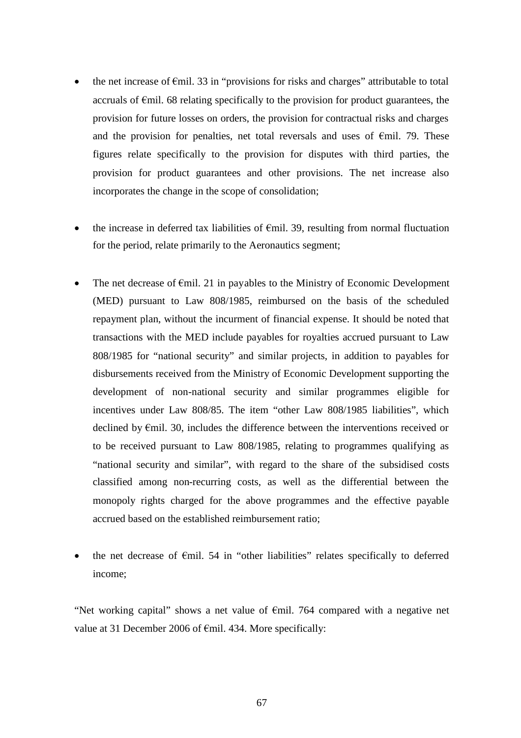- the net increase of €mil. 33 in "provisions for risks and charges" attributable to total accruals of €mil. 68 relating specifically to the provision for product guarantees, the provision for future losses on orders, the provision for contractual risks and charges and the provision for penalties, net total reversals and uses of €mil. 79. These figures relate specifically to the provision for disputes with third parties, the provision for product guarantees and other provisions. The net increase also incorporates the change in the scope of consolidation;

- the increase in deferred tax liabilities of €mil. 39, resulting from normal fluctuation for the period, relate primarily to the Aeronautics segment;

- The net decrease of €mil. 21 in payables to the Ministry of Economic Development (MED) pursuant to Law 808/1985, reimbursed on the basis of the scheduled repayment plan, without the incurment of financial expense. It should be noted that transactions with the MED include payables for royalties accrued pursuant to Law 808/1985 for "national security" and similar projects, in addition to payables for disbursements received from the Ministry of Economic Development supporting the development of non-national security and similar programmes eligible for incentives under Law 808/85. The item "other Law 808/1985 liabilities", which declined by €mil. 30, includes the difference between the interventions received or to be received pursuant to Law 808/1985, relating to programmes qualifying as "national security and similar", with regard to the share of the subsidised costs classified among non-recurring costs, as well as the differential between the monopoly rights charged for the above programmes and the effective payable accrued based on the established reimbursement ratio;

- the net decrease of €mil. 54 in "other liabilities" relates specifically to deferred income;

"Net working capital" shows a net value of €mil. 764 compared with a negative net value at 31 December 2006 of €mil. 434. More specifically: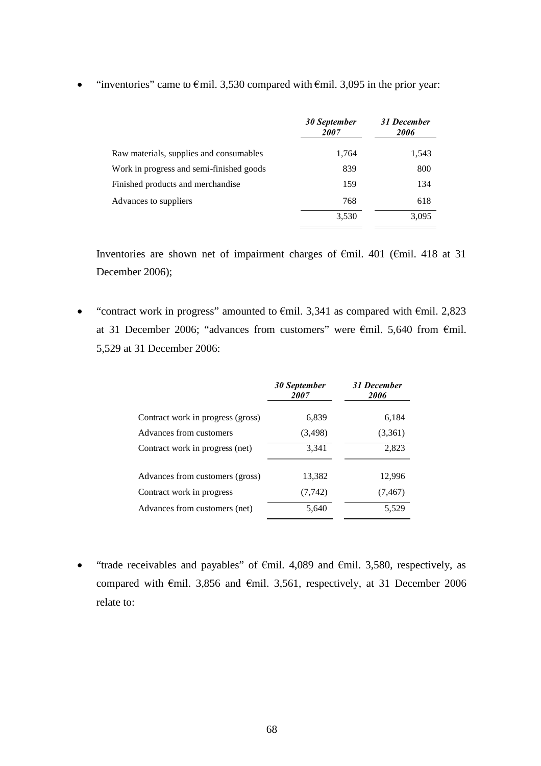- "inventories" came to €mil. 3,530 compared with €mil. 3,095 in the prior year:

| | *30 September 2007* | *31 December 2006* |
|---|---:|---:|
| Raw materials, supplies and consumables | 1,764 | 1,543 |
| Work in progress and semi-finished goods | 839 | 800 |
| Finished products and merchandise | 159 | 134 |
| Advances to suppliers | 768 | 618 |
| | 3,530 | 3,095 |

Inventories are shown net of impairment charges of €mil. 401 (€mil. 418 at 31 December 2006);

- "contract work in progress" amounted to €mil. 3,341 as compared with €mil. 2,823 at 31 December 2006; "advances from customers" were €mil. 5,640 from €mil. 5,529 at 31 December 2006:

| | *30 September 2007* | *31 December 2006* |
|---|---:|---:|
| Contract work in progress (gross) | 6,839 | 6,184 |
| Advances from customers | (3,498) | (3,361) |
| Contract work in progress (net) | 3,341 | 2,823 |
| | | |
| Advances from customers (gross) | 13,382 | 12,996 |
| Contract work in progress | (7,742) | (7,467) |
| Advances from customers (net) | 5,640 | 5,529 |

- "trade receivables and payables" of €mil. 4,089 and €mil. 3,580, respectively, as compared with €mil. 3,856 and €mil. 3,561, respectively, at 31 December 2006 relate to: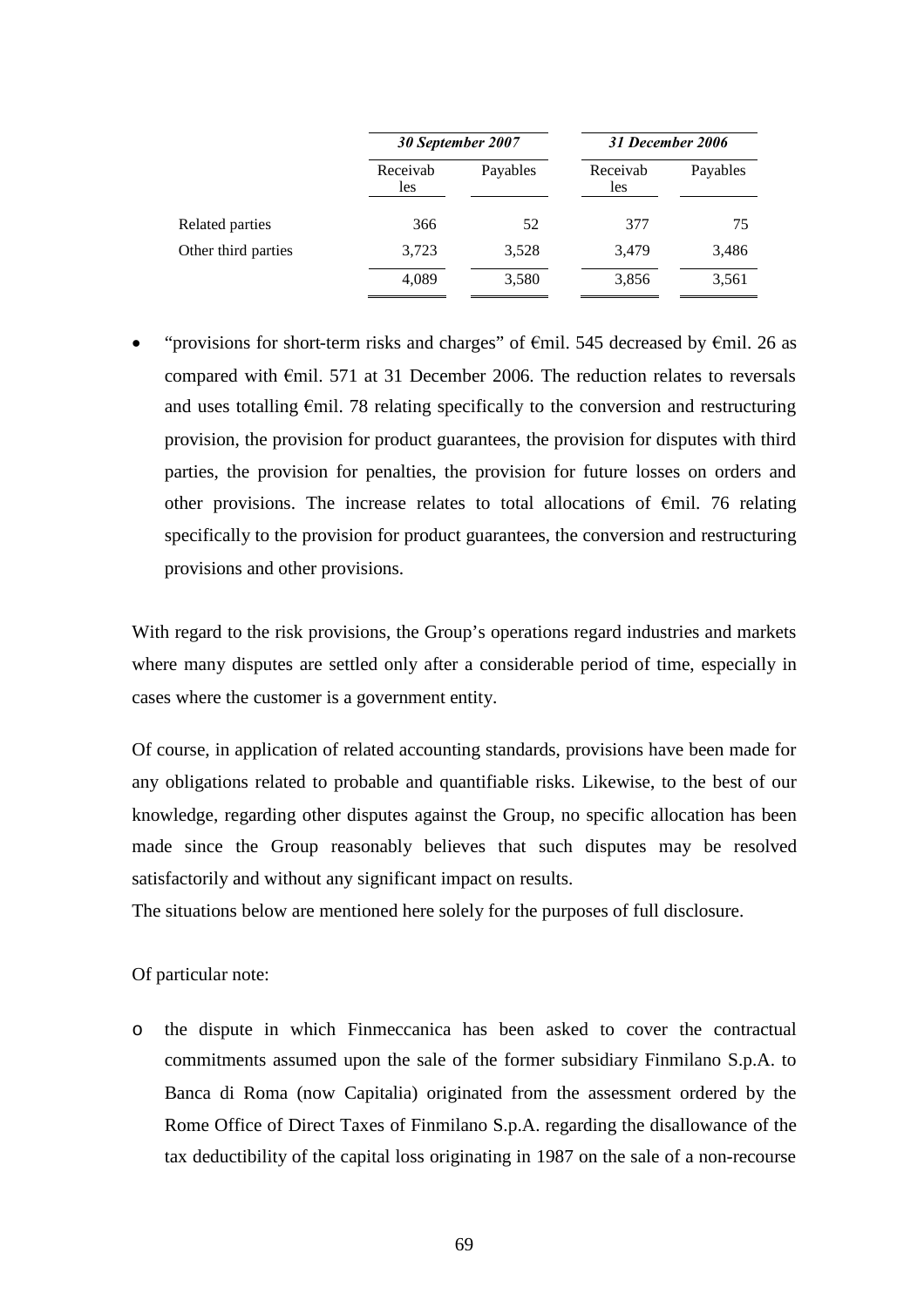| | 30 September 2007 | | 31 December 2006 | |
|---|---|---|---|---|
| | Receivables | Payables | Receivables | Payables |
| Related parties | 366 | 52 | 377 | 75 |
| Other third parties | 3,723 | 3,528 | 3,479 | 3,486 |
| | 4,089 | 3,580 | 3,856 | 3,561 |

- "provisions for short-term risks and charges" of €mil. 545 decreased by €mil. 26 as compared with €mil. 571 at 31 December 2006. The reduction relates to reversals and uses totalling €mil. 78 relating specifically to the conversion and restructuring provision, the provision for product guarantees, the provision for disputes with third parties, the provision for penalties, the provision for future losses on orders and other provisions. The increase relates to total allocations of €mil. 76 relating specifically to the provision for product guarantees, the conversion and restructuring provisions and other provisions.

With regard to the risk provisions, the Group's operations regard industries and markets where many disputes are settled only after a considerable period of time, especially in cases where the customer is a government entity.

Of course, in application of related accounting standards, provisions have been made for any obligations related to probable and quantifiable risks. Likewise, to the best of our knowledge, regarding other disputes against the Group, no specific allocation has been made since the Group reasonably believes that such disputes may be resolved satisfactorily and without any significant impact on results.

The situations below are mentioned here solely for the purposes of full disclosure.

Of particular note:

- the dispute in which Finmeccanica has been asked to cover the contractual commitments assumed upon the sale of the former subsidiary Finmilano S.p.A. to Banca di Roma (now Capitalia) originated from the assessment ordered by the Rome Office of Direct Taxes of Finmilano S.p.A. regarding the disallowance of the tax deductibility of the capital loss originating in 1987 on the sale of a non-recourse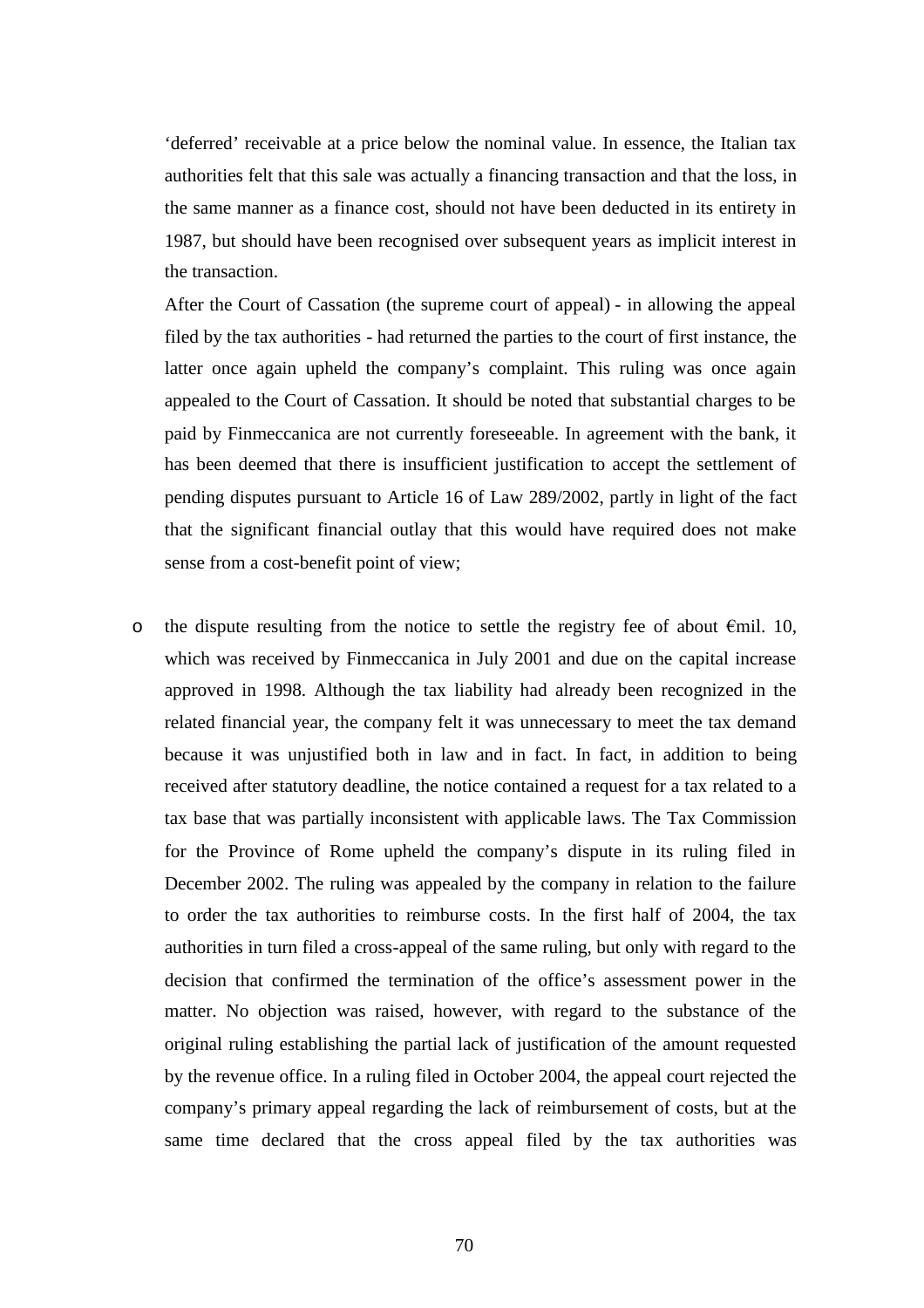'deferred' receivable at a price below the nominal value. In essence, the Italian tax authorities felt that this sale was actually a financing transaction and that the loss, in the same manner as a finance cost, should not have been deducted in its entirety in 1987, but should have been recognised over subsequent years as implicit interest in the transaction.

After the Court of Cassation (the supreme court of appeal) - in allowing the appeal filed by the tax authorities - had returned the parties to the court of first instance, the latter once again upheld the company's complaint. This ruling was once again appealed to the Court of Cassation. It should be noted that substantial charges to be paid by Finmeccanica are not currently foreseeable. In agreement with the bank, it has been deemed that there is insufficient justification to accept the settlement of pending disputes pursuant to Article 16 of Law 289/2002, partly in light of the fact that the significant financial outlay that this would have required does not make sense from a cost-benefit point of view;

- the dispute resulting from the notice to settle the registry fee of about €mil. 10, which was received by Finmeccanica in July 2001 and due on the capital increase approved in 1998. Although the tax liability had already been recognized in the related financial year, the company felt it was unnecessary to meet the tax demand because it was unjustified both in law and in fact. In fact, in addition to being received after statutory deadline, the notice contained a request for a tax related to a tax base that was partially inconsistent with applicable laws. The Tax Commission for the Province of Rome upheld the company's dispute in its ruling filed in December 2002. The ruling was appealed by the company in relation to the failure to order the tax authorities to reimburse costs. In the first half of 2004, the tax authorities in turn filed a cross-appeal of the same ruling, but only with regard to the decision that confirmed the termination of the office's assessment power in the matter. No objection was raised, however, with regard to the substance of the original ruling establishing the partial lack of justification of the amount requested by the revenue office. In a ruling filed in October 2004, the appeal court rejected the company's primary appeal regarding the lack of reimbursement of costs, but at the same time declared that the cross appeal filed by the tax authorities was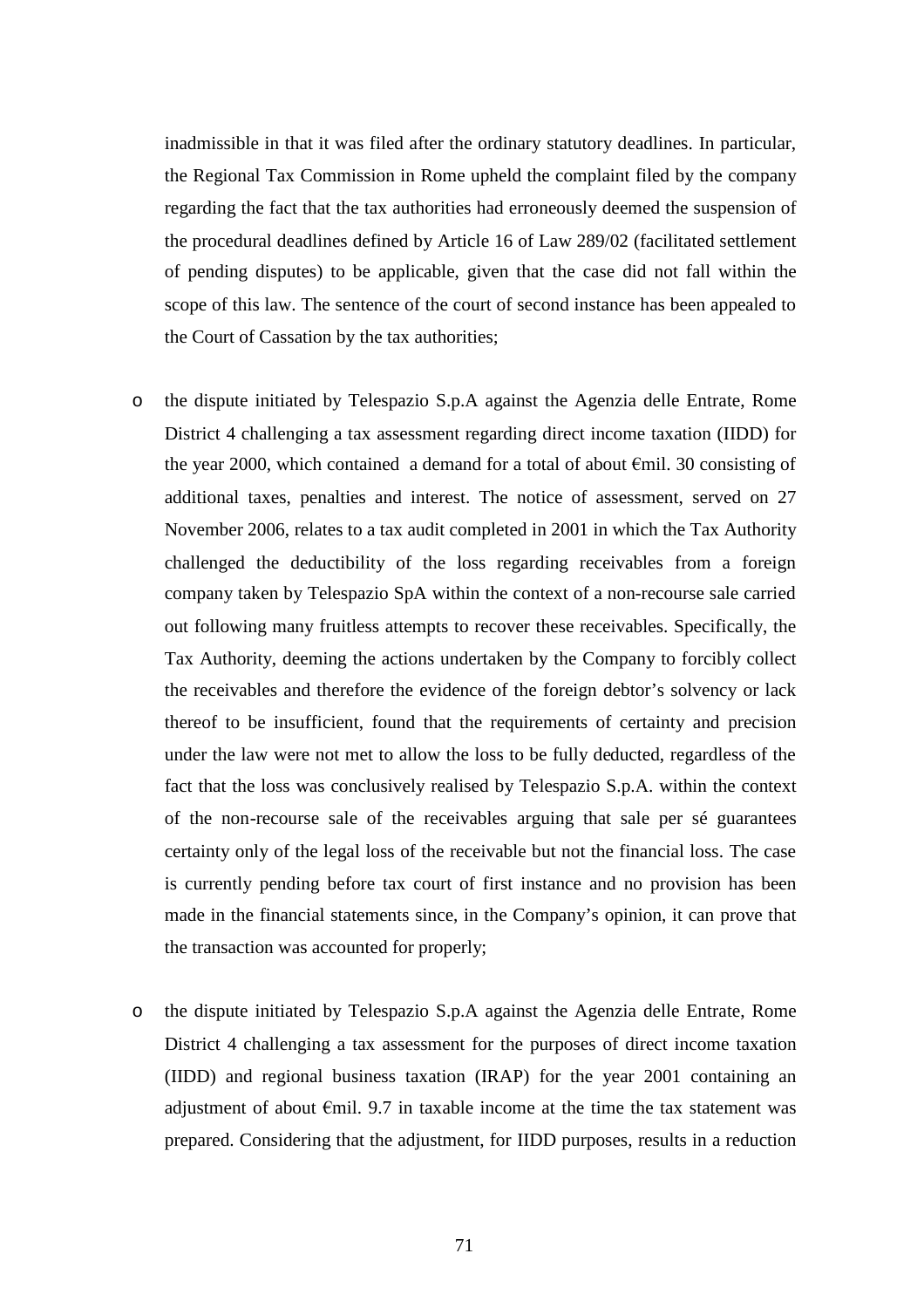inadmissible in that it was filed after the ordinary statutory deadlines. In particular, the Regional Tax Commission in Rome upheld the complaint filed by the company regarding the fact that the tax authorities had erroneously deemed the suspension of the procedural deadlines defined by Article 16 of Law 289/02 (facilitated settlement of pending disputes) to be applicable, given that the case did not fall within the scope of this law. The sentence of the court of second instance has been appealed to the Court of Cassation by the tax authorities;

- the dispute initiated by Telespazio S.p.A against the Agenzia delle Entrate, Rome District 4 challenging a tax assessment regarding direct income taxation (IIDD) for the year 2000, which contained a demand for a total of about €mil. 30 consisting of additional taxes, penalties and interest. The notice of assessment, served on 27 November 2006, relates to a tax audit completed in 2001 in which the Tax Authority challenged the deductibility of the loss regarding receivables from a foreign company taken by Telespazio SpA within the context of a non-recourse sale carried out following many fruitless attempts to recover these receivables. Specifically, the Tax Authority, deeming the actions undertaken by the Company to forcibly collect the receivables and therefore the evidence of the foreign debtor's solvency or lack thereof to be insufficient, found that the requirements of certainty and precision under the law were not met to allow the loss to be fully deducted, regardless of the fact that the loss was conclusively realised by Telespazio S.p.A. within the context of the non-recourse sale of the receivables arguing that sale per sé guarantees certainty only of the legal loss of the receivable but not the financial loss. The case is currently pending before tax court of first instance and no provision has been made in the financial statements since, in the Company's opinion, it can prove that the transaction was accounted for properly;

- the dispute initiated by Telespazio S.p.A against the Agenzia delle Entrate, Rome District 4 challenging a tax assessment for the purposes of direct income taxation (IIDD) and regional business taxation (IRAP) for the year 2001 containing an adjustment of about €mil. 9.7 in taxable income at the time the tax statement was prepared. Considering that the adjustment, for IIDD purposes, results in a reduction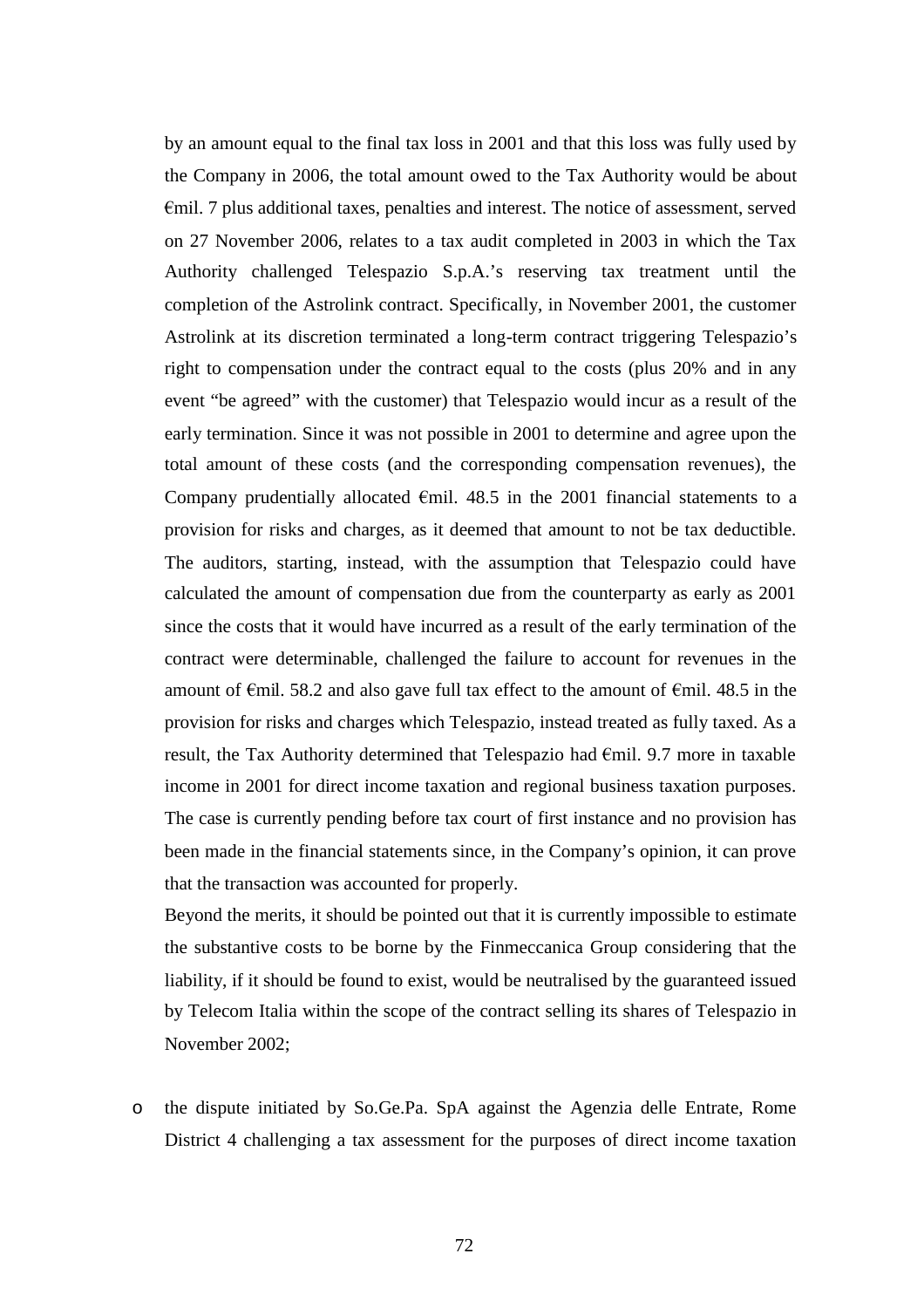by an amount equal to the final tax loss in 2001 and that this loss was fully used by the Company in 2006, the total amount owed to the Tax Authority would be about €mil. 7 plus additional taxes, penalties and interest. The notice of assessment, served on 27 November 2006, relates to a tax audit completed in 2003 in which the Tax Authority challenged Telespazio S.p.A.'s reserving tax treatment until the completion of the Astrolink contract. Specifically, in November 2001, the customer Astrolink at its discretion terminated a long-term contract triggering Telespazio's right to compensation under the contract equal to the costs (plus 20% and in any event "be agreed" with the customer) that Telespazio would incur as a result of the early termination. Since it was not possible in 2001 to determine and agree upon the total amount of these costs (and the corresponding compensation revenues), the Company prudentially allocated €mil. 48.5 in the 2001 financial statements to a provision for risks and charges, as it deemed that amount to not be tax deductible. The auditors, starting, instead, with the assumption that Telespazio could have calculated the amount of compensation due from the counterparty as early as 2001 since the costs that it would have incurred as a result of the early termination of the contract were determinable, challenged the failure to account for revenues in the amount of €mil. 58.2 and also gave full tax effect to the amount of €mil. 48.5 in the provision for risks and charges which Telespazio, instead treated as fully taxed. As a result, the Tax Authority determined that Telespazio had €mil. 9.7 more in taxable income in 2001 for direct income taxation and regional business taxation purposes. The case is currently pending before tax court of first instance and no provision has been made in the financial statements since, in the Company's opinion, it can prove that the transaction was accounted for properly.

Beyond the merits, it should be pointed out that it is currently impossible to estimate the substantive costs to be borne by the Finmeccanica Group considering that the liability, if it should be found to exist, would be neutralised by the guaranteed issued by Telecom Italia within the scope of the contract selling its shares of Telespazio in November 2002;

- the dispute initiated by So.Ge.Pa. SpA against the Agenzia delle Entrate, Rome District 4 challenging a tax assessment for the purposes of direct income taxation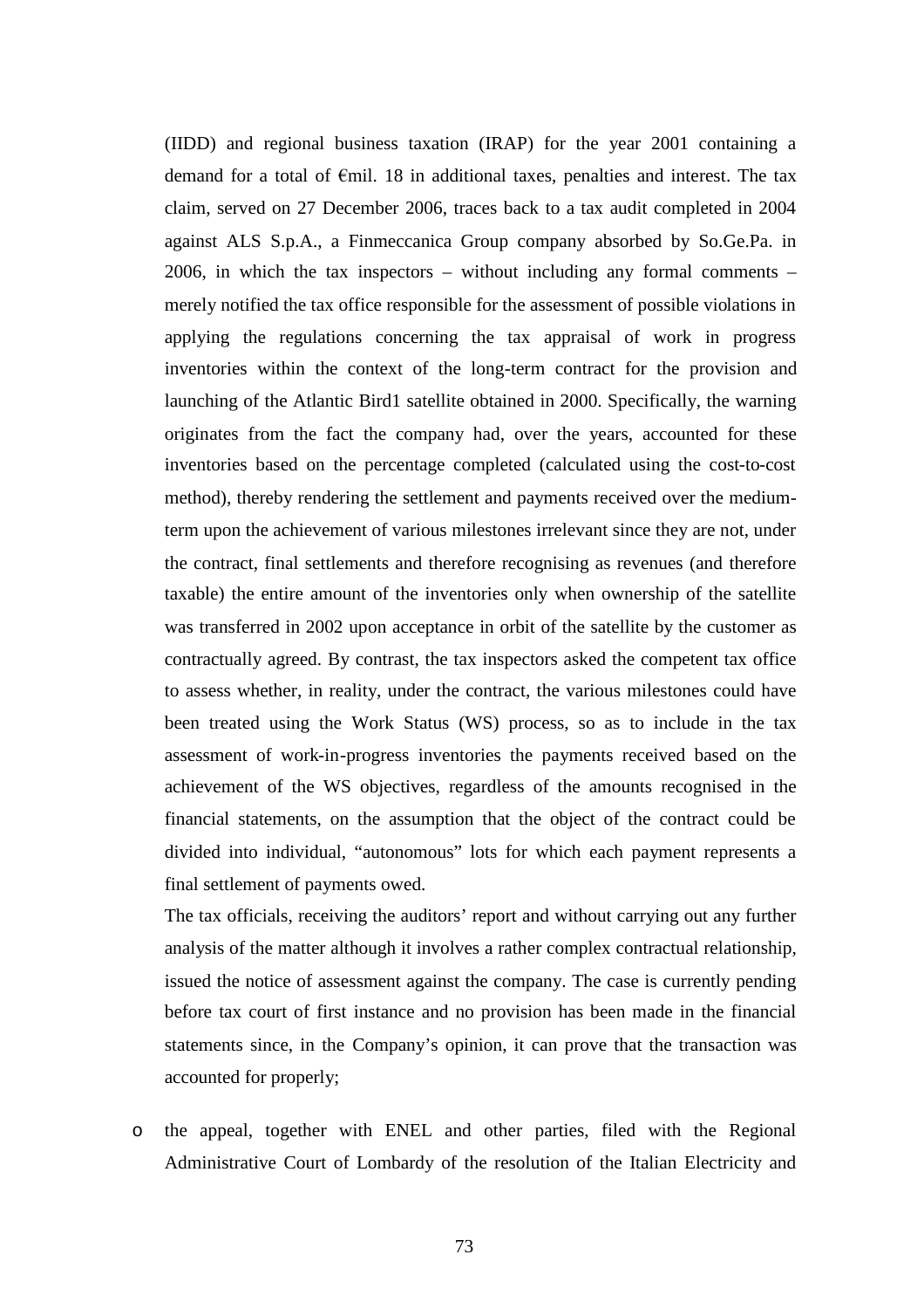(IIDD) and regional business taxation (IRAP) for the year 2001 containing a demand for a total of €mil. 18 in additional taxes, penalties and interest. The tax claim, served on 27 December 2006, traces back to a tax audit completed in 2004 against ALS S.p.A., a Finmeccanica Group company absorbed by So.Ge.Pa. in 2006, in which the tax inspectors – without including any formal comments – merely notified the tax office responsible for the assessment of possible violations in applying the regulations concerning the tax appraisal of work in progress inventories within the context of the long-term contract for the provision and launching of the Atlantic Bird1 satellite obtained in 2000. Specifically, the warning originates from the fact the company had, over the years, accounted for these inventories based on the percentage completed (calculated using the cost-to-cost method), thereby rendering the settlement and payments received over the medium-term upon the achievement of various milestones irrelevant since they are not, under the contract, final settlements and therefore recognising as revenues (and therefore taxable) the entire amount of the inventories only when ownership of the satellite was transferred in 2002 upon acceptance in orbit of the satellite by the customer as contractually agreed. By contrast, the tax inspectors asked the competent tax office to assess whether, in reality, under the contract, the various milestones could have been treated using the Work Status (WS) process, so as to include in the tax assessment of work-in-progress inventories the payments received based on the achievement of the WS objectives, regardless of the amounts recognised in the financial statements, on the assumption that the object of the contract could be divided into individual, "autonomous" lots for which each payment represents a final settlement of payments owed.

The tax officials, receiving the auditors' report and without carrying out any further analysis of the matter although it involves a rather complex contractual relationship, issued the notice of assessment against the company. The case is currently pending before tax court of first instance and no provision has been made in the financial statements since, in the Company's opinion, it can prove that the transaction was accounted for properly;

- the appeal, together with ENEL and other parties, filed with the Regional Administrative Court of Lombardy of the resolution of the Italian Electricity and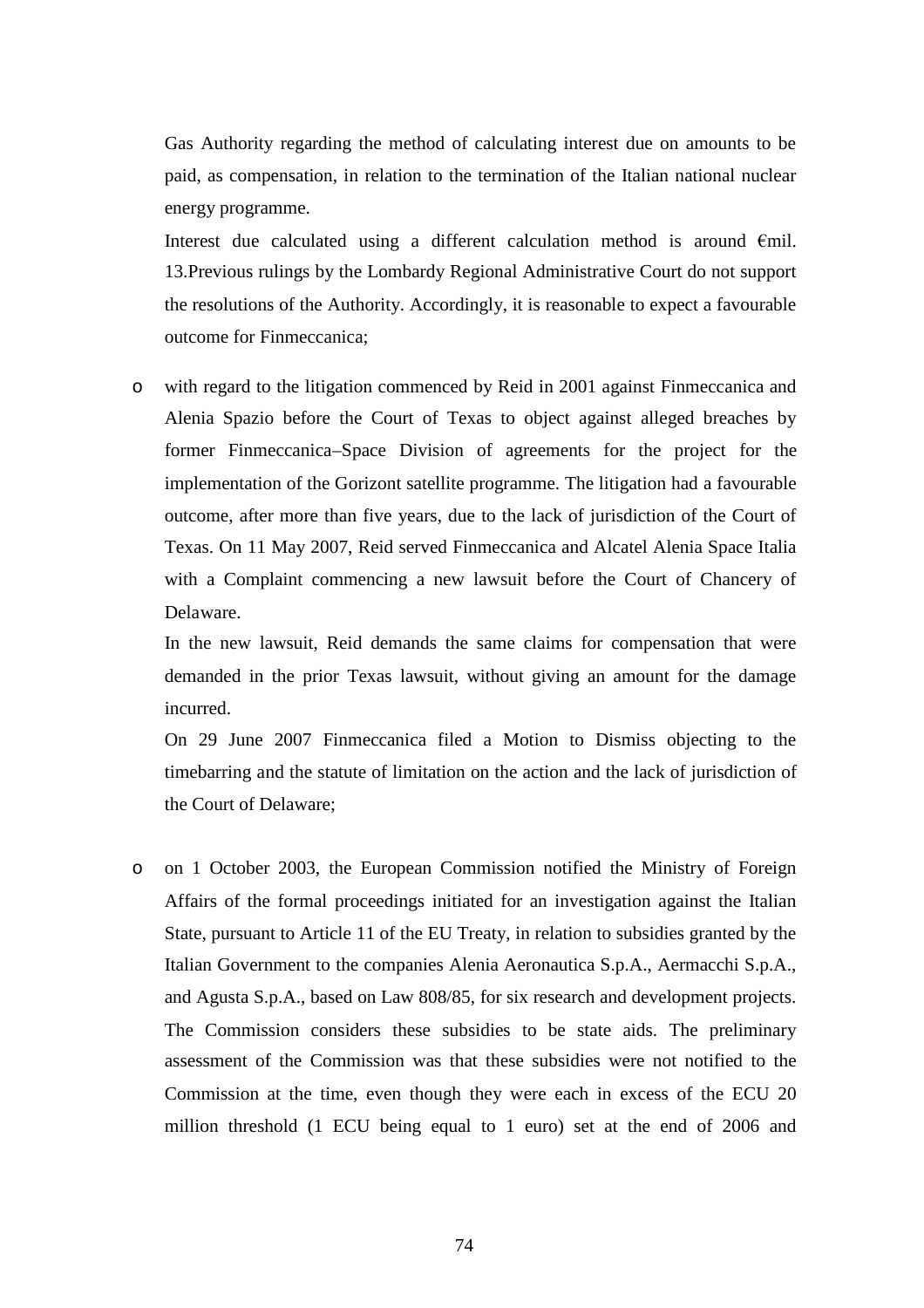Gas Authority regarding the method of calculating interest due on amounts to be paid, as compensation, in relation to the termination of the Italian national nuclear energy programme.

Interest due calculated using a different calculation method is around €mil. 13.Previous rulings by the Lombardy Regional Administrative Court do not support the resolutions of the Authority. Accordingly, it is reasonable to expect a favourable outcome for Finmeccanica;

- with regard to the litigation commenced by Reid in 2001 against Finmeccanica and Alenia Spazio before the Court of Texas to object against alleged breaches by former Finmeccanica–Space Division of agreements for the project for the implementation of the Gorizont satellite programme. The litigation had a favourable outcome, after more than five years, due to the lack of jurisdiction of the Court of Texas. On 11 May 2007, Reid served Finmeccanica and Alcatel Alenia Space Italia with a Complaint commencing a new lawsuit before the Court of Chancery of Delaware.

  In the new lawsuit, Reid demands the same claims for compensation that were demanded in the prior Texas lawsuit, without giving an amount for the damage incurred.

  On 29 June 2007 Finmeccanica filed a Motion to Dismiss objecting to the timebarring and the statute of limitation on the action and the lack of jurisdiction of the Court of Delaware;

- on 1 October 2003, the European Commission notified the Ministry of Foreign Affairs of the formal proceedings initiated for an investigation against the Italian State, pursuant to Article 11 of the EU Treaty, in relation to subsidies granted by the Italian Government to the companies Alenia Aeronautica S.p.A., Aermacchi S.p.A., and Agusta S.p.A., based on Law 808/85, for six research and development projects. The Commission considers these subsidies to be state aids. The preliminary assessment of the Commission was that these subsidies were not notified to the Commission at the time, even though they were each in excess of the ECU 20 million threshold (1 ECU being equal to 1 euro) set at the end of 2006 and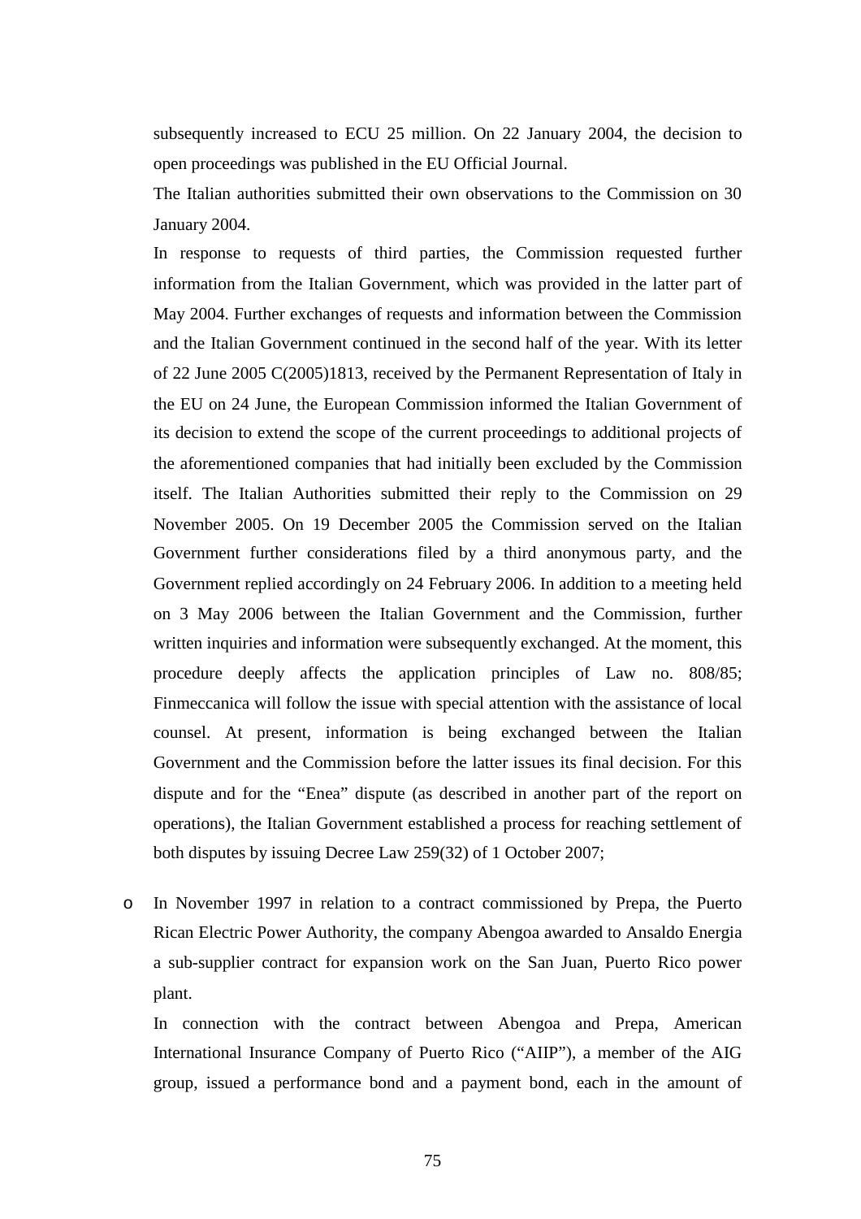subsequently increased to ECU 25 million. On 22 January 2004, the decision to open proceedings was published in the EU Official Journal.

The Italian authorities submitted their own observations to the Commission on 30 January 2004.

In response to requests of third parties, the Commission requested further information from the Italian Government, which was provided in the latter part of May 2004. Further exchanges of requests and information between the Commission and the Italian Government continued in the second half of the year. With its letter of 22 June 2005 C(2005)1813, received by the Permanent Representation of Italy in the EU on 24 June, the European Commission informed the Italian Government of its decision to extend the scope of the current proceedings to additional projects of the aforementioned companies that had initially been excluded by the Commission itself. The Italian Authorities submitted their reply to the Commission on 29 November 2005. On 19 December 2005 the Commission served on the Italian Government further considerations filed by a third anonymous party, and the Government replied accordingly on 24 February 2006. In addition to a meeting held on 3 May 2006 between the Italian Government and the Commission, further written inquiries and information were subsequently exchanged. At the moment, this procedure deeply affects the application principles of Law no. 808/85; Finmeccanica will follow the issue with special attention with the assistance of local counsel. At present, information is being exchanged between the Italian Government and the Commission before the latter issues its final decision. For this dispute and for the "Enea" dispute (as described in another part of the report on operations), the Italian Government established a process for reaching settlement of both disputes by issuing Decree Law 259(32) of 1 October 2007;

- In November 1997 in relation to a contract commissioned by Prepa, the Puerto Rican Electric Power Authority, the company Abengoa awarded to Ansaldo Energia a sub-supplier contract for expansion work on the San Juan, Puerto Rico power plant.

  In connection with the contract between Abengoa and Prepa, American International Insurance Company of Puerto Rico ("AIIP"), a member of the AIG group, issued a performance bond and a payment bond, each in the amount of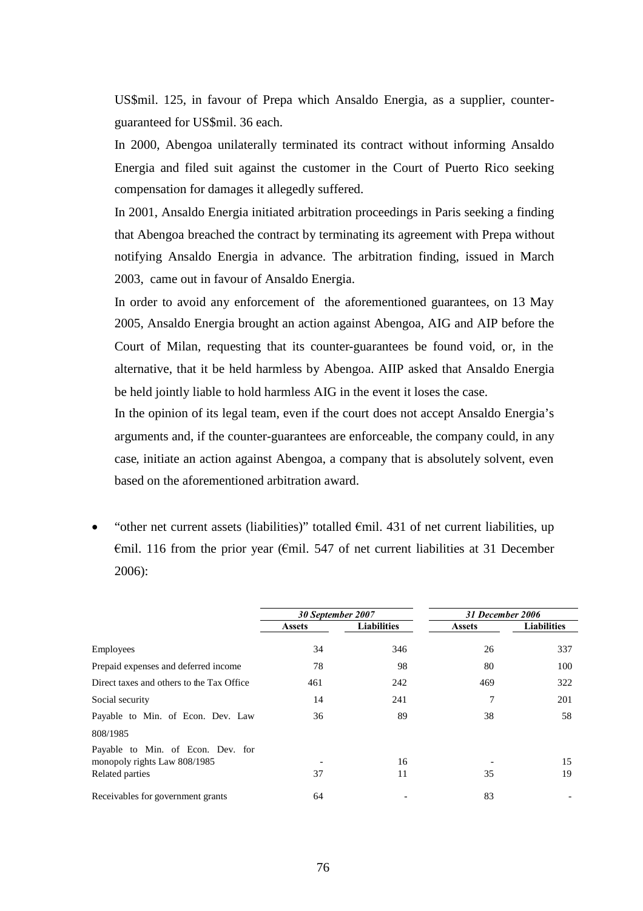US$mil. 125, in favour of Prepa which Ansaldo Energia, as a supplier, counter-guaranteed for US$mil. 36 each.

In 2000, Abengoa unilaterally terminated its contract without informing Ansaldo Energia and filed suit against the customer in the Court of Puerto Rico seeking compensation for damages it allegedly suffered.

In 2001, Ansaldo Energia initiated arbitration proceedings in Paris seeking a finding that Abengoa breached the contract by terminating its agreement with Prepa without notifying Ansaldo Energia in advance. The arbitration finding, issued in March 2003, came out in favour of Ansaldo Energia.

In order to avoid any enforcement of the aforementioned guarantees, on 13 May 2005, Ansaldo Energia brought an action against Abengoa, AIG and AIP before the Court of Milan, requesting that its counter-guarantees be found void, or, in the alternative, that it be held harmless by Abengoa. AIIP asked that Ansaldo Energia be held jointly liable to hold harmless AIG in the event it loses the case.

In the opinion of its legal team, even if the court does not accept Ansaldo Energia's arguments and, if the counter-guarantees are enforceable, the company could, in any case, initiate an action against Abengoa, a company that is absolutely solvent, even based on the aforementioned arbitration award.

- "other net current assets (liabilities)" totalled €mil. 431 of net current liabilities, up €mil. 116 from the prior year (€mil. 547 of net current liabilities at 31 December 2006):

| | *30 September 2007* | | *31 December 2006* | |
|---|---|---|---|---|
| | **Assets** | **Liabilities** | **Assets** | **Liabilities** |
| Employees | 34 | 346 | 26 | 337 |
| Prepaid expenses and deferred income | 78 | 98 | 80 | 100 |
| Direct taxes and others to the Tax Office | 461 | 242 | 469 | 322 |
| Social security | 14 | 241 | 7 | 201 |
| Payable to Min. of Econ. Dev. Law 808/1985 | 36 | 89 | 38 | 58 |
| Payable to Min. of Econ. Dev. for monopoly rights Law 808/1985 | - | 16 | - | 15 |
| Related parties | 37 | 11 | 35 | 19 |
| Receivables for government grants | 64 | - | 83 | - |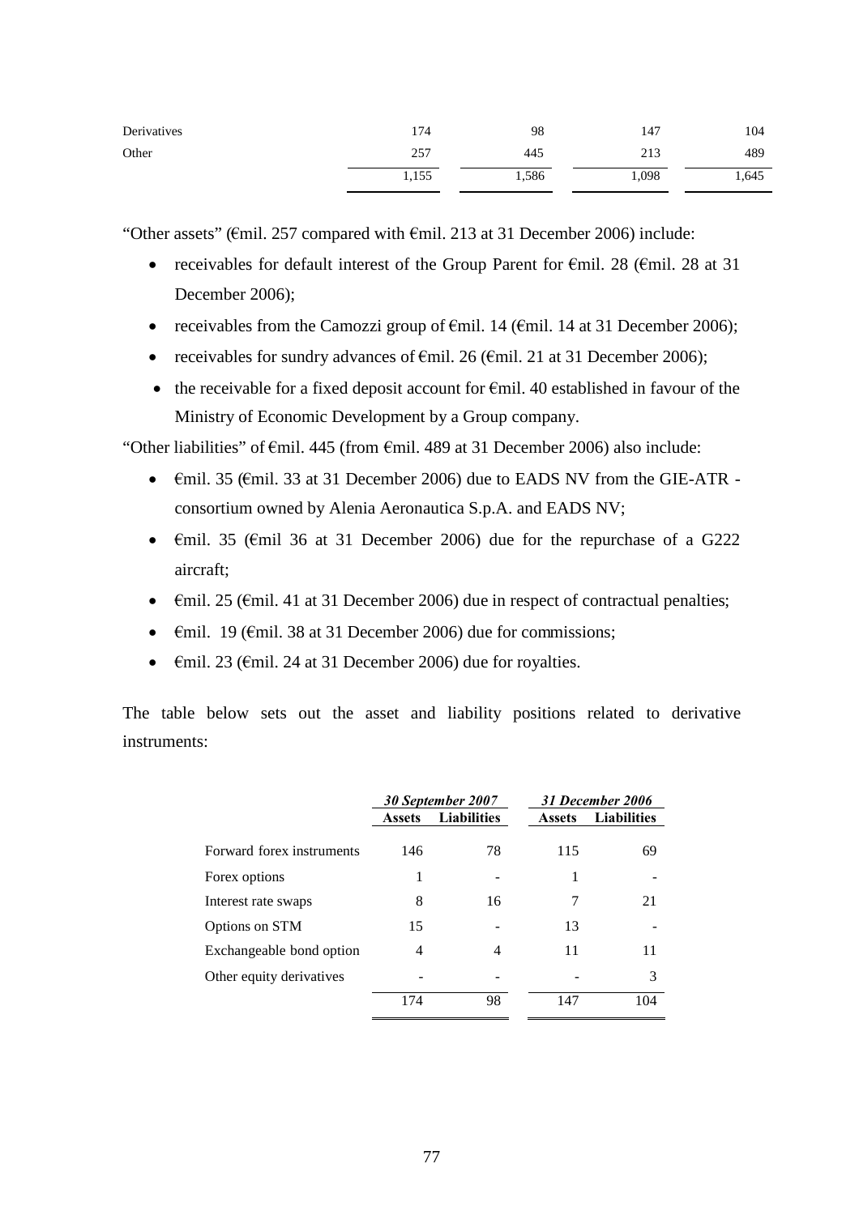| | | | | |
|---|---|---|---|---|
| Derivatives | 174 | 98 | 147 | 104 |
| Other | 257 | 445 | 213 | 489 |
| | 1,155 | 1,586 | 1,098 | 1,645 |

"Other assets" (€mil. 257 compared with €mil. 213 at 31 December 2006) include:

- receivables for default interest of the Group Parent for €mil. 28 (€mil. 28 at 31 December 2006);
- receivables from the Camozzi group of €mil. 14 (€mil. 14 at 31 December 2006);
- receivables for sundry advances of €mil. 26 (€mil. 21 at 31 December 2006);
- the receivable for a fixed deposit account for €mil. 40 established in favour of the Ministry of Economic Development by a Group company.

"Other liabilities" of €mil. 445 (from €mil. 489 at 31 December 2006) also include:

- €mil. 35 (€mil. 33 at 31 December 2006) due to EADS NV from the GIE-ATR - consortium owned by Alenia Aeronautica S.p.A. and EADS NV;
- €mil. 35 (€mil 36 at 31 December 2006) due for the repurchase of a G222 aircraft;
- €mil. 25 (€mil. 41 at 31 December 2006) due in respect of contractual penalties;
- €mil. 19 (€mil. 38 at 31 December 2006) due for commissions;
- €mil. 23 (€mil. 24 at 31 December 2006) due for royalties.

The table below sets out the asset and liability positions related to derivative instruments:

| | *30 September 2007* | | *31 December 2006* | |
|---|---|---|---|---|
| | **Assets** | **Liabilities** | **Assets** | **Liabilities** |
| Forward forex instruments | 146 | 78 | 115 | 69 |
| Forex options | 1 | - | 1 | - |
| Interest rate swaps | 8 | 16 | 7 | 21 |
| Options on STM | 15 | - | 13 | - |
| Exchangeable bond option | 4 | 4 | 11 | 11 |
| Other equity derivatives | - | - | - | 3 |
| | 174 | 98 | 147 | 104 |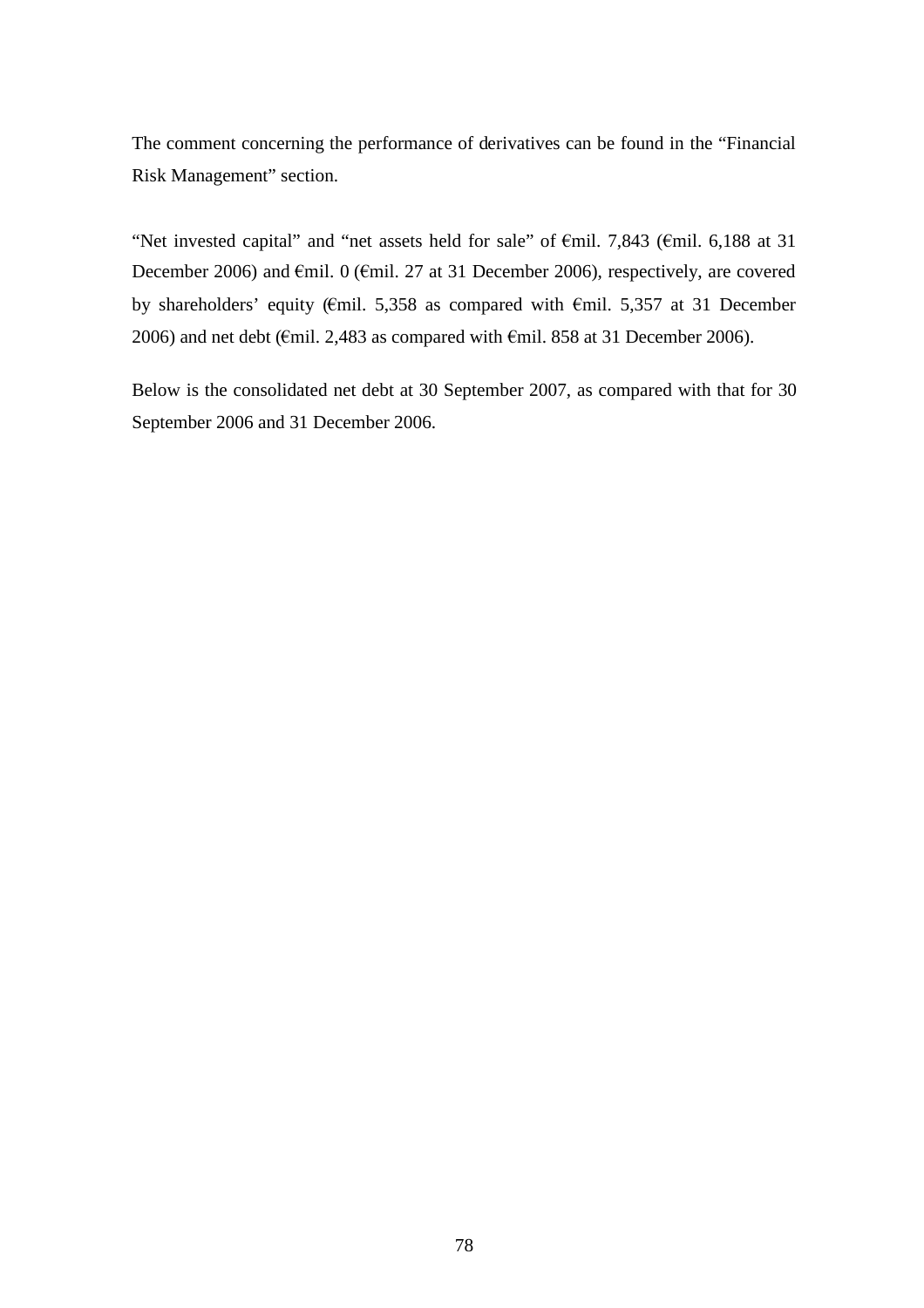The comment concerning the performance of derivatives can be found in the “Financial Risk Management” section.

“Net invested capital” and “net assets held for sale” of €mil. 7,843 (€mil. 6,188 at 31 December 2006) and €mil. 0 (€mil. 27 at 31 December 2006), respectively, are covered by shareholders’ equity (€mil. 5,358 as compared with €mil. 5,357 at 31 December 2006) and net debt (€mil. 2,483 as compared with €mil. 858 at 31 December 2006).

Below is the consolidated net debt at 30 September 2007, as compared with that for 30 September 2006 and 31 December 2006.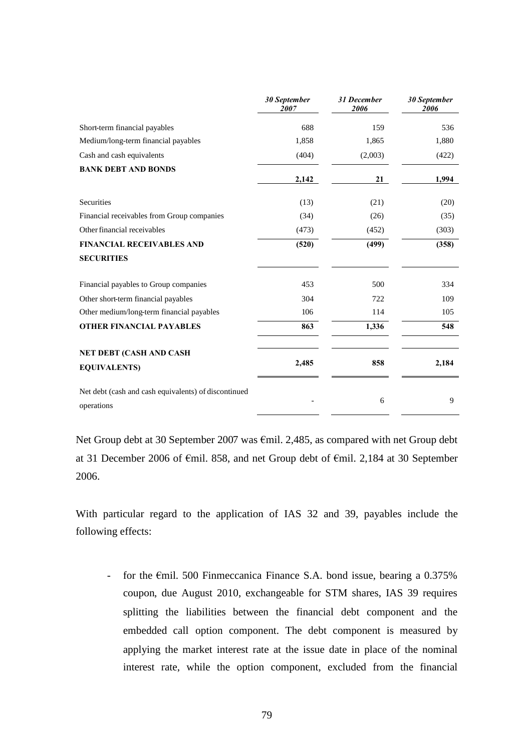| | *30 September 2007* | *31 December 2006* | *30 September 2006* |
|---|---|---|---|
| Short-term financial payables | 688 | 159 | 536 |
| Medium/long-term financial payables | 1,858 | 1,865 | 1,880 |
| Cash and cash equivalents | (404) | (2,003) | (422) |
| **BANK DEBT AND BONDS** | **2,142** | **21** | **1,994** |
| Securities | (13) | (21) | (20) |
| Financial receivables from Group companies | (34) | (26) | (35) |
| Other financial receivables | (473) | (452) | (303) |
| **FINANCIAL RECEIVABLES AND SECURITIES** | **(520)** | **(499)** | **(358)** |
| Financial payables to Group companies | 453 | 500 | 334 |
| Other short-term financial payables | 304 | 722 | 109 |
| Other medium/long-term financial payables | 106 | 114 | 105 |
| **OTHER FINANCIAL PAYABLES** | **863** | **1,336** | **548** |
| **NET DEBT (CASH AND CASH EQUIVALENTS)** | **2,485** | **858** | **2,184** |
| Net debt (cash and cash equivalents) of discontinued operations | - | 6 | 9 |

Net Group debt at 30 September 2007 was €mil. 2,485, as compared with net Group debt at 31 December 2006 of €mil. 858, and net Group debt of €mil. 2,184 at 30 September 2006.

With particular regard to the application of IAS 32 and 39, payables include the following effects:

- for the €mil. 500 Finmeccanica Finance S.A. bond issue, bearing a 0.375% coupon, due August 2010, exchangeable for STM shares, IAS 39 requires splitting the liabilities between the financial debt component and the embedded call option component. The debt component is measured by applying the market interest rate at the issue date in place of the nominal interest rate, while the option component, excluded from the financial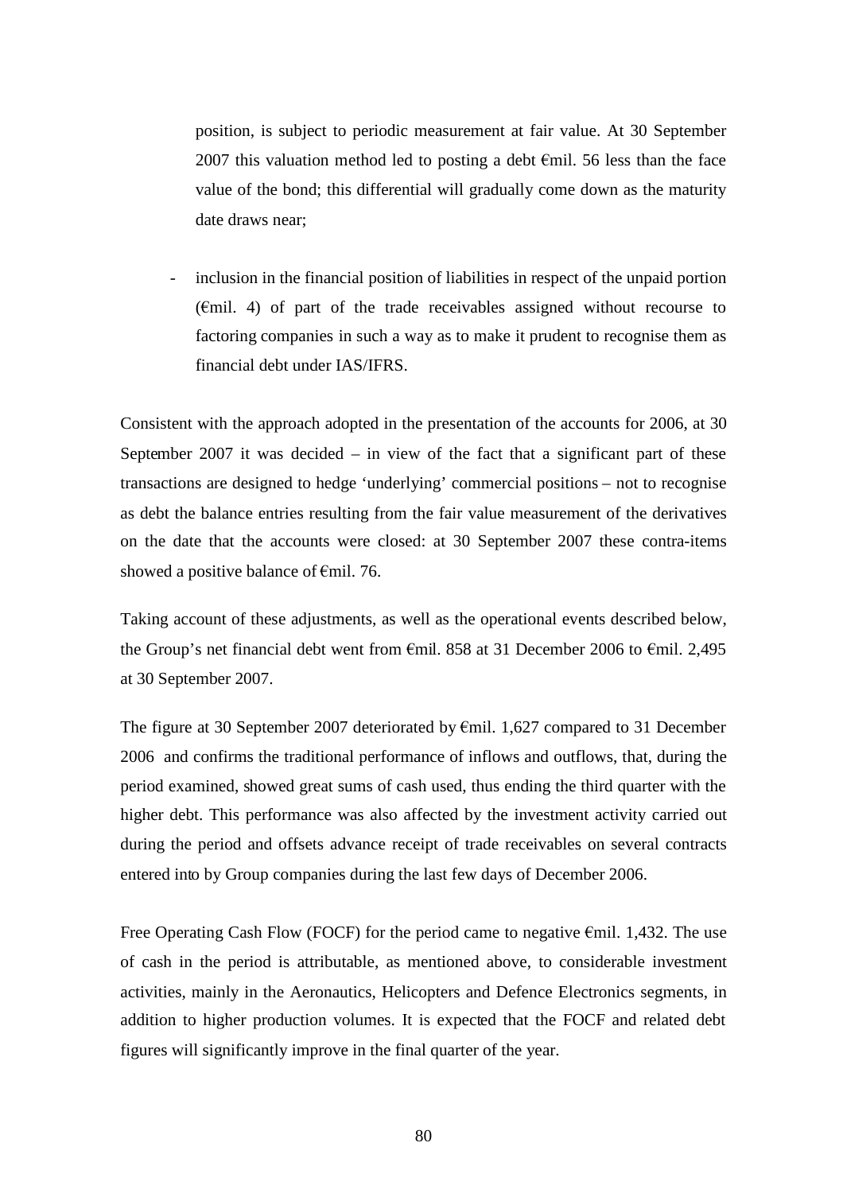position, is subject to periodic measurement at fair value. At 30 September 2007 this valuation method led to posting a debt €mil. 56 less than the face value of the bond; this differential will gradually come down as the maturity date draws near;

- inclusion in the financial position of liabilities in respect of the unpaid portion (€mil. 4) of part of the trade receivables assigned without recourse to factoring companies in such a way as to make it prudent to recognise them as financial debt under IAS/IFRS.

Consistent with the approach adopted in the presentation of the accounts for 2006, at 30 September 2007 it was decided – in view of the fact that a significant part of these transactions are designed to hedge 'underlying' commercial positions – not to recognise as debt the balance entries resulting from the fair value measurement of the derivatives on the date that the accounts were closed: at 30 September 2007 these contra-items showed a positive balance of €mil. 76.

Taking account of these adjustments, as well as the operational events described below, the Group's net financial debt went from €mil. 858 at 31 December 2006 to €mil. 2,495 at 30 September 2007.

The figure at 30 September 2007 deteriorated by €mil. 1,627 compared to 31 December 2006 and confirms the traditional performance of inflows and outflows, that, during the period examined, showed great sums of cash used, thus ending the third quarter with the higher debt. This performance was also affected by the investment activity carried out during the period and offsets advance receipt of trade receivables on several contracts entered into by Group companies during the last few days of December 2006.

Free Operating Cash Flow (FOCF) for the period came to negative €mil. 1,432. The use of cash in the period is attributable, as mentioned above, to considerable investment activities, mainly in the Aeronautics, Helicopters and Defence Electronics segments, in addition to higher production volumes. It is expected that the FOCF and related debt figures will significantly improve in the final quarter of the year.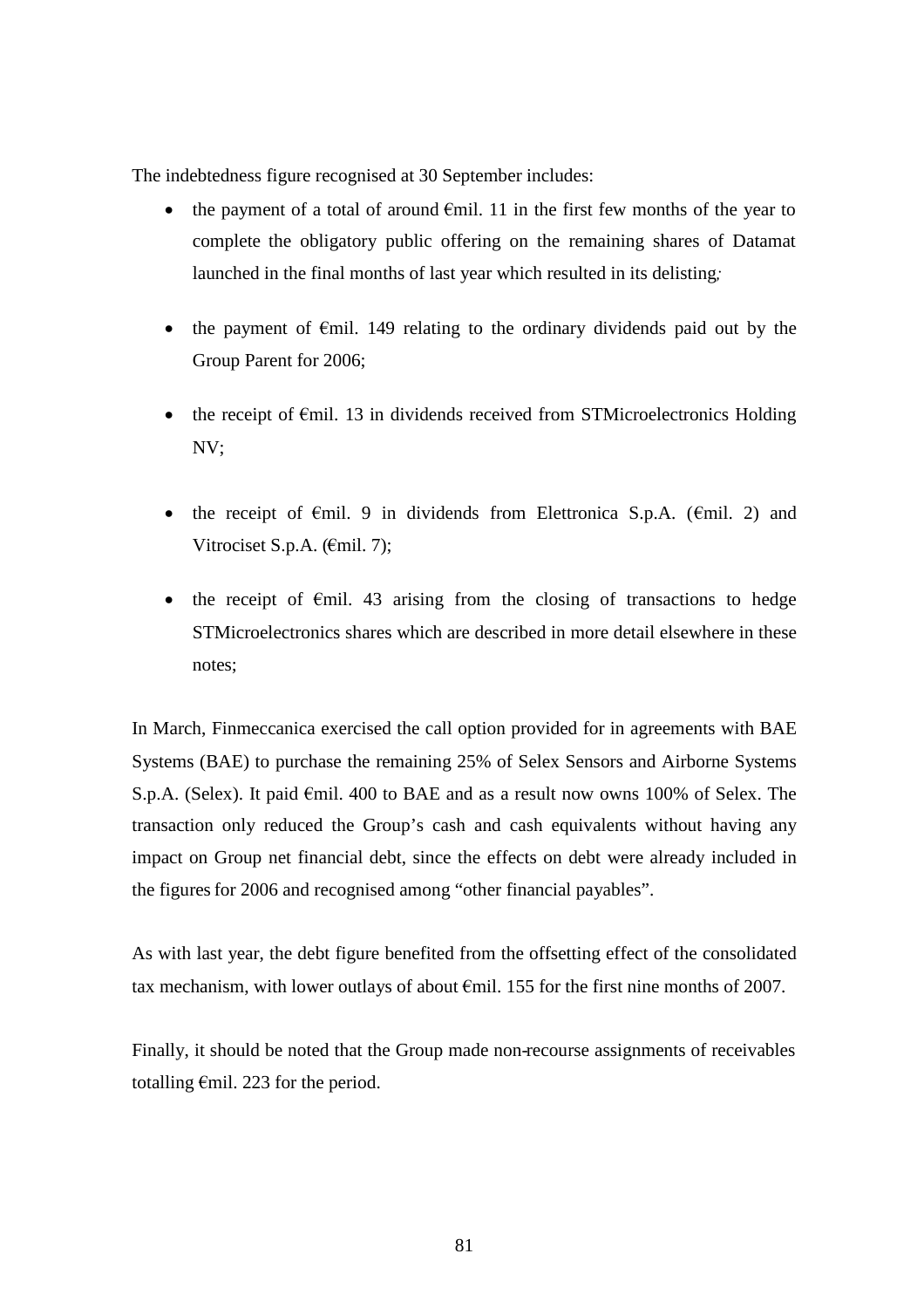The indebtedness figure recognised at 30 September includes:

- the payment of a total of around €mil. 11 in the first few months of the year to complete the obligatory public offering on the remaining shares of Datamat launched in the final months of last year which resulted in its delisting;
- the payment of €mil. 149 relating to the ordinary dividends paid out by the Group Parent for 2006;
- the receipt of €mil. 13 in dividends received from STMicroelectronics Holding NV;
- the receipt of €mil. 9 in dividends from Elettronica S.p.A. (€mil. 2) and Vitrociset S.p.A. (€mil. 7);
- the receipt of €mil. 43 arising from the closing of transactions to hedge STMicroelectronics shares which are described in more detail elsewhere in these notes;

In March, Finmeccanica exercised the call option provided for in agreements with BAE Systems (BAE) to purchase the remaining 25% of Selex Sensors and Airborne Systems S.p.A. (Selex). It paid €mil. 400 to BAE and as a result now owns 100% of Selex. The transaction only reduced the Group's cash and cash equivalents without having any impact on Group net financial debt, since the effects on debt were already included in the figures for 2006 and recognised among "other financial payables".

As with last year, the debt figure benefited from the offsetting effect of the consolidated tax mechanism, with lower outlays of about €mil. 155 for the first nine months of 2007.

Finally, it should be noted that the Group made non-recourse assignments of receivables totalling €mil. 223 for the period.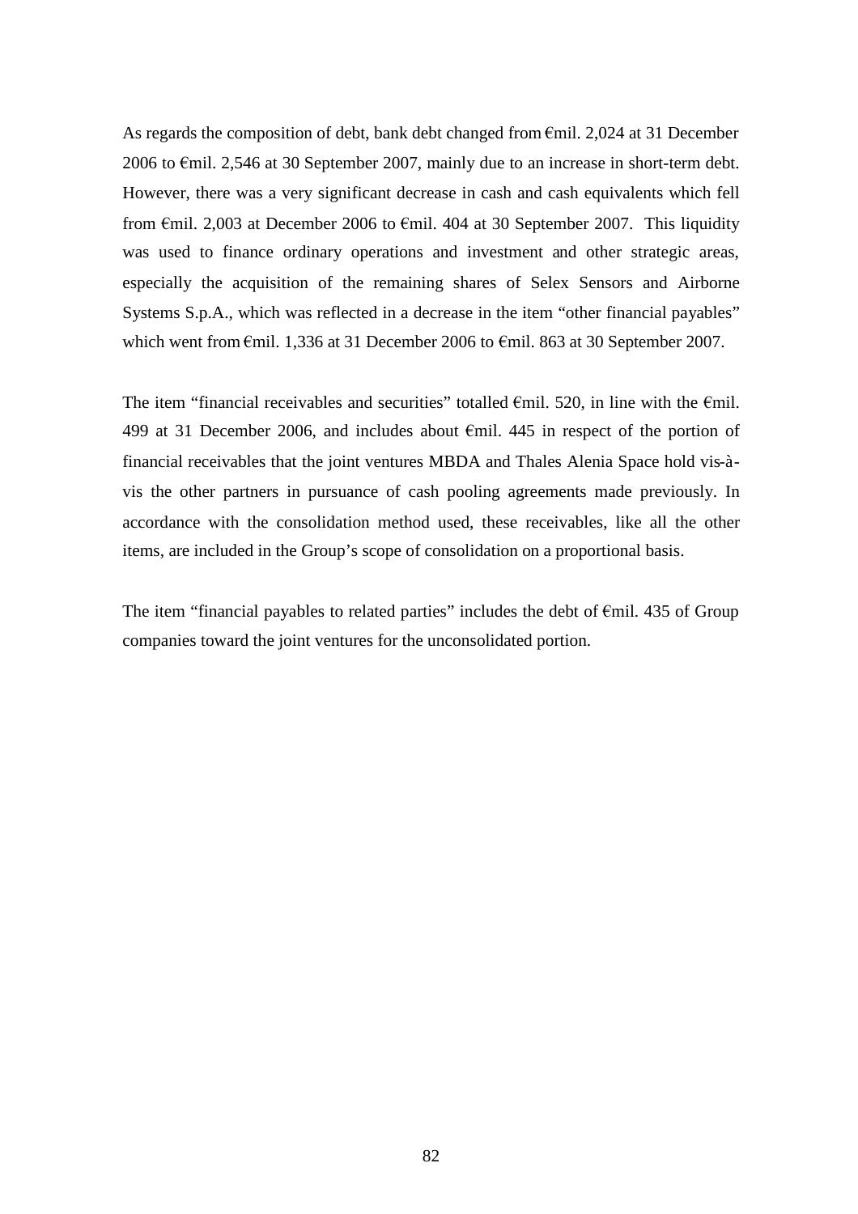As regards the composition of debt, bank debt changed from €mil. 2,024 at 31 December 2006 to €mil. 2,546 at 30 September 2007, mainly due to an increase in short-term debt. However, there was a very significant decrease in cash and cash equivalents which fell from €mil. 2,003 at December 2006 to €mil. 404 at 30 September 2007. This liquidity was used to finance ordinary operations and investment and other strategic areas, especially the acquisition of the remaining shares of Selex Sensors and Airborne Systems S.p.A., which was reflected in a decrease in the item "other financial payables" which went from €mil. 1,336 at 31 December 2006 to €mil. 863 at 30 September 2007.

The item "financial receivables and securities" totalled €mil. 520, in line with the €mil. 499 at 31 December 2006, and includes about €mil. 445 in respect of the portion of financial receivables that the joint ventures MBDA and Thales Alenia Space hold vis-à-vis the other partners in pursuance of cash pooling agreements made previously. In accordance with the consolidation method used, these receivables, like all the other items, are included in the Group's scope of consolidation on a proportional basis.

The item "financial payables to related parties" includes the debt of €mil. 435 of Group companies toward the joint ventures for the unconsolidated portion.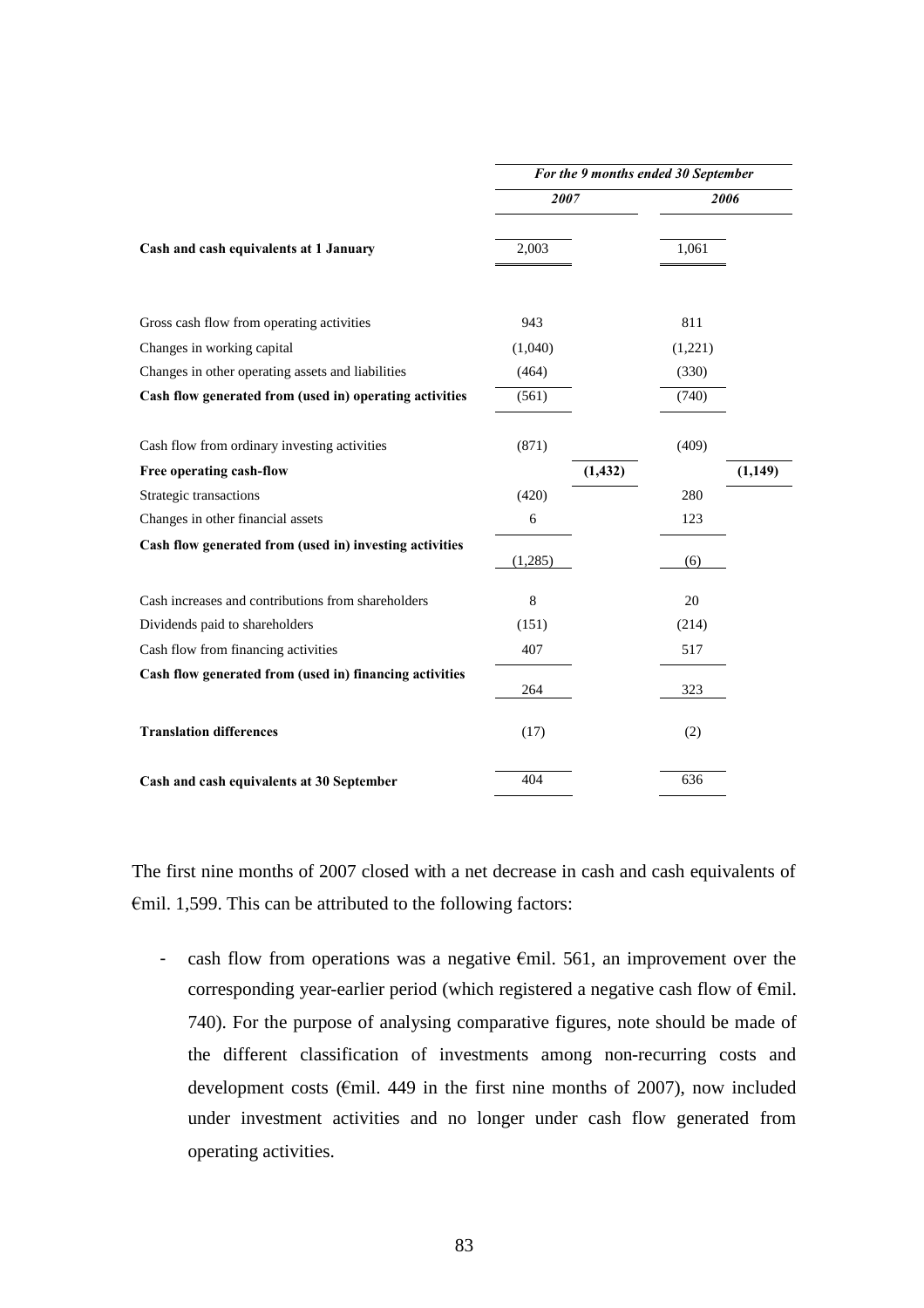| | For the 9 months ended 30 September | | | |
|---|---|---|---|---|
| | 2007 | | 2006 | |
| **Cash and cash equivalents at 1 January** | 2,003 | | 1,061 | |
| Gross cash flow from operating activities | 943 | | 811 | |
| Changes in working capital | (1,040) | | (1,221) | |
| Changes in other operating assets and liabilities | (464) | | (330) | |
| **Cash flow generated from (used in) operating activities** | (561) | | (740) | |
| Cash flow from ordinary investing activities | (871) | | (409) | |
| **Free operating cash-flow** | | **(1,432)** | | **(1,149)** |
| Strategic transactions | (420) | | 280 | |
| Changes in other financial assets | 6 | | 123 | |
| **Cash flow generated from (used in) investing activities** | (1,285) | | (6) | |
| Cash increases and contributions from shareholders | 8 | | 20 | |
| Dividends paid to shareholders | (151) | | (214) | |
| Cash flow from financing activities | 407 | | 517 | |
| **Cash flow generated from (used in) financing activities** | 264 | | 323 | |
| **Translation differences** | (17) | | (2) | |
| **Cash and cash equivalents at 30 September** | 404 | | 636 | |

The first nine months of 2007 closed with a net decrease in cash and cash equivalents of €mil. 1,599. This can be attributed to the following factors:

- cash flow from operations was a negative €mil. 561, an improvement over the corresponding year-earlier period (which registered a negative cash flow of €mil. 740). For the purpose of analysing comparative figures, note should be made of the different classification of investments among non-recurring costs and development costs (€mil. 449 in the first nine months of 2007), now included under investment activities and no longer under cash flow generated from operating activities.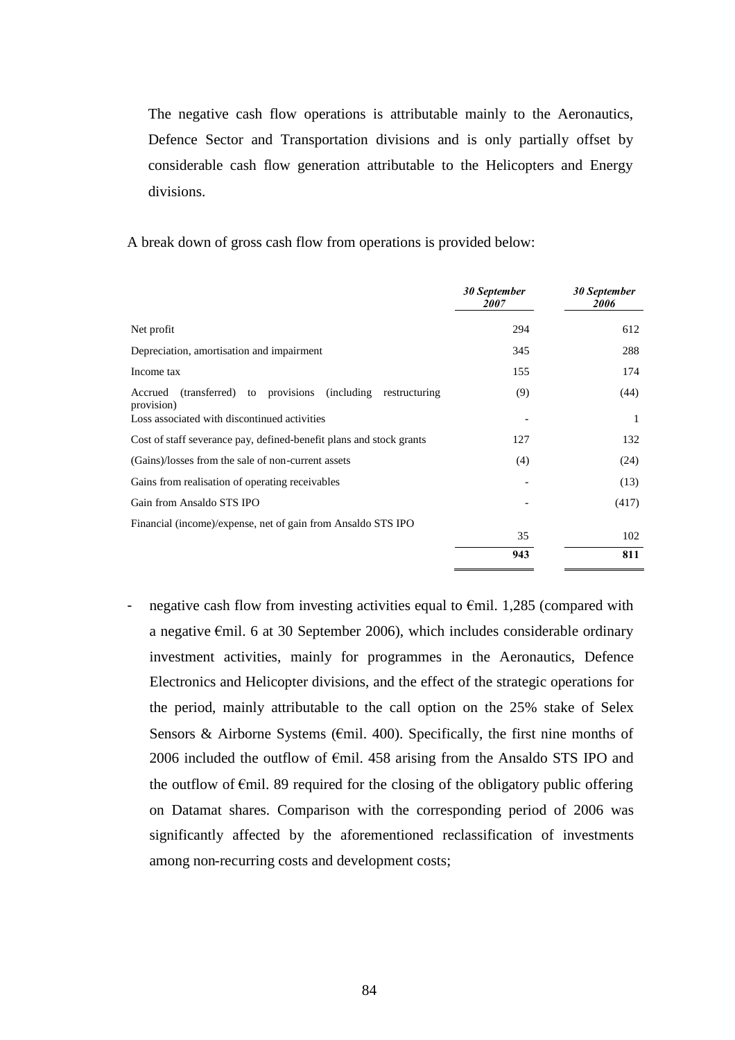The negative cash flow operations is attributable mainly to the Aeronautics, Defence Sector and Transportation divisions and is only partially offset by considerable cash flow generation attributable to the Helicopters and Energy divisions.

A break down of gross cash flow from operations is provided below:

| | *30 September 2007* | *30 September 2006* |
|---|---|---|
| Net profit | 294 | 612 |
| Depreciation, amortisation and impairment | 345 | 288 |
| Income tax | 155 | 174 |
| Accrued (transferred) to provisions (including restructuring provision) | (9) | (44) |
| Loss associated with discontinued activities | - | 1 |
| Cost of staff severance pay, defined-benefit plans and stock grants | 127 | 132 |
| (Gains)/losses from the sale of non-current assets | (4) | (24) |
| Gains from realisation of operating receivables | - | (13) |
| Gain from Ansaldo STS IPO | - | (417) |
| Financial (income)/expense, net of gain from Ansaldo STS IPO | 35 | 102 |
| | **943** | **811** |

- negative cash flow from investing activities equal to €mil. 1,285 (compared with a negative €mil. 6 at 30 September 2006), which includes considerable ordinary investment activities, mainly for programmes in the Aeronautics, Defence Electronics and Helicopter divisions, and the effect of the strategic operations for the period, mainly attributable to the call option on the 25% stake of Selex Sensors & Airborne Systems (€mil. 400). Specifically, the first nine months of 2006 included the outflow of €mil. 458 arising from the Ansaldo STS IPO and the outflow of €mil. 89 required for the closing of the obligatory public offering on Datamat shares. Comparison with the corresponding period of 2006 was significantly affected by the aforementioned reclassification of investments among non-recurring costs and development costs;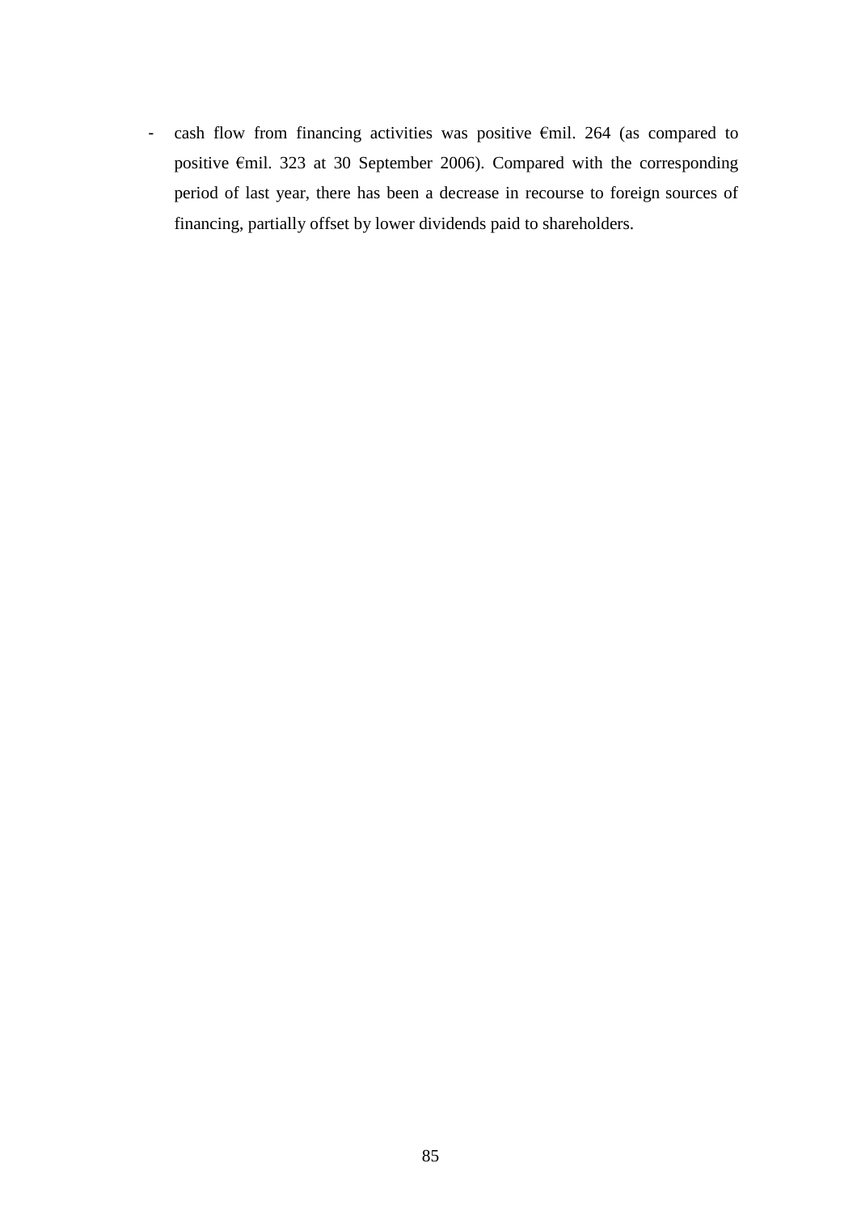- cash flow from financing activities was positive €mil. 264 (as compared to positive €mil. 323 at 30 September 2006). Compared with the corresponding period of last year, there has been a decrease in recourse to foreign sources of financing, partially offset by lower dividends paid to shareholders.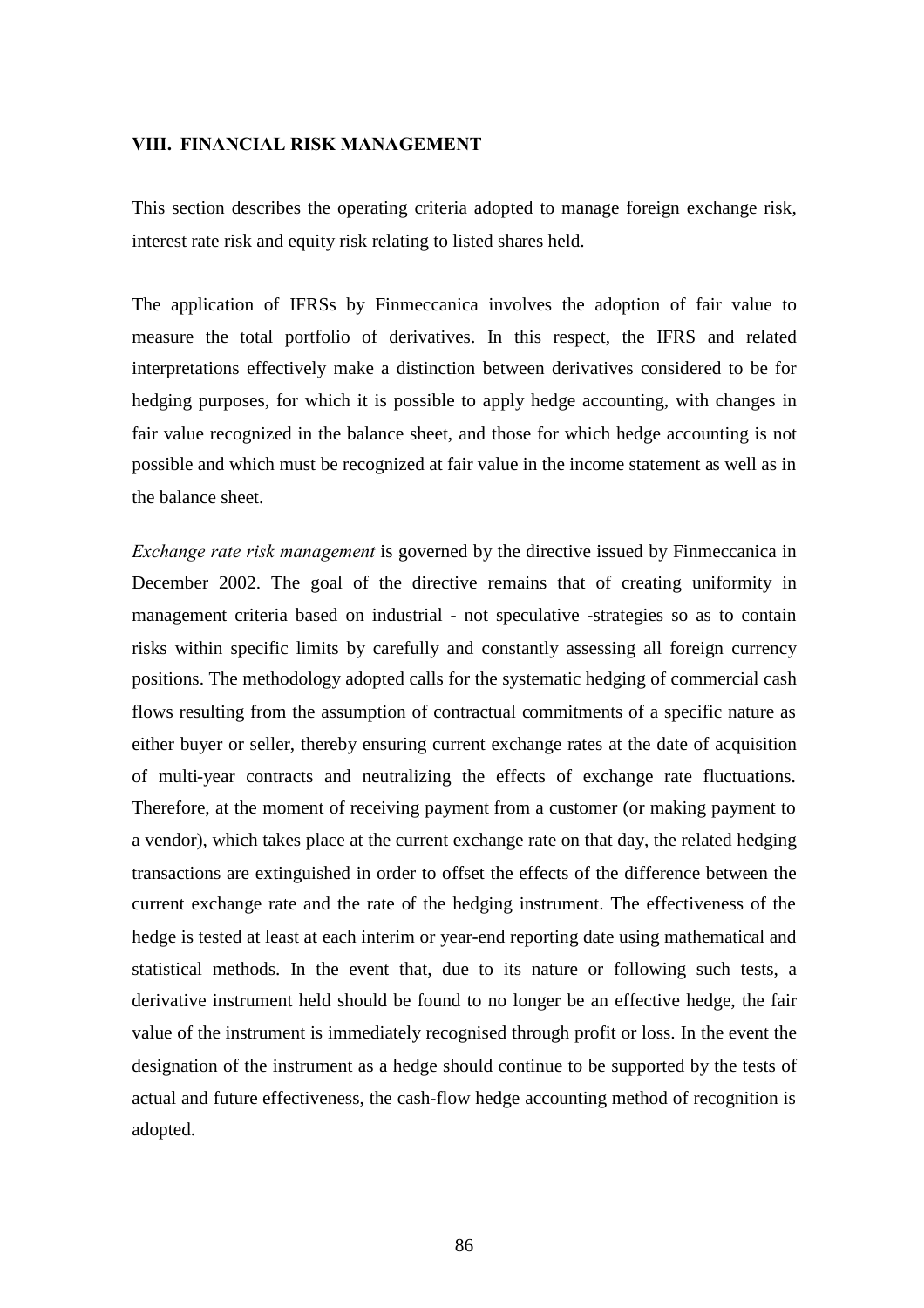## VIII. FINANCIAL RISK MANAGEMENT

This section describes the operating criteria adopted to manage foreign exchange risk, interest rate risk and equity risk relating to listed shares held.

The application of IFRSs by Finmeccanica involves the adoption of fair value to measure the total portfolio of derivatives. In this respect, the IFRS and related interpretations effectively make a distinction between derivatives considered to be for hedging purposes, for which it is possible to apply hedge accounting, with changes in fair value recognized in the balance sheet, and those for which hedge accounting is not possible and which must be recognized at fair value in the income statement as well as in the balance sheet.

*Exchange rate risk management* is governed by the directive issued by Finmeccanica in December 2002. The goal of the directive remains that of creating uniformity in management criteria based on industrial - not speculative -strategies so as to contain risks within specific limits by carefully and constantly assessing all foreign currency positions. The methodology adopted calls for the systematic hedging of commercial cash flows resulting from the assumption of contractual commitments of a specific nature as either buyer or seller, thereby ensuring current exchange rates at the date of acquisition of multi-year contracts and neutralizing the effects of exchange rate fluctuations. Therefore, at the moment of receiving payment from a customer (or making payment to a vendor), which takes place at the current exchange rate on that day, the related hedging transactions are extinguished in order to offset the effects of the difference between the current exchange rate and the rate of the hedging instrument. The effectiveness of the hedge is tested at least at each interim or year-end reporting date using mathematical and statistical methods. In the event that, due to its nature or following such tests, a derivative instrument held should be found to no longer be an effective hedge, the fair value of the instrument is immediately recognised through profit or loss. In the event the designation of the instrument as a hedge should continue to be supported by the tests of actual and future effectiveness, the cash-flow hedge accounting method of recognition is adopted.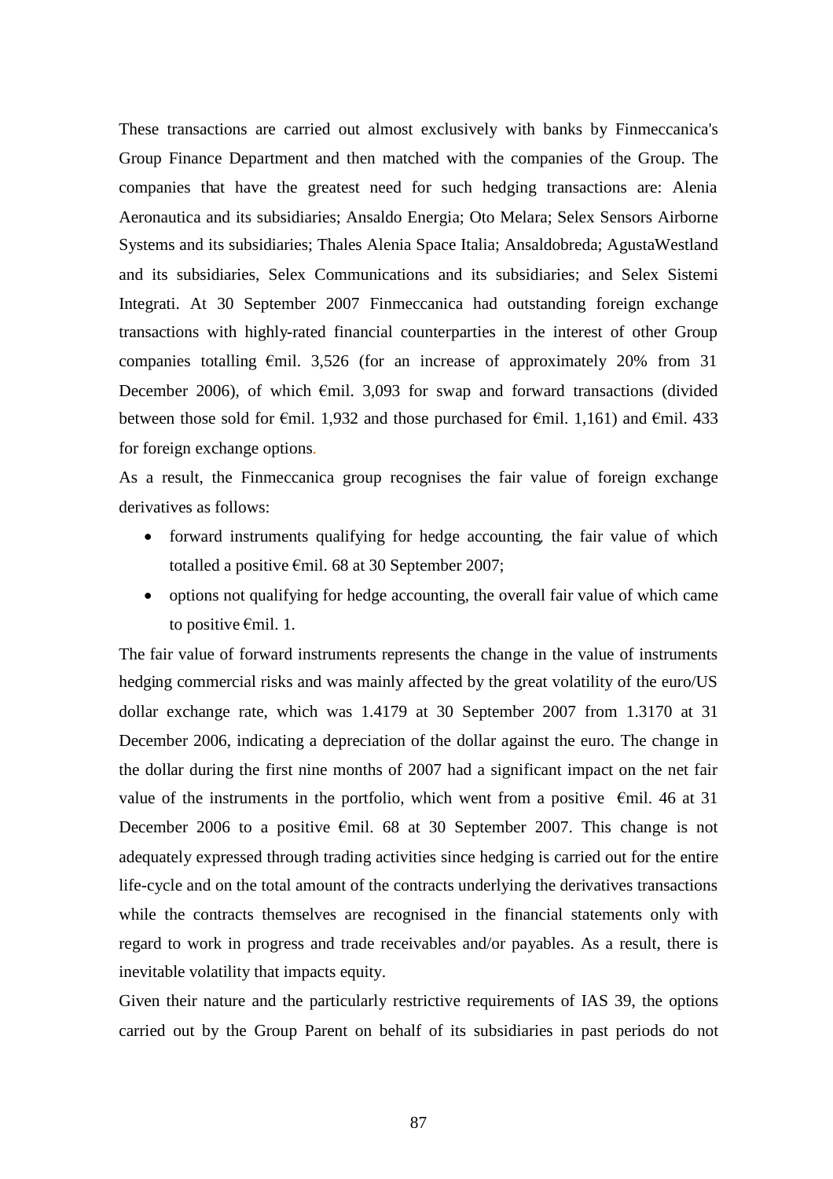These transactions are carried out almost exclusively with banks by Finmeccanica's Group Finance Department and then matched with the companies of the Group. The companies that have the greatest need for such hedging transactions are: Alenia Aeronautica and its subsidiaries; Ansaldo Energia; Oto Melara; Selex Sensors Airborne Systems and its subsidiaries; Thales Alenia Space Italia; Ansaldobreda; AgustaWestland and its subsidiaries, Selex Communications and its subsidiaries; and Selex Sistemi Integrati. At 30 September 2007 Finmeccanica had outstanding foreign exchange transactions with highly-rated financial counterparties in the interest of other Group companies totalling €mil. 3,526 (for an increase of approximately 20% from 31 December 2006), of which €mil. 3,093 for swap and forward transactions (divided between those sold for €mil. 1,932 and those purchased for €mil. 1,161) and €mil. 433 for foreign exchange options.

As a result, the Finmeccanica group recognises the fair value of foreign exchange derivatives as follows:

- forward instruments qualifying for hedge accounting, the fair value of which totalled a positive €mil. 68 at 30 September 2007;
- options not qualifying for hedge accounting, the overall fair value of which came to positive €mil. 1.

The fair value of forward instruments represents the change in the value of instruments hedging commercial risks and was mainly affected by the great volatility of the euro/US dollar exchange rate, which was 1.4179 at 30 September 2007 from 1.3170 at 31 December 2006, indicating a depreciation of the dollar against the euro. The change in the dollar during the first nine months of 2007 had a significant impact on the net fair value of the instruments in the portfolio, which went from a positive €mil. 46 at 31 December 2006 to a positive €mil. 68 at 30 September 2007. This change is not adequately expressed through trading activities since hedging is carried out for the entire life-cycle and on the total amount of the contracts underlying the derivatives transactions while the contracts themselves are recognised in the financial statements only with regard to work in progress and trade receivables and/or payables. As a result, there is inevitable volatility that impacts equity.

Given their nature and the particularly restrictive requirements of IAS 39, the options carried out by the Group Parent on behalf of its subsidiaries in past periods do not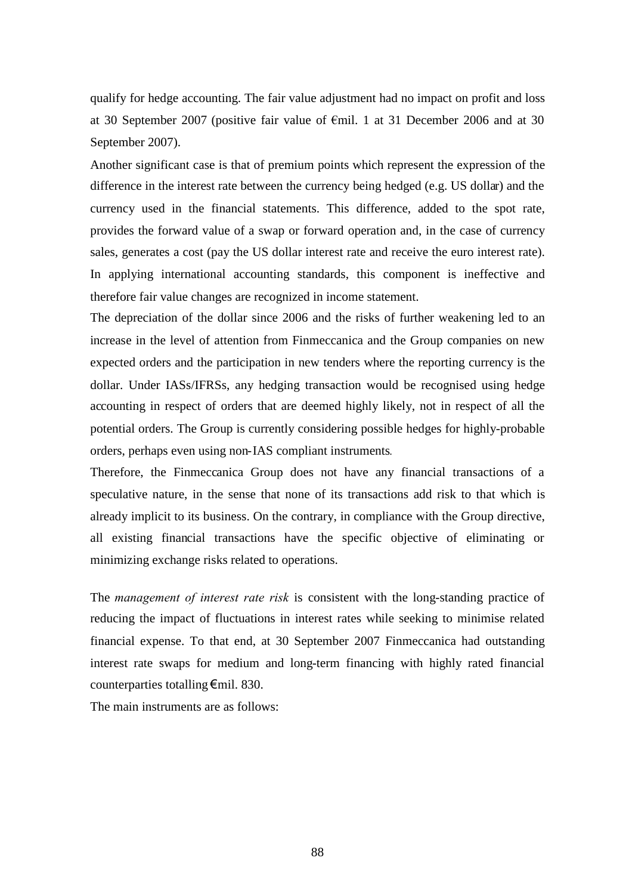qualify for hedge accounting. The fair value adjustment had no impact on profit and loss at 30 September 2007 (positive fair value of €mil. 1 at 31 December 2006 and at 30 September 2007).

Another significant case is that of premium points which represent the expression of the difference in the interest rate between the currency being hedged (e.g. US dollar) and the currency used in the financial statements. This difference, added to the spot rate, provides the forward value of a swap or forward operation and, in the case of currency sales, generates a cost (pay the US dollar interest rate and receive the euro interest rate). In applying international accounting standards, this component is ineffective and therefore fair value changes are recognized in income statement.

The depreciation of the dollar since 2006 and the risks of further weakening led to an increase in the level of attention from Finmeccanica and the Group companies on new expected orders and the participation in new tenders where the reporting currency is the dollar. Under IASs/IFRSs, any hedging transaction would be recognised using hedge accounting in respect of orders that are deemed highly likely, not in respect of all the potential orders. The Group is currently considering possible hedges for highly-probable orders, perhaps even using non-IAS compliant instruments.

Therefore, the Finmeccanica Group does not have any financial transactions of a speculative nature, in the sense that none of its transactions add risk to that which is already implicit to its business. On the contrary, in compliance with the Group directive, all existing financial transactions have the specific objective of eliminating or minimizing exchange risks related to operations.

The *management of interest rate risk* is consistent with the long-standing practice of reducing the impact of fluctuations in interest rates while seeking to minimise related financial expense. To that end, at 30 September 2007 Finmeccanica had outstanding interest rate swaps for medium and long-term financing with highly rated financial counterparties totalling €mil. 830.

The main instruments are as follows: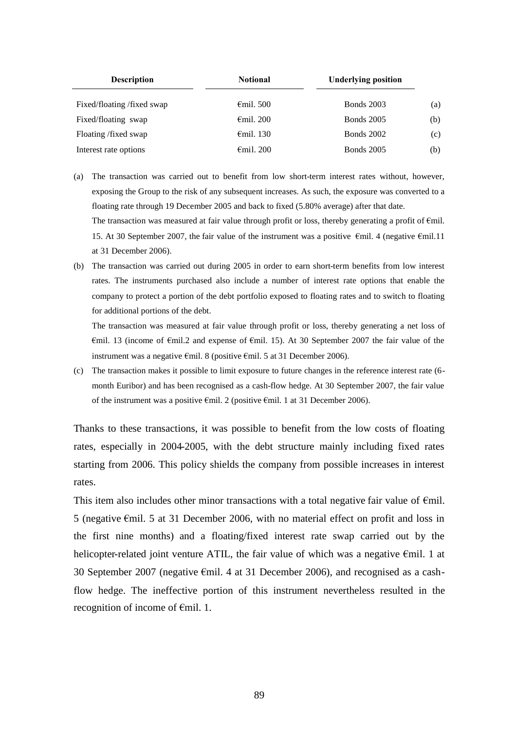| Description | Notional | Underlying position | |
| --- | --- | --- | --- |
| Fixed/floating /fixed swap | €mil. 500 | Bonds 2003 | (a) |
| Fixed/floating swap | €mil. 200 | Bonds 2005 | (b) |
| Floating /fixed swap | €mil. 130 | Bonds 2002 | (c) |
| Interest rate options | €mil. 200 | Bonds 2005 | (b) |

(a) The transaction was carried out to benefit from low short-term interest rates without, however, exposing the Group to the risk of any subsequent increases. As such, the exposure was converted to a floating rate through 19 December 2005 and back to fixed (5.80% average) after that date.
The transaction was measured at fair value through profit or loss, thereby generating a profit of €mil. 15. At 30 September 2007, the fair value of the instrument was a positive €mil. 4 (negative €mil.11 at 31 December 2006).

(b) The transaction was carried out during 2005 in order to earn short-term benefits from low interest rates. The instruments purchased also include a number of interest rate options that enable the company to protect a portion of the debt portfolio exposed to floating rates and to switch to floating for additional portions of the debt.
The transaction was measured at fair value through profit or loss, thereby generating a net loss of €mil. 13 (income of €mil.2 and expense of €mil. 15). At 30 September 2007 the fair value of the instrument was a negative €mil. 8 (positive €mil. 5 at 31 December 2006).

(c) The transaction makes it possible to limit exposure to future changes in the reference interest rate (6-month Euribor) and has been recognised as a cash-flow hedge. At 30 September 2007, the fair value of the instrument was a positive €mil. 2 (positive €mil. 1 at 31 December 2006).

Thanks to these transactions, it was possible to benefit from the low costs of floating rates, especially in 2004-2005, with the debt structure mainly including fixed rates starting from 2006. This policy shields the company from possible increases in interest rates.

This item also includes other minor transactions with a total negative fair value of €mil. 5 (negative €mil. 5 at 31 December 2006, with no material effect on profit and loss in the first nine months) and a floating/fixed interest rate swap carried out by the helicopter-related joint venture ATIL, the fair value of which was a negative €mil. 1 at 30 September 2007 (negative €mil. 4 at 31 December 2006), and recognised as a cash-flow hedge. The ineffective portion of this instrument nevertheless resulted in the recognition of income of €mil. 1.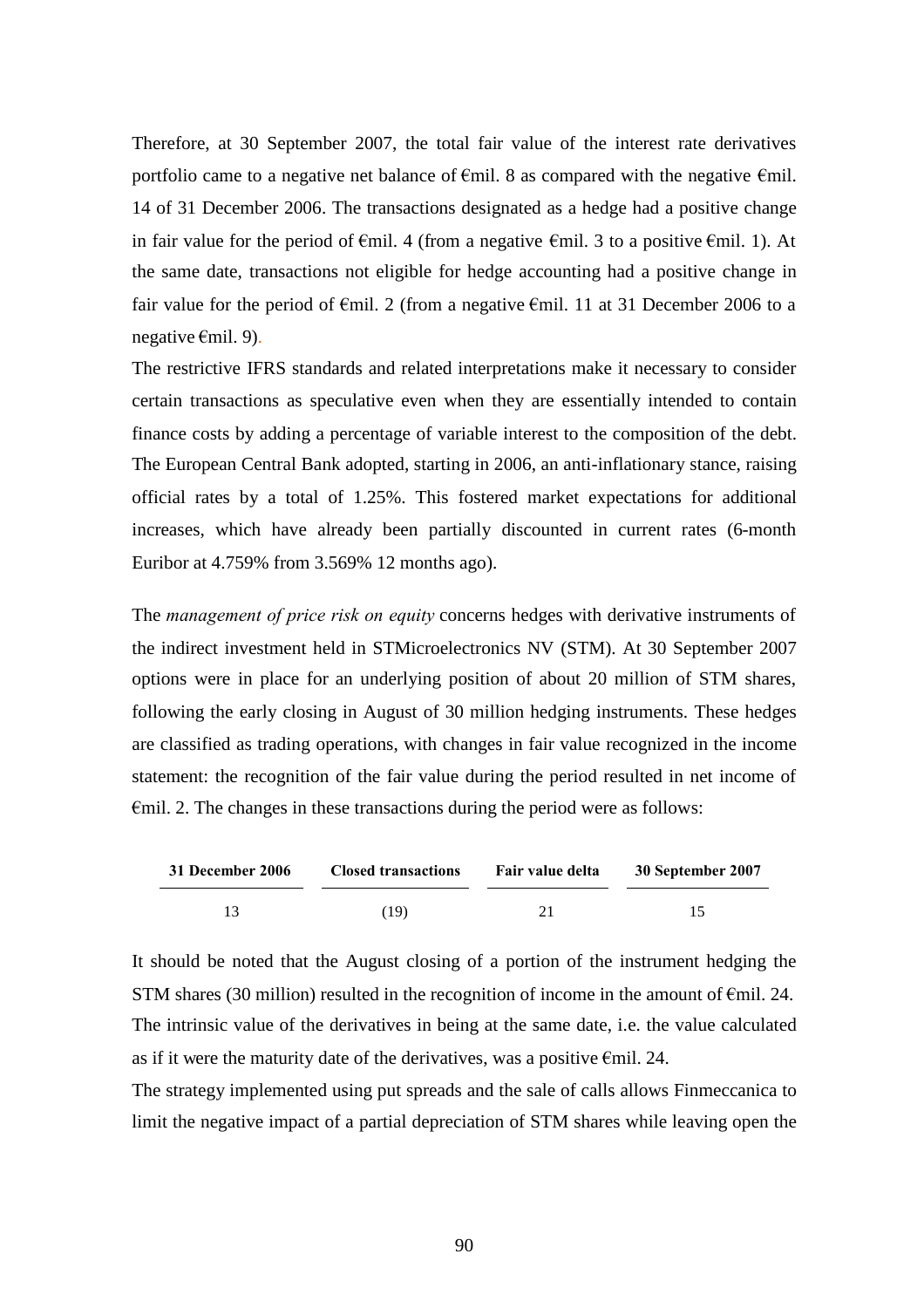Therefore, at 30 September 2007, the total fair value of the interest rate derivatives portfolio came to a negative net balance of €mil. 8 as compared with the negative €mil. 14 of 31 December 2006. The transactions designated as a hedge had a positive change in fair value for the period of €mil. 4 (from a negative €mil. 3 to a positive €mil. 1). At the same date, transactions not eligible for hedge accounting had a positive change in fair value for the period of €mil. 2 (from a negative €mil. 11 at 31 December 2006 to a negative €mil. 9).

The restrictive IFRS standards and related interpretations make it necessary to consider certain transactions as speculative even when they are essentially intended to contain finance costs by adding a percentage of variable interest to the composition of the debt. The European Central Bank adopted, starting in 2006, an anti-inflationary stance, raising official rates by a total of 1.25%. This fostered market expectations for additional increases, which have already been partially discounted in current rates (6-month Euribor at 4.759% from 3.569% 12 months ago).

The *management of price risk on equity* concerns hedges with derivative instruments of the indirect investment held in STMicroelectronics NV (STM). At 30 September 2007 options were in place for an underlying position of about 20 million of STM shares, following the early closing in August of 30 million hedging instruments. These hedges are classified as trading operations, with changes in fair value recognized in the income statement: the recognition of the fair value during the period resulted in net income of €mil. 2. The changes in these transactions during the period were as follows:

| 31 December 2006 | Closed transactions | Fair value delta | 30 September 2007 |
|---|---|---|---|
| 13 | (19) | 21 | 15 |

It should be noted that the August closing of a portion of the instrument hedging the STM shares (30 million) resulted in the recognition of income in the amount of €mil. 24. The intrinsic value of the derivatives in being at the same date, i.e. the value calculated as if it were the maturity date of the derivatives, was a positive €mil. 24.

The strategy implemented using put spreads and the sale of calls allows Finmeccanica to limit the negative impact of a partial depreciation of STM shares while leaving open the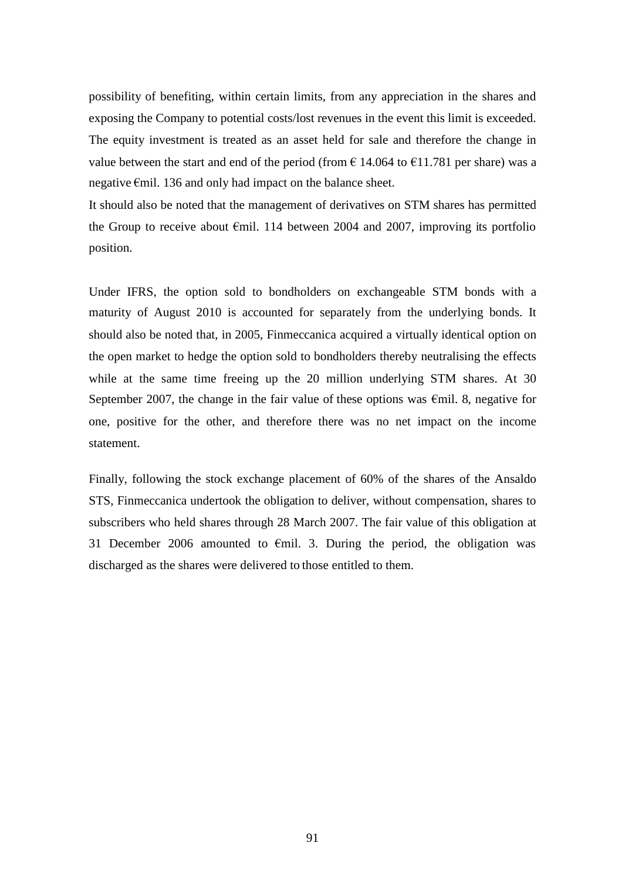possibility of benefiting, within certain limits, from any appreciation in the shares and exposing the Company to potential costs/lost revenues in the event this limit is exceeded. The equity investment is treated as an asset held for sale and therefore the change in value between the start and end of the period (from € 14.064 to €11.781 per share) was a negative €mil. 136 and only had impact on the balance sheet.

It should also be noted that the management of derivatives on STM shares has permitted the Group to receive about €mil. 114 between 2004 and 2007, improving its portfolio position.

Under IFRS, the option sold to bondholders on exchangeable STM bonds with a maturity of August 2010 is accounted for separately from the underlying bonds. It should also be noted that, in 2005, Finmeccanica acquired a virtually identical option on the open market to hedge the option sold to bondholders thereby neutralising the effects while at the same time freeing up the 20 million underlying STM shares. At 30 September 2007, the change in the fair value of these options was €mil. 8, negative for one, positive for the other, and therefore there was no net impact on the income statement.

Finally, following the stock exchange placement of 60% of the shares of the Ansaldo STS, Finmeccanica undertook the obligation to deliver, without compensation, shares to subscribers who held shares through 28 March 2007. The fair value of this obligation at 31 December 2006 amounted to €mil. 3. During the period, the obligation was discharged as the shares were delivered to those entitled to them.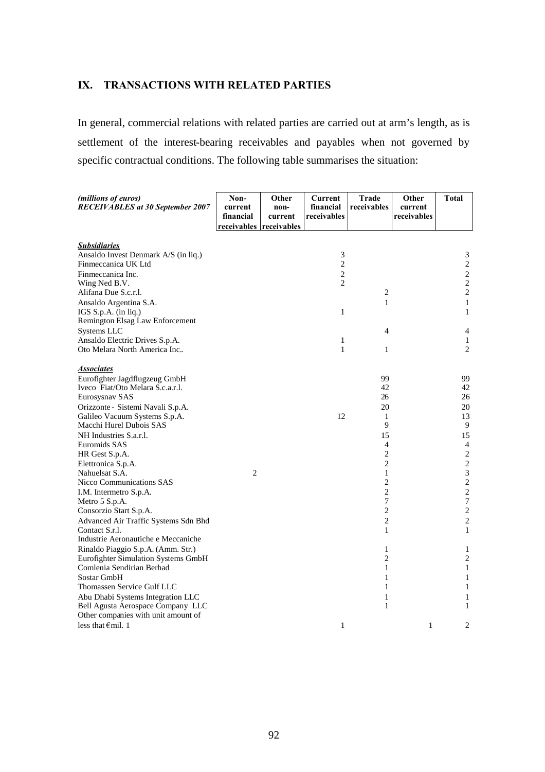## IX. TRANSACTIONS WITH RELATED PARTIES

In general, commercial relations with related parties are carried out at arm's length, as is settlement of the interest-bearing receivables and payables when not governed by specific contractual conditions. The following table summarises the situation:

| *(millions of euros)* ***RECEIVABLES at 30 September 2007*** | Non-current financial receivables | Other non-current receivables | Current financial receivables | Trade receivables | Other current receivables | Total |
|---|---|---|---|---|---|---|
| ***Subsidiaries*** | | | | | | |
| Ansaldo Invest Denmark A/S (in liq.) | | | 3 | | | 3 |
| Finmeccanica UK Ltd | | | 2 | | | 2 |
| Finmeccanica Inc. | | | 2 | | | 2 |
| Wing Ned B.V. | | | 2 | | | 2 |
| Alifana Due S.c.r.l. | | | | 2 | | 2 |
| Ansaldo Argentina S.A. | | | | 1 | | 1 |
| IGS S.p.A. (in liq.) | | | 1 | | | 1 |
| Remington Elsag Law Enforcement Systems LLC | | | | 4 | | 4 |
| Ansaldo Electric Drives S.p.A. | | | 1 | | | 1 |
| Oto Melara North America Inc.. | | | 1 | 1 | | 2 |
| ***Associates*** | | | | | | |
| Eurofighter Jagdflugzeug GmbH | | | | 99 | | 99 |
| Iveco Fiat/Oto Melara S.c.a.r.l. | | | | 42 | | 42 |
| Eurosysnav SAS | | | | 26 | | 26 |
| Orizzonte - Sistemi Navali S.p.A. | | | | 20 | | 20 |
| Galileo Vacuum Systems S.p.A. | | | 12 | 1 | | 13 |
| Macchi Hurel Dubois SAS | | | | 9 | | 9 |
| NH Industries S.a.r.l. | | | | 15 | | 15 |
| Euromids SAS | | | | 4 | | 4 |
| HR Gest S.p.A. | | | | 2 | | 2 |
| Elettronica S.p.A. | | | | 2 | | 2 |
| Nahuelsat S.A. | 2 | | | 1 | | 3 |
| Nicco Communications SAS | | | | 2 | | 2 |
| I.M. Intermetro S.p.A. | | | | 2 | | 2 |
| Metro 5 S.p.A. | | | | 7 | | 7 |
| Consorzio Start S.p.A. | | | | 2 | | 2 |
| Advanced Air Traffic Systems Sdn Bhd | | | | 2 | | 2 |
| Contact S.r.l. | | | | 1 | | 1 |
| Industrie Aeronautiche e Meccaniche Rinaldo Piaggio S.p.A. (Amm. Str.) | | | | 1 | | 1 |
| Eurofighter Simulation Systems GmbH | | | | 2 | | 2 |
| Comlenia Sendirian Berhad | | | | 1 | | 1 |
| Sostar GmbH | | | | 1 | | 1 |
| Thomassen Service Gulf LLC | | | | 1 | | 1 |
| Abu Dhabi Systems Integration LLC | | | | 1 | | 1 |
| Bell Agusta Aerospace Company LLC | | | | 1 | | 1 |
| Other companies with unit amount of less that €mil. 1 | | | 1 | | 1 | 2 |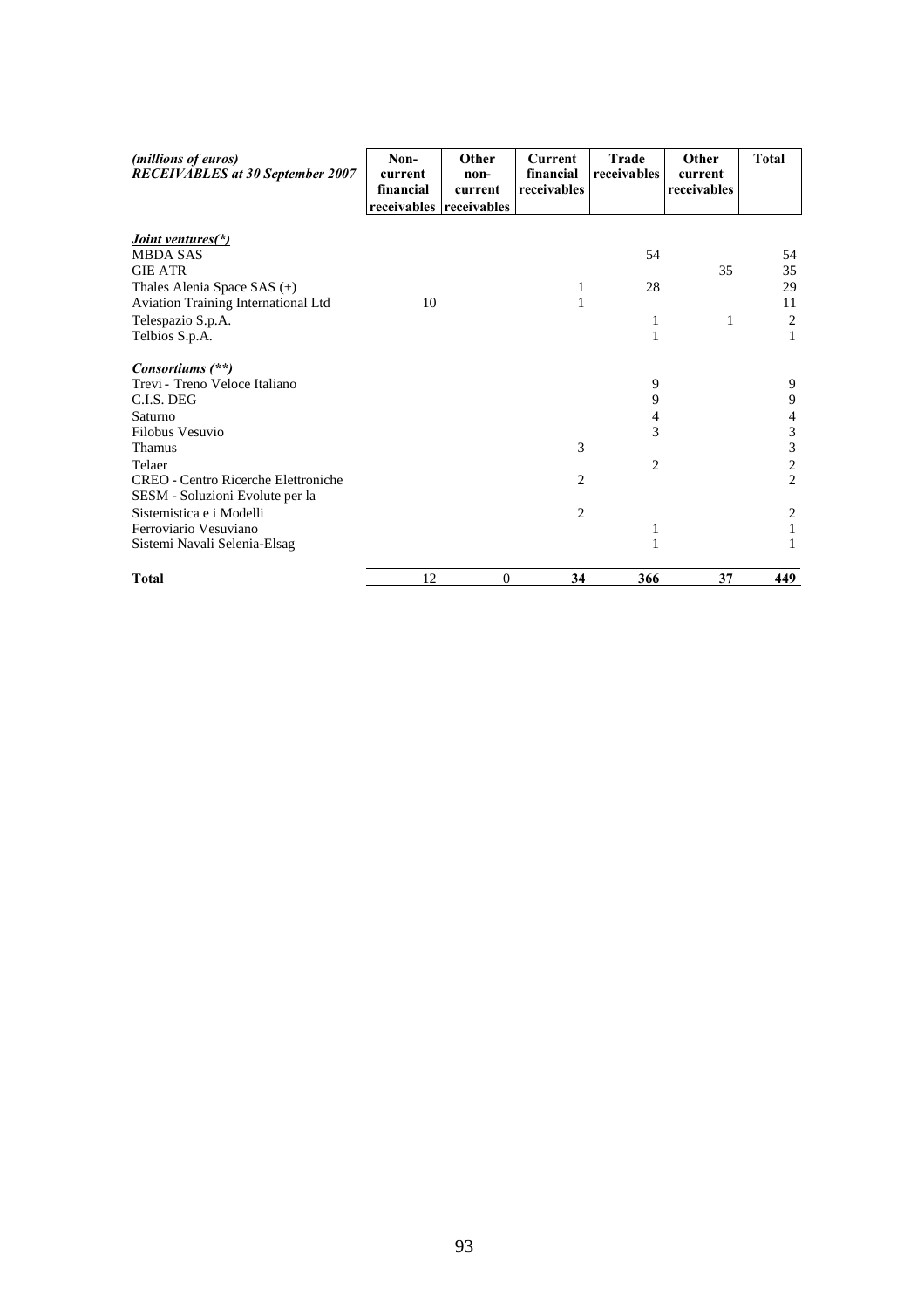| *(millions of euros)* ***RECEIVABLES at 30 September 2007*** | **Non-current financial receivables** | **Other non-current receivables** | **Current financial receivables** | **Trade receivables** | **Other current receivables** | **Total** |
|---|---|---|---|---|---|---|
| ***Joint ventures(\*)*** | | | | | | |
| MBDA SAS | | | | 54 | | 54 |
| GIE ATR | | | | | 35 | 35 |
| Thales Alenia Space SAS (+) | | | 1 | 28 | | 29 |
| Aviation Training International Ltd | 10 | | 1 | | | 11 |
| Telespazio S.p.A. | | | | 1 | 1 | 2 |
| Telbios S.p.A. | | | | 1 | | 1 |
| ***Consortiums (\*\*)*** | | | | | | |
| Trevi - Treno Veloce Italiano | | | | 9 | | 9 |
| C.I.S. DEG | | | | 9 | | 9 |
| Saturno | | | | 4 | | 4 |
| Filobus Vesuvio | | | | 3 | | 3 |
| Thamus | | | 3 | | | 3 |
| Telaer | | | | 2 | | 2 |
| CREO - Centro Ricerche Elettroniche | | | 2 | | | 2 |
| SESM - Soluzioni Evolute per la Sistemistica e i Modelli | | | 2 | | | 2 |
| Ferroviario Vesuviano | | | | 1 | | 1 |
| Sistemi Navali Selenia-Elsag | | | | 1 | | 1 |
| **Total** | 12 | 0 | **34** | **366** | **37** | **449** |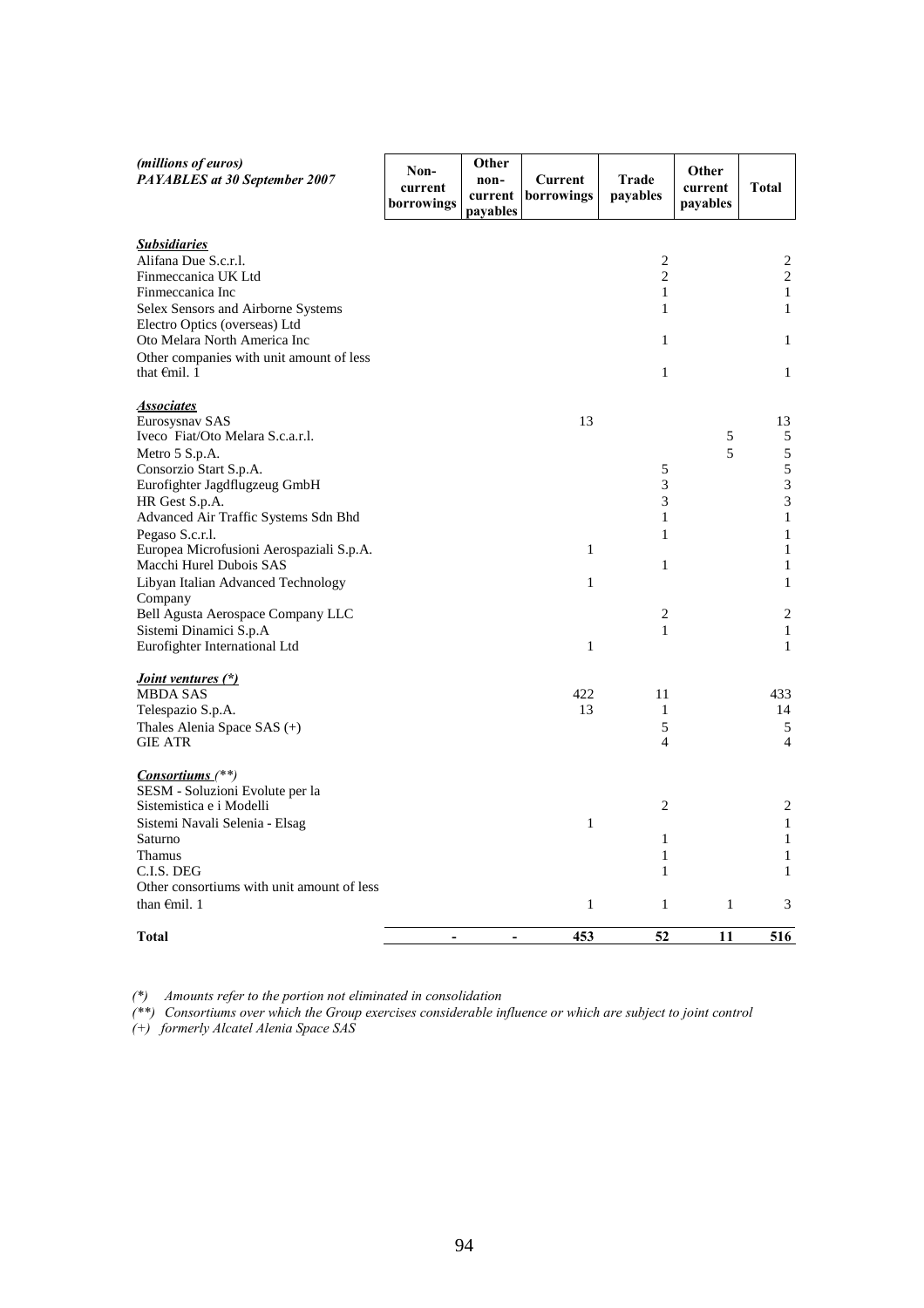| *(millions of euros)* ***PAYABLES at 30 September 2007*** | Non-current borrowings | Other non-current payables | Current borrowings | Trade payables | Other current payables | Total |
|---|---|---|---|---|---|---|
| ***Subsidiaries*** | | | | | | |
| Alifana Due S.c.r.l. | | | | 2 | | 2 |
| Finmeccanica UK Ltd | | | | 2 | | 2 |
| Finmeccanica Inc | | | | 1 | | 1 |
| Selex Sensors and Airborne Systems Electro Optics (overseas) Ltd | | | | 1 | | 1 |
| Oto Melara North America Inc | | | | 1 | | 1 |
| Other companies with unit amount of less that €mil. 1 | | | | 1 | | 1 |
| ***Associates*** | | | | | | |
| Eurosysnav SAS | | | 13 | | | 13 |
| Iveco Fiat/Oto Melara S.c.a.r.l. | | | | | 5 | 5 |
| Metro 5 S.p.A. | | | | | 5 | 5 |
| Consorzio Start S.p.A. | | | | 5 | | 5 |
| Eurofighter Jagdflugzeug GmbH | | | | 3 | | 3 |
| HR Gest S.p.A. | | | | 3 | | 3 |
| Advanced Air Traffic Systems Sdn Bhd | | | | 1 | | 1 |
| Pegaso S.c.r.l. | | | | 1 | | 1 |
| Europea Microfusioni Aerospaziali S.p.A. | | | 1 | | | 1 |
| Macchi Hurel Dubois SAS | | | | 1 | | 1 |
| Libyan Italian Advanced Technology Company | | | 1 | | | 1 |
| Bell Agusta Aerospace Company LLC | | | | 2 | | 2 |
| Sistemi Dinamici S.p.A | | | | 1 | | 1 |
| Eurofighter International Ltd | | | 1 | | | 1 |
| ***Joint ventures (\*)*** | | | | | | |
| MBDA SAS | | | 422 | 11 | | 433 |
| Telespazio S.p.A. | | | 13 | 1 | | 14 |
| Thales Alenia Space SAS (+) | | | | 5 | | 5 |
| GIE ATR | | | | 4 | | 4 |
| ***Consortiums (\*\*)*** | | | | | | |
| SESM - Soluzioni Evolute per la Sistemistica e i Modelli | | | | 2 | | 2 |
| Sistemi Navali Selenia - Elsag | | | 1 | | | 1 |
| Saturno | | | | 1 | | 1 |
| Thamus | | | | 1 | | 1 |
| C.I.S. DEG | | | | 1 | | 1 |
| Other consortiums with unit amount of less than €mil. 1 | | | 1 | 1 | 1 | 3 |
| **Total** | **-** | **-** | **453** | **52** | **11** | **516** |

*(\*) Amounts refer to the portion not eliminated in consolidation*

*(\*\*) Consortiums over which the Group exercises considerable influence or which are subject to joint control*

*(+) formerly Alcatel Alenia Space SAS*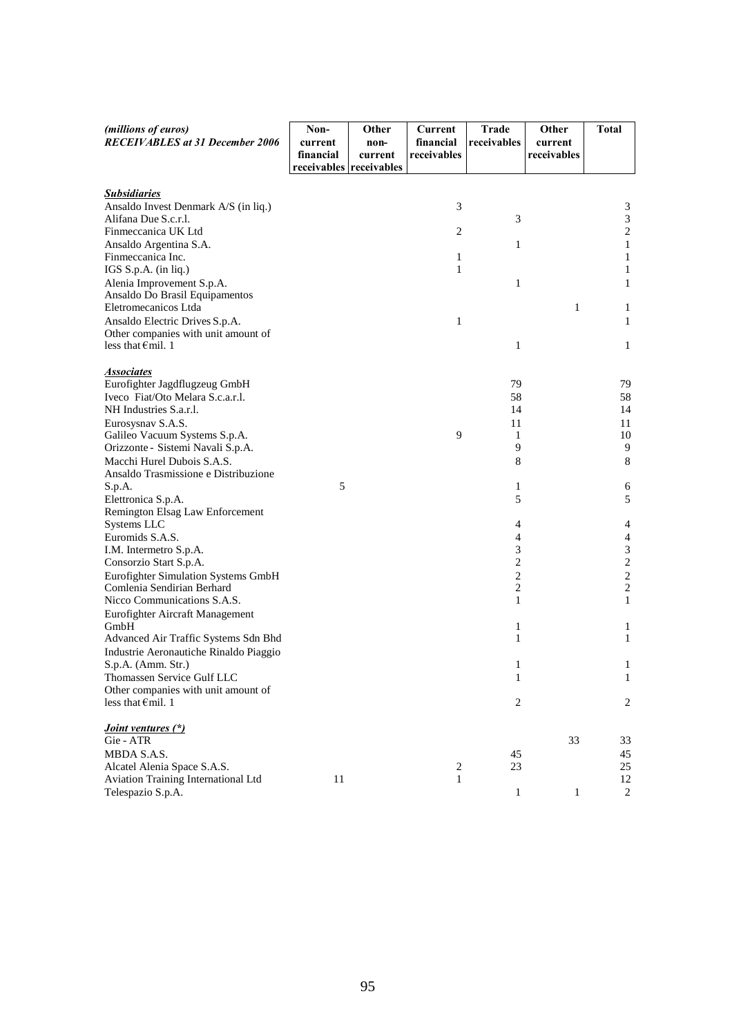| *(millions of euros)* ***RECEIVABLES at 31 December 2006*** | Non-current financial receivables | Other non-current receivables | Current financial receivables | Trade receivables | Other current receivables | Total |
|---|---|---|---|---|---|---|
| ***Subsidiaries*** | | | | | | |
| Ansaldo Invest Denmark A/S (in liq.) | | | 3 | | | 3 |
| Alifana Due S.c.r.l. | | | | 3 | | 3 |
| Finmeccanica UK Ltd | | | 2 | | | 2 |
| Ansaldo Argentina S.A. | | | | 1 | | 1 |
| Finmeccanica Inc. | | | 1 | | | 1 |
| IGS S.p.A. (in liq.) | | | 1 | | | 1 |
| Alenia Improvement S.p.A. | | | | 1 | | 1 |
| Ansaldo Do Brasil Equipamentos Eletromecanicos Ltda | | | | | 1 | 1 |
| Ansaldo Electric Drives S.p.A. | | | 1 | | | 1 |
| Other companies with unit amount of less that €mil. 1 | | | | 1 | | 1 |
| ***Associates*** | | | | | | |
| Eurofighter Jagdflugzeug GmbH | | | | 79 | | 79 |
| Iveco Fiat/Oto Melara S.c.a.r.l. | | | | 58 | | 58 |
| NH Industries S.a.r.l. | | | | 14 | | 14 |
| Eurosysnav S.A.S. | | | | 11 | | 11 |
| Galileo Vacuum Systems S.p.A. | | | 9 | 1 | | 10 |
| Orizzonte - Sistemi Navali S.p.A. | | | | 9 | | 9 |
| Macchi Hurel Dubois S.A.S. | | | | 8 | | 8 |
| Ansaldo Trasmissione e Distribuzione S.p.A. | 5 | | | 1 | | 6 |
| Elettronica S.p.A. | | | | 5 | | 5 |
| Remington Elsag Law Enforcement Systems LLC | | | | 4 | | 4 |
| Euromids S.A.S. | | | | 4 | | 4 |
| I.M. Intermetro S.p.A. | | | | 3 | | 3 |
| Consorzio Start S.p.A. | | | | 2 | | 2 |
| Eurofighter Simulation Systems GmbH | | | | 2 | | 2 |
| Comlenia Sendirian Berhard | | | | 2 | | 2 |
| Nicco Communications S.A.S. | | | | 1 | | 1 |
| Eurofighter Aircraft Management GmbH | | | | 1 | | 1 |
| Advanced Air Traffic Systems Sdn Bhd | | | | 1 | | 1 |
| Industrie Aeronautiche Rinaldo Piaggio S.p.A. (Amm. Str.) | | | | 1 | | 1 |
| Thomassen Service Gulf LLC | | | | 1 | | 1 |
| Other companies with unit amount of less that €mil. 1 | | | | 2 | | 2 |
| ***Joint ventures (\*)*** | | | | | | |
| Gie - ATR | | | | | 33 | 33 |
| MBDA S.A.S. | | | | 45 | | 45 |
| Alcatel Alenia Space S.A.S. | | | 2 | 23 | | 25 |
| Aviation Training International Ltd | 11 | | 1 | | | 12 |
| Telespazio S.p.A. | | | | 1 | 1 | 2 |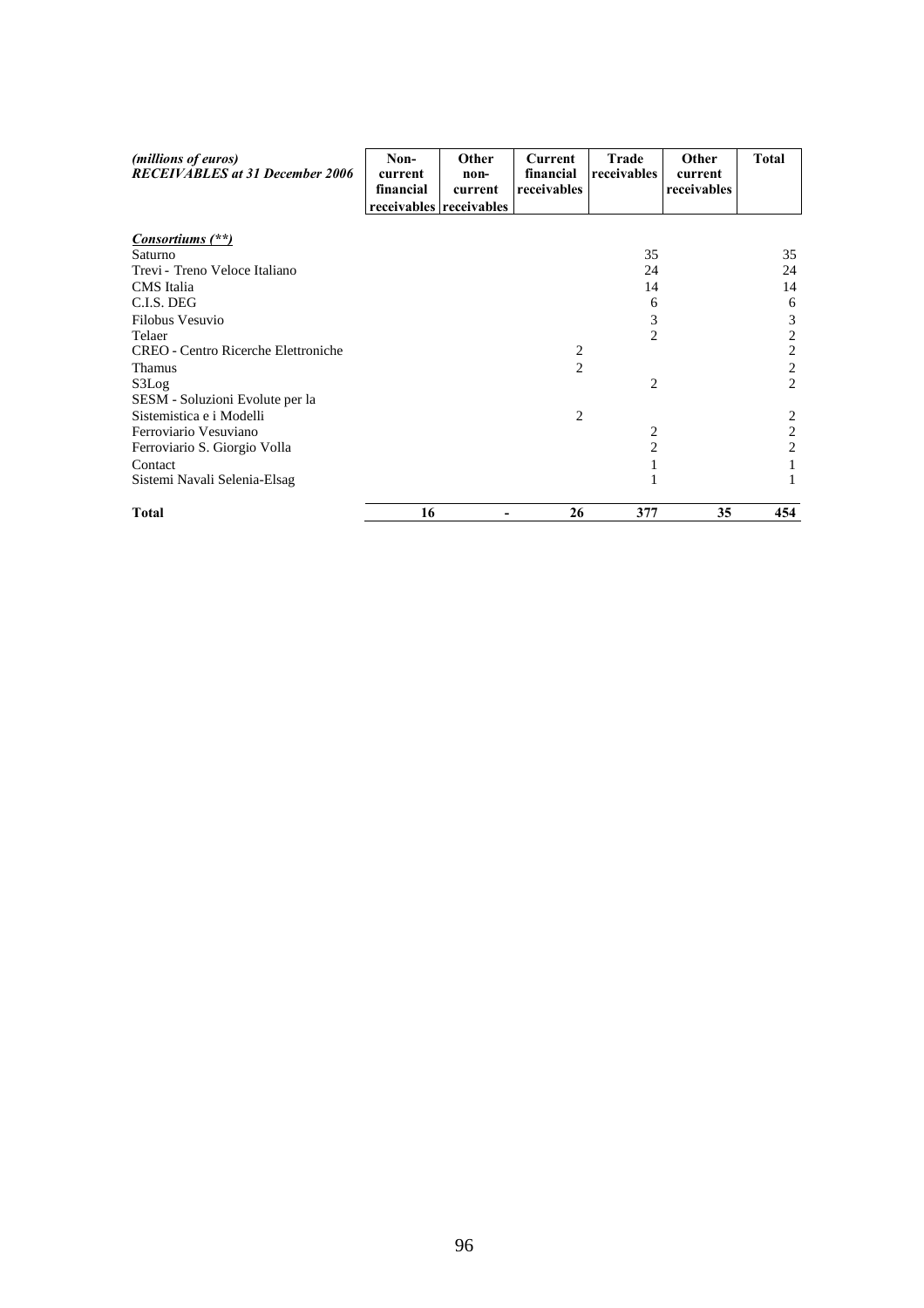| *(millions of euros)* ***RECEIVABLES at 31 December 2006*** | **Non-current financial receivables** | **Other non-current receivables** | **Current financial receivables** | **Trade receivables** | **Other current receivables** | **Total** |
|---|---|---|---|---|---|---|
| ***Consortiums (**)*** | | | | | | |
| Saturno | | | | 35 | | 35 |
| Trevi - Treno Veloce Italiano | | | | 24 | | 24 |
| CMS Italia | | | | 14 | | 14 |
| C.I.S. DEG | | | | 6 | | 6 |
| Filobus Vesuvio | | | | 3 | | 3 |
| Telaer | | | | 2 | | 2 |
| CREO - Centro Ricerche Elettroniche | | | 2 | | | 2 |
| Thamus | | | 2 | | | 2 |
| S3Log | | | | 2 | | 2 |
| SESM - Soluzioni Evolute per la Sistemistica e i Modelli | | | 2 | | | 2 |
| Ferroviario Vesuviano | | | | 2 | | 2 |
| Ferroviario S. Giorgio Volla | | | | 2 | | 2 |
| Contact | | | | 1 | | 1 |
| Sistemi Navali Selenia-Elsag | | | | 1 | | 1 |
| **Total** | **16** | **-** | **26** | **377** | **35** | **454** |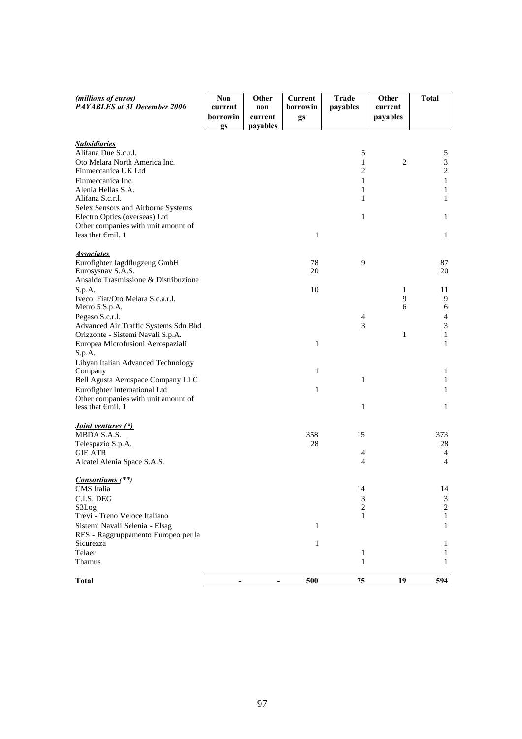| *(millions of euros)* ***PAYABLES at 31 December 2006*** | Non current borrowings | Other non current payables | Current borrowings | Trade payables | Other current payables | Total |
|---|---|---|---|---|---|---|
| ***Subsidiaries*** | | | | | | |
| Alifana Due S.c.r.l. | | | | 5 | | 5 |
| Oto Melara North America Inc. | | | | 1 | 2 | 3 |
| Finmeccanica UK Ltd | | | | 2 | | 2 |
| Finmeccanica Inc. | | | | 1 | | 1 |
| Alenia Hellas S.A. | | | | 1 | | 1 |
| Alifana S.c.r.l. | | | | 1 | | 1 |
| Selex Sensors and Airborne Systems Electro Optics (overseas) Ltd | | | | 1 | | 1 |
| Other companies with unit amount of less that €mil. 1 | | | 1 | | | 1 |
| ***Associates*** | | | | | | |
| Eurofighter Jagdflugzeug GmbH | | | 78 | 9 | | 87 |
| Eurosysnav S.A.S. | | | 20 | | | 20 |
| Ansaldo Trasmissione & Distribuzione S.p.A. | | | 10 | | 1 | 11 |
| Iveco Fiat/Oto Melara S.c.a.r.l. | | | | | 9 | 9 |
| Metro 5 S.p.A. | | | | | 6 | 6 |
| Pegaso S.c.r.l. | | | | 4 | | 4 |
| Advanced Air Traffic Systems Sdn Bhd | | | | 3 | | 3 |
| Orizzonte - Sistemi Navali S.p.A. | | | | | 1 | 1 |
| Europea Microfusioni Aerospaziali S.p.A. | | | 1 | | | 1 |
| Libyan Italian Advanced Technology Company | | | 1 | | | 1 |
| Bell Agusta Aerospace Company LLC | | | | 1 | | 1 |
| Eurofighter International Ltd | | | 1 | | | 1 |
| Other companies with unit amount of less that €mil. 1 | | | | 1 | | 1 |
| ***Joint ventures (\*)*** | | | | | | |
| MBDA S.A.S. | | | 358 | 15 | | 373 |
| Telespazio S.p.A. | | | 28 | | | 28 |
| GIE ATR | | | | 4 | | 4 |
| Alcatel Alenia Space S.A.S. | | | | 4 | | 4 |
| ***Consortiums (\*\*)*** | | | | | | |
| CMS Italia | | | | 14 | | 14 |
| C.I.S. DEG | | | | 3 | | 3 |
| S3Log | | | | 2 | | 2 |
| Trevi - Treno Veloce Italiano | | | | 1 | | 1 |
| Sistemi Navali Selenia - Elsag | | | 1 | | | 1 |
| RES - Raggruppamento Europeo per la Sicurezza | | | 1 | | | 1 |
| Telaer | | | | 1 | | 1 |
| Thamus | | | | 1 | | 1 |
| **Total** | **-** | **-** | **500** | **75** | **19** | **594** |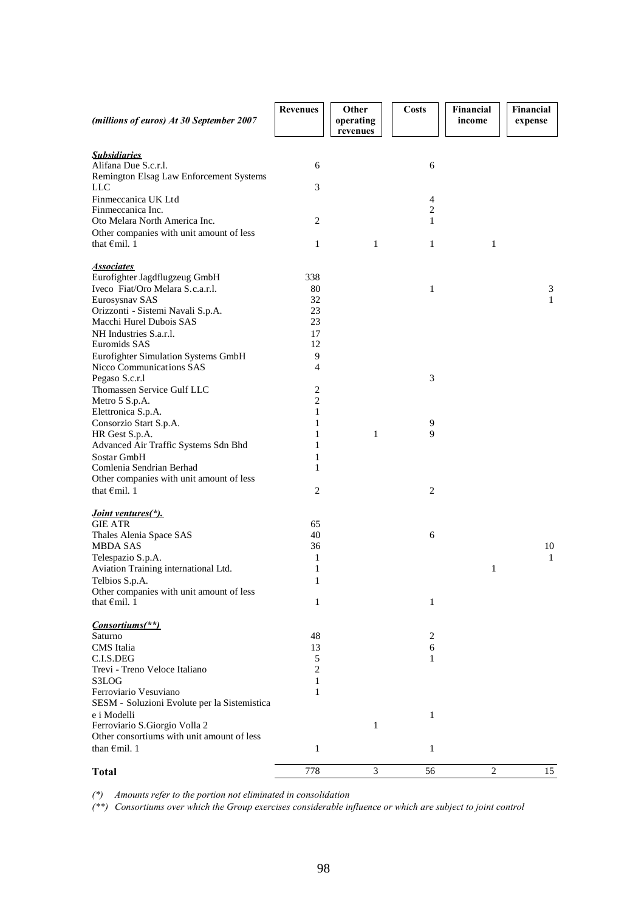| *(millions of euros) At 30 September 2007* | Revenues | Other operating revenues | Costs | Financial income | Financial expense |
|---|---|---|---|---|---|
| ***Subsidiaries*** | | | | | |
| Alifana Due S.c.r.l. | 6 | | 6 | | |
| Remington Elsag Law Enforcement Systems LLC | 3 | | | | |
| Finmeccanica UK Ltd | | | 4 | | |
| Finmeccanica Inc. | | | 2 | | |
| Oto Melara North America Inc. | 2 | | 1 | | |
| Other companies with unit amount of less that €mil. 1 | 1 | 1 | 1 | 1 | |
| ***Associates*** | | | | | |
| Eurofighter Jagdflugzeug GmbH | 338 | | | | |
| Iveco Fiat/Oro Melara S.c.a.r.l. | 80 | | 1 | | 3 |
| Eurosysnav SAS | 32 | | | | 1 |
| Orizzonti - Sistemi Navali S.p.A. | 23 | | | | |
| Macchi Hurel Dubois SAS | 23 | | | | |
| NH Industries S.a.r.l. | 17 | | | | |
| Euromids SAS | 12 | | | | |
| Eurofighter Simulation Systems GmbH | 9 | | | | |
| Nicco Communications SAS | 4 | | | | |
| Pegaso S.c.r.l | | | 3 | | |
| Thomassen Service Gulf LLC | 2 | | | | |
| Metro 5 S.p.A. | 2 | | | | |
| Elettronica S.p.A. | 1 | | | | |
| Consorzio Start S.p.A. | 1 | | 9 | | |
| HR Gest S.p.A. | 1 | 1 | 9 | | |
| Advanced Air Traffic Systems Sdn Bhd | 1 | | | | |
| Sostar GmbH | 1 | | | | |
| Comlenia Sendrian Berhad | 1 | | | | |
| Other companies with unit amount of less that €mil. 1 | 2 | | 2 | | |
| ***Joint ventures(\*).*** | | | | | |
| GIE ATR | 65 | | | | |
| Thales Alenia Space SAS | 40 | | 6 | | |
| MBDA SAS | 36 | | | | 10 |
| Telespazio S.p.A. | 1 | | | | 1 |
| Aviation Training international Ltd. | 1 | | | 1 | |
| Telbios S.p.A. | 1 | | | | |
| Other companies with unit amount of less that €mil. 1 | 1 | | 1 | | |
| ***Consortiums(\*\*)*** | | | | | |
| Saturno | 48 | | 2 | | |
| CMS Italia | 13 | | 6 | | |
| C.I.S.DEG | 5 | | 1 | | |
| Trevi - Treno Veloce Italiano | 2 | | | | |
| S3LOG | 1 | | | | |
| Ferroviario Vesuviano | 1 | | | | |
| SESM - Soluzioni Evolute per la Sistemistica e i Modelli | | | 1 | | |
| Ferroviario S.Giorgio Volla 2 | | 1 | | | |
| Other consortiums with unit amount of less than €mil. 1 | 1 | | 1 | | |
| **Total** | 778 | 3 | 56 | 2 | 15 |

*(\*) Amounts refer to the portion not eliminated in consolidation*

*(\*\*) Consortiums over which the Group exercises considerable influence or which are subject to joint control*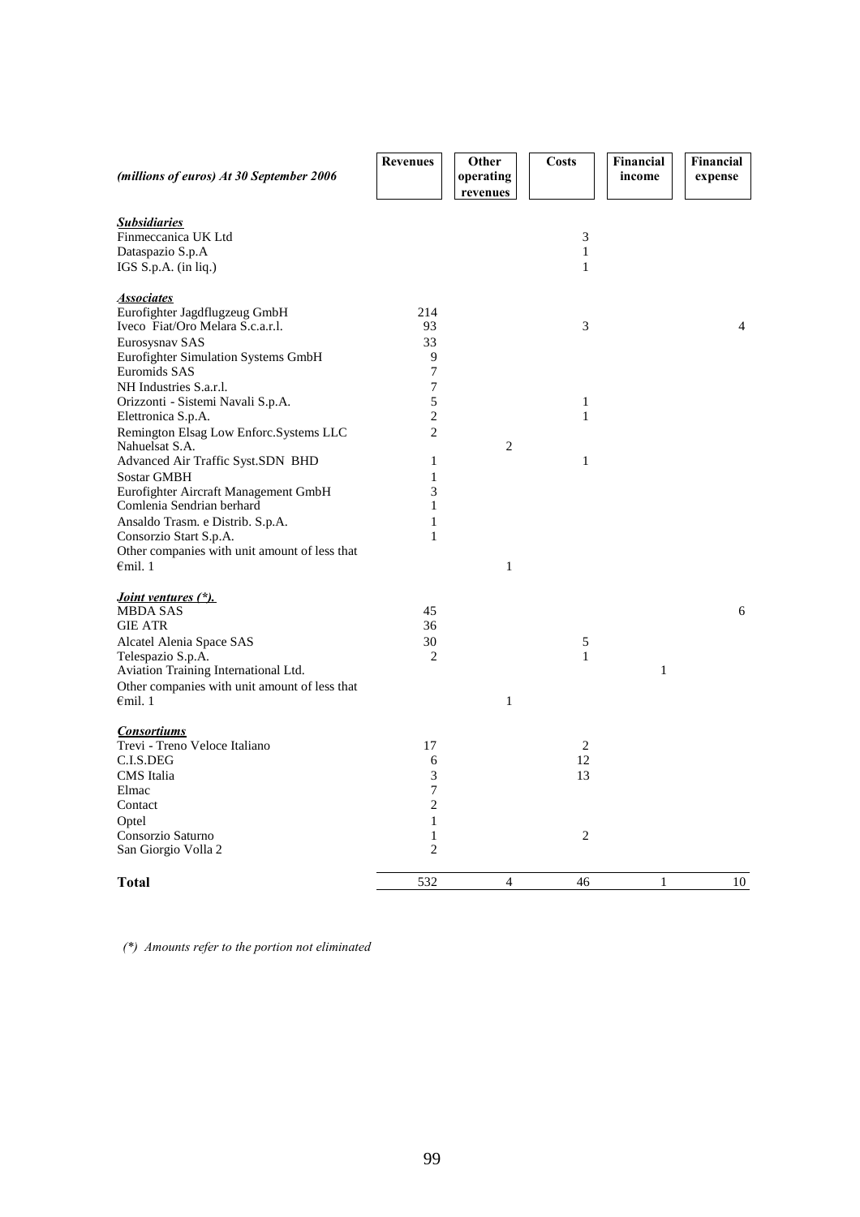| *(millions of euros) At 30 September 2006* | Revenues | Other operating revenues | Costs | Financial income | Financial expense |
|---|---|---|---|---|---|
| ***Subsidiaries*** | | | | | |
| Finmeccanica UK Ltd | | | 3 | | |
| Dataspazio S.p.A | | | 1 | | |
| IGS S.p.A. (in liq.) | | | 1 | | |
| ***Associates*** | | | | | |
| Eurofighter Jagdflugzeug GmbH | 214 | | | | |
| Iveco Fiat/Oro Melara S.c.a.r.l. | 93 | | 3 | | 4 |
| Eurosysnav SAS | 33 | | | | |
| Eurofighter Simulation Systems GmbH | 9 | | | | |
| Euromids SAS | 7 | | | | |
| NH Industries S.a.r.l. | 7 | | | | |
| Orizzonti - Sistemi Navali S.p.A. | 5 | | 1 | | |
| Elettronica S.p.A. | 2 | | 1 | | |
| Remington Elsag Low Enforc.Systems LLC | 2 | | | | |
| Nahuelsat S.A. | | 2 | | | |
| Advanced Air Traffic Syst.SDN BHD | 1 | | 1 | | |
| Sostar GMBH | 1 | | | | |
| Eurofighter Aircraft Management GmbH | 3 | | | | |
| Comlenia Sendrian berhard | 1 | | | | |
| Ansaldo Trasm. e Distrib. S.p.A. | 1 | | | | |
| Consorzio Start S.p.A. | 1 | | | | |
| Other companies with unit amount of less that €mil. 1 | | 1 | | | |
| ***Joint ventures (\*).*** | | | | | |
| MBDA SAS | 45 | | | | 6 |
| GIE ATR | 36 | | | | |
| Alcatel Alenia Space SAS | 30 | | 5 | | |
| Telespazio S.p.A. | 2 | | 1 | | |
| Aviation Training International Ltd. | | | | 1 | |
| Other companies with unit amount of less that €mil. 1 | | 1 | | | |
| ***Consortiums*** | | | | | |
| Trevi - Treno Veloce Italiano | 17 | | 2 | | |
| C.I.S.DEG | 6 | | 12 | | |
| CMS Italia | 3 | | 13 | | |
| Elmac | 7 | | | | |
| Contact | 2 | | | | |
| Optel | 1 | | | | |
| Consorzio Saturno | 1 | | 2 | | |
| San Giorgio Volla 2 | 2 | | | | |
| **Total** | 532 | 4 | 46 | 1 | 10 |

*(\*) Amounts refer to the portion not eliminated*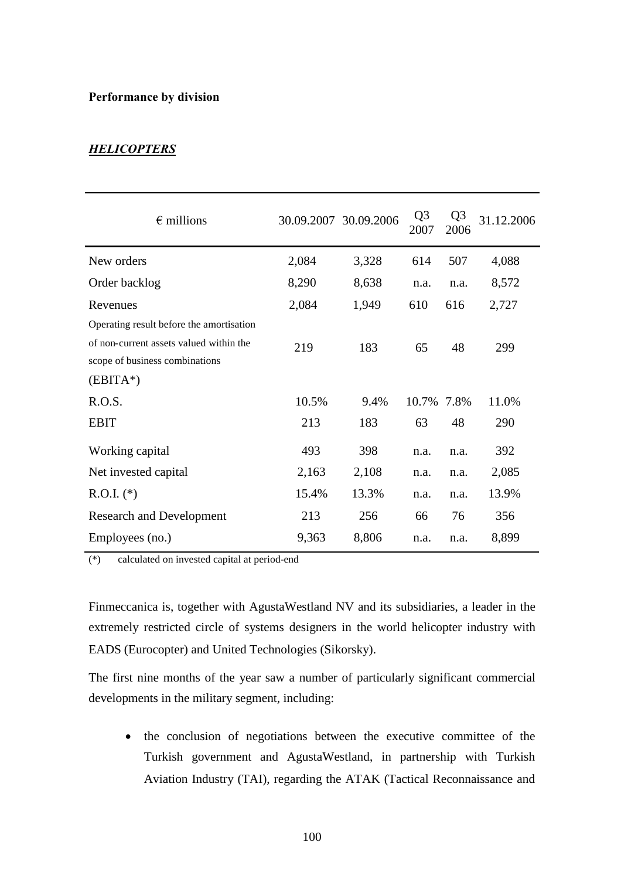**Performance by division**

***HELICOPTERS***

| € millions | 30.09.2007 | 30.09.2006 | Q3 2007 | Q3 2006 | 31.12.2006 |
|---|---|---|---|---|---|
| New orders | 2,084 | 3,328 | 614 | 507 | 4,088 |
| Order backlog | 8,290 | 8,638 | n.a. | n.a. | 8,572 |
| Revenues | 2,084 | 1,949 | 610 | 616 | 2,727 |
| Operating result before the amortisation of non-current assets valued within the scope of business combinations (EBITA*) | 219 | 183 | 65 | 48 | 299 |
| R.O.S. | 10.5% | 9.4% | 10.7% | 7.8% | 11.0% |
| EBIT | 213 | 183 | 63 | 48 | 290 |
| Working capital | 493 | 398 | n.a. | n.a. | 392 |
| Net invested capital | 2,163 | 2,108 | n.a. | n.a. | 2,085 |
| R.O.I. (*) | 15.4% | 13.3% | n.a. | n.a. | 13.9% |
| Research and Development | 213 | 256 | 66 | 76 | 356 |
| Employees (no.) | 9,363 | 8,806 | n.a. | n.a. | 8,899 |

(*) calculated on invested capital at period-end

Finmeccanica is, together with AgustaWestland NV and its subsidiaries, a leader in the extremely restricted circle of systems designers in the world helicopter industry with EADS (Eurocopter) and United Technologies (Sikorsky).

The first nine months of the year saw a number of particularly significant commercial developments in the military segment, including:

- the conclusion of negotiations between the executive committee of the Turkish government and AgustaWestland, in partnership with Turkish Aviation Industry (TAI), regarding the ATAK (Tactical Reconnaissance and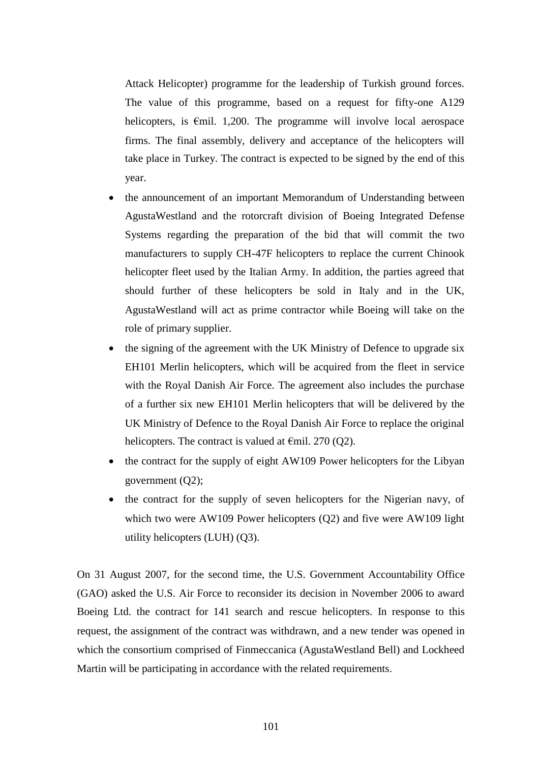Attack Helicopter) programme for the leadership of Turkish ground forces. The value of this programme, based on a request for fifty-one A129 helicopters, is €mil. 1,200. The programme will involve local aerospace firms. The final assembly, delivery and acceptance of the helicopters will take place in Turkey. The contract is expected to be signed by the end of this year.

- the announcement of an important Memorandum of Understanding between AgustaWestland and the rotorcraft division of Boeing Integrated Defense Systems regarding the preparation of the bid that will commit the two manufacturers to supply CH-47F helicopters to replace the current Chinook helicopter fleet used by the Italian Army. In addition, the parties agreed that should further of these helicopters be sold in Italy and in the UK, AgustaWestland will act as prime contractor while Boeing will take on the role of primary supplier.
- the signing of the agreement with the UK Ministry of Defence to upgrade six EH101 Merlin helicopters, which will be acquired from the fleet in service with the Royal Danish Air Force. The agreement also includes the purchase of a further six new EH101 Merlin helicopters that will be delivered by the UK Ministry of Defence to the Royal Danish Air Force to replace the original helicopters. The contract is valued at €mil. 270 (Q2).
- the contract for the supply of eight AW109 Power helicopters for the Libyan government (Q2);
- the contract for the supply of seven helicopters for the Nigerian navy, of which two were AW109 Power helicopters (Q2) and five were AW109 light utility helicopters (LUH) (Q3).

On 31 August 2007, for the second time, the U.S. Government Accountability Office (GAO) asked the U.S. Air Force to reconsider its decision in November 2006 to award Boeing Ltd. the contract for 141 search and rescue helicopters. In response to this request, the assignment of the contract was withdrawn, and a new tender was opened in which the consortium comprised of Finmeccanica (AgustaWestland Bell) and Lockheed Martin will be participating in accordance with the related requirements.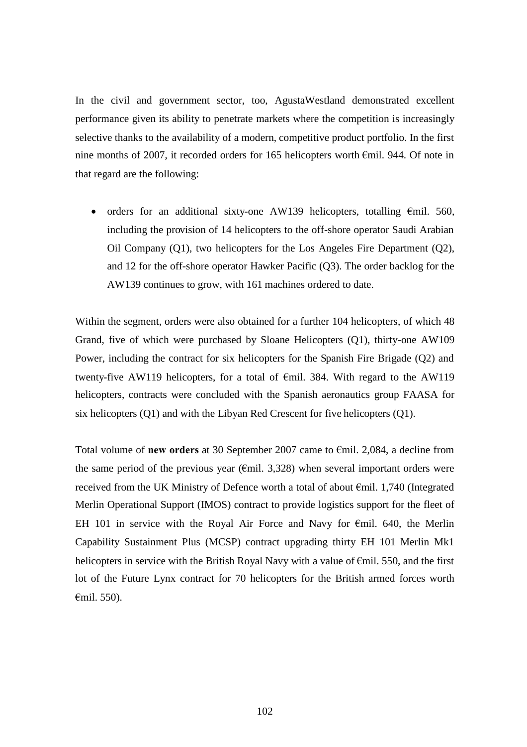In the civil and government sector, too, AgustaWestland demonstrated excellent performance given its ability to penetrate markets where the competition is increasingly selective thanks to the availability of a modern, competitive product portfolio. In the first nine months of 2007, it recorded orders for 165 helicopters worth €mil. 944. Of note in that regard are the following:

- orders for an additional sixty-one AW139 helicopters, totalling €mil. 560, including the provision of 14 helicopters to the off-shore operator Saudi Arabian Oil Company (Q1), two helicopters for the Los Angeles Fire Department (Q2), and 12 for the off-shore operator Hawker Pacific (Q3). The order backlog for the AW139 continues to grow, with 161 machines ordered to date.

Within the segment, orders were also obtained for a further 104 helicopters, of which 48 Grand, five of which were purchased by Sloane Helicopters (Q1), thirty-one AW109 Power, including the contract for six helicopters for the Spanish Fire Brigade (Q2) and twenty-five AW119 helicopters, for a total of €mil. 384. With regard to the AW119 helicopters, contracts were concluded with the Spanish aeronautics group FAASA for six helicopters (Q1) and with the Libyan Red Crescent for five helicopters (Q1).

Total volume of **new orders** at 30 September 2007 came to €mil. 2,084, a decline from the same period of the previous year (€mil. 3,328) when several important orders were received from the UK Ministry of Defence worth a total of about €mil. 1,740 (Integrated Merlin Operational Support (IMOS) contract to provide logistics support for the fleet of EH 101 in service with the Royal Air Force and Navy for €mil. 640, the Merlin Capability Sustainment Plus (MCSP) contract upgrading thirty EH 101 Merlin Mk1 helicopters in service with the British Royal Navy with a value of €mil. 550, and the first lot of the Future Lynx contract for 70 helicopters for the British armed forces worth €mil. 550).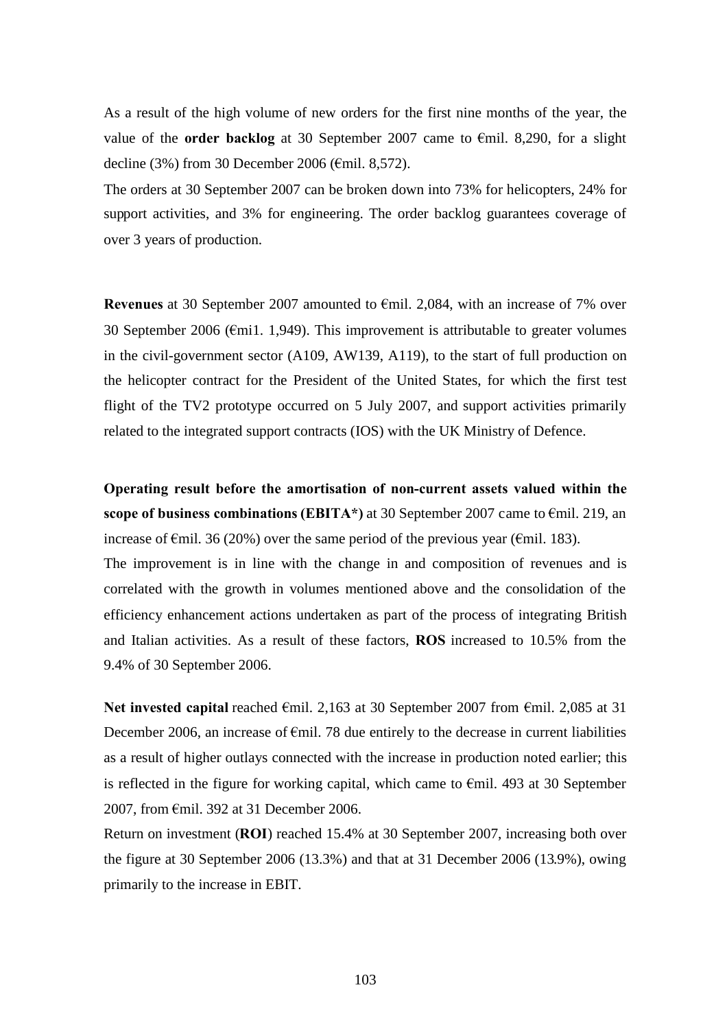As a result of the high volume of new orders for the first nine months of the year, the value of the **order backlog** at 30 September 2007 came to €mil. 8,290, for a slight decline (3%) from 30 December 2006 (€mil. 8,572).

The orders at 30 September 2007 can be broken down into 73% for helicopters, 24% for support activities, and 3% for engineering. The order backlog guarantees coverage of over 3 years of production.

**Revenues** at 30 September 2007 amounted to €mil. 2,084, with an increase of 7% over 30 September 2006 (€mi1. 1,949). This improvement is attributable to greater volumes in the civil-government sector (A109, AW139, A119), to the start of full production on the helicopter contract for the President of the United States, for which the first test flight of the TV2 prototype occurred on 5 July 2007, and support activities primarily related to the integrated support contracts (IOS) with the UK Ministry of Defence.

**Operating result before the amortisation of non-current assets valued within the scope of business combinations (EBITA*)** at 30 September 2007 came to €mil. 219, an increase of €mil. 36 (20%) over the same period of the previous year (€mil. 183).

The improvement is in line with the change in and composition of revenues and is correlated with the growth in volumes mentioned above and the consolidation of the efficiency enhancement actions undertaken as part of the process of integrating British and Italian activities. As a result of these factors, **ROS** increased to 10.5% from the 9.4% of 30 September 2006.

**Net invested capital** reached €mil. 2,163 at 30 September 2007 from €mil. 2,085 at 31 December 2006, an increase of €mil. 78 due entirely to the decrease in current liabilities as a result of higher outlays connected with the increase in production noted earlier; this is reflected in the figure for working capital, which came to €mil. 493 at 30 September 2007, from €mil. 392 at 31 December 2006.

Return on investment (**ROI**) reached 15.4% at 30 September 2007, increasing both over the figure at 30 September 2006 (13.3%) and that at 31 December 2006 (13.9%), owing primarily to the increase in EBIT.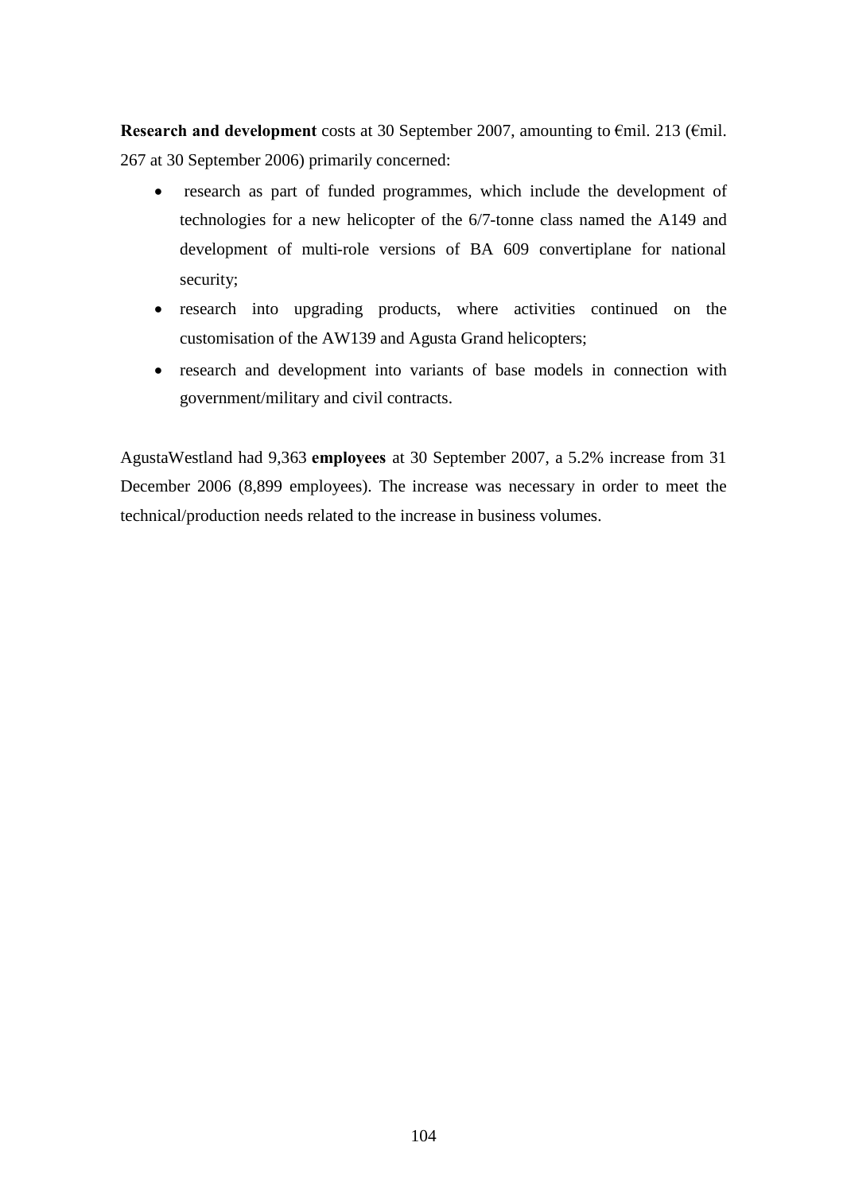**Research and development** costs at 30 September 2007, amounting to €mil. 213 (€mil. 267 at 30 September 2006) primarily concerned:

- research as part of funded programmes, which include the development of technologies for a new helicopter of the 6/7-tonne class named the A149 and development of multi-role versions of BA 609 convertiplane for national security;
- research into upgrading products, where activities continued on the customisation of the AW139 and Agusta Grand helicopters;
- research and development into variants of base models in connection with government/military and civil contracts.

AgustaWestland had 9,363 **employees** at 30 September 2007, a 5.2% increase from 31 December 2006 (8,899 employees). The increase was necessary in order to meet the technical/production needs related to the increase in business volumes.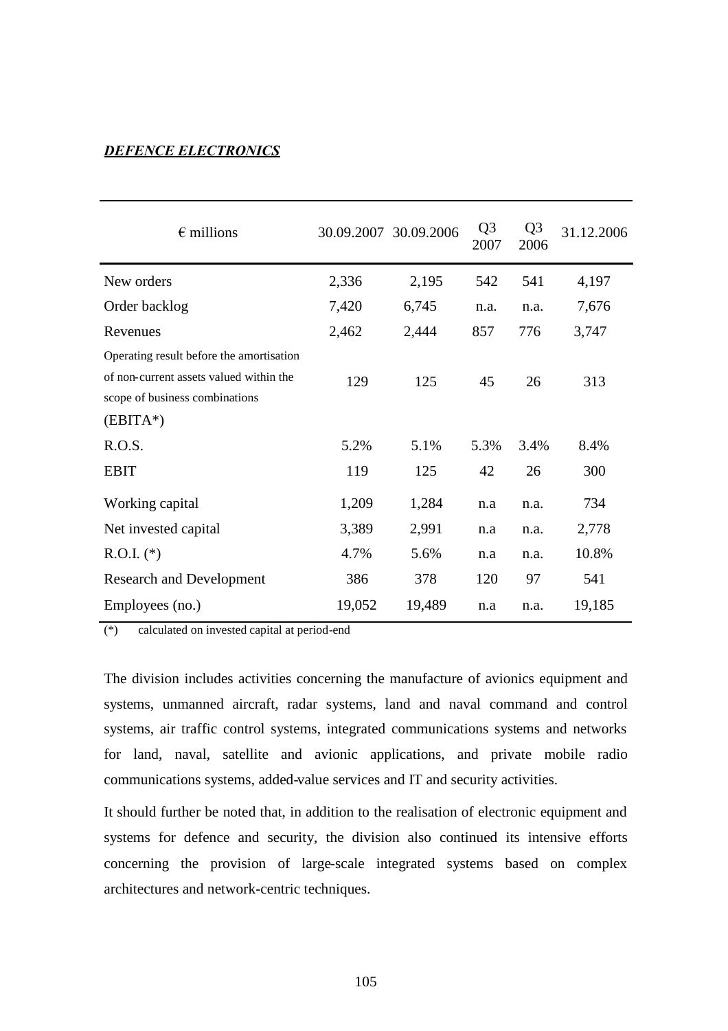***DEFENCE ELECTRONICS***

| € millions | 30.09.2007 | 30.09.2006 | Q3 2007 | Q3 2006 | 31.12.2006 |
|---|---|---|---|---|---|
| New orders | 2,336 | 2,195 | 542 | 541 | 4,197 |
| Order backlog | 7,420 | 6,745 | n.a. | n.a. | 7,676 |
| Revenues | 2,462 | 2,444 | 857 | 776 | 3,747 |
| Operating result before the amortisation of non-current assets valued within the scope of business combinations (EBITA*) | 129 | 125 | 45 | 26 | 313 |
| R.O.S. | 5.2% | 5.1% | 5.3% | 3.4% | 8.4% |
| EBIT | 119 | 125 | 42 | 26 | 300 |
| Working capital | 1,209 | 1,284 | n.a | n.a. | 734 |
| Net invested capital | 3,389 | 2,991 | n.a | n.a. | 2,778 |
| R.O.I. (*) | 4.7% | 5.6% | n.a | n.a. | 10.8% |
| Research and Development | 386 | 378 | 120 | 97 | 541 |
| Employees (no.) | 19,052 | 19,489 | n.a | n.a. | 19,185 |

(*) calculated on invested capital at period-end

The division includes activities concerning the manufacture of avionics equipment and systems, unmanned aircraft, radar systems, land and naval command and control systems, air traffic control systems, integrated communications systems and networks for land, naval, satellite and avionic applications, and private mobile radio communications systems, added-value services and IT and security activities.

It should further be noted that, in addition to the realisation of electronic equipment and systems for defence and security, the division also continued its intensive efforts concerning the provision of large-scale integrated systems based on complex architectures and network-centric techniques.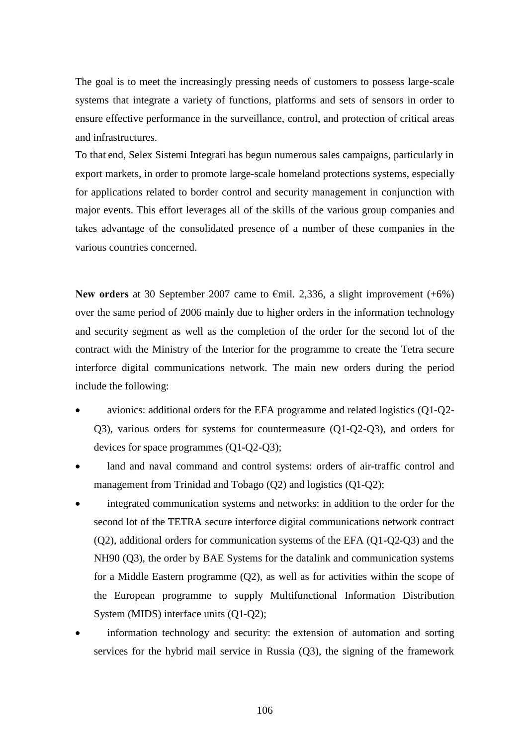The goal is to meet the increasingly pressing needs of customers to possess large-scale systems that integrate a variety of functions, platforms and sets of sensors in order to ensure effective performance in the surveillance, control, and protection of critical areas and infrastructures.

To that end, Selex Sistemi Integrati has begun numerous sales campaigns, particularly in export markets, in order to promote large-scale homeland protections systems, especially for applications related to border control and security management in conjunction with major events. This effort leverages all of the skills of the various group companies and takes advantage of the consolidated presence of a number of these companies in the various countries concerned.

**New orders** at 30 September 2007 came to €mil. 2,336, a slight improvement (+6%) over the same period of 2006 mainly due to higher orders in the information technology and security segment as well as the completion of the order for the second lot of the contract with the Ministry of the Interior for the programme to create the Tetra secure interforce digital communications network. The main new orders during the period include the following:

- avionics: additional orders for the EFA programme and related logistics (Q1-Q2-Q3), various orders for systems for countermeasure (Q1-Q2-Q3), and orders for devices for space programmes (Q1-Q2-Q3);
- land and naval command and control systems: orders of air-traffic control and management from Trinidad and Tobago (Q2) and logistics (Q1-Q2);
- integrated communication systems and networks: in addition to the order for the second lot of the TETRA secure interforce digital communications network contract (Q2), additional orders for communication systems of the EFA (Q1-Q2-Q3) and the NH90 (Q3), the order by BAE Systems for the datalink and communication systems for a Middle Eastern programme (Q2), as well as for activities within the scope of the European programme to supply Multifunctional Information Distribution System (MIDS) interface units (Q1-Q2);
- information technology and security: the extension of automation and sorting services for the hybrid mail service in Russia (Q3), the signing of the framework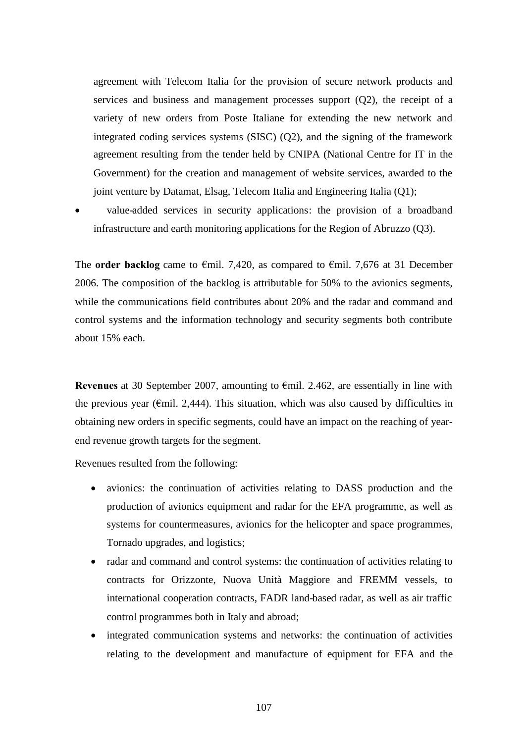agreement with Telecom Italia for the provision of secure network products and services and business and management processes support (Q2), the receipt of a variety of new orders from Poste Italiane for extending the new network and integrated coding services systems (SISC) (Q2), and the signing of the framework agreement resulting from the tender held by CNIPA (National Centre for IT in the Government) for the creation and management of website services, awarded to the joint venture by Datamat, Elsag, Telecom Italia and Engineering Italia (Q1);

- value-added services in security applications: the provision of a broadband infrastructure and earth monitoring applications for the Region of Abruzzo (Q3).

The **order backlog** came to €mil. 7,420, as compared to €mil. 7,676 at 31 December 2006. The composition of the backlog is attributable for 50% to the avionics segments, while the communications field contributes about 20% and the radar and command and control systems and the information technology and security segments both contribute about 15% each.

**Revenues** at 30 September 2007, amounting to €mil. 2.462, are essentially in line with the previous year (€mil. 2,444). This situation, which was also caused by difficulties in obtaining new orders in specific segments, could have an impact on the reaching of year-end revenue growth targets for the segment.

Revenues resulted from the following:

- avionics: the continuation of activities relating to DASS production and the production of avionics equipment and radar for the EFA programme, as well as systems for countermeasures, avionics for the helicopter and space programmes, Tornado upgrades, and logistics;
- radar and command and control systems: the continuation of activities relating to contracts for Orizzonte, Nuova Unità Maggiore and FREMM vessels, to international cooperation contracts, FADR land-based radar, as well as air traffic control programmes both in Italy and abroad;
- integrated communication systems and networks: the continuation of activities relating to the development and manufacture of equipment for EFA and the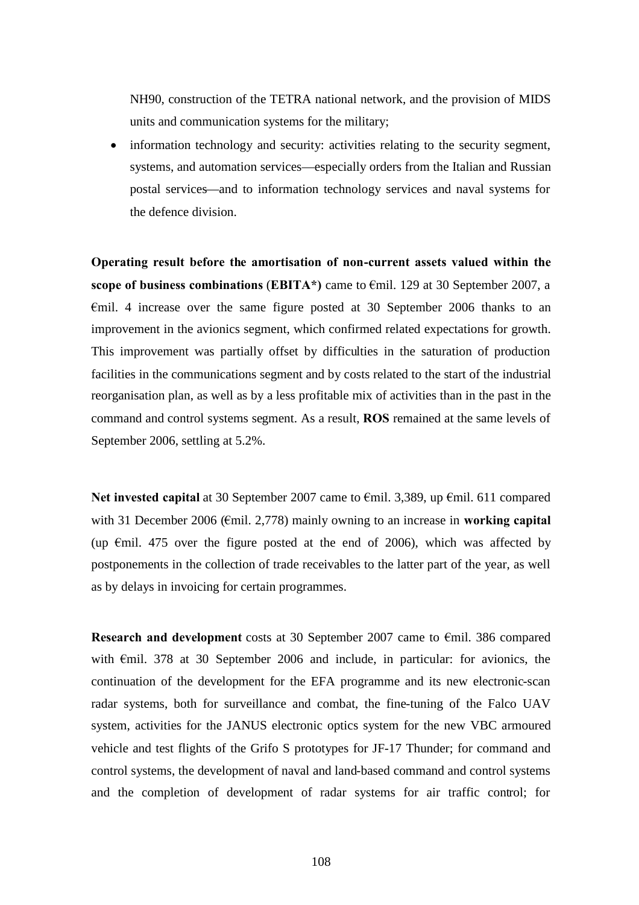NH90, construction of the TETRA national network, and the provision of MIDS units and communication systems for the military;

- information technology and security: activities relating to the security segment, systems, and automation services—especially orders from the Italian and Russian postal services—and to information technology services and naval systems for the defence division.

**Operating result before the amortisation of non-current assets valued within the scope of business combinations** (**EBITA*)** came to €mil. 129 at 30 September 2007, a €mil. 4 increase over the same figure posted at 30 September 2006 thanks to an improvement in the avionics segment, which confirmed related expectations for growth. This improvement was partially offset by difficulties in the saturation of production facilities in the communications segment and by costs related to the start of the industrial reorganisation plan, as well as by a less profitable mix of activities than in the past in the command and control systems segment. As a result, **ROS** remained at the same levels of September 2006, settling at 5.2%.

**Net invested capital** at 30 September 2007 came to €mil. 3,389, up €mil. 611 compared with 31 December 2006 (€mil. 2,778) mainly owning to an increase in **working capital** (up €mil. 475 over the figure posted at the end of 2006), which was affected by postponements in the collection of trade receivables to the latter part of the year, as well as by delays in invoicing for certain programmes.

**Research and development** costs at 30 September 2007 came to €mil. 386 compared with €mil. 378 at 30 September 2006 and include, in particular: for avionics, the continuation of the development for the EFA programme and its new electronic-scan radar systems, both for surveillance and combat, the fine-tuning of the Falco UAV system, activities for the JANUS electronic optics system for the new VBC armoured vehicle and test flights of the Grifo S prototypes for JF-17 Thunder; for command and control systems, the development of naval and land-based command and control systems and the completion of development of radar systems for air traffic control; for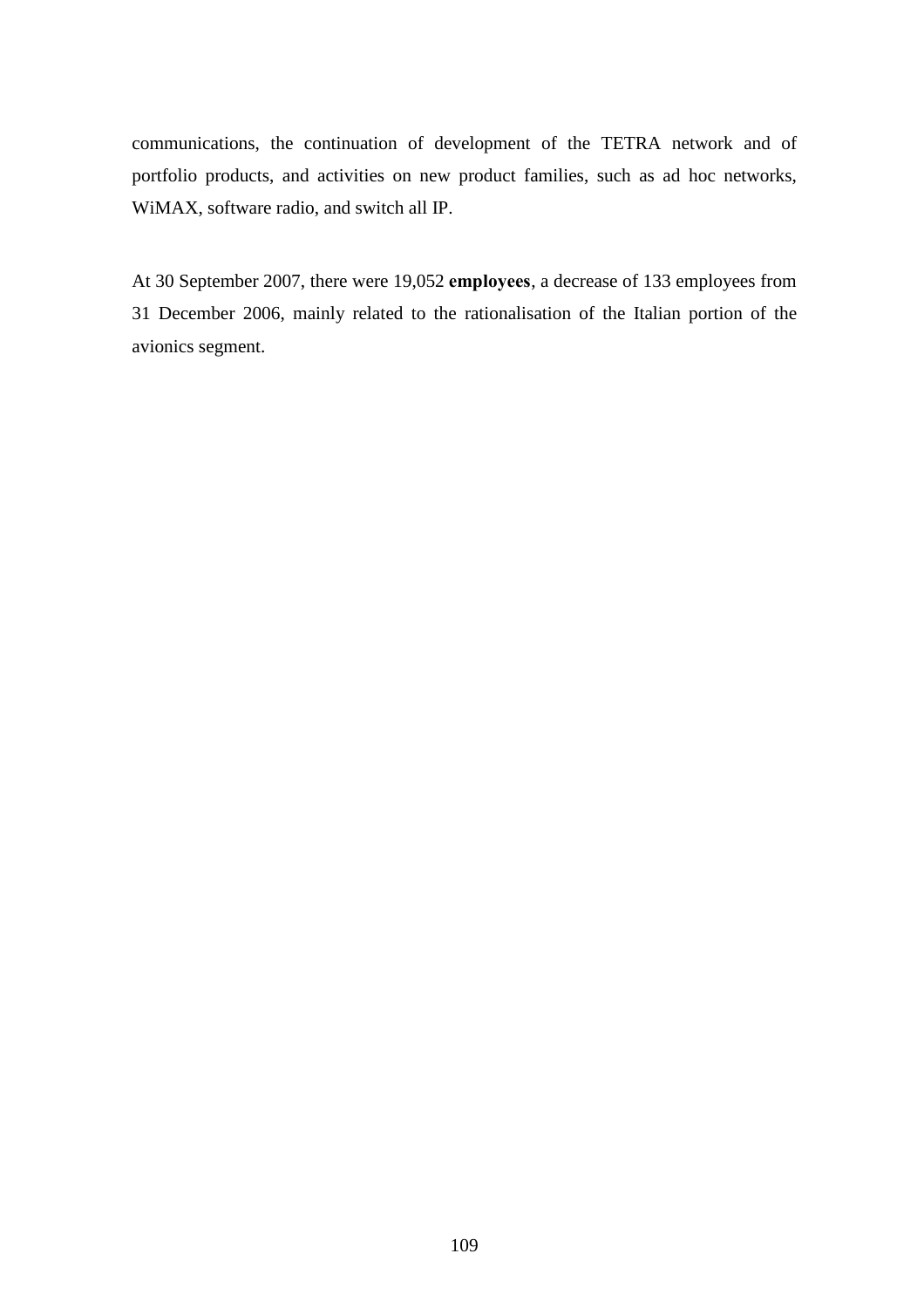communications, the continuation of development of the TETRA network and of portfolio products, and activities on new product families, such as ad hoc networks, WiMAX, software radio, and switch all IP.

At 30 September 2007, there were 19,052 **employees**, a decrease of 133 employees from 31 December 2006, mainly related to the rationalisation of the Italian portion of the avionics segment.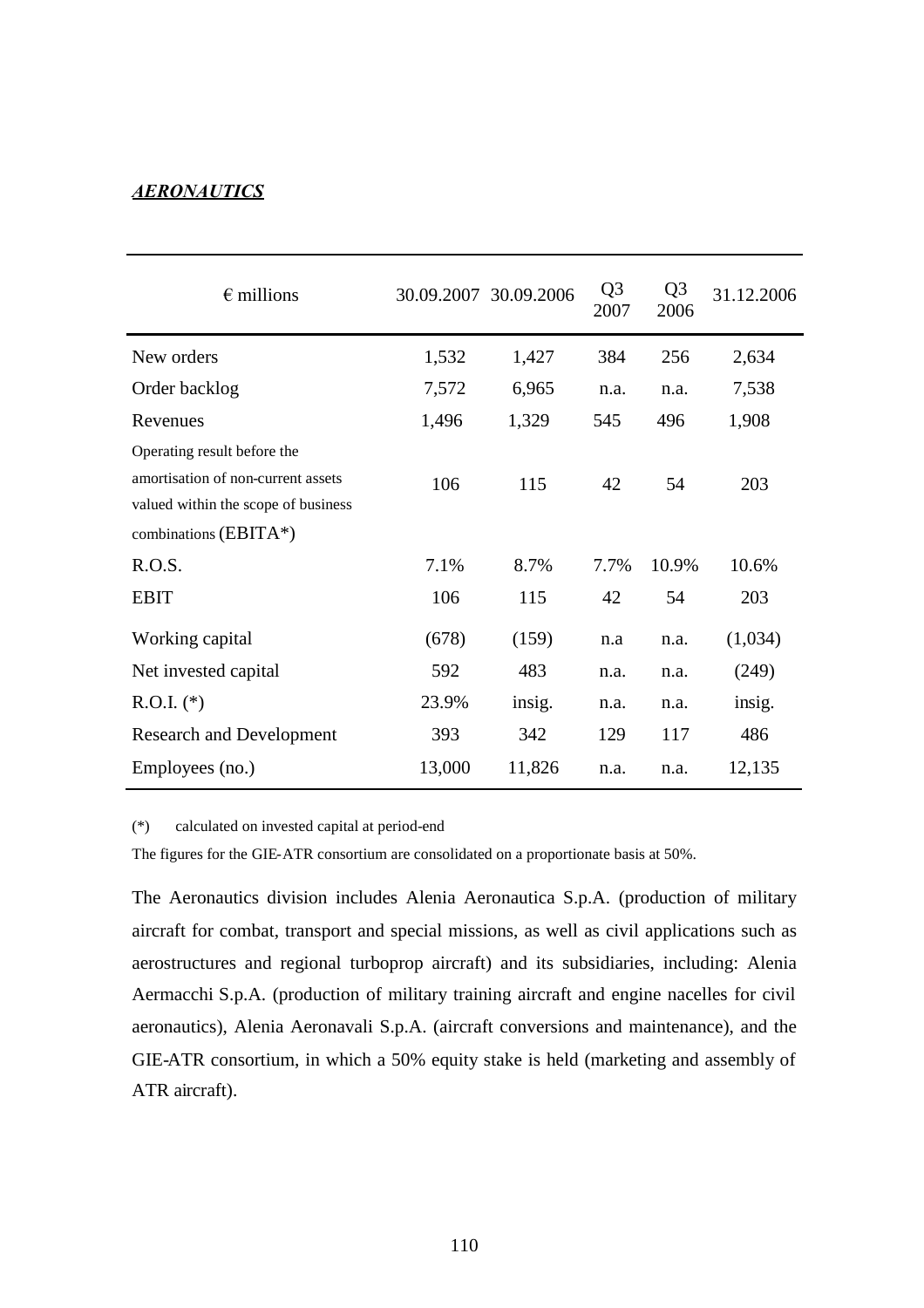***AERONAUTICS***

| € millions | 30.09.2007 | 30.09.2006 | Q3 2007 | Q3 2006 | 31.12.2006 |
|---|---|---|---|---|---|
| New orders | 1,532 | 1,427 | 384 | 256 | 2,634 |
| Order backlog | 7,572 | 6,965 | n.a. | n.a. | 7,538 |
| Revenues | 1,496 | 1,329 | 545 | 496 | 1,908 |
| Operating result before the amortisation of non-current assets valued within the scope of business combinations (EBITA*) | 106 | 115 | 42 | 54 | 203 |
| R.O.S. | 7.1% | 8.7% | 7.7% | 10.9% | 10.6% |
| EBIT | 106 | 115 | 42 | 54 | 203 |
| Working capital | (678) | (159) | n.a | n.a. | (1,034) |
| Net invested capital | 592 | 483 | n.a. | n.a. | (249) |
| R.O.I. (*) | 23.9% | insig. | n.a. | n.a. | insig. |
| Research and Development | 393 | 342 | 129 | 117 | 486 |
| Employees (no.) | 13,000 | 11,826 | n.a. | n.a. | 12,135 |

(*) calculated on invested capital at period-end

The figures for the GIE-ATR consortium are consolidated on a proportionate basis at 50%.

The Aeronautics division includes Alenia Aeronautica S.p.A. (production of military aircraft for combat, transport and special missions, as well as civil applications such as aerostructures and regional turboprop aircraft) and its subsidiaries, including: Alenia Aermacchi S.p.A. (production of military training aircraft and engine nacelles for civil aeronautics), Alenia Aeronavali S.p.A. (aircraft conversions and maintenance), and the GIE-ATR consortium, in which a 50% equity stake is held (marketing and assembly of ATR aircraft).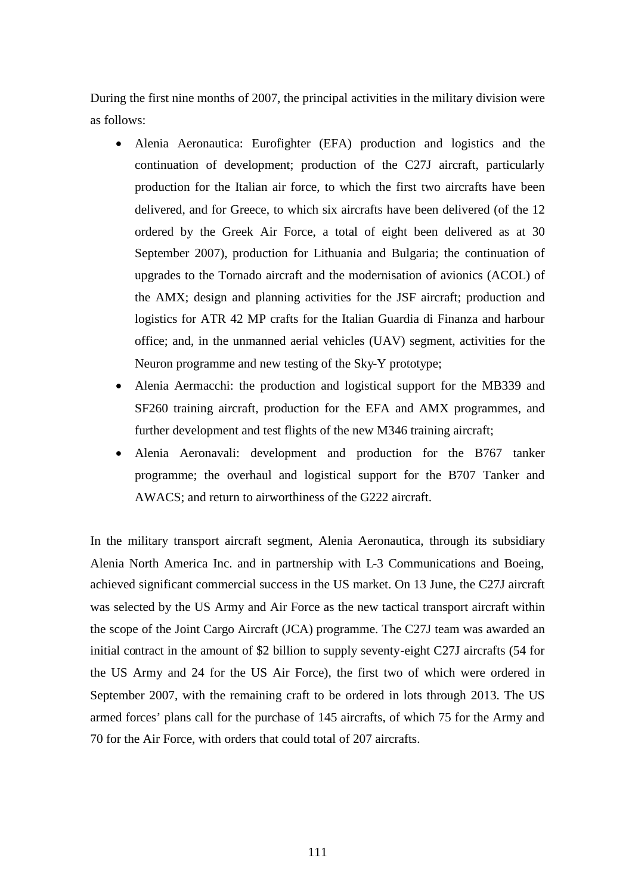During the first nine months of 2007, the principal activities in the military division were as follows:

- Alenia Aeronautica: Eurofighter (EFA) production and logistics and the continuation of development; production of the C27J aircraft, particularly production for the Italian air force, to which the first two aircrafts have been delivered, and for Greece, to which six aircrafts have been delivered (of the 12 ordered by the Greek Air Force, a total of eight been delivered as at 30 September 2007), production for Lithuania and Bulgaria; the continuation of upgrades to the Tornado aircraft and the modernisation of avionics (ACOL) of the AMX; design and planning activities for the JSF aircraft; production and logistics for ATR 42 MP crafts for the Italian Guardia di Finanza and harbour office; and, in the unmanned aerial vehicles (UAV) segment, activities for the Neuron programme and new testing of the Sky-Y prototype;
- Alenia Aermacchi: the production and logistical support for the MB339 and SF260 training aircraft, production for the EFA and AMX programmes, and further development and test flights of the new M346 training aircraft;
- Alenia Aeronavali: development and production for the B767 tanker programme; the overhaul and logistical support for the B707 Tanker and AWACS; and return to airworthiness of the G222 aircraft.

In the military transport aircraft segment, Alenia Aeronautica, through its subsidiary Alenia North America Inc. and in partnership with L-3 Communications and Boeing, achieved significant commercial success in the US market. On 13 June, the C27J aircraft was selected by the US Army and Air Force as the new tactical transport aircraft within the scope of the Joint Cargo Aircraft (JCA) programme. The C27J team was awarded an initial contract in the amount of $2 billion to supply seventy-eight C27J aircrafts (54 for the US Army and 24 for the US Air Force), the first two of which were ordered in September 2007, with the remaining craft to be ordered in lots through 2013. The US armed forces' plans call for the purchase of 145 aircrafts, of which 75 for the Army and 70 for the Air Force, with orders that could total of 207 aircrafts.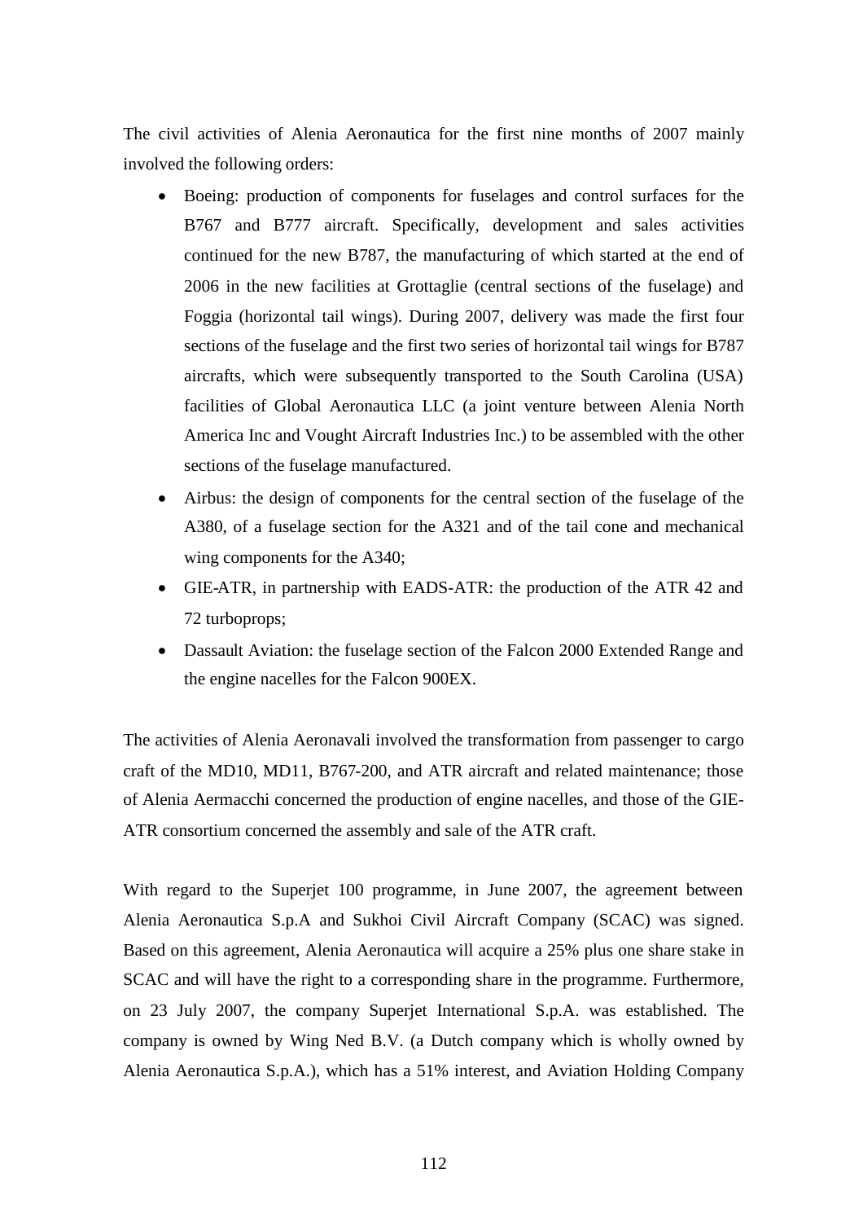The civil activities of Alenia Aeronautica for the first nine months of 2007 mainly involved the following orders:

- Boeing: production of components for fuselages and control surfaces for the B767 and B777 aircraft. Specifically, development and sales activities continued for the new B787, the manufacturing of which started at the end of 2006 in the new facilities at Grottaglie (central sections of the fuselage) and Foggia (horizontal tail wings). During 2007, delivery was made the first four sections of the fuselage and the first two series of horizontal tail wings for B787 aircrafts, which were subsequently transported to the South Carolina (USA) facilities of Global Aeronautica LLC (a joint venture between Alenia North America Inc and Vought Aircraft Industries Inc.) to be assembled with the other sections of the fuselage manufactured.
- Airbus: the design of components for the central section of the fuselage of the A380, of a fuselage section for the A321 and of the tail cone and mechanical wing components for the A340;
- GIE-ATR, in partnership with EADS-ATR: the production of the ATR 42 and 72 turboprops;
- Dassault Aviation: the fuselage section of the Falcon 2000 Extended Range and the engine nacelles for the Falcon 900EX.

The activities of Alenia Aeronavali involved the transformation from passenger to cargo craft of the MD10, MD11, B767-200, and ATR aircraft and related maintenance; those of Alenia Aermacchi concerned the production of engine nacelles, and those of the GIE-ATR consortium concerned the assembly and sale of the ATR craft.

With regard to the Superjet 100 programme, in June 2007, the agreement between Alenia Aeronautica S.p.A and Sukhoi Civil Aircraft Company (SCAC) was signed. Based on this agreement, Alenia Aeronautica will acquire a 25% plus one share stake in SCAC and will have the right to a corresponding share in the programme. Furthermore, on 23 July 2007, the company Superjet International S.p.A. was established. The company is owned by Wing Ned B.V. (a Dutch company which is wholly owned by Alenia Aeronautica S.p.A.), which has a 51% interest, and Aviation Holding Company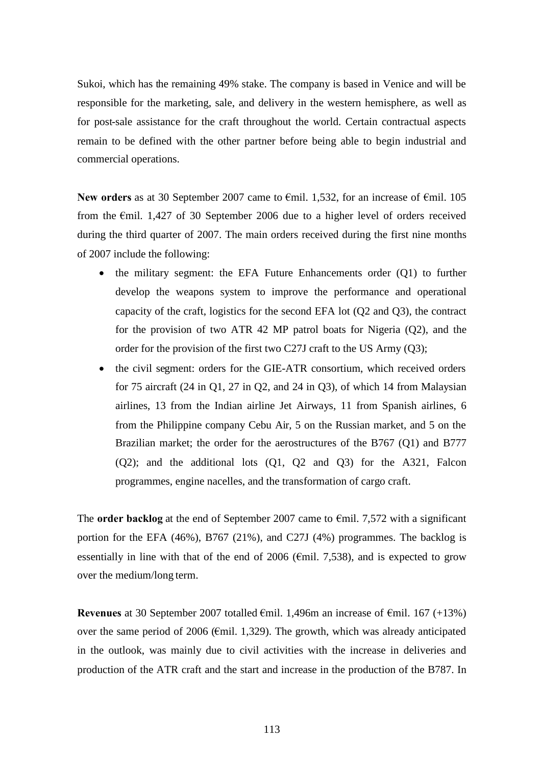Sukoi, which has the remaining 49% stake. The company is based in Venice and will be responsible for the marketing, sale, and delivery in the western hemisphere, as well as for post-sale assistance for the craft throughout the world. Certain contractual aspects remain to be defined with the other partner before being able to begin industrial and commercial operations.

**New orders** as at 30 September 2007 came to €mil. 1,532, for an increase of €mil. 105 from the €mil. 1,427 of 30 September 2006 due to a higher level of orders received during the third quarter of 2007. The main orders received during the first nine months of 2007 include the following:

- the military segment: the EFA Future Enhancements order (Q1) to further develop the weapons system to improve the performance and operational capacity of the craft, logistics for the second EFA lot (Q2 and Q3), the contract for the provision of two ATR 42 MP patrol boats for Nigeria (Q2), and the order for the provision of the first two C27J craft to the US Army (Q3);
- the civil segment: orders for the GIE-ATR consortium, which received orders for 75 aircraft (24 in Q1, 27 in Q2, and 24 in Q3), of which 14 from Malaysian airlines, 13 from the Indian airline Jet Airways, 11 from Spanish airlines, 6 from the Philippine company Cebu Air, 5 on the Russian market, and 5 on the Brazilian market; the order for the aerostructures of the B767 (Q1) and B777 (Q2); and the additional lots (Q1, Q2 and Q3) for the A321, Falcon programmes, engine nacelles, and the transformation of cargo craft.

The **order backlog** at the end of September 2007 came to €mil. 7,572 with a significant portion for the EFA (46%), B767 (21%), and C27J (4%) programmes. The backlog is essentially in line with that of the end of 2006 (€mil. 7,538), and is expected to grow over the medium/long term.

**Revenues** at 30 September 2007 totalled €mil. 1,496m an increase of €mil. 167 (+13%) over the same period of 2006 (€mil. 1,329). The growth, which was already anticipated in the outlook, was mainly due to civil activities with the increase in deliveries and production of the ATR craft and the start and increase in the production of the B787. In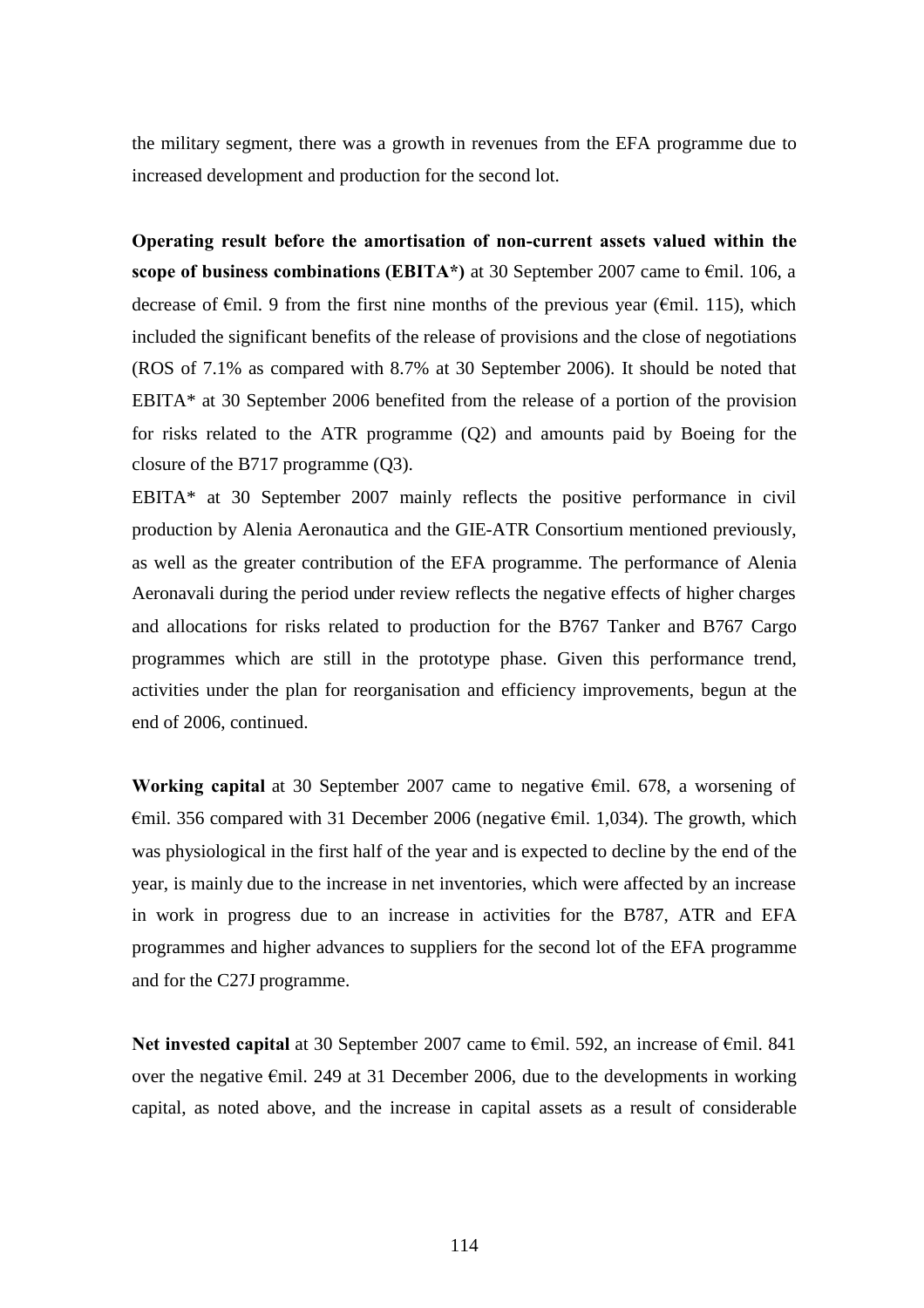the military segment, there was a growth in revenues from the EFA programme due to increased development and production for the second lot.

**Operating result before the amortisation of non-current assets valued within the scope of business combinations (EBITA*)** at 30 September 2007 came to €mil. 106, a decrease of €mil. 9 from the first nine months of the previous year (€mil. 115), which included the significant benefits of the release of provisions and the close of negotiations (ROS of 7.1% as compared with 8.7% at 30 September 2006). It should be noted that EBITA* at 30 September 2006 benefited from the release of a portion of the provision for risks related to the ATR programme (Q2) and amounts paid by Boeing for the closure of the B717 programme (Q3).

EBITA* at 30 September 2007 mainly reflects the positive performance in civil production by Alenia Aeronautica and the GIE-ATR Consortium mentioned previously, as well as the greater contribution of the EFA programme. The performance of Alenia Aeronavali during the period under review reflects the negative effects of higher charges and allocations for risks related to production for the B767 Tanker and B767 Cargo programmes which are still in the prototype phase. Given this performance trend, activities under the plan for reorganisation and efficiency improvements, begun at the end of 2006, continued.

**Working capital** at 30 September 2007 came to negative €mil. 678, a worsening of €mil. 356 compared with 31 December 2006 (negative €mil. 1,034). The growth, which was physiological in the first half of the year and is expected to decline by the end of the year, is mainly due to the increase in net inventories, which were affected by an increase in work in progress due to an increase in activities for the B787, ATR and EFA programmes and higher advances to suppliers for the second lot of the EFA programme and for the C27J programme.

**Net invested capital** at 30 September 2007 came to €mil. 592, an increase of €mil. 841 over the negative €mil. 249 at 31 December 2006, due to the developments in working capital, as noted above, and the increase in capital assets as a result of considerable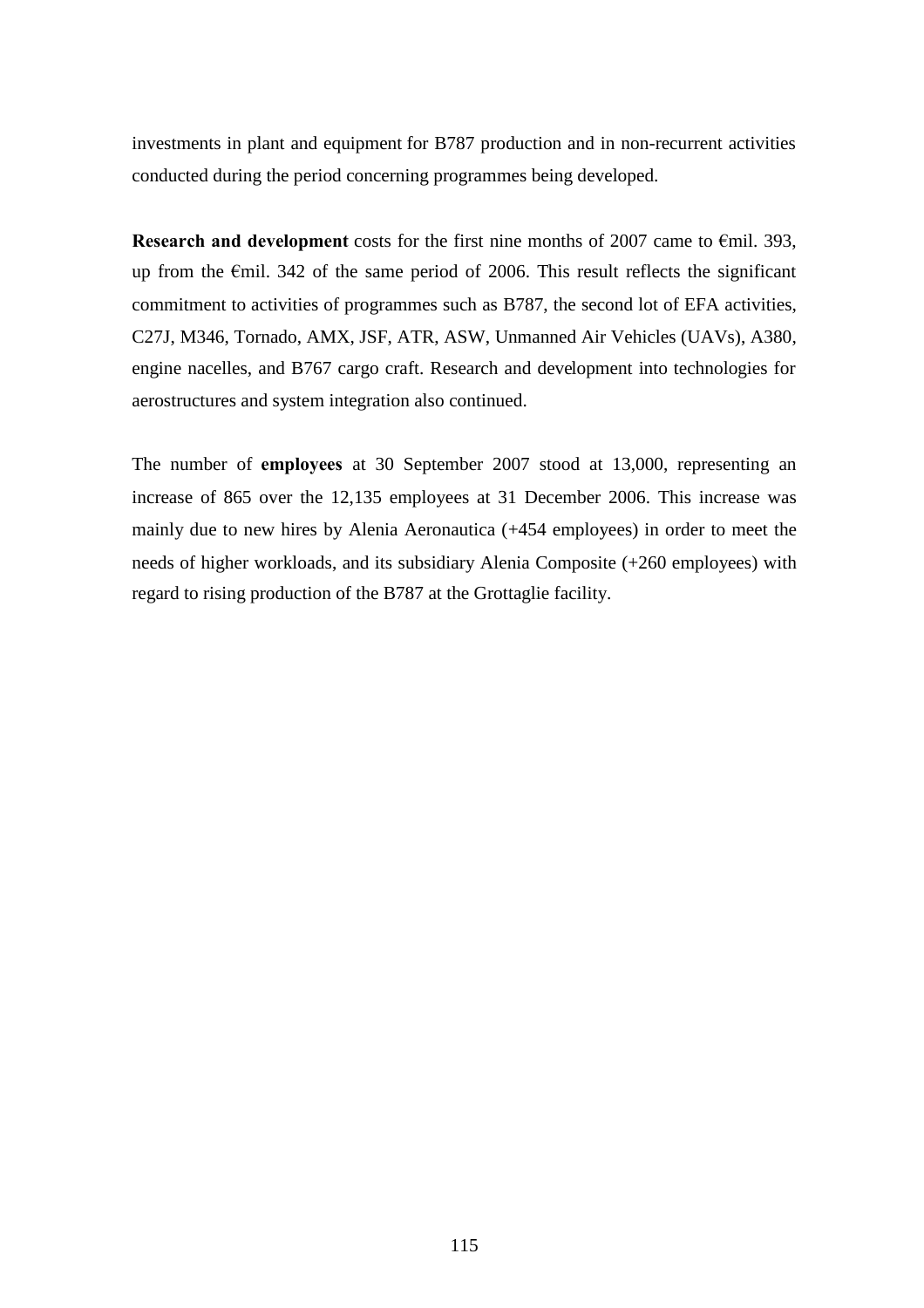investments in plant and equipment for B787 production and in non-recurrent activities conducted during the period concerning programmes being developed.

**Research and development** costs for the first nine months of 2007 came to €mil. 393, up from the €mil. 342 of the same period of 2006. This result reflects the significant commitment to activities of programmes such as B787, the second lot of EFA activities, C27J, M346, Tornado, AMX, JSF, ATR, ASW, Unmanned Air Vehicles (UAVs), A380, engine nacelles, and B767 cargo craft. Research and development into technologies for aerostructures and system integration also continued.

The number of **employees** at 30 September 2007 stood at 13,000, representing an increase of 865 over the 12,135 employees at 31 December 2006. This increase was mainly due to new hires by Alenia Aeronautica (+454 employees) in order to meet the needs of higher workloads, and its subsidiary Alenia Composite (+260 employees) with regard to rising production of the B787 at the Grottaglie facility.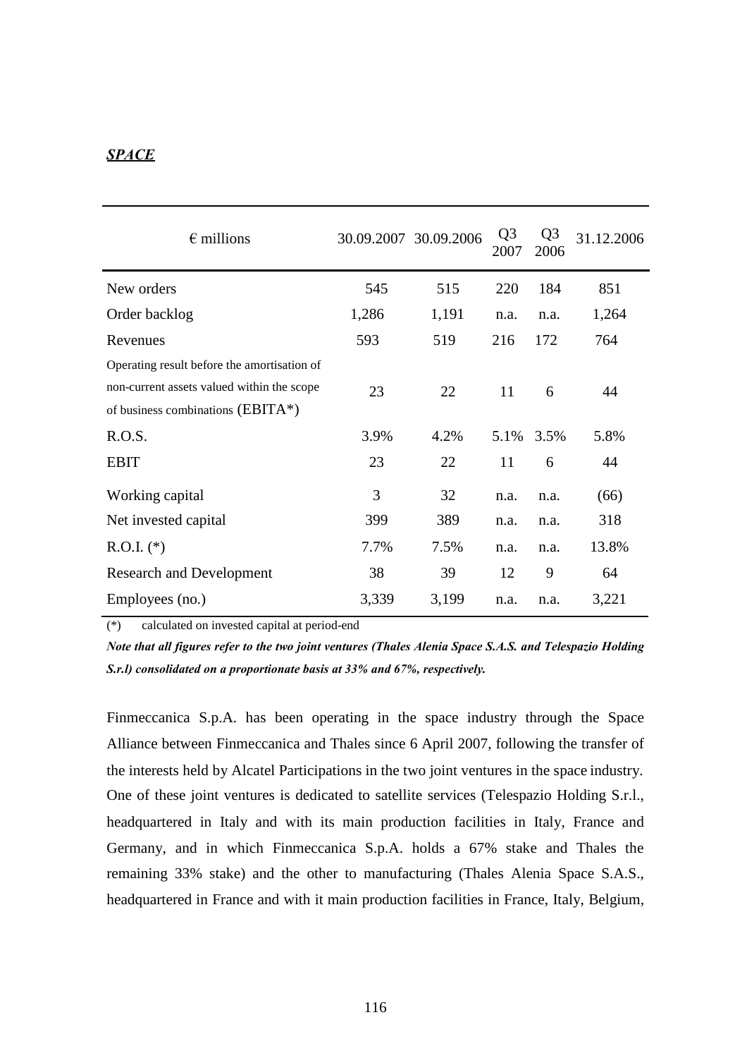***SPACE***

| € millions | 30.09.2007 | 30.09.2006 | Q3 2007 | Q3 2006 | 31.12.2006 |
|---|---|---|---|---|---|
| New orders | 545 | 515 | 220 | 184 | 851 |
| Order backlog | 1,286 | 1,191 | n.a. | n.a. | 1,264 |
| Revenues | 593 | 519 | 216 | 172 | 764 |
| Operating result before the amortisation of non-current assets valued within the scope of business combinations (EBITA*) | 23 | 22 | 11 | 6 | 44 |
| R.O.S. | 3.9% | 4.2% | 5.1% | 3.5% | 5.8% |
| EBIT | 23 | 22 | 11 | 6 | 44 |
| Working capital | 3 | 32 | n.a. | n.a. | (66) |
| Net invested capital | 399 | 389 | n.a. | n.a. | 318 |
| R.O.I. (*) | 7.7% | 7.5% | n.a. | n.a. | 13.8% |
| Research and Development | 38 | 39 | 12 | 9 | 64 |
| Employees (no.) | 3,339 | 3,199 | n.a. | n.a. | 3,221 |

(*) calculated on invested capital at period-end

***Note that all figures refer to the two joint ventures (Thales Alenia Space S.A.S. and Telespazio Holding S.r.l) consolidated on a proportionate basis at 33% and 67%, respectively.***

Finmeccanica S.p.A. has been operating in the space industry through the Space Alliance between Finmeccanica and Thales since 6 April 2007, following the transfer of the interests held by Alcatel Participations in the two joint ventures in the space industry. One of these joint ventures is dedicated to satellite services (Telespazio Holding S.r.l., headquartered in Italy and with its main production facilities in Italy, France and Germany, and in which Finmeccanica S.p.A. holds a 67% stake and Thales the remaining 33% stake) and the other to manufacturing (Thales Alenia Space S.A.S., headquartered in France and with it main production facilities in France, Italy, Belgium,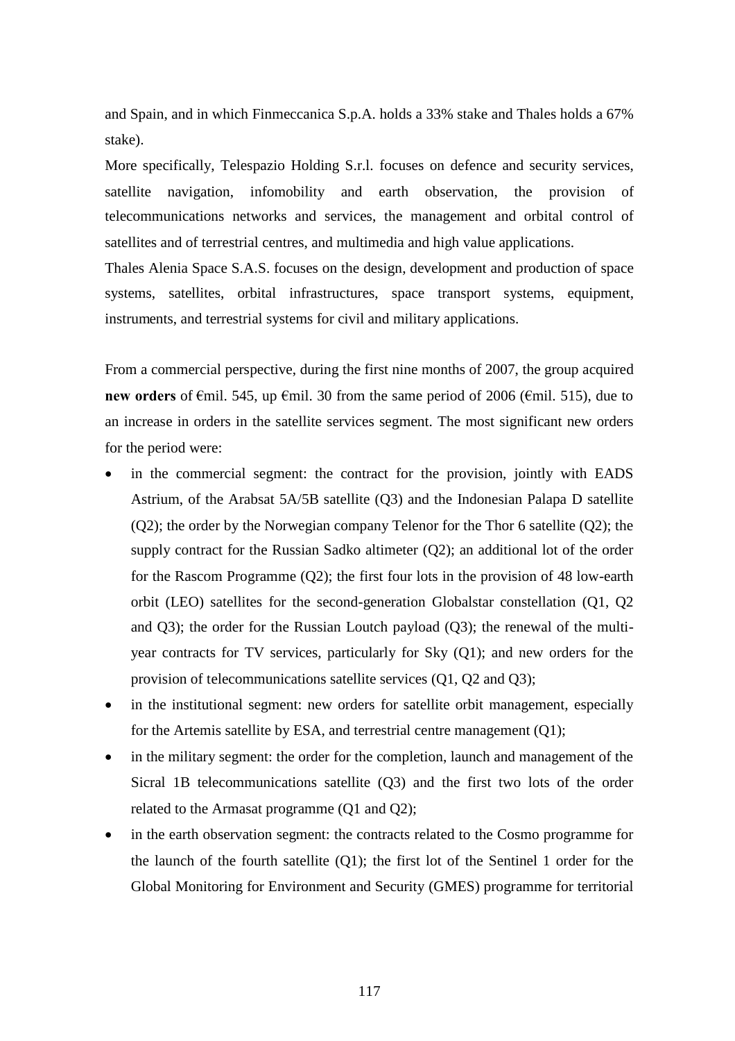and Spain, and in which Finmeccanica S.p.A. holds a 33% stake and Thales holds a 67% stake).

More specifically, Telespazio Holding S.r.l. focuses on defence and security services, satellite navigation, infomobility and earth observation, the provision of telecommunications networks and services, the management and orbital control of satellites and of terrestrial centres, and multimedia and high value applications.

Thales Alenia Space S.A.S. focuses on the design, development and production of space systems, satellites, orbital infrastructures, space transport systems, equipment, instruments, and terrestrial systems for civil and military applications.

From a commercial perspective, during the first nine months of 2007, the group acquired **new orders** of €mil. 545, up €mil. 30 from the same period of 2006 (€mil. 515), due to an increase in orders in the satellite services segment. The most significant new orders for the period were:

- in the commercial segment: the contract for the provision, jointly with EADS Astrium, of the Arabsat 5A/5B satellite (Q3) and the Indonesian Palapa D satellite (Q2); the order by the Norwegian company Telenor for the Thor 6 satellite (Q2); the supply contract for the Russian Sadko altimeter (Q2); an additional lot of the order for the Rascom Programme (Q2); the first four lots in the provision of 48 low-earth orbit (LEO) satellites for the second-generation Globalstar constellation (Q1, Q2 and Q3); the order for the Russian Loutch payload (Q3); the renewal of the multi-year contracts for TV services, particularly for Sky (Q1); and new orders for the provision of telecommunications satellite services (Q1, Q2 and Q3);
- in the institutional segment: new orders for satellite orbit management, especially for the Artemis satellite by ESA, and terrestrial centre management (Q1);
- in the military segment: the order for the completion, launch and management of the Sicral 1B telecommunications satellite (Q3) and the first two lots of the order related to the Armasat programme (Q1 and Q2);
- in the earth observation segment: the contracts related to the Cosmo programme for the launch of the fourth satellite (Q1); the first lot of the Sentinel 1 order for the Global Monitoring for Environment and Security (GMES) programme for territorial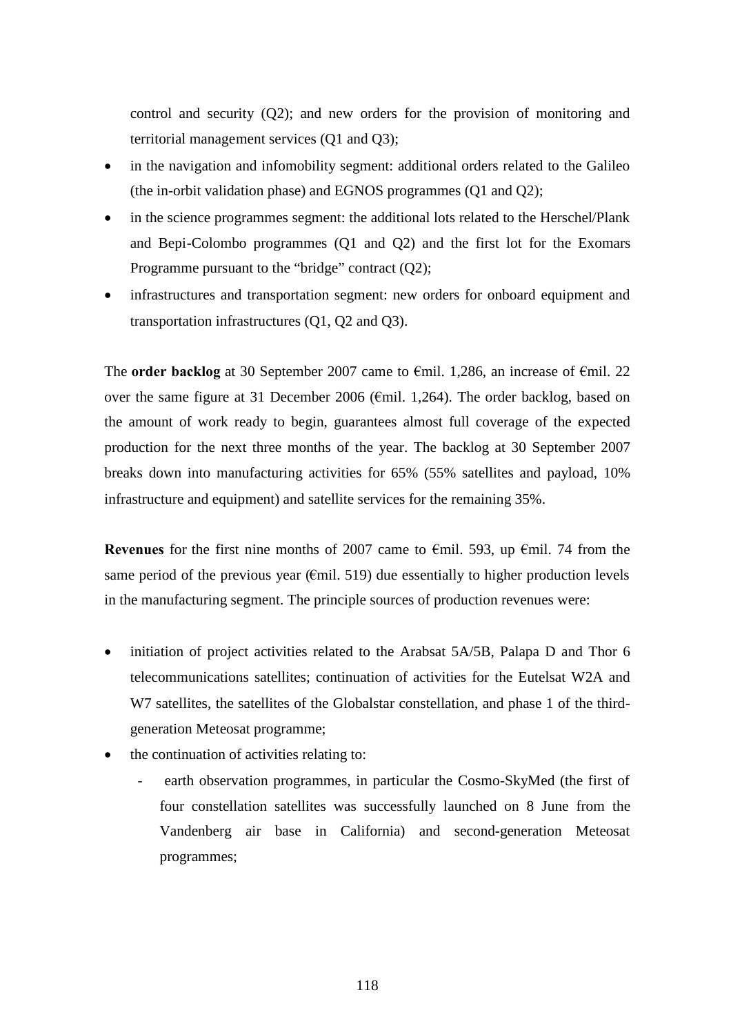control and security (Q2); and new orders for the provision of monitoring and territorial management services (Q1 and Q3);

- in the navigation and infomobility segment: additional orders related to the Galileo (the in-orbit validation phase) and EGNOS programmes (Q1 and Q2);
- in the science programmes segment: the additional lots related to the Herschel/Plank and Bepi-Colombo programmes (Q1 and Q2) and the first lot for the Exomars Programme pursuant to the "bridge" contract (Q2);
- infrastructures and transportation segment: new orders for onboard equipment and transportation infrastructures (Q1, Q2 and Q3).

The **order backlog** at 30 September 2007 came to €mil. 1,286, an increase of €mil. 22 over the same figure at 31 December 2006 (€mil. 1,264). The order backlog, based on the amount of work ready to begin, guarantees almost full coverage of the expected production for the next three months of the year. The backlog at 30 September 2007 breaks down into manufacturing activities for 65% (55% satellites and payload, 10% infrastructure and equipment) and satellite services for the remaining 35%.

**Revenues** for the first nine months of 2007 came to €mil. 593, up €mil. 74 from the same period of the previous year (€mil. 519) due essentially to higher production levels in the manufacturing segment. The principle sources of production revenues were:

- initiation of project activities related to the Arabsat 5A/5B, Palapa D and Thor 6 telecommunications satellites; continuation of activities for the Eutelsat W2A and W7 satellites, the satellites of the Globalstar constellation, and phase 1 of the third-generation Meteosat programme;
- the continuation of activities relating to:
  - earth observation programmes, in particular the Cosmo-SkyMed (the first of four constellation satellites was successfully launched on 8 June from the Vandenberg air base in California) and second-generation Meteosat programmes;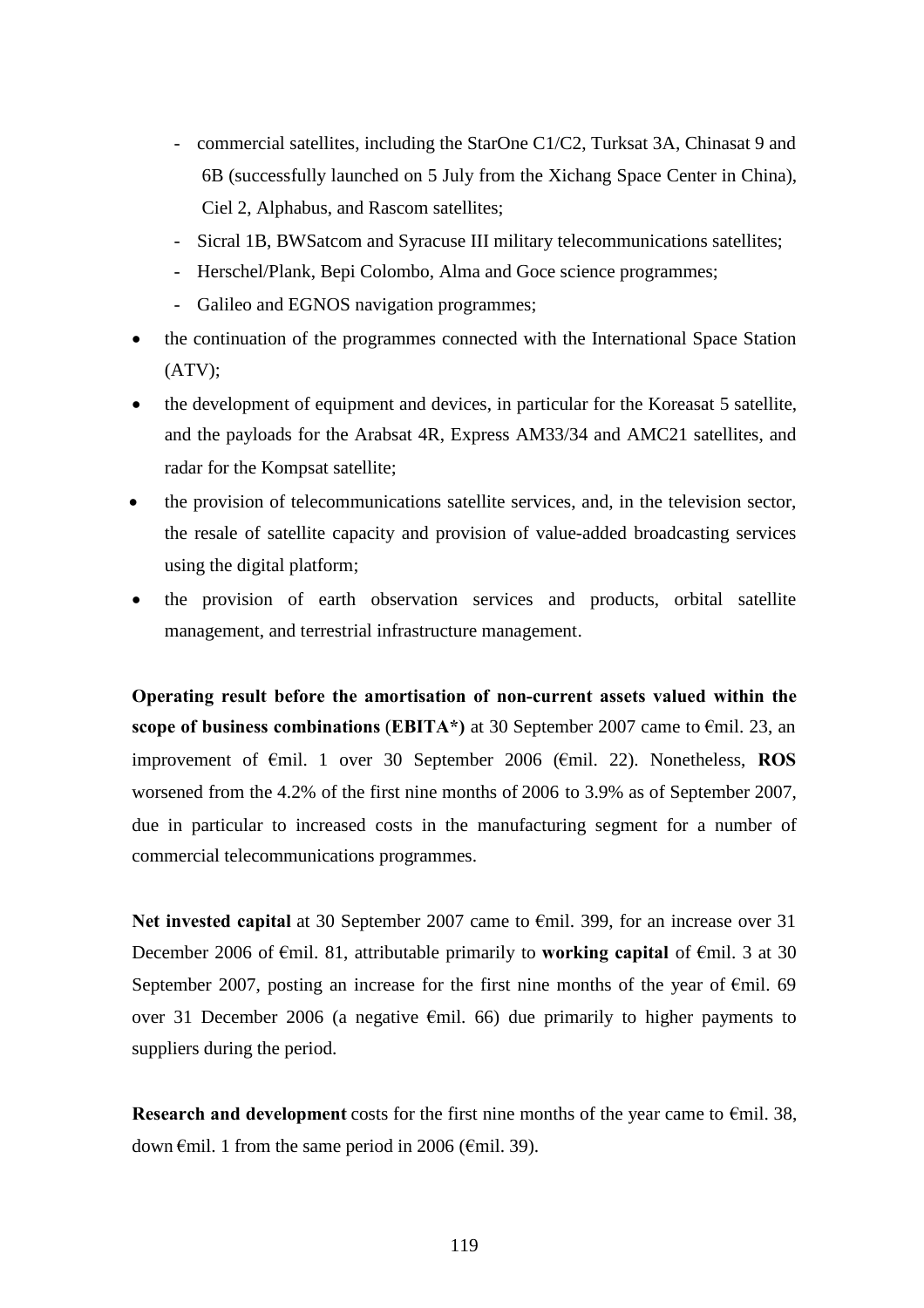- commercial satellites, including the StarOne C1/C2, Turksat 3A, Chinasat 9 and 6B (successfully launched on 5 July from the Xichang Space Center in China), Ciel 2, Alphabus, and Rascom satellites;
- Sicral 1B, BWSatcom and Syracuse III military telecommunications satellites;
- Herschel/Plank, Bepi Colombo, Alma and Goce science programmes;
- Galileo and EGNOS navigation programmes;

- the continuation of the programmes connected with the International Space Station (ATV);
- the development of equipment and devices, in particular for the Koreasat 5 satellite, and the payloads for the Arabsat 4R, Express AM33/34 and AMC21 satellites, and radar for the Kompsat satellite;
- the provision of telecommunications satellite services, and, in the television sector, the resale of satellite capacity and provision of value-added broadcasting services using the digital platform;
- the provision of earth observation services and products, orbital satellite management, and terrestrial infrastructure management.

**Operating result before the amortisation of non-current assets valued within the scope of business combinations** (**EBITA*)** at 30 September 2007 came to €mil. 23, an improvement of €mil. 1 over 30 September 2006 (€mil. 22). Nonetheless, **ROS** worsened from the 4.2% of the first nine months of 2006 to 3.9% as of September 2007, due in particular to increased costs in the manufacturing segment for a number of commercial telecommunications programmes.

**Net invested capital** at 30 September 2007 came to €mil. 399, for an increase over 31 December 2006 of €mil. 81, attributable primarily to **working capital** of €mil. 3 at 30 September 2007, posting an increase for the first nine months of the year of €mil. 69 over 31 December 2006 (a negative €mil. 66) due primarily to higher payments to suppliers during the period.

**Research and development** costs for the first nine months of the year came to €mil. 38, down €mil. 1 from the same period in 2006 (€mil. 39).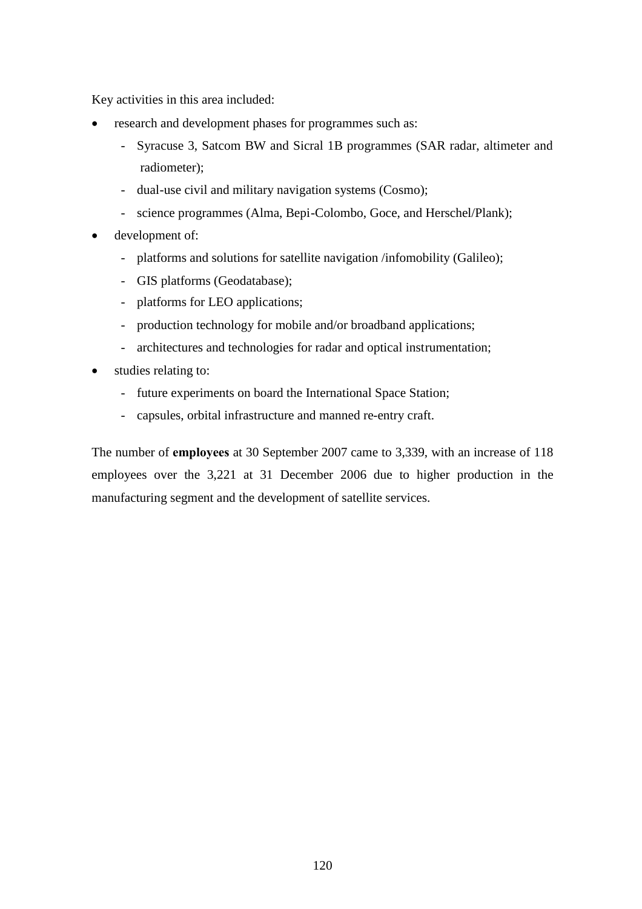Key activities in this area included:

- research and development phases for programmes such as:
  - Syracuse 3, Satcom BW and Sicral 1B programmes (SAR radar, altimeter and radiometer);
  - dual-use civil and military navigation systems (Cosmo);
  - science programmes (Alma, Bepi-Colombo, Goce, and Herschel/Plank);
- development of:
  - platforms and solutions for satellite navigation /infomobility (Galileo);
  - GIS platforms (Geodatabase);
  - platforms for LEO applications;
  - production technology for mobile and/or broadband applications;
  - architectures and technologies for radar and optical instrumentation;
- studies relating to:
  - future experiments on board the International Space Station;
  - capsules, orbital infrastructure and manned re-entry craft.

The number of **employees** at 30 September 2007 came to 3,339, with an increase of 118 employees over the 3,221 at 31 December 2006 due to higher production in the manufacturing segment and the development of satellite services.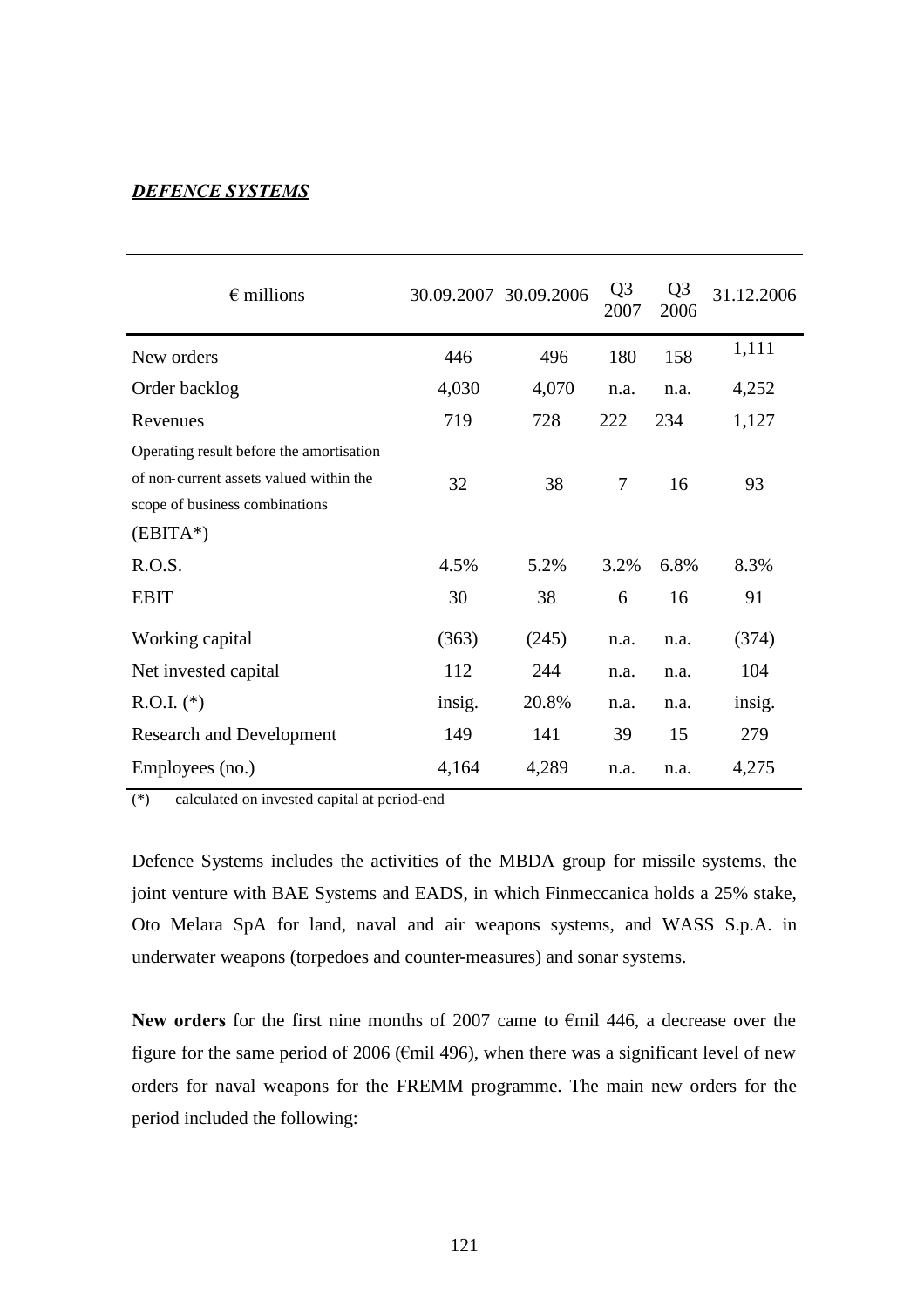***DEFENCE SYSTEMS***

| € millions | 30.09.2007 | 30.09.2006 | Q3 2007 | Q3 2006 | 31.12.2006 |
|---|---|---|---|---|---|
| New orders | 446 | 496 | 180 | 158 | 1,111 |
| Order backlog | 4,030 | 4,070 | n.a. | n.a. | 4,252 |
| Revenues | 719 | 728 | 222 | 234 | 1,127 |
| Operating result before the amortisation of non-current assets valued within the scope of business combinations (EBITA*) | 32 | 38 | 7 | 16 | 93 |
| R.O.S. | 4.5% | 5.2% | 3.2% | 6.8% | 8.3% |
| EBIT | 30 | 38 | 6 | 16 | 91 |
| Working capital | (363) | (245) | n.a. | n.a. | (374) |
| Net invested capital | 112 | 244 | n.a. | n.a. | 104 |
| R.O.I. (*) | insig. | 20.8% | n.a. | n.a. | insig. |
| Research and Development | 149 | 141 | 39 | 15 | 279 |
| Employees (no.) | 4,164 | 4,289 | n.a. | n.a. | 4,275 |

(*) calculated on invested capital at period-end

Defence Systems includes the activities of the MBDA group for missile systems, the joint venture with BAE Systems and EADS, in which Finmeccanica holds a 25% stake, Oto Melara SpA for land, naval and air weapons systems, and WASS S.p.A. in underwater weapons (torpedoes and counter-measures) and sonar systems.

**New orders** for the first nine months of 2007 came to €mil 446, a decrease over the figure for the same period of 2006 (€mil 496), when there was a significant level of new orders for naval weapons for the FREMM programme. The main new orders for the period included the following: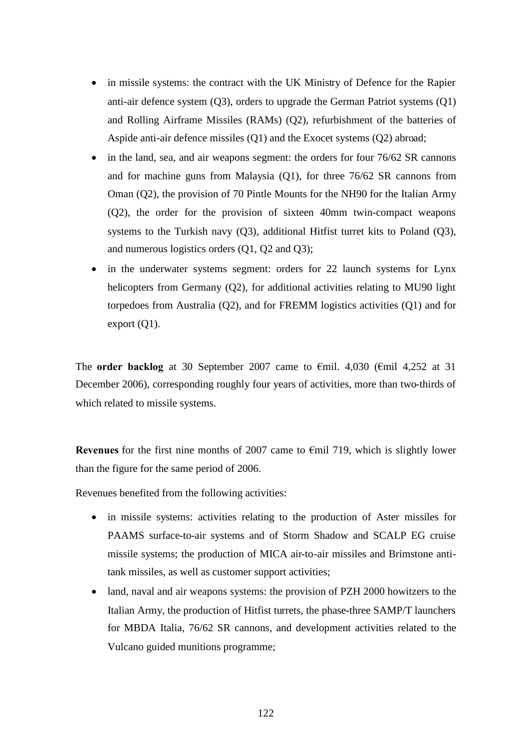- in missile systems: the contract with the UK Ministry of Defence for the Rapier anti-air defence system (Q3), orders to upgrade the German Patriot systems (Q1) and Rolling Airframe Missiles (RAMs) (Q2), refurbishment of the batteries of Aspide anti-air defence missiles (Q1) and the Exocet systems (Q2) abroad;
- in the land, sea, and air weapons segment: the orders for four 76/62 SR cannons and for machine guns from Malaysia (Q1), for three 76/62 SR cannons from Oman (Q2), the provision of 70 Pintle Mounts for the NH90 for the Italian Army (Q2), the order for the provision of sixteen 40mm twin-compact weapons systems to the Turkish navy (Q3), additional Hitfist turret kits to Poland (Q3), and numerous logistics orders (Q1, Q2 and Q3);
- in the underwater systems segment: orders for 22 launch systems for Lynx helicopters from Germany (Q2), for additional activities relating to MU90 light torpedoes from Australia (Q2), and for FREMM logistics activities (Q1) and for export (Q1).

The **order backlog** at 30 September 2007 came to €mil. 4,030 (€mil 4,252 at 31 December 2006), corresponding roughly four years of activities, more than two-thirds of which related to missile systems.

**Revenues** for the first nine months of 2007 came to €mil 719, which is slightly lower than the figure for the same period of 2006.

Revenues benefited from the following activities:

- in missile systems: activities relating to the production of Aster missiles for PAAMS surface-to-air systems and of Storm Shadow and SCALP EG cruise missile systems; the production of MICA air-to-air missiles and Brimstone anti-tank missiles, as well as customer support activities;
- land, naval and air weapons systems: the provision of PZH 2000 howitzers to the Italian Army, the production of Hitfist turrets, the phase-three SAMP/T launchers for MBDA Italia, 76/62 SR cannons, and development activities related to the Vulcano guided munitions programme;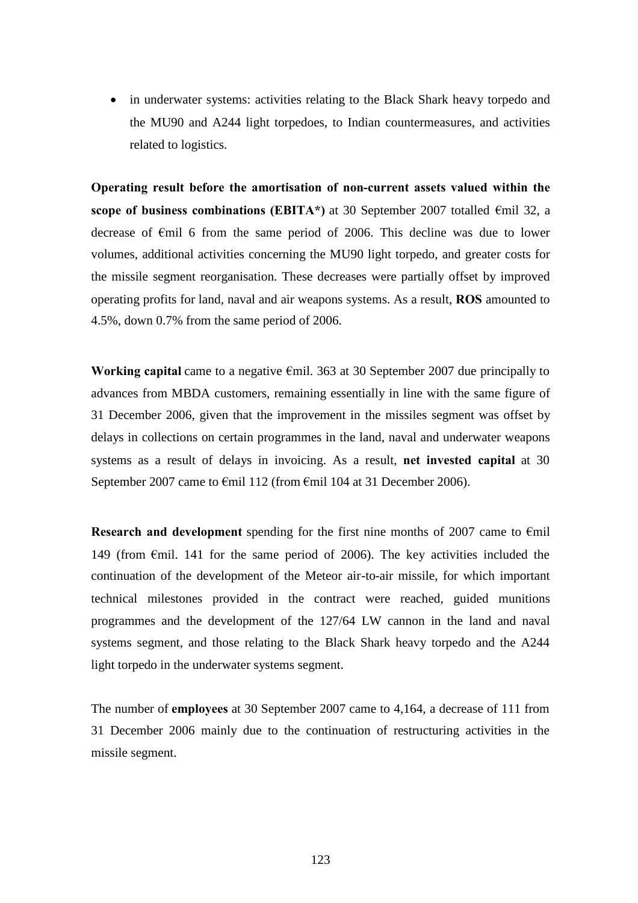- in underwater systems: activities relating to the Black Shark heavy torpedo and the MU90 and A244 light torpedoes, to Indian countermeasures, and activities related to logistics.

**Operating result before the amortisation of non-current assets valued within the scope of business combinations (EBITA*)** at 30 September 2007 totalled €mil 32, a decrease of €mil 6 from the same period of 2006. This decline was due to lower volumes, additional activities concerning the MU90 light torpedo, and greater costs for the missile segment reorganisation. These decreases were partially offset by improved operating profits for land, naval and air weapons systems. As a result, **ROS** amounted to 4.5%, down 0.7% from the same period of 2006.

**Working capital** came to a negative €mil. 363 at 30 September 2007 due principally to advances from MBDA customers, remaining essentially in line with the same figure of 31 December 2006, given that the improvement in the missiles segment was offset by delays in collections on certain programmes in the land, naval and underwater weapons systems as a result of delays in invoicing. As a result, **net invested capital** at 30 September 2007 came to €mil 112 (from €mil 104 at 31 December 2006).

**Research and development** spending for the first nine months of 2007 came to €mil 149 (from €mil. 141 for the same period of 2006). The key activities included the continuation of the development of the Meteor air-to-air missile, for which important technical milestones provided in the contract were reached, guided munitions programmes and the development of the 127/64 LW cannon in the land and naval systems segment, and those relating to the Black Shark heavy torpedo and the A244 light torpedo in the underwater systems segment.

The number of **employees** at 30 September 2007 came to 4,164, a decrease of 111 from 31 December 2006 mainly due to the continuation of restructuring activities in the missile segment.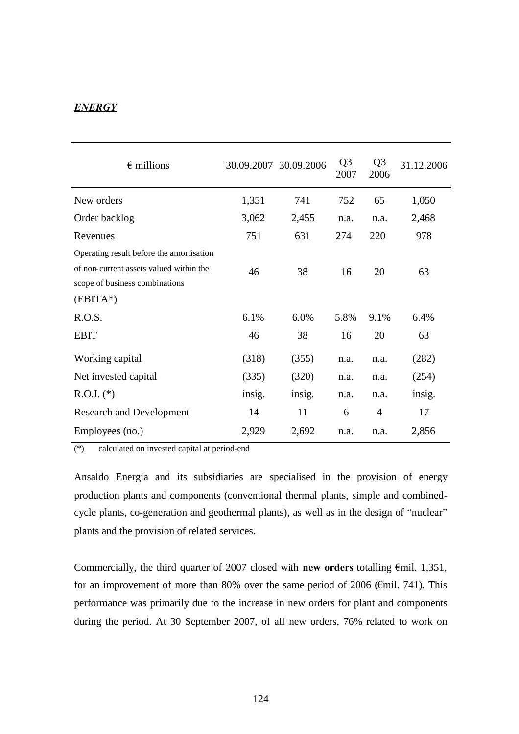***ENERGY***

| € millions | 30.09.2007 | 30.09.2006 | Q3 2007 | Q3 2006 | 31.12.2006 |
|---|---|---|---|---|---|
| New orders | 1,351 | 741 | 752 | 65 | 1,050 |
| Order backlog | 3,062 | 2,455 | n.a. | n.a. | 2,468 |
| Revenues | 751 | 631 | 274 | 220 | 978 |
| Operating result before the amortisation of non-current assets valued within the scope of business combinations (EBITA*) | 46 | 38 | 16 | 20 | 63 |
| R.O.S. | 6.1% | 6.0% | 5.8% | 9.1% | 6.4% |
| EBIT | 46 | 38 | 16 | 20 | 63 |
| Working capital | (318) | (355) | n.a. | n.a. | (282) |
| Net invested capital | (335) | (320) | n.a. | n.a. | (254) |
| R.O.I. (*) | insig. | insig. | n.a. | n.a. | insig. |
| Research and Development | 14 | 11 | 6 | 4 | 17 |
| Employees (no.) | 2,929 | 2,692 | n.a. | n.a. | 2,856 |

(*) calculated on invested capital at period-end

Ansaldo Energia and its subsidiaries are specialised in the provision of energy production plants and components (conventional thermal plants, simple and combined-cycle plants, co-generation and geothermal plants), as well as in the design of "nuclear" plants and the provision of related services.

Commercially, the third quarter of 2007 closed with **new orders** totalling €mil. 1,351, for an improvement of more than 80% over the same period of 2006 (€mil. 741). This performance was primarily due to the increase in new orders for plant and components during the period. At 30 September 2007, of all new orders, 76% related to work on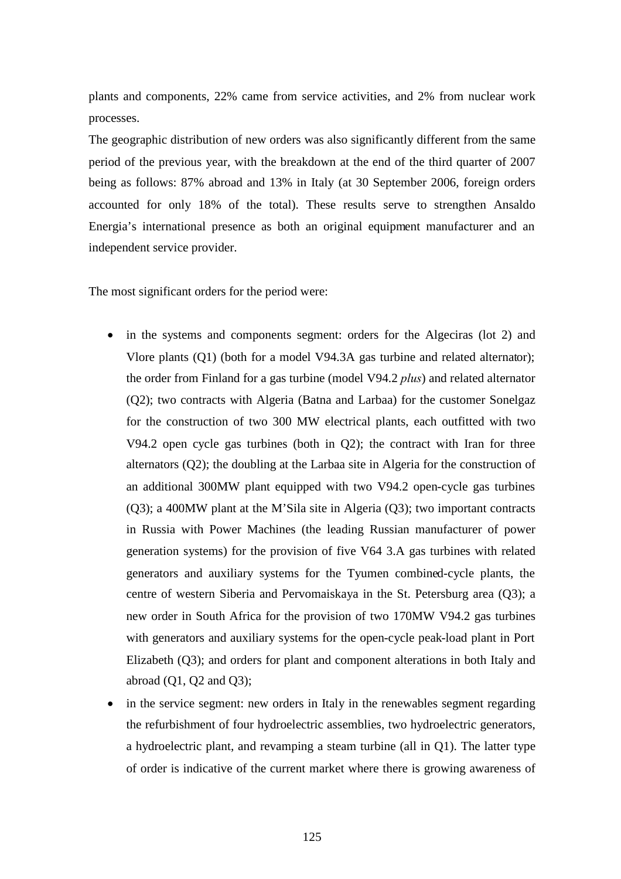plants and components, 22% came from service activities, and 2% from nuclear work processes.

The geographic distribution of new orders was also significantly different from the same period of the previous year, with the breakdown at the end of the third quarter of 2007 being as follows: 87% abroad and 13% in Italy (at 30 September 2006, foreign orders accounted for only 18% of the total). These results serve to strengthen Ansaldo Energia's international presence as both an original equipment manufacturer and an independent service provider.

The most significant orders for the period were:

- in the systems and components segment: orders for the Algeciras (lot 2) and Vlore plants (Q1) (both for a model V94.3A gas turbine and related alternator); the order from Finland for a gas turbine (model V94.2 *plus*) and related alternator (Q2); two contracts with Algeria (Batna and Larbaa) for the customer Sonelgaz for the construction of two 300 MW electrical plants, each outfitted with two V94.2 open cycle gas turbines (both in Q2); the contract with Iran for three alternators (Q2); the doubling at the Larbaa site in Algeria for the construction of an additional 300MW plant equipped with two V94.2 open-cycle gas turbines (Q3); a 400MW plant at the M'Sila site in Algeria (Q3); two important contracts in Russia with Power Machines (the leading Russian manufacturer of power generation systems) for the provision of five V64 3.A gas turbines with related generators and auxiliary systems for the Tyumen combined-cycle plants, the centre of western Siberia and Pervomaiskaya in the St. Petersburg area (Q3); a new order in South Africa for the provision of two 170MW V94.2 gas turbines with generators and auxiliary systems for the open-cycle peak-load plant in Port Elizabeth (Q3); and orders for plant and component alterations in both Italy and abroad (Q1, Q2 and Q3);
- in the service segment: new orders in Italy in the renewables segment regarding the refurbishment of four hydroelectric assemblies, two hydroelectric generators, a hydroelectric plant, and revamping a steam turbine (all in Q1). The latter type of order is indicative of the current market where there is growing awareness of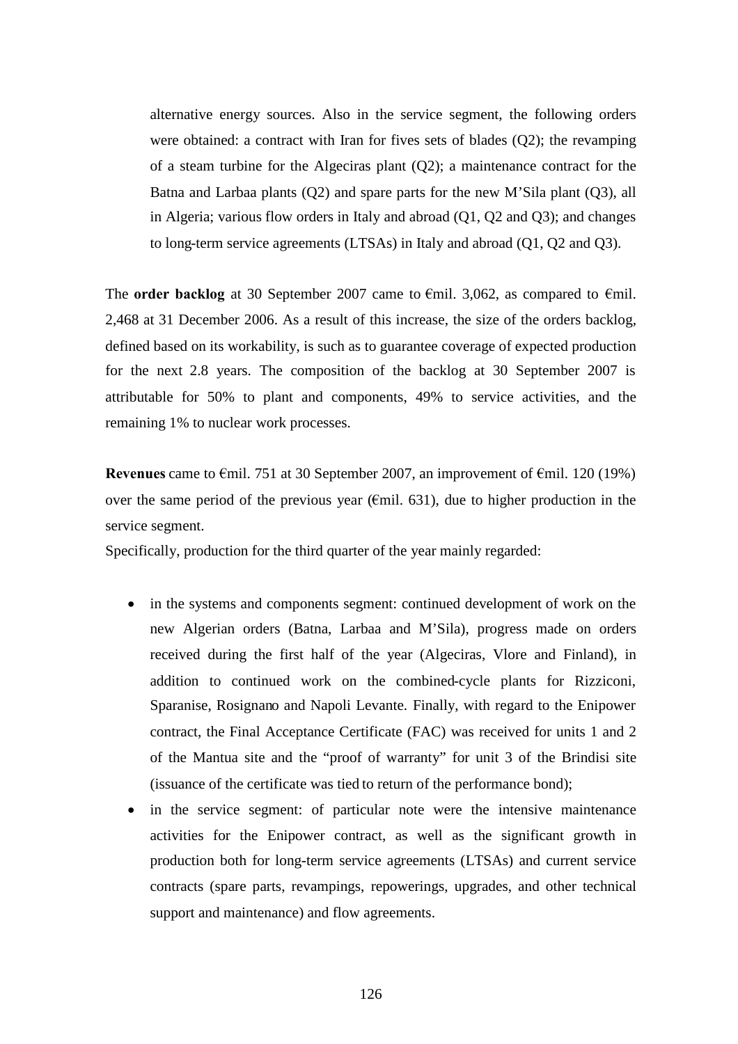alternative energy sources. Also in the service segment, the following orders were obtained: a contract with Iran for fives sets of blades (Q2); the revamping of a steam turbine for the Algeciras plant (Q2); a maintenance contract for the Batna and Larbaa plants (Q2) and spare parts for the new M'Sila plant (Q3), all in Algeria; various flow orders in Italy and abroad (Q1, Q2 and Q3); and changes to long-term service agreements (LTSAs) in Italy and abroad (Q1, Q2 and Q3).

The **order backlog** at 30 September 2007 came to €mil. 3,062, as compared to €mil. 2,468 at 31 December 2006. As a result of this increase, the size of the orders backlog, defined based on its workability, is such as to guarantee coverage of expected production for the next 2.8 years. The composition of the backlog at 30 September 2007 is attributable for 50% to plant and components, 49% to service activities, and the remaining 1% to nuclear work processes.

**Revenues** came to €mil. 751 at 30 September 2007, an improvement of €mil. 120 (19%) over the same period of the previous year (€mil. 631), due to higher production in the service segment.

Specifically, production for the third quarter of the year mainly regarded:

- in the systems and components segment: continued development of work on the new Algerian orders (Batna, Larbaa and M'Sila), progress made on orders received during the first half of the year (Algeciras, Vlore and Finland), in addition to continued work on the combined-cycle plants for Rizziconi, Sparanise, Rosignano and Napoli Levante. Finally, with regard to the Enipower contract, the Final Acceptance Certificate (FAC) was received for units 1 and 2 of the Mantua site and the "proof of warranty" for unit 3 of the Brindisi site (issuance of the certificate was tied to return of the performance bond);
- in the service segment: of particular note were the intensive maintenance activities for the Enipower contract, as well as the significant growth in production both for long-term service agreements (LTSAs) and current service contracts (spare parts, revampings, repowerings, upgrades, and other technical support and maintenance) and flow agreements.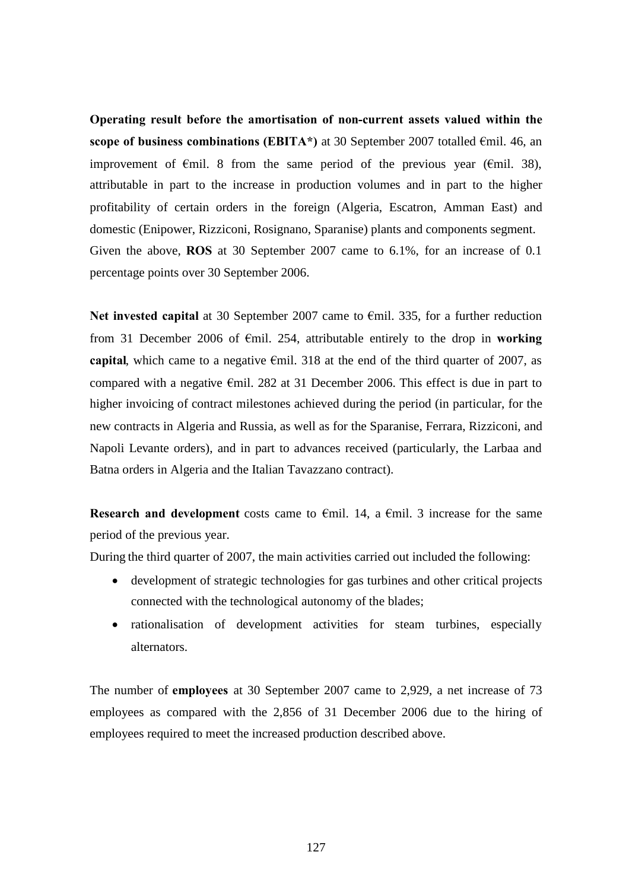**Operating result before the amortisation of non-current assets valued within the scope of business combinations (EBITA*)** at 30 September 2007 totalled €mil. 46, an improvement of €mil. 8 from the same period of the previous year (€mil. 38), attributable in part to the increase in production volumes and in part to the higher profitability of certain orders in the foreign (Algeria, Escatron, Amman East) and domestic (Enipower, Rizziconi, Rosignano, Sparanise) plants and components segment. Given the above, **ROS** at 30 September 2007 came to 6.1%, for an increase of 0.1 percentage points over 30 September 2006.

**Net invested capital** at 30 September 2007 came to €mil. 335, for a further reduction from 31 December 2006 of €mil. 254, attributable entirely to the drop in **working capital**, which came to a negative €mil. 318 at the end of the third quarter of 2007, as compared with a negative €mil. 282 at 31 December 2006. This effect is due in part to higher invoicing of contract milestones achieved during the period (in particular, for the new contracts in Algeria and Russia, as well as for the Sparanise, Ferrara, Rizziconi, and Napoli Levante orders), and in part to advances received (particularly, the Larbaa and Batna orders in Algeria and the Italian Tavazzano contract).

**Research and development** costs came to €mil. 14, a €mil. 3 increase for the same period of the previous year.

During the third quarter of 2007, the main activities carried out included the following:

- development of strategic technologies for gas turbines and other critical projects connected with the technological autonomy of the blades;
- rationalisation of development activities for steam turbines, especially alternators.

The number of **employees** at 30 September 2007 came to 2,929, a net increase of 73 employees as compared with the 2,856 of 31 December 2006 due to the hiring of employees required to meet the increased production described above.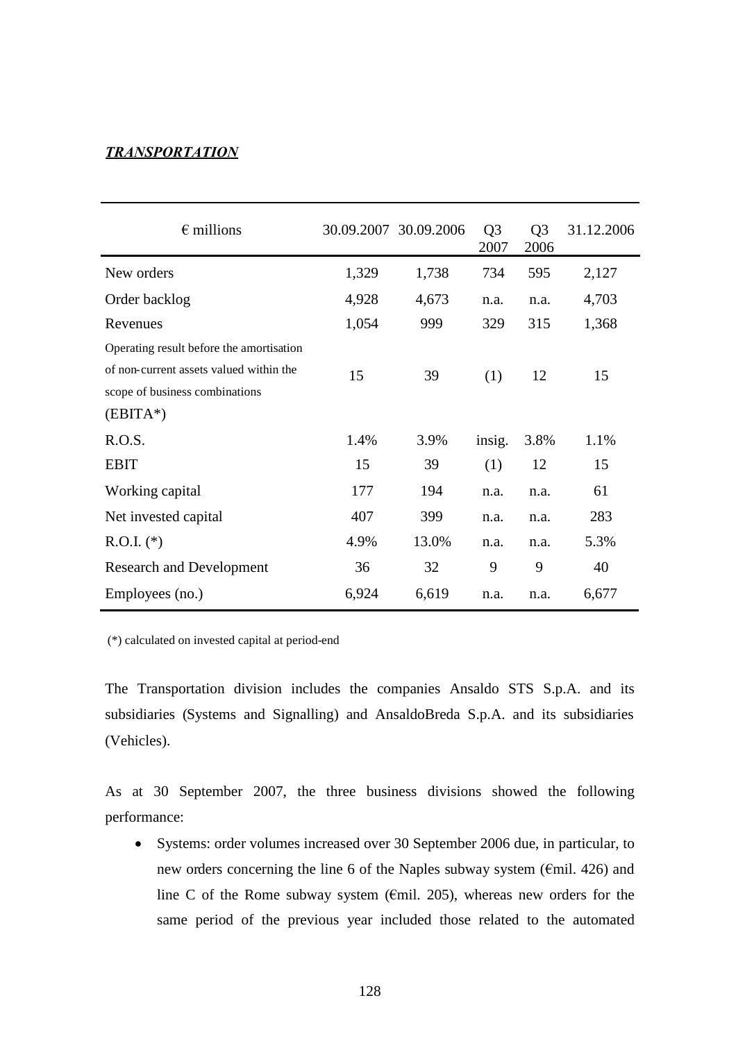***TRANSPORTATION***

| € millions | 30.09.2007 | 30.09.2006 | Q3 2007 | Q3 2006 | 31.12.2006 |
|---|---|---|---|---|---|
| New orders | 1,329 | 1,738 | 734 | 595 | 2,127 |
| Order backlog | 4,928 | 4,673 | n.a. | n.a. | 4,703 |
| Revenues | 1,054 | 999 | 329 | 315 | 1,368 |
| Operating result before the amortisation of non-current assets valued within the scope of business combinations (EBITA*) | 15 | 39 | (1) | 12 | 15 |
| R.O.S. | 1.4% | 3.9% | insig. | 3.8% | 1.1% |
| EBIT | 15 | 39 | (1) | 12 | 15 |
| Working capital | 177 | 194 | n.a. | n.a. | 61 |
| Net invested capital | 407 | 399 | n.a. | n.a. | 283 |
| R.O.I. (*) | 4.9% | 13.0% | n.a. | n.a. | 5.3% |
| Research and Development | 36 | 32 | 9 | 9 | 40 |
| Employees (no.) | 6,924 | 6,619 | n.a. | n.a. | 6,677 |

(*) calculated on invested capital at period-end

The Transportation division includes the companies Ansaldo STS S.p.A. and its subsidiaries (Systems and Signalling) and AnsaldoBreda S.p.A. and its subsidiaries (Vehicles).

As at 30 September 2007, the three business divisions showed the following performance:

- Systems: order volumes increased over 30 September 2006 due, in particular, to new orders concerning the line 6 of the Naples subway system (€mil. 426) and line C of the Rome subway system (€mil. 205), whereas new orders for the same period of the previous year included those related to the automated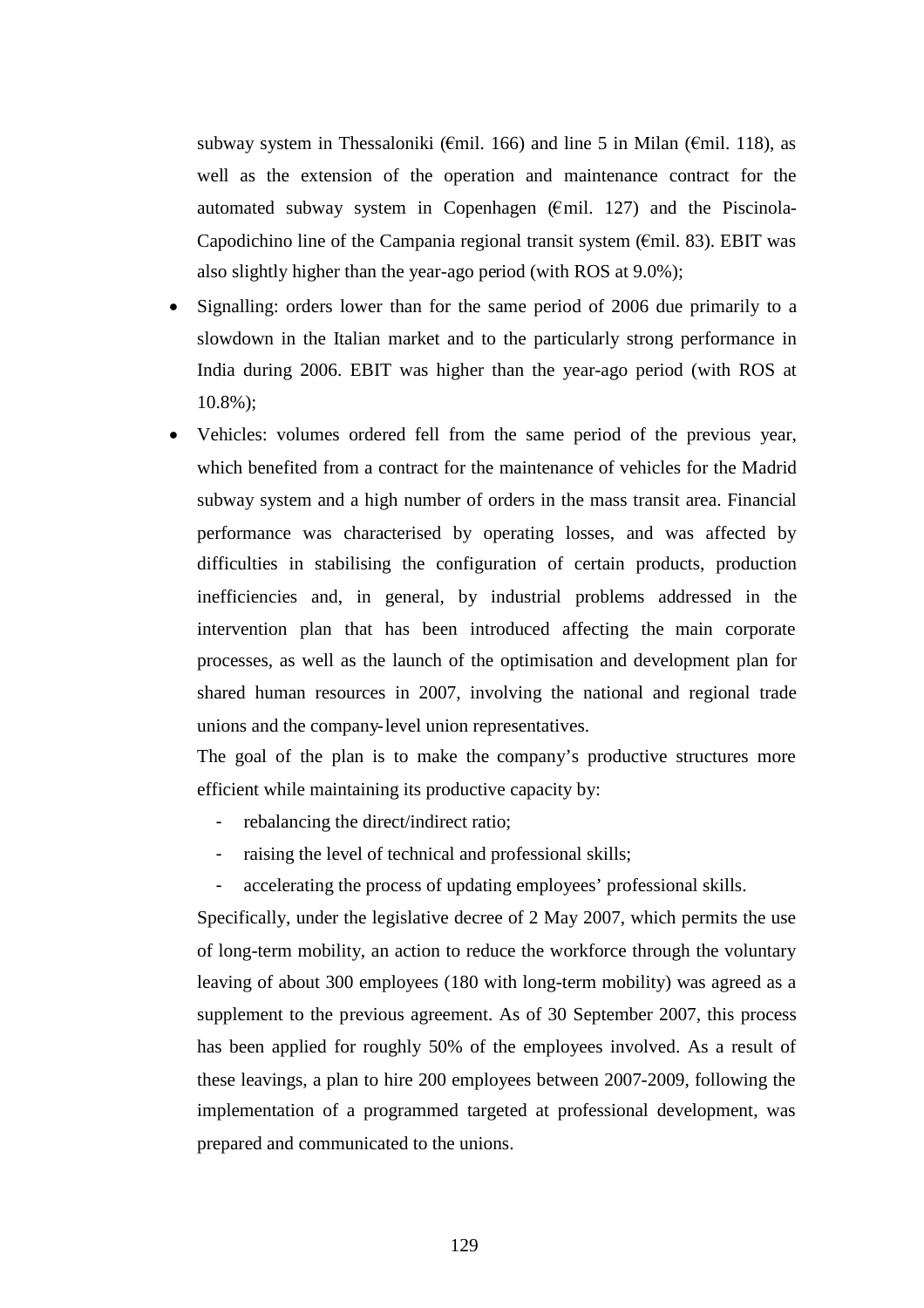subway system in Thessaloniki (€mil. 166) and line 5 in Milan (€mil. 118), as well as the extension of the operation and maintenance contract for the automated subway system in Copenhagen (€mil. 127) and the Piscinola-Capodichino line of the Campania regional transit system (€mil. 83). EBIT was also slightly higher than the year-ago period (with ROS at 9.0%);

- Signalling: orders lower than for the same period of 2006 due primarily to a slowdown in the Italian market and to the particularly strong performance in India during 2006. EBIT was higher than the year-ago period (with ROS at 10.8%);
- Vehicles: volumes ordered fell from the same period of the previous year, which benefited from a contract for the maintenance of vehicles for the Madrid subway system and a high number of orders in the mass transit area. Financial performance was characterised by operating losses, and was affected by difficulties in stabilising the configuration of certain products, production inefficiencies and, in general, by industrial problems addressed in the intervention plan that has been introduced affecting the main corporate processes, as well as the launch of the optimisation and development plan for shared human resources in 2007, involving the national and regional trade unions and the company-level union representatives.

  The goal of the plan is to make the company's productive structures more efficient while maintaining its productive capacity by:

  - rebalancing the direct/indirect ratio;
  - raising the level of technical and professional skills;
  - accelerating the process of updating employees' professional skills.

  Specifically, under the legislative decree of 2 May 2007, which permits the use of long-term mobility, an action to reduce the workforce through the voluntary leaving of about 300 employees (180 with long-term mobility) was agreed as a supplement to the previous agreement. As of 30 September 2007, this process has been applied for roughly 50% of the employees involved. As a result of these leavings, a plan to hire 200 employees between 2007-2009, following the implementation of a programmed targeted at professional development, was prepared and communicated to the unions.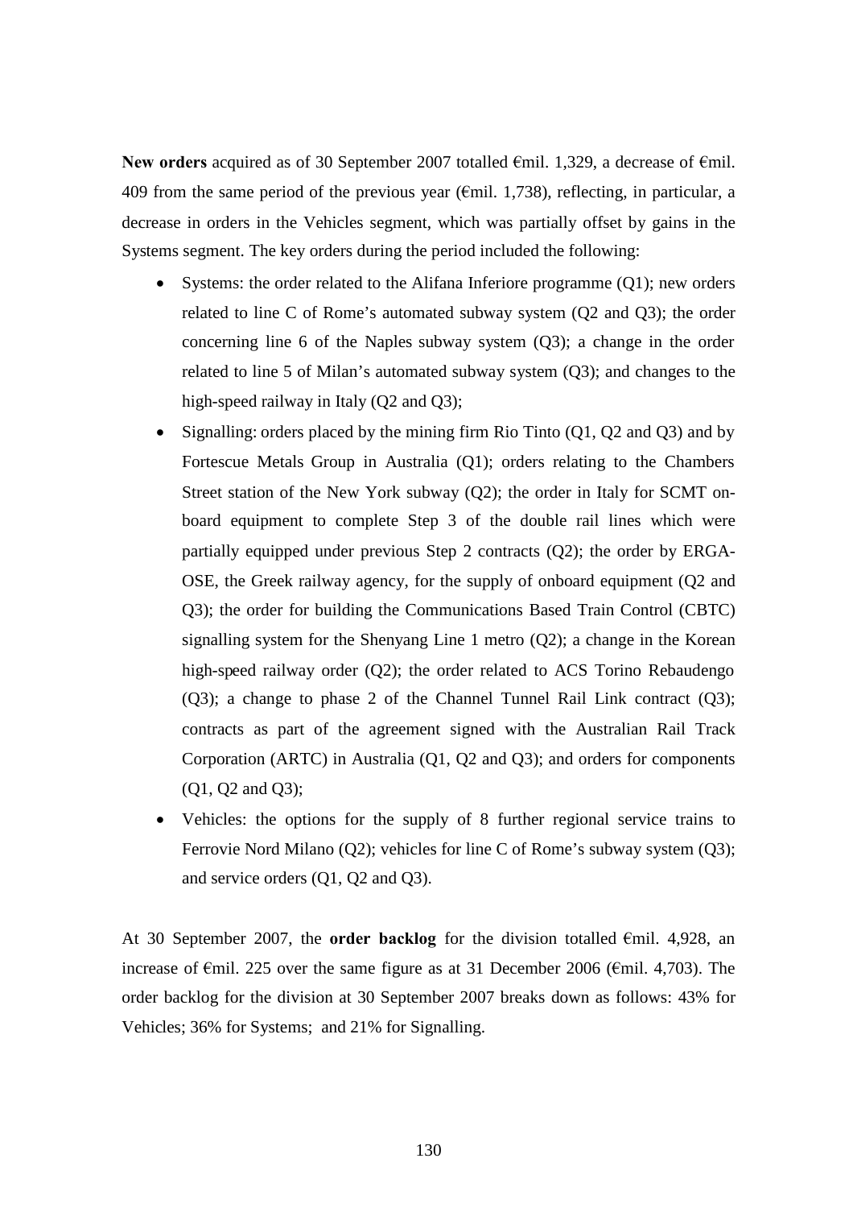**New orders** acquired as of 30 September 2007 totalled €mil. 1,329, a decrease of €mil. 409 from the same period of the previous year (€mil. 1,738), reflecting, in particular, a decrease in orders in the Vehicles segment, which was partially offset by gains in the Systems segment. The key orders during the period included the following:

- Systems: the order related to the Alifana Inferiore programme (Q1); new orders related to line C of Rome's automated subway system (Q2 and Q3); the order concerning line 6 of the Naples subway system (Q3); a change in the order related to line 5 of Milan's automated subway system (Q3); and changes to the high-speed railway in Italy (Q2 and Q3);
- Signalling: orders placed by the mining firm Rio Tinto (Q1, Q2 and Q3) and by Fortescue Metals Group in Australia (Q1); orders relating to the Chambers Street station of the New York subway (Q2); the order in Italy for SCMT on-board equipment to complete Step 3 of the double rail lines which were partially equipped under previous Step 2 contracts (Q2); the order by ERGA-OSE, the Greek railway agency, for the supply of onboard equipment (Q2 and Q3); the order for building the Communications Based Train Control (CBTC) signalling system for the Shenyang Line 1 metro (Q2); a change in the Korean high-speed railway order (Q2); the order related to ACS Torino Rebaudengo (Q3); a change to phase 2 of the Channel Tunnel Rail Link contract (Q3); contracts as part of the agreement signed with the Australian Rail Track Corporation (ARTC) in Australia (Q1, Q2 and Q3); and orders for components (Q1, Q2 and Q3);
- Vehicles: the options for the supply of 8 further regional service trains to Ferrovie Nord Milano (Q2); vehicles for line C of Rome's subway system (Q3); and service orders (Q1, Q2 and Q3).

At 30 September 2007, the **order backlog** for the division totalled €mil. 4,928, an increase of €mil. 225 over the same figure as at 31 December 2006 (€mil. 4,703). The order backlog for the division at 30 September 2007 breaks down as follows: 43% for Vehicles; 36% for Systems; and 21% for Signalling.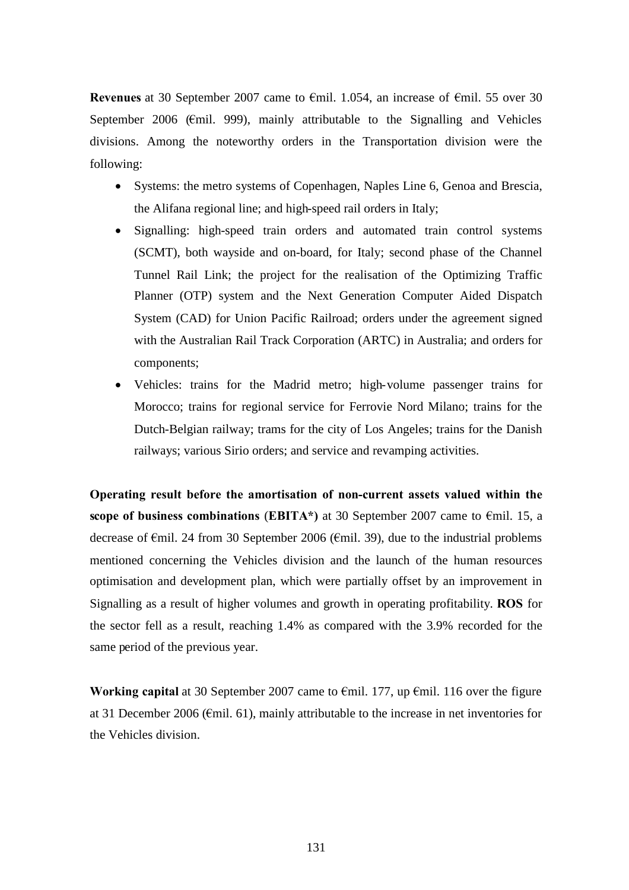**Revenues** at 30 September 2007 came to €mil. 1.054, an increase of €mil. 55 over 30 September 2006 (€mil. 999), mainly attributable to the Signalling and Vehicles divisions. Among the noteworthy orders in the Transportation division were the following:

- Systems: the metro systems of Copenhagen, Naples Line 6, Genoa and Brescia, the Alifana regional line; and high-speed rail orders in Italy;
- Signalling: high-speed train orders and automated train control systems (SCMT), both wayside and on-board, for Italy; second phase of the Channel Tunnel Rail Link; the project for the realisation of the Optimizing Traffic Planner (OTP) system and the Next Generation Computer Aided Dispatch System (CAD) for Union Pacific Railroad; orders under the agreement signed with the Australian Rail Track Corporation (ARTC) in Australia; and orders for components;
- Vehicles: trains for the Madrid metro; high-volume passenger trains for Morocco; trains for regional service for Ferrovie Nord Milano; trains for the Dutch-Belgian railway; trams for the city of Los Angeles; trains for the Danish railways; various Sirio orders; and service and revamping activities.

**Operating result before the amortisation of non-current assets valued within the scope of business combinations (EBITA*)** at 30 September 2007 came to €mil. 15, a decrease of €mil. 24 from 30 September 2006 (€mil. 39), due to the industrial problems mentioned concerning the Vehicles division and the launch of the human resources optimisation and development plan, which were partially offset by an improvement in Signalling as a result of higher volumes and growth in operating profitability. **ROS** for the sector fell as a result, reaching 1.4% as compared with the 3.9% recorded for the same period of the previous year.

**Working capital** at 30 September 2007 came to €mil. 177, up €mil. 116 over the figure at 31 December 2006 (€mil. 61), mainly attributable to the increase in net inventories for the Vehicles division.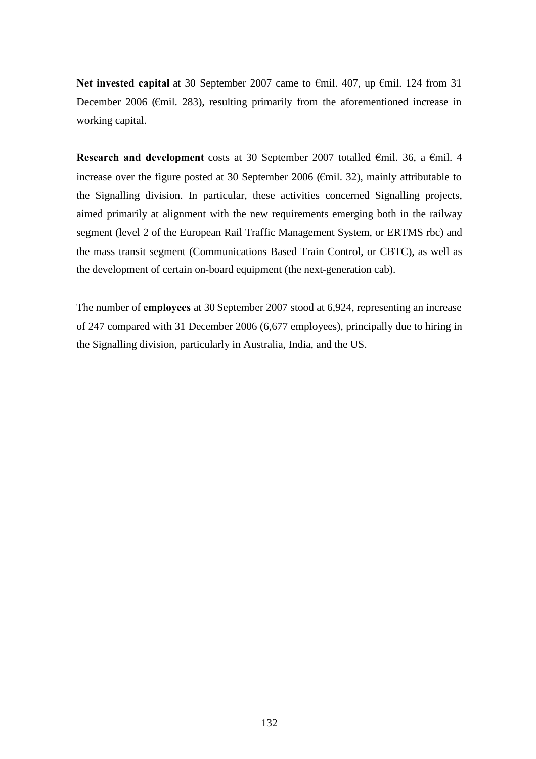**Net invested capital** at 30 September 2007 came to €mil. 407, up €mil. 124 from 31 December 2006 (€mil. 283), resulting primarily from the aforementioned increase in working capital.

**Research and development** costs at 30 September 2007 totalled €mil. 36, a €mil. 4 increase over the figure posted at 30 September 2006 (€mil. 32), mainly attributable to the Signalling division. In particular, these activities concerned Signalling projects, aimed primarily at alignment with the new requirements emerging both in the railway segment (level 2 of the European Rail Traffic Management System, or ERTMS rbc) and the mass transit segment (Communications Based Train Control, or CBTC), as well as the development of certain on-board equipment (the next-generation cab).

The number of **employees** at 30 September 2007 stood at 6,924, representing an increase of 247 compared with 31 December 2006 (6,677 employees), principally due to hiring in the Signalling division, particularly in Australia, India, and the US.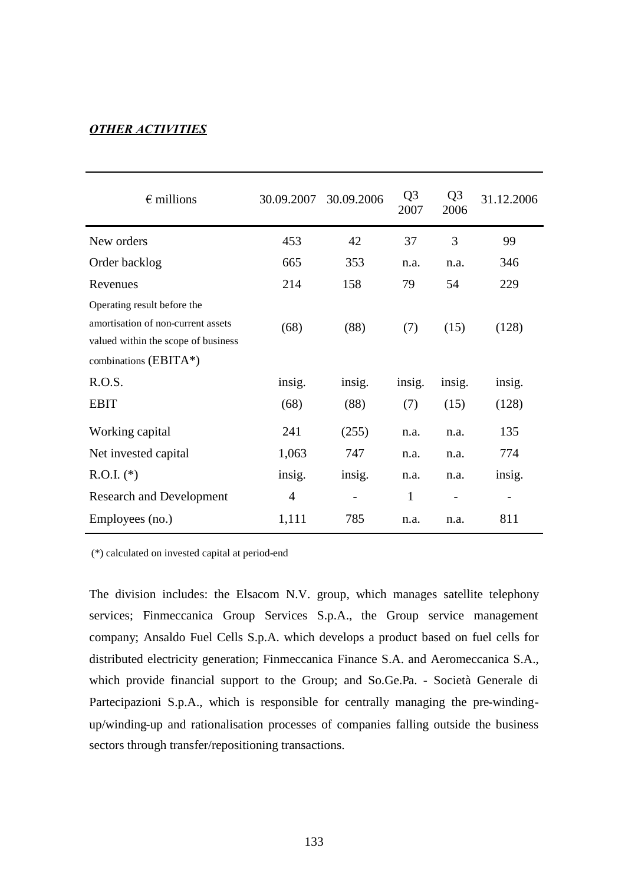***OTHER ACTIVITIES***

| € millions | 30.09.2007 | 30.09.2006 | Q3 2007 | Q3 2006 | 31.12.2006 |
|---|---|---|---|---|---|
| New orders | 453 | 42 | 37 | 3 | 99 |
| Order backlog | 665 | 353 | n.a. | n.a. | 346 |
| Revenues | 214 | 158 | 79 | 54 | 229 |
| Operating result before the amortisation of non-current assets valued within the scope of business combinations (EBITA*) | (68) | (88) | (7) | (15) | (128) |
| R.O.S. | insig. | insig. | insig. | insig. | insig. |
| EBIT | (68) | (88) | (7) | (15) | (128) |
| Working capital | 241 | (255) | n.a. | n.a. | 135 |
| Net invested capital | 1,063 | 747 | n.a. | n.a. | 774 |
| R.O.I. (*) | insig. | insig. | n.a. | n.a. | insig. |
| Research and Development | 4 | - | 1 | - | - |
| Employees (no.) | 1,111 | 785 | n.a. | n.a. | 811 |

(*) calculated on invested capital at period-end

The division includes: the Elsacom N.V. group, which manages satellite telephony services; Finmeccanica Group Services S.p.A., the Group service management company; Ansaldo Fuel Cells S.p.A. which develops a product based on fuel cells for distributed electricity generation; Finmeccanica Finance S.A. and Aeromeccanica S.A., which provide financial support to the Group; and So.Ge.Pa. - Società Generale di Partecipazioni S.p.A., which is responsible for centrally managing the pre-winding-up/winding-up and rationalisation processes of companies falling outside the business sectors through transfer/repositioning transactions.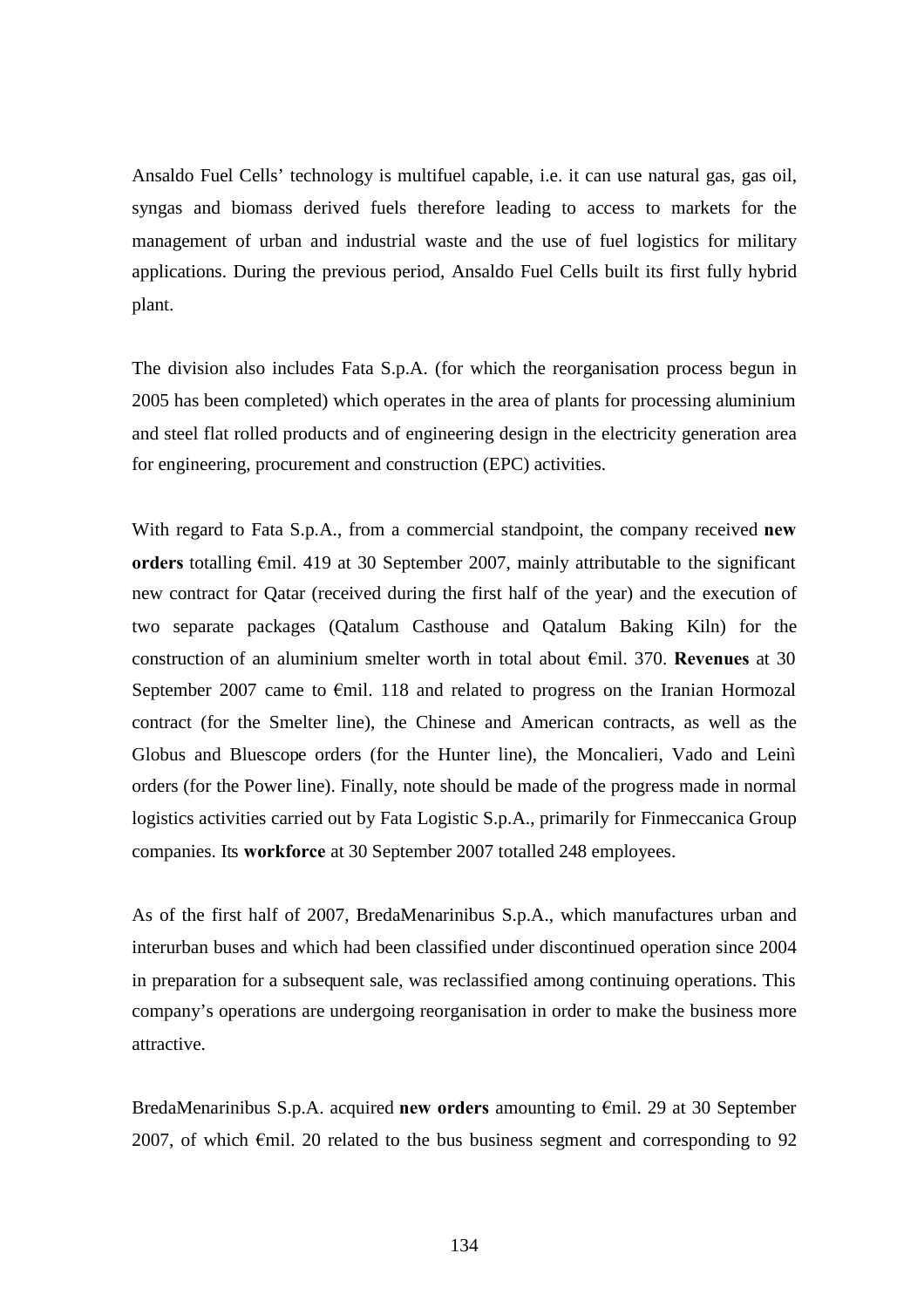Ansaldo Fuel Cells’ technology is multifuel capable, i.e. it can use natural gas, gas oil, syngas and biomass derived fuels therefore leading to access to markets for the management of urban and industrial waste and the use of fuel logistics for military applications. During the previous period, Ansaldo Fuel Cells built its first fully hybrid plant.

The division also includes Fata S.p.A. (for which the reorganisation process begun in 2005 has been completed) which operates in the area of plants for processing aluminium and steel flat rolled products and of engineering design in the electricity generation area for engineering, procurement and construction (EPC) activities.

With regard to Fata S.p.A., from a commercial standpoint, the company received **new orders** totalling €mil. 419 at 30 September 2007, mainly attributable to the significant new contract for Qatar (received during the first half of the year) and the execution of two separate packages (Qatalum Casthouse and Qatalum Baking Kiln) for the construction of an aluminium smelter worth in total about €mil. 370. **Revenues** at 30 September 2007 came to €mil. 118 and related to progress on the Iranian Hormozal contract (for the Smelter line), the Chinese and American contracts, as well as the Globus and Bluescope orders (for the Hunter line), the Moncalieri, Vado and Leinì orders (for the Power line). Finally, note should be made of the progress made in normal logistics activities carried out by Fata Logistic S.p.A., primarily for Finmeccanica Group companies. Its **workforce** at 30 September 2007 totalled 248 employees.

As of the first half of 2007, BredaMenarinibus S.p.A., which manufactures urban and interurban buses and which had been classified under discontinued operation since 2004 in preparation for a subsequent sale, was reclassified among continuing operations. This company’s operations are undergoing reorganisation in order to make the business more attractive.

BredaMenarinibus S.p.A. acquired **new orders** amounting to €mil. 29 at 30 September 2007, of which €mil. 20 related to the bus business segment and corresponding to 92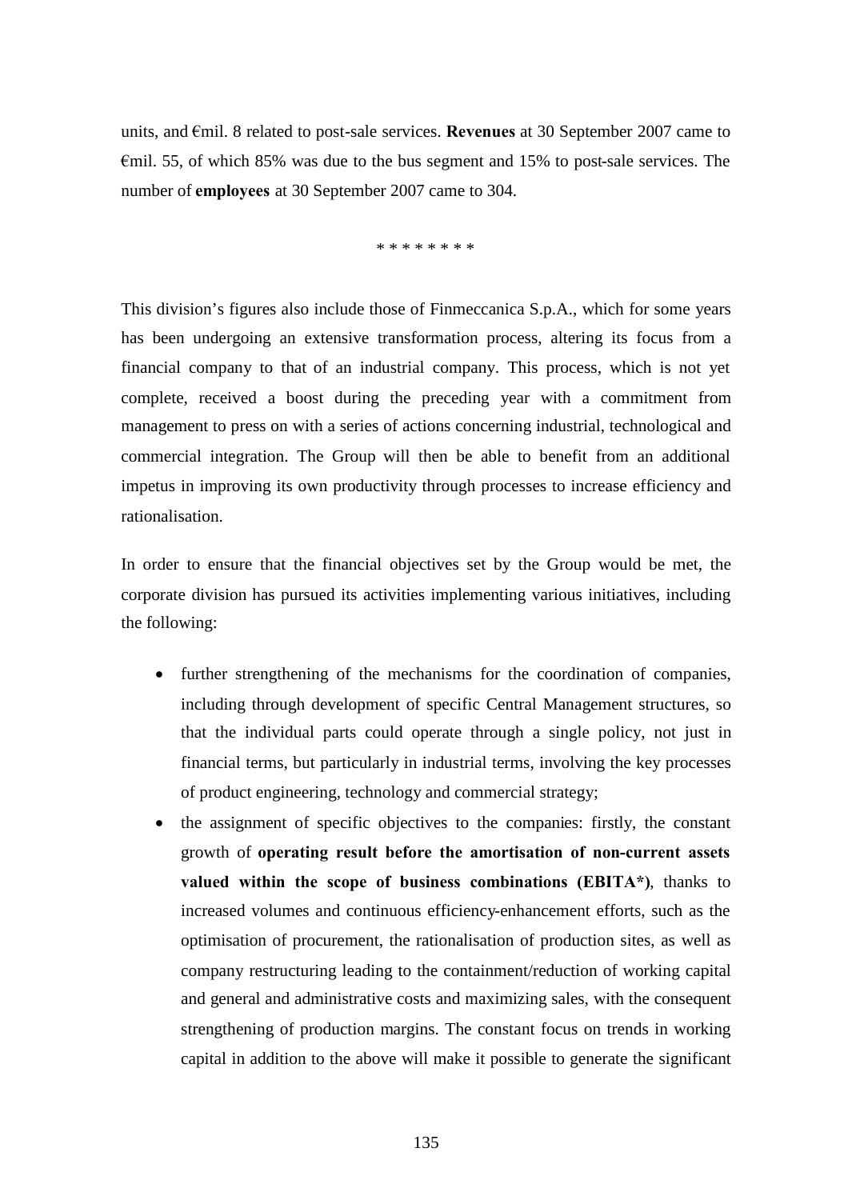units, and €mil. 8 related to post-sale services. **Revenues** at 30 September 2007 came to €mil. 55, of which 85% was due to the bus segment and 15% to post-sale services. The number of **employees** at 30 September 2007 came to 304.

\* \* \* \* \* \* \* \*

This division's figures also include those of Finmeccanica S.p.A., which for some years has been undergoing an extensive transformation process, altering its focus from a financial company to that of an industrial company. This process, which is not yet complete, received a boost during the preceding year with a commitment from management to press on with a series of actions concerning industrial, technological and commercial integration. The Group will then be able to benefit from an additional impetus in improving its own productivity through processes to increase efficiency and rationalisation.

In order to ensure that the financial objectives set by the Group would be met, the corporate division has pursued its activities implementing various initiatives, including the following:

- further strengthening of the mechanisms for the coordination of companies, including through development of specific Central Management structures, so that the individual parts could operate through a single policy, not just in financial terms, but particularly in industrial terms, involving the key processes of product engineering, technology and commercial strategy;
- the assignment of specific objectives to the companies: firstly, the constant growth of **operating result before the amortisation of non-current assets valued within the scope of business combinations (EBITA\*)**, thanks to increased volumes and continuous efficiency-enhancement efforts, such as the optimisation of procurement, the rationalisation of production sites, as well as company restructuring leading to the containment/reduction of working capital and general and administrative costs and maximizing sales, with the consequent strengthening of production margins. The constant focus on trends in working capital in addition to the above will make it possible to generate the significant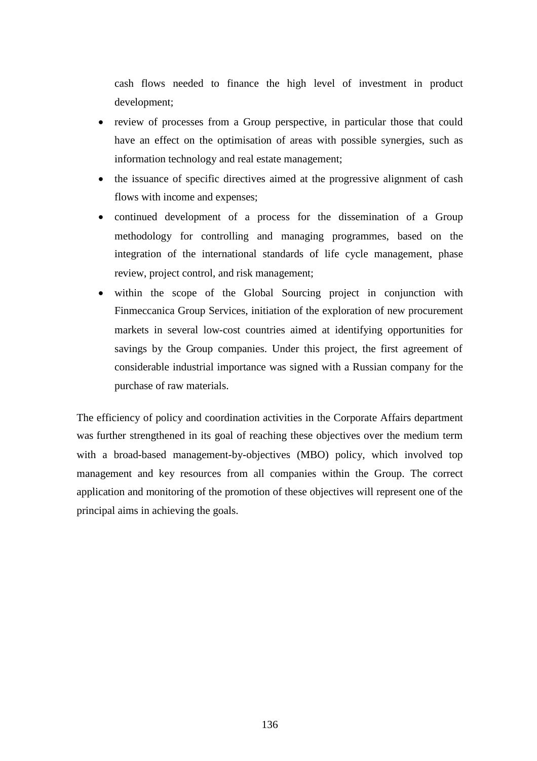cash flows needed to finance the high level of investment in product development;

- review of processes from a Group perspective, in particular those that could have an effect on the optimisation of areas with possible synergies, such as information technology and real estate management;
- the issuance of specific directives aimed at the progressive alignment of cash flows with income and expenses;
- continued development of a process for the dissemination of a Group methodology for controlling and managing programmes, based on the integration of the international standards of life cycle management, phase review, project control, and risk management;
- within the scope of the Global Sourcing project in conjunction with Finmeccanica Group Services, initiation of the exploration of new procurement markets in several low-cost countries aimed at identifying opportunities for savings by the Group companies. Under this project, the first agreement of considerable industrial importance was signed with a Russian company for the purchase of raw materials.

The efficiency of policy and coordination activities in the Corporate Affairs department was further strengthened in its goal of reaching these objectives over the medium term with a broad-based management-by-objectives (MBO) policy, which involved top management and key resources from all companies within the Group. The correct application and monitoring of the promotion of these objectives will represent one of the principal aims in achieving the goals.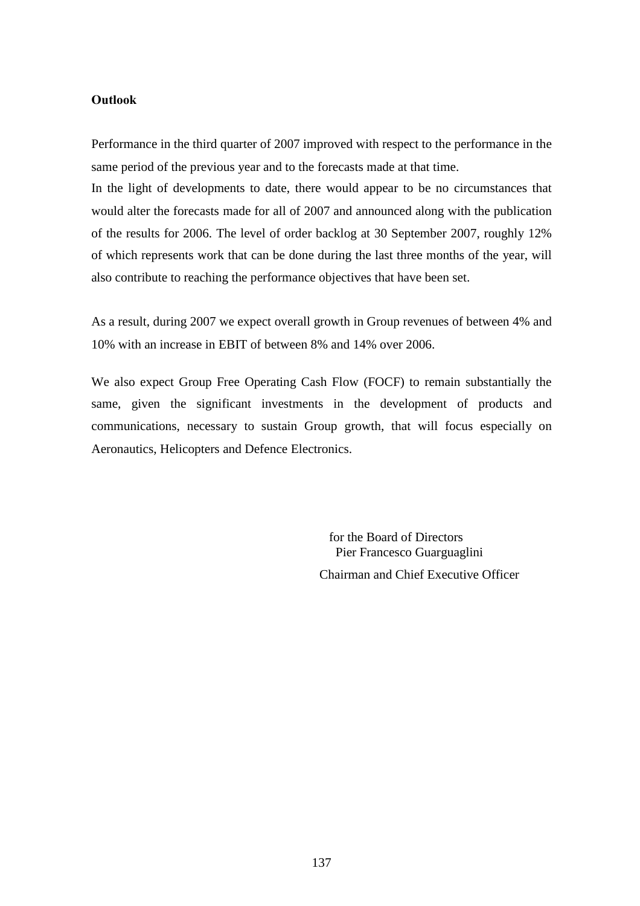**Outlook**

Performance in the third quarter of 2007 improved with respect to the performance in the same period of the previous year and to the forecasts made at that time.
In the light of developments to date, there would appear to be no circumstances that would alter the forecasts made for all of 2007 and announced along with the publication of the results for 2006. The level of order backlog at 30 September 2007, roughly 12% of which represents work that can be done during the last three months of the year, will also contribute to reaching the performance objectives that have been set.

As a result, during 2007 we expect overall growth in Group revenues of between 4% and 10% with an increase in EBIT of between 8% and 14% over 2006.

We also expect Group Free Operating Cash Flow (FOCF) to remain substantially the same, given the significant investments in the development of products and communications, necessary to sustain Group growth, that will focus especially on Aeronautics, Helicopters and Defence Electronics.

for the Board of Directors
Pier Francesco Guarguaglini

Chairman and Chief Executive Officer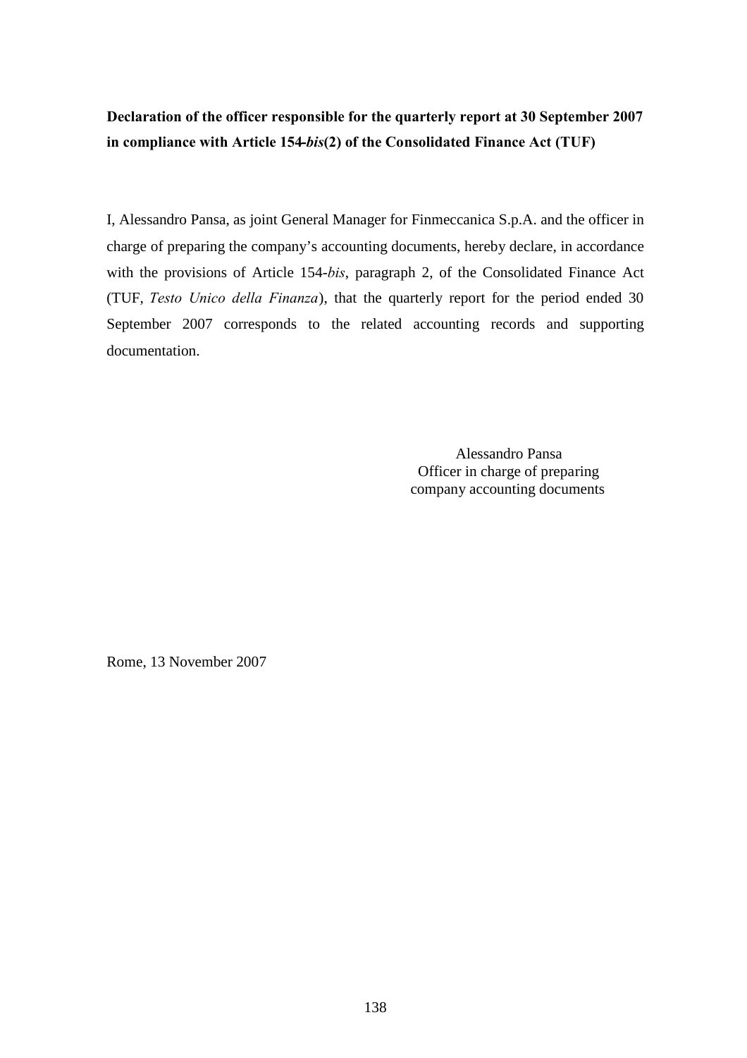**Declaration of the officer responsible for the quarterly report at 30 September 2007 in compliance with Article 154-*bis*(2) of the Consolidated Finance Act (TUF)**

I, Alessandro Pansa, as joint General Manager for Finmeccanica S.p.A. and the officer in charge of preparing the company's accounting documents, hereby declare, in accordance with the provisions of Article 154-*bis*, paragraph 2, of the Consolidated Finance Act (TUF, *Testo Unico della Finanza*), that the quarterly report for the period ended 30 September 2007 corresponds to the related accounting records and supporting documentation.

Alessandro Pansa
Officer in charge of preparing
company accounting documents

Rome, 13 November 2007